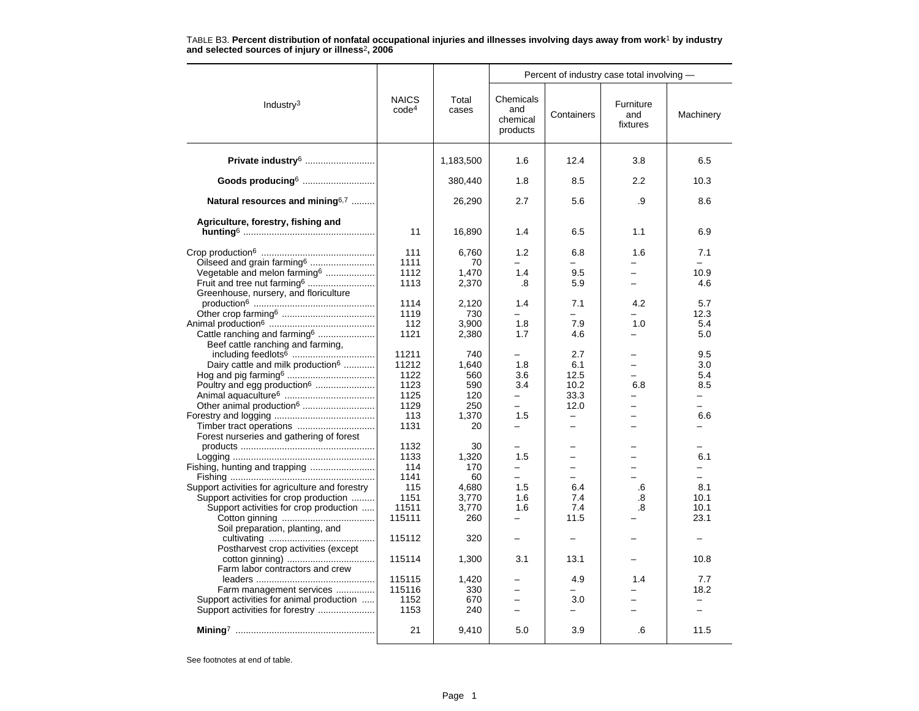TABLE B3. **Percent distribution of nonfatal occupational injuries and illnesses involving days away from work[1] by industry and selected sources of injury or illness[2], 2006**

| Industry[3] | NAICS code[4] | Total cases | Percent of industry case total involving — Chemicals and chemical products | Containers | Furniture and fixtures | Machinery |
|---|---|---|---|---|---|---|
| **Private industry[6]** | | 1,183,500 | 1.6 | 12.4 | 3.8 | 6.5 |
| **Goods producing[6]** | | 380,440 | 1.8 | 8.5 | 2.2 | 10.3 |
| **Natural resources and mining[6,7]** | | 26,290 | 2.7 | 5.6 | .9 | 8.6 |
| **Agriculture, forestry, fishing and hunting[6]** | 11 | 16,890 | 1.4 | 6.5 | 1.1 | 6.9 |
| Crop production[6] | 111 | 6,760 | 1.2 | 6.8 | 1.6 | 7.1 |
| Oilseed and grain farming[6] | 1111 | 70 | – | – | – | – |
| Vegetable and melon farming[6] | 1112 | 1,470 | 1.4 | 9.5 | – | 10.9 |
| Fruit and tree nut farming[6] | 1113 | 2,370 | .8 | 5.9 | – | 4.6 |
| Greenhouse, nursery, and floriculture production[6] | 1114 | 2,120 | 1.4 | 7.1 | 4.2 | 5.7 |
| Other crop farming[6] | 1119 | 730 | – | – | – | 12.3 |
| Animal production[6] | 112 | 3,900 | 1.8 | 7.9 | 1.0 | 5.4 |
| Cattle ranching and farming[6] | 1121 | 2,380 | 1.7 | 4.6 | – | 5.0 |
| Beef cattle ranching and farming, including feedlots[6] | 11211 | 740 | – | 2.7 | – | 9.5 |
| Dairy cattle and milk production[6] | 11212 | 1,640 | 1.8 | 6.1 | – | 3.0 |
| Hog and pig farming[6] | 1122 | 560 | 3.6 | 12.5 | – | 5.4 |
| Poultry and egg production[6] | 1123 | 590 | 3.4 | 10.2 | 6.8 | 8.5 |
| Animal aquaculture[6] | 1125 | 120 | – | 33.3 | – | – |
| Other animal production[6] | 1129 | 250 | – | 12.0 | – | – |
| Forestry and logging | 113 | 1,370 | 1.5 | – | – | 6.6 |
| Timber tract operations | 1131 | 20 | – | – | – | – |
| Forest nurseries and gathering of forest products | 1132 | 30 | – | – | – | – |
| Logging | 1133 | 1,320 | 1.5 | – | – | 6.1 |
| Fishing, hunting and trapping | 114 | 170 | – | – | – | – |
| Fishing | 1141 | 60 | – | – | – | – |
| Support activities for agriculture and forestry | 115 | 4,680 | 1.5 | 6.4 | .6 | 8.1 |
| Support activities for crop production | 1151 | 3,770 | 1.6 | 7.4 | .8 | 10.1 |
| Support activities for crop production | 11511 | 3,770 | 1.6 | 7.4 | .8 | 10.1 |
| Cotton ginning | 115111 | 260 | – | 11.5 | – | 23.1 |
| Soil preparation, planting, and cultivating | 115112 | 320 | – | – | – | – |
| Postharvest crop activities (except cotton ginning) | 115114 | 1,300 | 3.1 | 13.1 | – | 10.8 |
| Farm labor contractors and crew leaders | 115115 | 1,420 | – | 4.9 | 1.4 | 7.7 |
| Farm management services | 115116 | 330 | – | – | – | 18.2 |
| Support activities for animal production | 1152 | 670 | – | 3.0 | – | – |
| Support activities for forestry | 1153 | 240 | – | – | – | – |
| **Mining[7]** | 21 | 9,410 | 5.0 | 3.9 | .6 | 11.5 |

See footnotes at end of table.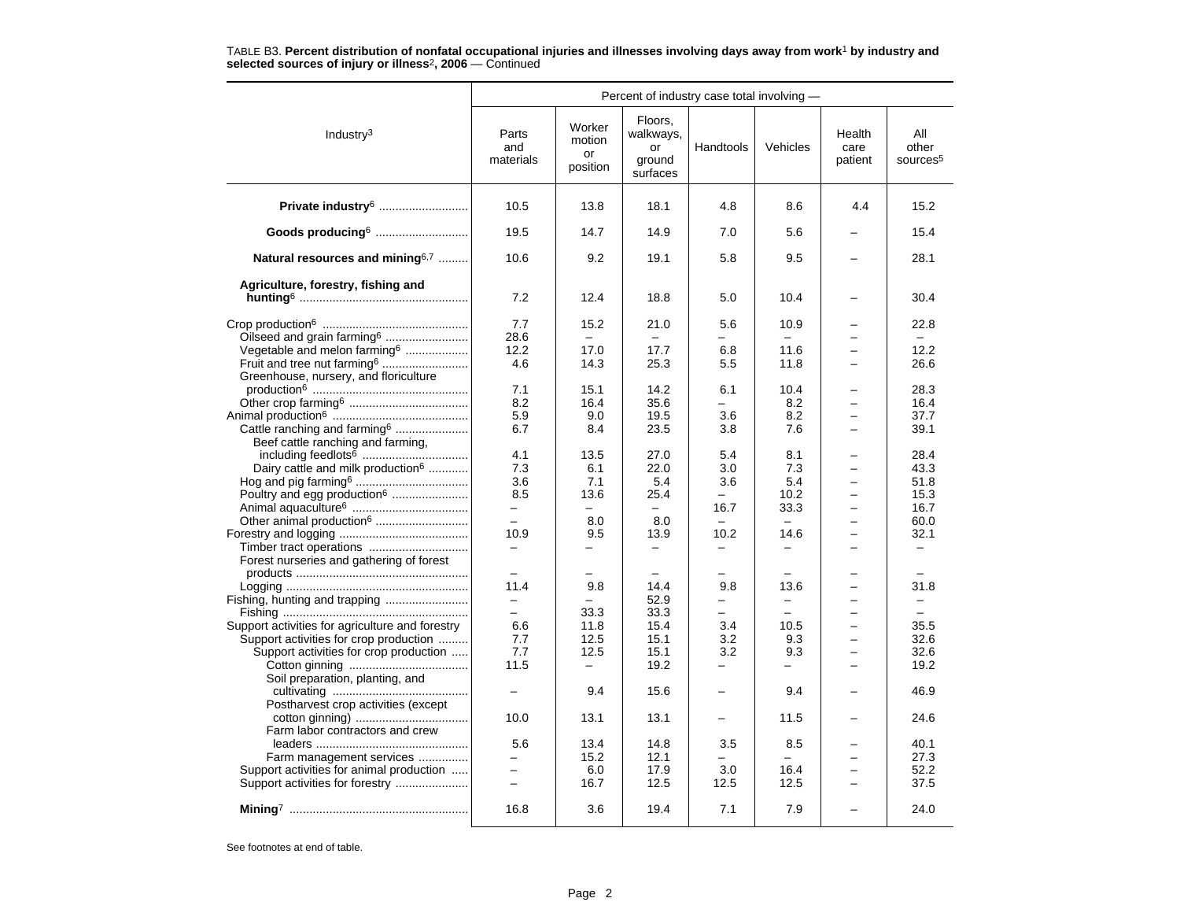TABLE B3. **Percent distribution of nonfatal occupational injuries and illnesses involving days away from work[1] by industry and selected sources of injury or illness[2], 2006** — Continued

| Industry[3] | Percent of industry case total involving — | | | | | | |
|---|---|---|---|---|---|---|---|
| | Parts and materials | Worker motion or position | Floors, walkways, or ground surfaces | Handtools | Vehicles | Health care patient | All other sources[5] |
| **Private industry**[6] | 10.5 | 13.8 | 18.1 | 4.8 | 8.6 | 4.4 | 15.2 |
| **Goods producing**[6] | 19.5 | 14.7 | 14.9 | 7.0 | 5.6 | – | 15.4 |
| **Natural resources and mining**[6,7] | 10.6 | 9.2 | 19.1 | 5.8 | 9.5 | – | 28.1 |
| **Agriculture, forestry, fishing and hunting**[6] | 7.2 | 12.4 | 18.8 | 5.0 | 10.4 | – | 30.4 |
| Crop production[6] | 7.7 | 15.2 | 21.0 | 5.6 | 10.9 | – | 22.8 |
| Oilseed and grain farming[6] | 28.6 | – | – | – | – | – | – |
| Vegetable and melon farming[6] | 12.2 | 17.0 | 17.7 | 6.8 | 11.6 | – | 12.2 |
| Fruit and tree nut farming[6] | 4.6 | 14.3 | 25.3 | 5.5 | 11.8 | – | 26.6 |
| Greenhouse, nursery, and floriculture production[6] | 7.1 | 15.1 | 14.2 | 6.1 | 10.4 | – | 28.3 |
| Other crop farming[6] | 8.2 | 16.4 | 35.6 | – | 8.2 | – | 16.4 |
| Animal production[6] | 5.9 | 9.0 | 19.5 | 3.6 | 8.2 | – | 37.7 |
| Cattle ranching and farming[6] | 6.7 | 8.4 | 23.5 | 3.8 | 7.6 | – | 39.1 |
| Beef cattle ranching and farming, including feedlots[6] | 4.1 | 13.5 | 27.0 | 5.4 | 8.1 | – | 28.4 |
| Dairy cattle and milk production[6] | 7.3 | 6.1 | 22.0 | 3.0 | 7.3 | – | 43.3 |
| Hog and pig farming[6] | 3.6 | 7.1 | 5.4 | 3.6 | 5.4 | – | 51.8 |
| Poultry and egg production[6] | 8.5 | 13.6 | 25.4 | – | 10.2 | – | 15.3 |
| Animal aquaculture[6] | – | – | – | 16.7 | 33.3 | – | 16.7 |
| Other animal production[6] | – | 8.0 | 8.0 | – | – | – | 60.0 |
| Forestry and logging | 10.9 | 9.5 | 13.9 | 10.2 | 14.6 | – | 32.1 |
| Timber tract operations | – | – | – | – | – | – | – |
| Forest nurseries and gathering of forest products | – | – | – | – | – | – | – |
| Logging | 11.4 | 9.8 | 14.4 | 9.8 | 13.6 | – | 31.8 |
| Fishing, hunting and trapping | – | – | 52.9 | – | – | – | – |
| Fishing | – | 33.3 | 33.3 | – | – | – | – |
| Support activities for agriculture and forestry | 6.6 | 11.8 | 15.4 | 3.4 | 10.5 | – | 35.5 |
| Support activities for crop production | 7.7 | 12.5 | 15.1 | 3.2 | 9.3 | – | 32.6 |
| Support activities for crop production | 7.7 | 12.5 | 15.1 | 3.2 | 9.3 | – | 32.6 |
| Cotton ginning | 11.5 | – | 19.2 | – | – | – | 19.2 |
| Soil preparation, planting, and cultivating | – | 9.4 | 15.6 | – | 9.4 | – | 46.9 |
| Postharvest crop activities (except cotton ginning) | 10.0 | 13.1 | 13.1 | – | 11.5 | – | 24.6 |
| Farm labor contractors and crew leaders | 5.6 | 13.4 | 14.8 | 3.5 | 8.5 | – | 40.1 |
| Farm management services | – | 15.2 | 12.1 | – | – | – | 27.3 |
| Support activities for animal production | – | 6.0 | 17.9 | 3.0 | 16.4 | – | 52.2 |
| Support activities for forestry | – | 16.7 | 12.5 | 12.5 | 12.5 | – | 37.5 |
| **Mining**[7] | 16.8 | 3.6 | 19.4 | 7.1 | 7.9 | – | 24.0 |

See footnotes at end of table.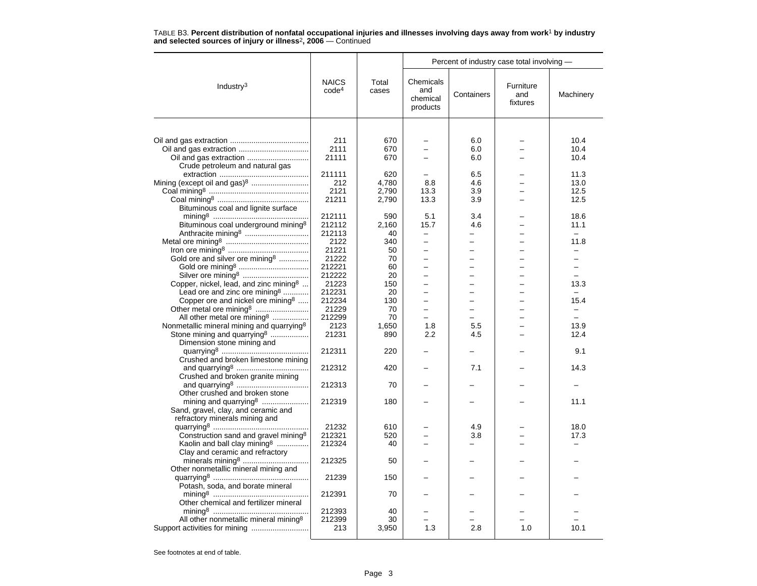TABLE B3. **Percent distribution of nonfatal occupational injuries and illnesses involving days away from work[1] by industry and selected sources of injury or illness[2], 2006** — Continued

| Industry[3] | NAICS code[4] | Total cases | Percent of industry case total involving — | | | |
|---|---|---|---|---|---|---|
| | | | Chemicals and chemical products | Containers | Furniture and fixtures | Machinery |
| Oil and gas extraction | 211 | 670 | – | 6.0 | – | 10.4 |
| Oil and gas extraction | 2111 | 670 | – | 6.0 | – | 10.4 |
| Oil and gas extraction | 21111 | 670 | – | 6.0 | – | 10.4 |
| Crude petroleum and natural gas extraction | 211111 | 620 | – | 6.5 | – | 11.3 |
| Mining (except oil and gas)[8] | 212 | 4,780 | 8.8 | 4.6 | – | 13.0 |
| Coal mining[8] | 2121 | 2,790 | 13.3 | 3.9 | – | 12.5 |
| Coal mining[8] | 21211 | 2,790 | 13.3 | 3.9 | – | 12.5 |
| Bituminous coal and lignite surface mining[8] | 212111 | 590 | 5.1 | 3.4 | – | 18.6 |
| Bituminous coal underground mining[8] | 212112 | 2,160 | 15.7 | 4.6 | – | 11.1 |
| Anthracite mining[8] | 212113 | 40 | – | – | – | – |
| Metal ore mining[8] | 2122 | 340 | – | – | – | 11.8 |
| Iron ore mining[8] | 21221 | 50 | – | – | – | – |
| Gold ore and silver ore mining[8] | 21222 | 70 | – | – | – | – |
| Gold ore mining[8] | 212221 | 60 | – | – | – | – |
| Silver ore mining[8] | 212222 | 20 | – | – | – | – |
| Copper, nickel, lead, and zinc mining[8] | 21223 | 150 | – | – | – | 13.3 |
| Lead ore and zinc ore mining[8] | 212231 | 20 | – | – | – | – |
| Copper ore and nickel ore mining[8] | 212234 | 130 | – | – | – | 15.4 |
| Other metal ore mining[8] | 21229 | 70 | – | – | – | – |
| All other metal ore mining[8] | 212299 | 70 | – | – | – | – |
| Nonmetallic mineral mining and quarrying[8] | 2123 | 1,650 | 1.8 | 5.5 | – | 13.9 |
| Stone mining and quarrying[8] | 21231 | 890 | 2.2 | 4.5 | – | 12.4 |
| Dimension stone mining and quarrying[8] | 212311 | 220 | – | – | – | 9.1 |
| Crushed and broken limestone mining and quarrying[8] | 212312 | 420 | – | 7.1 | – | 14.3 |
| Crushed and broken granite mining and quarrying[8] | 212313 | 70 | – | – | – | – |
| Other crushed and broken stone mining and quarrying[8] | 212319 | 180 | – | – | – | 11.1 |
| Sand, gravel, clay, and ceramic and refractory minerals mining and quarrying[8] | 21232 | 610 | – | 4.9 | – | 18.0 |
| Construction sand and gravel mining[8] | 212321 | 520 | – | 3.8 | – | 17.3 |
| Kaolin and ball clay mining[8] | 212324 | 40 | – | – | – | – |
| Clay and ceramic and refractory minerals mining[8] | 212325 | 50 | – | – | – | – |
| Other nonmetallic mineral mining and quarrying[8] | 21239 | 150 | – | – | – | – |
| Potash, soda, and borate mineral mining[8] | 212391 | 70 | – | – | – | – |
| Other chemical and fertilizer mineral mining[8] | 212393 | 40 | – | – | – | – |
| All other nonmetallic mineral mining[8] | 212399 | 30 | – | – | – | – |
| Support activities for mining | 213 | 3,950 | 1.3 | 2.8 | 1.0 | 10.1 |

See footnotes at end of table.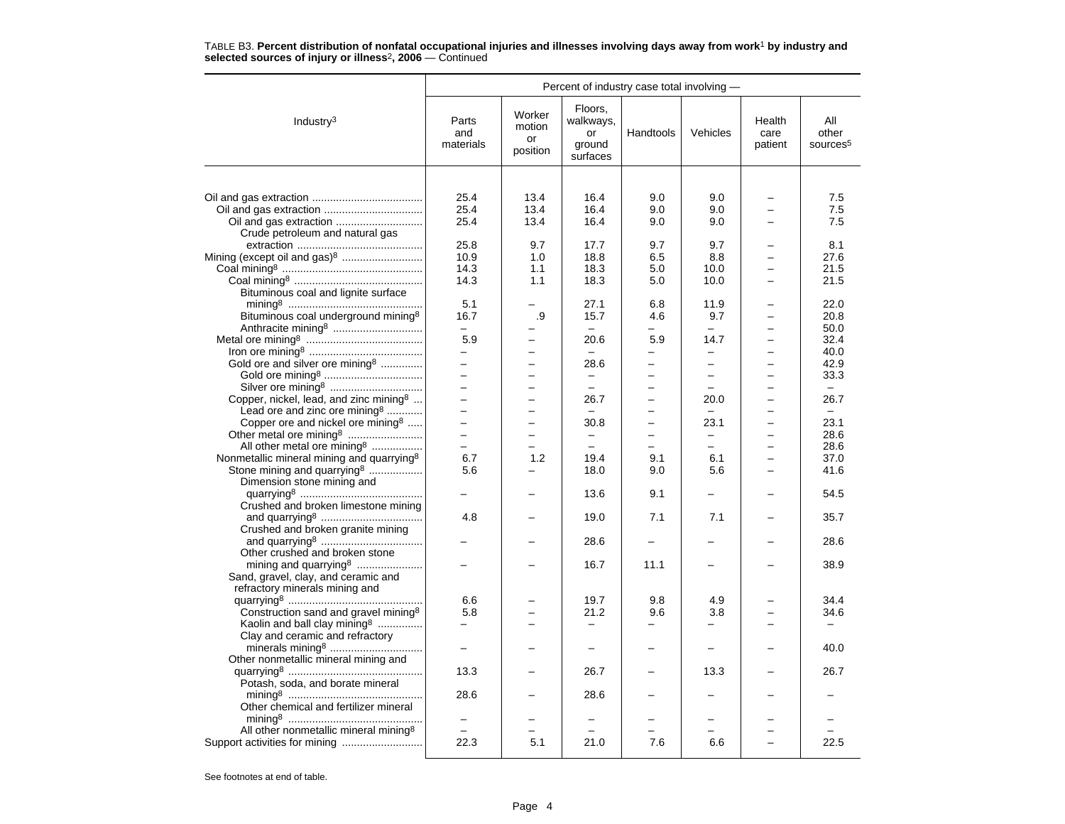TABLE B3. **Percent distribution of nonfatal occupational injuries and illnesses involving days away from work[1] by industry and selected sources of injury or illness[2], 2006** — Continued

| Industry[3] | Percent of industry case total involving — | | | | | | |
|---|---|---|---|---|---|---|---|
| | Parts and materials | Worker motion or position | Floors, walkways, or ground surfaces | Handtools | Vehicles | Health care patient | All other sources[5] |
| Oil and gas extraction | 25.4 | 13.4 | 16.4 | 9.0 | 9.0 | – | 7.5 |
| Oil and gas extraction | 25.4 | 13.4 | 16.4 | 9.0 | 9.0 | – | 7.5 |
| Oil and gas extraction | 25.4 | 13.4 | 16.4 | 9.0 | 9.0 | – | 7.5 |
| Crude petroleum and natural gas extraction | 25.8 | 9.7 | 17.7 | 9.7 | 9.7 | – | 8.1 |
| Mining (except oil and gas)[8] | 10.9 | 1.0 | 18.8 | 6.5 | 8.8 | – | 27.6 |
| Coal mining[8] | 14.3 | 1.1 | 18.3 | 5.0 | 10.0 | – | 21.5 |
| Coal mining[8] | 14.3 | 1.1 | 18.3 | 5.0 | 10.0 | – | 21.5 |
| Bituminous coal and lignite surface mining[8] | 5.1 | – | 27.1 | 6.8 | 11.9 | – | 22.0 |
| Bituminous coal underground mining[8] | 16.7 | .9 | 15.7 | 4.6 | 9.7 | – | 20.8 |
| Anthracite mining[8] | – | – | – | – | – | – | 50.0 |
| Metal ore mining[8] | 5.9 | – | 20.6 | 5.9 | 14.7 | – | 32.4 |
| Iron ore mining[8] | – | – | – | – | – | – | 40.0 |
| Gold ore and silver ore mining[8] | – | – | 28.6 | – | – | – | 42.9 |
| Gold ore mining[8] | – | – | – | – | – | – | 33.3 |
| Silver ore mining[8] | – | – | – | – | – | – | – |
| Copper, nickel, lead, and zinc mining[8] | – | – | 26.7 | – | 20.0 | – | 26.7 |
| Lead ore and zinc ore mining[8] | – | – | – | – | – | – | – |
| Copper ore and nickel ore mining[8] | – | – | 30.8 | – | 23.1 | – | 23.1 |
| Other metal ore mining[8] | – | – | – | – | – | – | 28.6 |
| All other metal ore mining[8] | – | – | – | – | – | – | 28.6 |
| Nonmetallic mineral mining and quarrying[8] | 6.7 | 1.2 | 19.4 | 9.1 | 6.1 | – | 37.0 |
| Stone mining and quarrying[8] | 5.6 | – | 18.0 | 9.0 | 5.6 | – | 41.6 |
| Dimension stone mining and quarrying[8] | – | – | 13.6 | 9.1 | – | – | 54.5 |
| Crushed and broken limestone mining and quarrying[8] | 4.8 | – | 19.0 | 7.1 | 7.1 | – | 35.7 |
| Crushed and broken granite mining and quarrying[8] | – | – | 28.6 | – | – | – | 28.6 |
| Other crushed and broken stone mining and quarrying[8] | – | – | 16.7 | 11.1 | – | – | 38.9 |
| Sand, gravel, clay, and ceramic and refractory minerals mining and quarrying[8] | 6.6 | – | 19.7 | 9.8 | 4.9 | – | 34.4 |
| Construction sand and gravel mining[8] | 5.8 | – | 21.2 | 9.6 | 3.8 | – | 34.6 |
| Kaolin and ball clay mining[8] | – | – | – | – | – | – | – |
| Clay and ceramic and refractory minerals mining[8] | – | – | – | – | – | – | 40.0 |
| Other nonmetallic mineral mining and quarrying[8] | 13.3 | – | 26.7 | – | 13.3 | – | 26.7 |
| Potash, soda, and borate mineral mining[8] | 28.6 | – | 28.6 | – | – | – | – |
| Other chemical and fertilizer mineral mining[8] | – | – | – | – | – | – | – |
| All other nonmetallic mineral mining[8] | – | – | – | – | – | – | – |
| Support activities for mining | 22.3 | 5.1 | 21.0 | 7.6 | 6.6 | – | 22.5 |

See footnotes at end of table.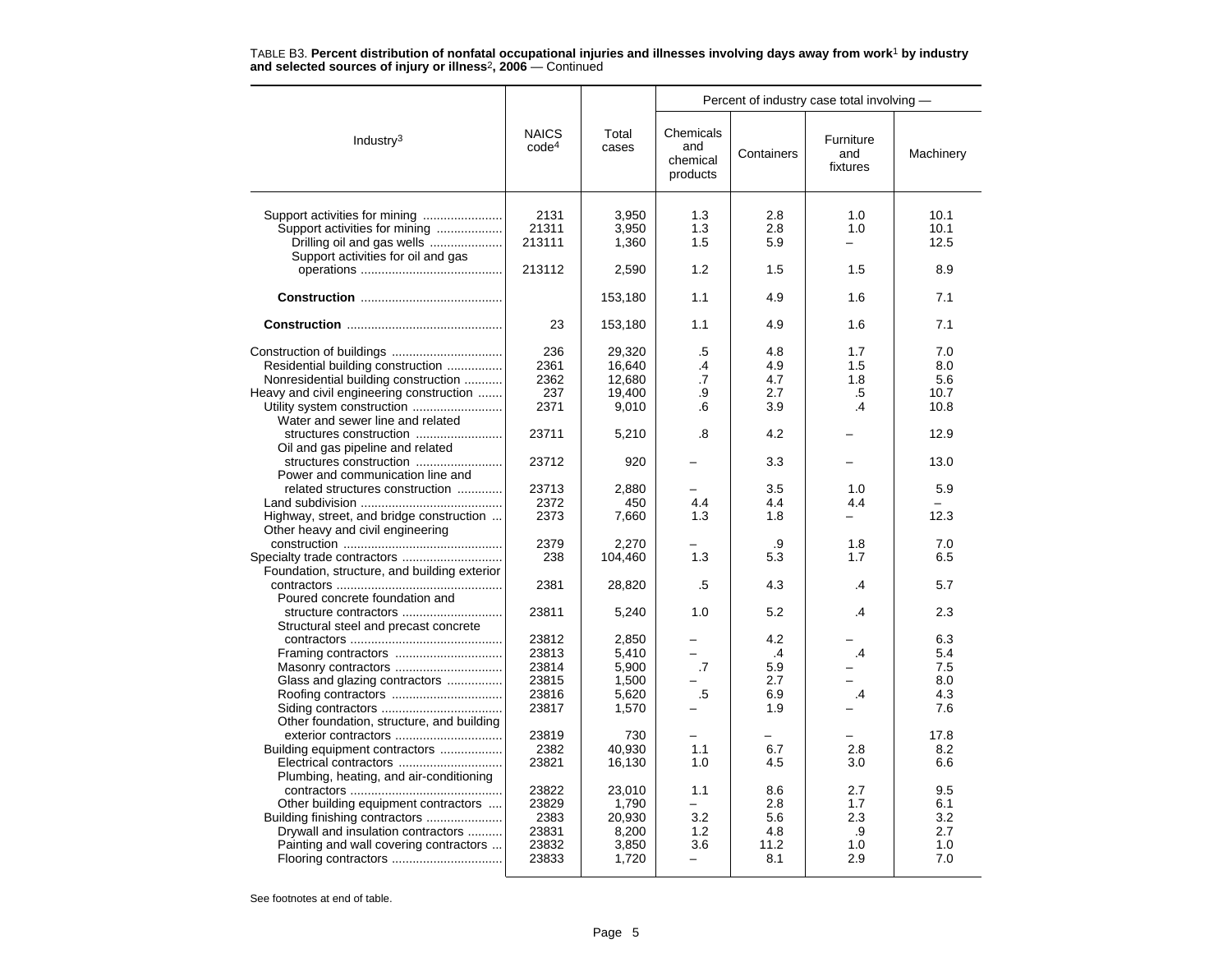TABLE B3. **Percent distribution of nonfatal occupational injuries and illnesses involving days away from work[1] by industry and selected sources of injury or illness[2], 2006** — Continued

| Industry[3] | NAICS code[4] | Total cases | Percent of industry case total involving — Chemicals and chemical products | Containers | Furniture and fixtures | Machinery |
|---|---|---|---|---|---|---|
| Support activities for mining | 2131 | 3,950 | 1.3 | 2.8 | 1.0 | 10.1 |
| Support activities for mining | 21311 | 3,950 | 1.3 | 2.8 | 1.0 | 10.1 |
| Drilling oil and gas wells | 213111 | 1,360 | 1.5 | 5.9 | – | 12.5 |
| Support activities for oil and gas operations | 213112 | 2,590 | 1.2 | 1.5 | 1.5 | 8.9 |
| **Construction** | | 153,180 | 1.1 | 4.9 | 1.6 | 7.1 |
| **Construction** | 23 | 153,180 | 1.1 | 4.9 | 1.6 | 7.1 |
| Construction of buildings | 236 | 29,320 | .5 | 4.8 | 1.7 | 7.0 |
| Residential building construction | 2361 | 16,640 | .4 | 4.9 | 1.5 | 8.0 |
| Nonresidential building construction | 2362 | 12,680 | .7 | 4.7 | 1.8 | 5.6 |
| Heavy and civil engineering construction | 237 | 19,400 | .9 | 2.7 | .5 | 10.7 |
| Utility system construction | 2371 | 9,010 | .6 | 3.9 | .4 | 10.8 |
| Water and sewer line and related structures construction | 23711 | 5,210 | .8 | 4.2 | – | 12.9 |
| Oil and gas pipeline and related structures construction | 23712 | 920 | – | 3.3 | – | 13.0 |
| Power and communication line and related structures construction | 23713 | 2,880 | – | 3.5 | 1.0 | 5.9 |
| Land subdivision | 2372 | 450 | 4.4 | 4.4 | 4.4 | – |
| Highway, street, and bridge construction | 2373 | 7,660 | 1.3 | 1.8 | – | 12.3 |
| Other heavy and civil engineering construction | 2379 | 2,270 | – | .9 | 1.8 | 7.0 |
| Specialty trade contractors | 238 | 104,460 | 1.3 | 5.3 | 1.7 | 6.5 |
| Foundation, structure, and building exterior contractors | 2381 | 28,820 | .5 | 4.3 | .4 | 5.7 |
| Poured concrete foundation and structure contractors | 23811 | 5,240 | 1.0 | 5.2 | .4 | 2.3 |
| Structural steel and precast concrete contractors | 23812 | 2,850 | – | 4.2 | – | 6.3 |
| Framing contractors | 23813 | 5,410 | – | .4 | .4 | 5.4 |
| Masonry contractors | 23814 | 5,900 | .7 | 5.9 | – | 7.5 |
| Glass and glazing contractors | 23815 | 1,500 | – | 2.7 | – | 8.0 |
| Roofing contractors | 23816 | 5,620 | .5 | 6.9 | .4 | 4.3 |
| Siding contractors | 23817 | 1,570 | – | 1.9 | – | 7.6 |
| Other foundation, structure, and building exterior contractors | 23819 | 730 | – | – | – | 17.8 |
| Building equipment contractors | 2382 | 40,930 | 1.1 | 6.7 | 2.8 | 8.2 |
| Electrical contractors | 23821 | 16,130 | 1.0 | 4.5 | 3.0 | 6.6 |
| Plumbing, heating, and air-conditioning contractors | 23822 | 23,010 | 1.1 | 8.6 | 2.7 | 9.5 |
| Other building equipment contractors | 23829 | 1,790 | – | 2.8 | 1.7 | 6.1 |
| Building finishing contractors | 2383 | 20,930 | 3.2 | 5.6 | 2.3 | 3.2 |
| Drywall and insulation contractors | 23831 | 8,200 | 1.2 | 4.8 | .9 | 2.7 |
| Painting and wall covering contractors | 23832 | 3,850 | 3.6 | 11.2 | 1.0 | 1.0 |
| Flooring contractors | 23833 | 1,720 | – | 8.1 | 2.9 | 7.0 |

See footnotes at end of table.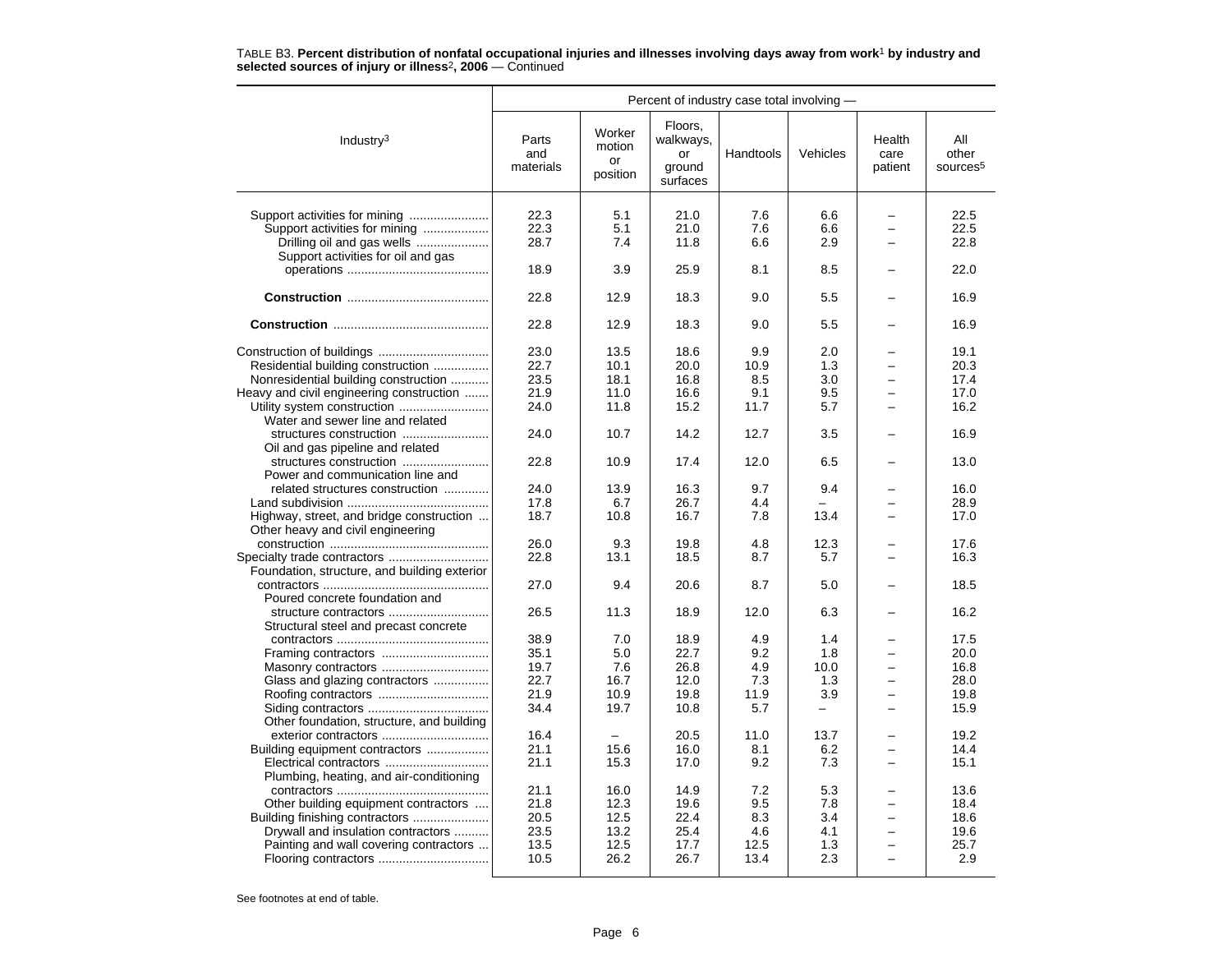TABLE B3. **Percent distribution of nonfatal occupational injuries and illnesses involving days away from work[1] by industry and selected sources of injury or illness[2], 2006** — Continued

| Industry[3] | Percent of industry case total involving — | | | | | | |
|---|---|---|---|---|---|---|---|
| | Parts and materials | Worker motion or position | Floors, walkways, or ground surfaces | Handtools | Vehicles | Health care patient | All other sources[5] |
| Support activities for mining | 22.3 | 5.1 | 21.0 | 7.6 | 6.6 | – | 22.5 |
| Support activities for mining | 22.3 | 5.1 | 21.0 | 7.6 | 6.6 | – | 22.5 |
| Drilling oil and gas wells | 28.7 | 7.4 | 11.8 | 6.6 | 2.9 | – | 22.8 |
| Support activities for oil and gas operations | 18.9 | 3.9 | 25.9 | 8.1 | 8.5 | – | 22.0 |
| **Construction** | 22.8 | 12.9 | 18.3 | 9.0 | 5.5 | – | 16.9 |
| **Construction** | 22.8 | 12.9 | 18.3 | 9.0 | 5.5 | – | 16.9 |
| Construction of buildings | 23.0 | 13.5 | 18.6 | 9.9 | 2.0 | – | 19.1 |
| Residential building construction | 22.7 | 10.1 | 20.0 | 10.9 | 1.3 | – | 20.3 |
| Nonresidential building construction | 23.5 | 18.1 | 16.8 | 8.5 | 3.0 | – | 17.4 |
| Heavy and civil engineering construction | 21.9 | 11.0 | 16.6 | 9.1 | 9.5 | – | 17.0 |
| Utility system construction | 24.0 | 11.8 | 15.2 | 11.7 | 5.7 | – | 16.2 |
| Water and sewer line and related structures construction | 24.0 | 10.7 | 14.2 | 12.7 | 3.5 | – | 16.9 |
| Oil and gas pipeline and related structures construction | 22.8 | 10.9 | 17.4 | 12.0 | 6.5 | – | 13.0 |
| Power and communication line and related structures construction | 24.0 | 13.9 | 16.3 | 9.7 | 9.4 | – | 16.0 |
| Land subdivision | 17.8 | 6.7 | 26.7 | 4.4 | – | – | 28.9 |
| Highway, street, and bridge construction | 18.7 | 10.8 | 16.7 | 7.8 | 13.4 | – | 17.0 |
| Other heavy and civil engineering construction | 26.0 | 9.3 | 19.8 | 4.8 | 12.3 | – | 17.6 |
| Specialty trade contractors | 22.8 | 13.1 | 18.5 | 8.7 | 5.7 | – | 16.3 |
| Foundation, structure, and building exterior contractors | 27.0 | 9.4 | 20.6 | 8.7 | 5.0 | – | 18.5 |
| Poured concrete foundation and structure contractors | 26.5 | 11.3 | 18.9 | 12.0 | 6.3 | – | 16.2 |
| Structural steel and precast concrete contractors | 38.9 | 7.0 | 18.9 | 4.9 | 1.4 | – | 17.5 |
| Framing contractors | 35.1 | 5.0 | 22.7 | 9.2 | 1.8 | – | 20.0 |
| Masonry contractors | 19.7 | 7.6 | 26.8 | 4.9 | 10.0 | – | 16.8 |
| Glass and glazing contractors | 22.7 | 16.7 | 12.0 | 7.3 | 1.3 | – | 28.0 |
| Roofing contractors | 21.9 | 10.9 | 19.8 | 11.9 | 3.9 | – | 19.8 |
| Siding contractors | 34.4 | 19.7 | 10.8 | 5.7 | – | – | 15.9 |
| Other foundation, structure, and building exterior contractors | 16.4 | – | 20.5 | 11.0 | 13.7 | – | 19.2 |
| Building equipment contractors | 21.1 | 15.6 | 16.0 | 8.1 | 6.2 | – | 14.4 |
| Electrical contractors | 21.1 | 15.3 | 17.0 | 9.2 | 7.3 | – | 15.1 |
| Plumbing, heating, and air-conditioning contractors | 21.1 | 16.0 | 14.9 | 7.2 | 5.3 | – | 13.6 |
| Other building equipment contractors | 21.8 | 12.3 | 19.6 | 9.5 | 7.8 | – | 18.4 |
| Building finishing contractors | 20.5 | 12.5 | 22.4 | 8.3 | 3.4 | – | 18.6 |
| Drywall and insulation contractors | 23.5 | 13.2 | 25.4 | 4.6 | 4.1 | – | 19.6 |
| Painting and wall covering contractors | 13.5 | 12.5 | 17.7 | 12.5 | 1.3 | – | 25.7 |
| Flooring contractors | 10.5 | 26.2 | 26.7 | 13.4 | 2.3 | – | 2.9 |

See footnotes at end of table.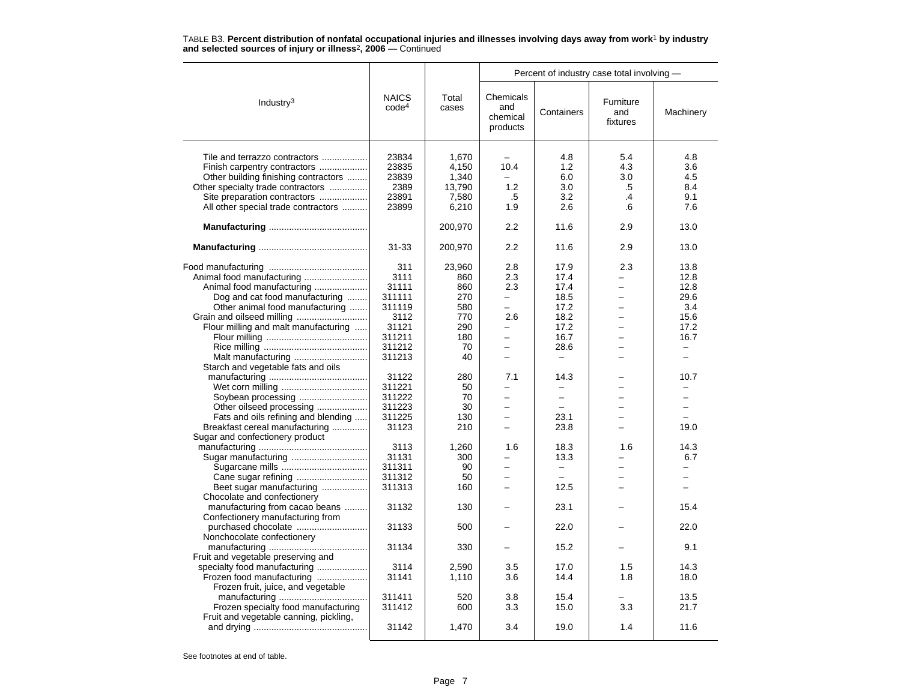TABLE B3. **Percent distribution of nonfatal occupational injuries and illnesses involving days away from work[1] by industry and selected sources of injury or illness[2], 2006** — Continued

| Industry[3] | NAICS code[4] | Total cases | Percent of industry case total involving — Chemicals and chemical products | Containers | Furniture and fixtures | Machinery |
|---|---|---|---|---|---|---|
| Tile and terrazzo contractors | 23834 | 1,670 | – | 4.8 | 5.4 | 4.8 |
| Finish carpentry contractors | 23835 | 4,150 | 10.4 | 1.2 | 4.3 | 3.6 |
| Other building finishing contractors | 23839 | 1,340 | – | 6.0 | 3.0 | 4.5 |
| Other specialty trade contractors | 2389 | 13,790 | 1.2 | 3.0 | .5 | 8.4 |
| Site preparation contractors | 23891 | 7,580 | .5 | 3.2 | .4 | 9.1 |
| All other special trade contractors | 23899 | 6,210 | 1.9 | 2.6 | .6 | 7.6 |
| **Manufacturing** | | 200,970 | 2.2 | 11.6 | 2.9 | 13.0 |
| **Manufacturing** | 31-33 | 200,970 | 2.2 | 11.6 | 2.9 | 13.0 |
| Food manufacturing | 311 | 23,960 | 2.8 | 17.9 | 2.3 | 13.8 |
| Animal food manufacturing | 3111 | 860 | 2.3 | 17.4 | – | 12.8 |
| Animal food manufacturing | 31111 | 860 | 2.3 | 17.4 | – | 12.8 |
| Dog and cat food manufacturing | 311111 | 270 | – | 18.5 | – | 29.6 |
| Other animal food manufacturing | 311119 | 580 | – | 17.2 | – | 3.4 |
| Grain and oilseed milling | 3112 | 770 | 2.6 | 18.2 | – | 15.6 |
| Flour milling and malt manufacturing | 31121 | 290 | – | 17.2 | – | 17.2 |
| Flour milling | 311211 | 180 | – | 16.7 | – | 16.7 |
| Rice milling | 311212 | 70 | – | 28.6 | – | – |
| Malt manufacturing | 311213 | 40 | – | – | – | – |
| Starch and vegetable fats and oils manufacturing | 31122 | 280 | 7.1 | 14.3 | – | 10.7 |
| Wet corn milling | 311221 | 50 | – | – | – | – |
| Soybean processing | 311222 | 70 | – | – | – | – |
| Other oilseed processing | 311223 | 30 | – | – | – | – |
| Fats and oils refining and blending | 311225 | 130 | – | 23.1 | – | – |
| Breakfast cereal manufacturing | 31123 | 210 | – | 23.8 | – | 19.0 |
| Sugar and confectionery product manufacturing | 3113 | 1,260 | 1.6 | 18.3 | 1.6 | 14.3 |
| Sugar manufacturing | 31131 | 300 | – | 13.3 | – | 6.7 |
| Sugarcane mills | 311311 | 90 | – | – | – | – |
| Cane sugar refining | 311312 | 50 | – | – | – | – |
| Beet sugar manufacturing | 311313 | 160 | – | 12.5 | – | – |
| Chocolate and confectionery manufacturing from cacao beans | 31132 | 130 | – | 23.1 | – | 15.4 |
| Confectionery manufacturing from purchased chocolate | 31133 | 500 | – | 22.0 | – | 22.0 |
| Nonchocolate confectionery manufacturing | 31134 | 330 | – | 15.2 | – | 9.1 |
| Fruit and vegetable preserving and specialty food manufacturing | 3114 | 2,590 | 3.5 | 17.0 | 1.5 | 14.3 |
| Frozen food manufacturing | 31141 | 1,110 | 3.6 | 14.4 | 1.8 | 18.0 |
| Frozen fruit, juice, and vegetable manufacturing | 311411 | 520 | 3.8 | 15.4 | – | 13.5 |
| Frozen specialty food manufacturing | 311412 | 600 | 3.3 | 15.0 | 3.3 | 21.7 |
| Fruit and vegetable canning, pickling, and drying | 31142 | 1,470 | 3.4 | 19.0 | 1.4 | 11.6 |

See footnotes at end of table.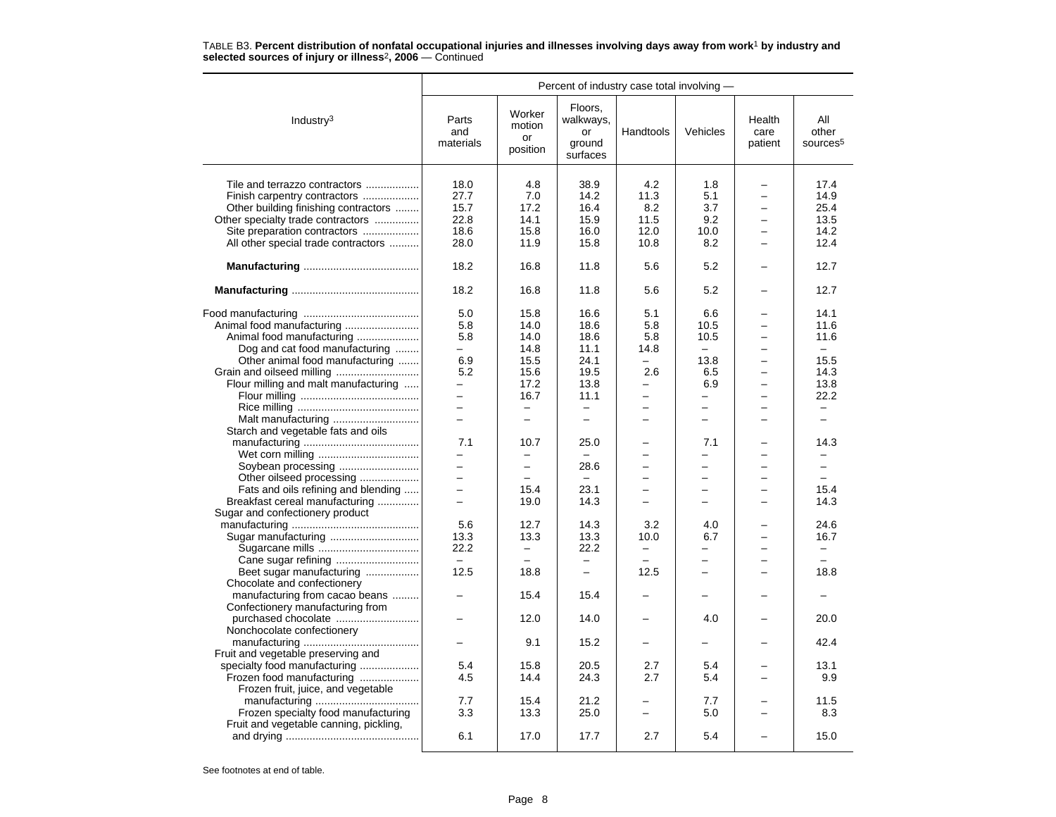TABLE B3. **Percent distribution of nonfatal occupational injuries and illnesses involving days away from work[1] by industry and selected sources of injury or illness[2], 2006** — Continued

| Industry[3] | Percent of industry case total involving — | | | | | | |
|---|---|---|---|---|---|---|---|
| | Parts and materials | Worker motion or position | Floors, walkways, or ground surfaces | Handtools | Vehicles | Health care patient | All other sources[5] |
| Tile and terrazzo contractors | 18.0 | 4.8 | 38.9 | 4.2 | 1.8 | – | 17.4 |
| Finish carpentry contractors | 27.7 | 7.0 | 14.2 | 11.3 | 5.1 | – | 14.9 |
| Other building finishing contractors | 15.7 | 17.2 | 16.4 | 8.2 | 3.7 | – | 25.4 |
| Other specialty trade contractors | 22.8 | 14.1 | 15.9 | 11.5 | 9.2 | – | 13.5 |
| Site preparation contractors | 18.6 | 15.8 | 16.0 | 12.0 | 10.0 | – | 14.2 |
| All other special trade contractors | 28.0 | 11.9 | 15.8 | 10.8 | 8.2 | – | 12.4 |
| **Manufacturing** | 18.2 | 16.8 | 11.8 | 5.6 | 5.2 | – | 12.7 |
| **Manufacturing** | 18.2 | 16.8 | 11.8 | 5.6 | 5.2 | – | 12.7 |
| Food manufacturing | 5.0 | 15.8 | 16.6 | 5.1 | 6.6 | – | 14.1 |
| Animal food manufacturing | 5.8 | 14.0 | 18.6 | 5.8 | 10.5 | – | 11.6 |
| Animal food manufacturing | 5.8 | 14.0 | 18.6 | 5.8 | 10.5 | – | 11.6 |
| Dog and cat food manufacturing | – | 14.8 | 11.1 | 14.8 | – | – | – |
| Other animal food manufacturing | 6.9 | 15.5 | 24.1 | – | 13.8 | – | 15.5 |
| Grain and oilseed milling | 5.2 | 15.6 | 19.5 | 2.6 | 6.5 | – | 14.3 |
| Flour milling and malt manufacturing | – | 17.2 | 13.8 | – | 6.9 | – | 13.8 |
| Flour milling | – | 16.7 | 11.1 | – | – | – | 22.2 |
| Rice milling | – | – | – | – | – | – | – |
| Malt manufacturing | – | – | – | – | – | – | – |
| Starch and vegetable fats and oils manufacturing | 7.1 | 10.7 | 25.0 | – | 7.1 | – | 14.3 |
| Wet corn milling | – | – | – | – | – | – | – |
| Soybean processing | – | – | 28.6 | – | – | – | – |
| Other oilseed processing | – | – | – | – | – | – | – |
| Fats and oils refining and blending | – | 15.4 | 23.1 | – | – | – | 15.4 |
| Breakfast cereal manufacturing | – | 19.0 | 14.3 | – | – | – | 14.3 |
| Sugar and confectionery product manufacturing | 5.6 | 12.7 | 14.3 | 3.2 | 4.0 | – | 24.6 |
| Sugar manufacturing | 13.3 | 13.3 | 13.3 | 10.0 | 6.7 | – | 16.7 |
| Sugarcane mills | 22.2 | – | 22.2 | – | – | – | – |
| Cane sugar refining | – | – | – | – | – | – | – |
| Beet sugar manufacturing | 12.5 | 18.8 | – | 12.5 | – | – | 18.8 |
| Chocolate and confectionery manufacturing from cacao beans | – | 15.4 | 15.4 | – | – | – | – |
| Confectionery manufacturing from purchased chocolate | – | 12.0 | 14.0 | – | 4.0 | – | 20.0 |
| Nonchocolate confectionery manufacturing | – | 9.1 | 15.2 | – | – | – | 42.4 |
| Fruit and vegetable preserving and specialty food manufacturing | 5.4 | 15.8 | 20.5 | 2.7 | 5.4 | – | 13.1 |
| Frozen food manufacturing | 4.5 | 14.4 | 24.3 | 2.7 | 5.4 | – | 9.9 |
| Frozen fruit, juice, and vegetable manufacturing | 7.7 | 15.4 | 21.2 | – | 7.7 | – | 11.5 |
| Frozen specialty food manufacturing | 3.3 | 13.3 | 25.0 | – | 5.0 | – | 8.3 |
| Fruit and vegetable canning, pickling, and drying | 6.1 | 17.0 | 17.7 | 2.7 | 5.4 | – | 15.0 |

See footnotes at end of table.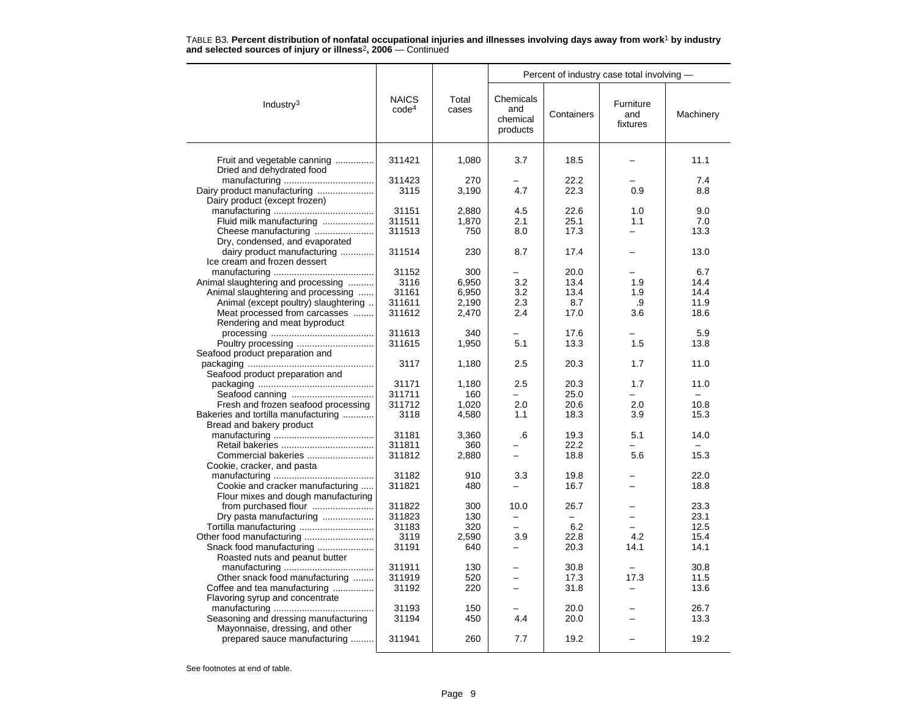TABLE B3. **Percent distribution of nonfatal occupational injuries and illnesses involving days away from work[1] by industry and selected sources of injury or illness[2], 2006** — Continued

| Industry[3] | NAICS code[4] | Total cases | Percent of industry case total involving — Chemicals and chemical products | Containers | Furniture and fixtures | Machinery |
|---|---|---|---|---|---|---|
| Fruit and vegetable canning | 311421 | 1,080 | 3.7 | 18.5 | – | 11.1 |
| Dried and dehydrated food manufacturing | 311423 | 270 | – | 22.2 | – | 7.4 |
| Dairy product manufacturing | 3115 | 3,190 | 4.7 | 22.3 | 0.9 | 8.8 |
| Dairy product (except frozen) manufacturing | 31151 | 2,880 | 4.5 | 22.6 | 1.0 | 9.0 |
| Fluid milk manufacturing | 311511 | 1,870 | 2.1 | 25.1 | 1.1 | 7.0 |
| Cheese manufacturing | 311513 | 750 | 8.0 | 17.3 | – | 13.3 |
| Dry, condensed, and evaporated dairy product manufacturing | 311514 | 230 | 8.7 | 17.4 | – | 13.0 |
| Ice cream and frozen dessert manufacturing | 31152 | 300 | – | 20.0 | – | 6.7 |
| Animal slaughtering and processing | 3116 | 6,950 | 3.2 | 13.4 | 1.9 | 14.4 |
| Animal slaughtering and processing | 31161 | 6,950 | 3.2 | 13.4 | 1.9 | 14.4 |
| Animal (except poultry) slaughtering | 311611 | 2,190 | 2.3 | 8.7 | .9 | 11.9 |
| Meat processed from carcasses | 311612 | 2,470 | 2.4 | 17.0 | 3.6 | 18.6 |
| Rendering and meat byproduct processing | 311613 | 340 | – | 17.6 | – | 5.9 |
| Poultry processing | 311615 | 1,950 | 5.1 | 13.3 | 1.5 | 13.8 |
| Seafood product preparation and packaging | 3117 | 1,180 | 2.5 | 20.3 | 1.7 | 11.0 |
| Seafood product preparation and packaging | 31171 | 1,180 | 2.5 | 20.3 | 1.7 | 11.0 |
| Seafood canning | 311711 | 160 | – | 25.0 | – | – |
| Fresh and frozen seafood processing | 311712 | 1,020 | 2.0 | 20.6 | 2.0 | 10.8 |
| Bakeries and tortilla manufacturing | 3118 | 4,580 | 1.1 | 18.3 | 3.9 | 15.3 |
| Bread and bakery product manufacturing | 31181 | 3,360 | .6 | 19.3 | 5.1 | 14.0 |
| Retail bakeries | 311811 | 360 | – | 22.2 | – | – |
| Commercial bakeries | 311812 | 2,880 | – | 18.8 | 5.6 | 15.3 |
| Cookie, cracker, and pasta manufacturing | 31182 | 910 | 3.3 | 19.8 | – | 22.0 |
| Cookie and cracker manufacturing | 311821 | 480 | – | 16.7 | – | 18.8 |
| Flour mixes and dough manufacturing from purchased flour | 311822 | 300 | 10.0 | 26.7 | – | 23.3 |
| Dry pasta manufacturing | 311823 | 130 | – | – | – | 23.1 |
| Tortilla manufacturing | 31183 | 320 | – | 6.2 | – | 12.5 |
| Other food manufacturing | 3119 | 2,590 | 3.9 | 22.8 | 4.2 | 15.4 |
| Snack food manufacturing | 31191 | 640 | – | 20.3 | 14.1 | 14.1 |
| Roasted nuts and peanut butter manufacturing | 311911 | 130 | – | 30.8 | – | 30.8 |
| Other snack food manufacturing | 311919 | 520 | – | 17.3 | 17.3 | 11.5 |
| Coffee and tea manufacturing | 31192 | 220 | – | 31.8 | – | 13.6 |
| Flavoring syrup and concentrate manufacturing | 31193 | 150 | – | 20.0 | – | 26.7 |
| Seasoning and dressing manufacturing | 31194 | 450 | 4.4 | 20.0 | – | 13.3 |
| Mayonnaise, dressing, and other prepared sauce manufacturing | 311941 | 260 | 7.7 | 19.2 | – | 19.2 |

See footnotes at end of table.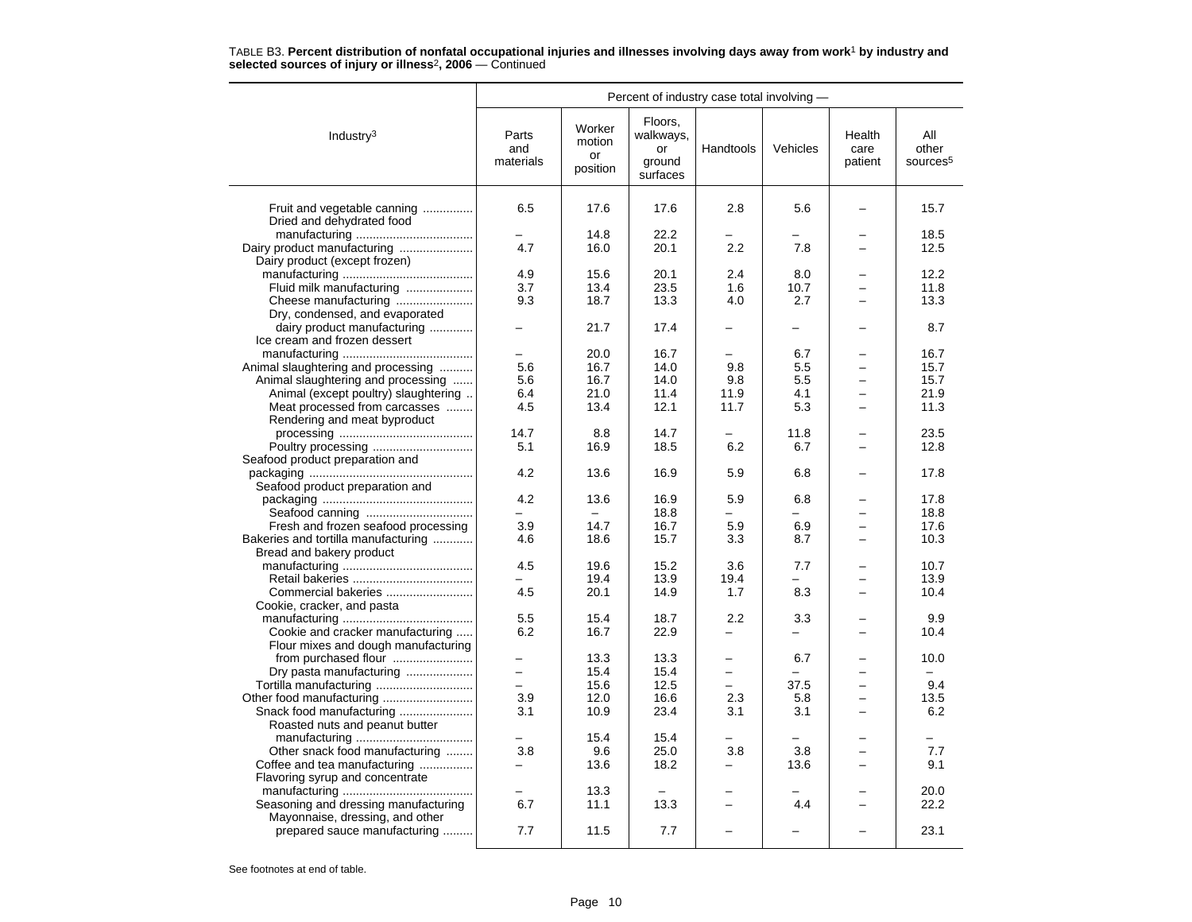TABLE B3. **Percent distribution of nonfatal occupational injuries and illnesses involving days away from work**[1] **by industry and selected sources of injury or illness**[2]**, 2006** — Continued

| Industry[3] | Percent of industry case total involving — | | | | | | |
|---|---|---|---|---|---|---|---|
| | Parts and materials | Worker motion or position | Floors, walkways, or ground surfaces | Handtools | Vehicles | Health care patient | All other sources[5] |
| Fruit and vegetable canning | 6.5 | 17.6 | 17.6 | 2.8 | 5.6 | – | 15.7 |
| Dried and dehydrated food manufacturing | – | 14.8 | 22.2 | – | – | – | 18.5 |
| Dairy product manufacturing | 4.7 | 16.0 | 20.1 | 2.2 | 7.8 | – | 12.5 |
| Dairy product (except frozen) manufacturing | 4.9 | 15.6 | 20.1 | 2.4 | 8.0 | – | 12.2 |
| Fluid milk manufacturing | 3.7 | 13.4 | 23.5 | 1.6 | 10.7 | – | 11.8 |
| Cheese manufacturing | 9.3 | 18.7 | 13.3 | 4.0 | 2.7 | – | 13.3 |
| Dry, condensed, and evaporated dairy product manufacturing | – | 21.7 | 17.4 | – | – | – | 8.7 |
| Ice cream and frozen dessert manufacturing | – | 20.0 | 16.7 | – | 6.7 | – | 16.7 |
| Animal slaughtering and processing | 5.6 | 16.7 | 14.0 | 9.8 | 5.5 | – | 15.7 |
| Animal slaughtering and processing | 5.6 | 16.7 | 14.0 | 9.8 | 5.5 | – | 15.7 |
| Animal (except poultry) slaughtering | 6.4 | 21.0 | 11.4 | 11.9 | 4.1 | – | 21.9 |
| Meat processed from carcasses | 4.5 | 13.4 | 12.1 | 11.7 | 5.3 | – | 11.3 |
| Rendering and meat byproduct processing | 14.7 | 8.8 | 14.7 | – | 11.8 | – | 23.5 |
| Poultry processing | 5.1 | 16.9 | 18.5 | 6.2 | 6.7 | – | 12.8 |
| Seafood product preparation and packaging | 4.2 | 13.6 | 16.9 | 5.9 | 6.8 | – | 17.8 |
| Seafood product preparation and packaging | 4.2 | 13.6 | 16.9 | 5.9 | 6.8 | – | 17.8 |
| Seafood canning | – | – | 18.8 | – | – | – | 18.8 |
| Fresh and frozen seafood processing | 3.9 | 14.7 | 16.7 | 5.9 | 6.9 | – | 17.6 |
| Bakeries and tortilla manufacturing | 4.6 | 18.6 | 15.7 | 3.3 | 8.7 | – | 10.3 |
| Bread and bakery product manufacturing | 4.5 | 19.6 | 15.2 | 3.6 | 7.7 | – | 10.7 |
| Retail bakeries | – | 19.4 | 13.9 | 19.4 | – | – | 13.9 |
| Commercial bakeries | 4.5 | 20.1 | 14.9 | 1.7 | 8.3 | – | 10.4 |
| Cookie, cracker, and pasta manufacturing | 5.5 | 15.4 | 18.7 | 2.2 | 3.3 | – | 9.9 |
| Cookie and cracker manufacturing | 6.2 | 16.7 | 22.9 | – | – | – | 10.4 |
| Flour mixes and dough manufacturing from purchased flour | – | 13.3 | 13.3 | – | 6.7 | – | 10.0 |
| Dry pasta manufacturing | – | 15.4 | 15.4 | – | – | – | – |
| Tortilla manufacturing | – | 15.6 | 12.5 | – | 37.5 | – | 9.4 |
| Other food manufacturing | 3.9 | 12.0 | 16.6 | 2.3 | 5.8 | – | 13.5 |
| Snack food manufacturing | 3.1 | 10.9 | 23.4 | 3.1 | 3.1 | – | 6.2 |
| Roasted nuts and peanut butter manufacturing | – | 15.4 | 15.4 | – | – | – | – |
| Other snack food manufacturing | 3.8 | 9.6 | 25.0 | 3.8 | 3.8 | – | 7.7 |
| Coffee and tea manufacturing | – | 13.6 | 18.2 | – | 13.6 | – | 9.1 |
| Flavoring syrup and concentrate manufacturing | – | 13.3 | – | – | – | – | 20.0 |
| Seasoning and dressing manufacturing | 6.7 | 11.1 | 13.3 | – | 4.4 | – | 22.2 |
| Mayonnaise, dressing, and other prepared sauce manufacturing | 7.7 | 11.5 | 7.7 | – | – | – | 23.1 |

See footnotes at end of table.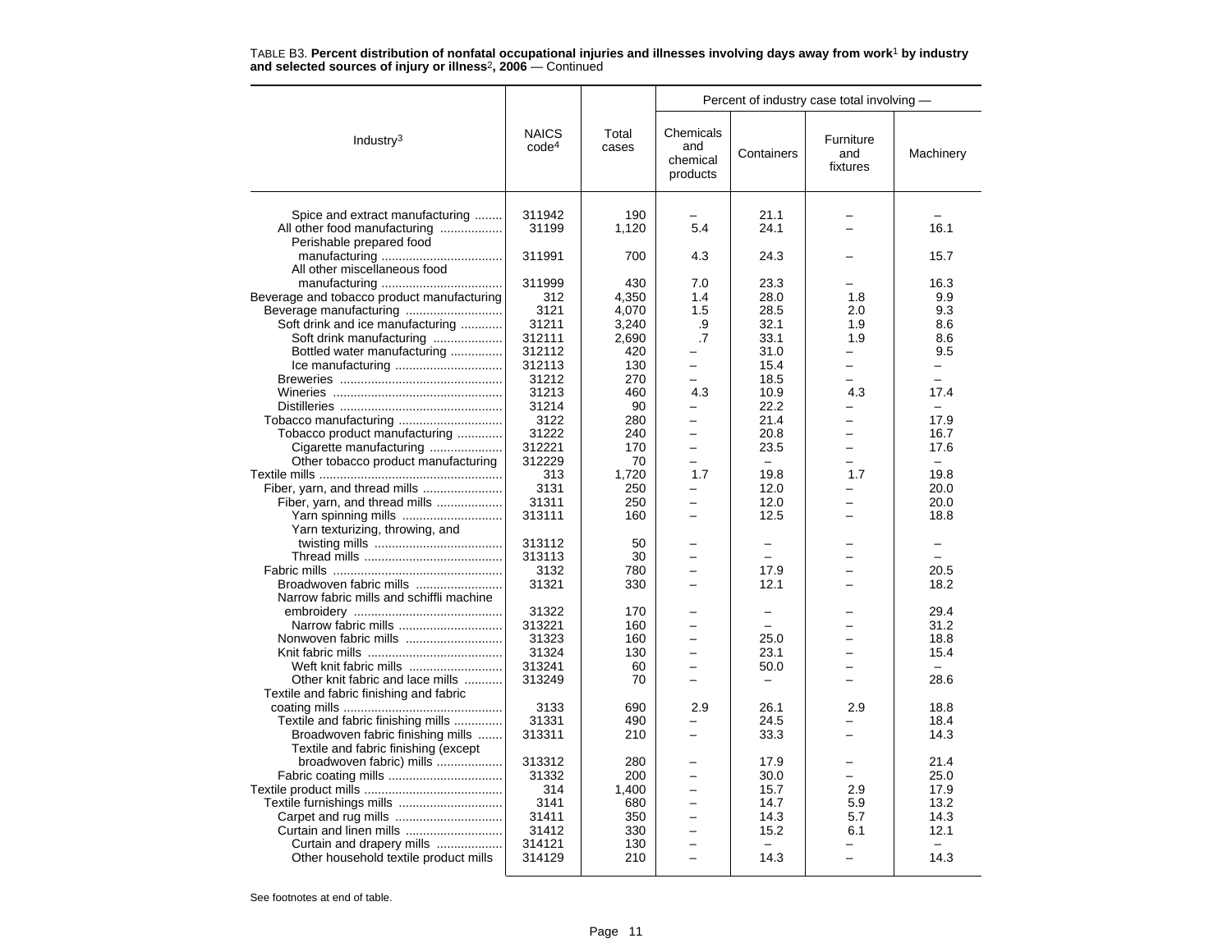TABLE B3. **Percent distribution of nonfatal occupational injuries and illnesses involving days away from work[1] by industry and selected sources of injury or illness[2], 2006** — Continued

| Industry[3] | NAICS code[4] | Total cases | Percent of industry case total involving — Chemicals and chemical products | Containers | Furniture and fixtures | Machinery |
|---|---|---|---|---|---|---|
| Spice and extract manufacturing | 311942 | 190 | – | 21.1 | – | – |
| All other food manufacturing | 31199 | 1,120 | 5.4 | 24.1 | – | 16.1 |
| Perishable prepared food manufacturing | 311991 | 700 | 4.3 | 24.3 | – | 15.7 |
| All other miscellaneous food manufacturing | 311999 | 430 | 7.0 | 23.3 | – | 16.3 |
| Beverage and tobacco product manufacturing | 312 | 4,350 | 1.4 | 28.0 | 1.8 | 9.9 |
| Beverage manufacturing | 3121 | 4,070 | 1.5 | 28.5 | 2.0 | 9.3 |
| Soft drink and ice manufacturing | 31211 | 3,240 | .9 | 32.1 | 1.9 | 8.6 |
| Soft drink manufacturing | 312111 | 2,690 | .7 | 33.1 | 1.9 | 8.6 |
| Bottled water manufacturing | 312112 | 420 | – | 31.0 | – | 9.5 |
| Ice manufacturing | 312113 | 130 | – | 15.4 | – | – |
| Breweries | 31212 | 270 | – | 18.5 | – | – |
| Wineries | 31213 | 460 | 4.3 | 10.9 | 4.3 | 17.4 |
| Distilleries | 31214 | 90 | – | 22.2 | – | – |
| Tobacco manufacturing | 3122 | 280 | – | 21.4 | – | 17.9 |
| Tobacco product manufacturing | 31222 | 240 | – | 20.8 | – | 16.7 |
| Cigarette manufacturing | 312221 | 170 | – | 23.5 | – | 17.6 |
| Other tobacco product manufacturing | 312229 | 70 | – | – | – | – |
| Textile mills | 313 | 1,720 | 1.7 | 19.8 | 1.7 | 19.8 |
| Fiber, yarn, and thread mills | 3131 | 250 | – | 12.0 | – | 20.0 |
| Fiber, yarn, and thread mills | 31311 | 250 | – | 12.0 | – | 20.0 |
| Yarn spinning mills | 313111 | 160 | – | 12.5 | – | 18.8 |
| Yarn texturizing, throwing, and twisting mills | 313112 | 50 | – | – | – | – |
| Thread mills | 313113 | 30 | – | – | – | – |
| Fabric mills | 3132 | 780 | – | 17.9 | – | 20.5 |
| Broadwoven fabric mills | 31321 | 330 | – | 12.1 | – | 18.2 |
| Narrow fabric mills and schiffli machine embroidery | 31322 | 170 | – | – | – | 29.4 |
| Narrow fabric mills | 313221 | 160 | – | – | – | 31.2 |
| Nonwoven fabric mills | 31323 | 160 | – | 25.0 | – | 18.8 |
| Knit fabric mills | 31324 | 130 | – | 23.1 | – | 15.4 |
| Weft knit fabric mills | 313241 | 60 | – | 50.0 | – | – |
| Other knit fabric and lace mills | 313249 | 70 | – | – | – | 28.6 |
| Textile and fabric finishing and fabric coating mills | 3133 | 690 | 2.9 | 26.1 | 2.9 | 18.8 |
| Textile and fabric finishing mills | 31331 | 490 | – | 24.5 | – | 18.4 |
| Broadwoven fabric finishing mills | 313311 | 210 | – | 33.3 | – | 14.3 |
| Textile and fabric finishing (except broadwoven fabric) mills | 313312 | 280 | – | 17.9 | – | 21.4 |
| Fabric coating mills | 31332 | 200 | – | 30.0 | – | 25.0 |
| Textile product mills | 314 | 1,400 | – | 15.7 | 2.9 | 17.9 |
| Textile furnishings mills | 3141 | 680 | – | 14.7 | 5.9 | 13.2 |
| Carpet and rug mills | 31411 | 350 | – | 14.3 | 5.7 | 14.3 |
| Curtain and linen mills | 31412 | 330 | – | 15.2 | 6.1 | 12.1 |
| Curtain and drapery mills | 314121 | 130 | – | – | – | – |
| Other household textile product mills | 314129 | 210 | – | 14.3 | – | 14.3 |

See footnotes at end of table.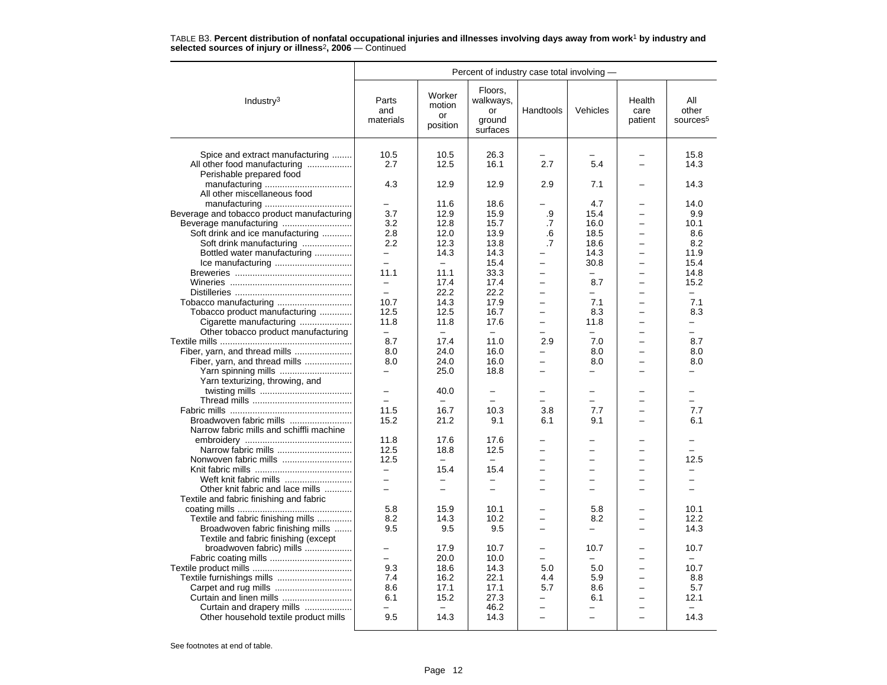TABLE B3. **Percent distribution of nonfatal occupational injuries and illnesses involving days away from work[1] by industry and selected sources of injury or illness[2], 2006** — Continued

| Industry[3] | Percent of industry case total involving — | | | | | | |
|---|---|---|---|---|---|---|---|
| | Parts and materials | Worker motion or position | Floors, walkways, or ground surfaces | Handtools | Vehicles | Health care patient | All other sources[5] |
| Spice and extract manufacturing | 10.5 | 10.5 | 26.3 | – | – | – | 15.8 |
| All other food manufacturing | 2.7 | 12.5 | 16.1 | 2.7 | 5.4 | – | 14.3 |
| Perishable prepared food manufacturing | 4.3 | 12.9 | 12.9 | 2.9 | 7.1 | – | 14.3 |
| All other miscellaneous food manufacturing | – | 11.6 | 18.6 | – | 4.7 | – | 14.0 |
| Beverage and tobacco product manufacturing | 3.7 | 12.9 | 15.9 | .9 | 15.4 | – | 9.9 |
| Beverage manufacturing | 3.2 | 12.8 | 15.7 | .7 | 16.0 | – | 10.1 |
| Soft drink and ice manufacturing | 2.8 | 12.0 | 13.9 | .6 | 18.5 | – | 8.6 |
| Soft drink manufacturing | 2.2 | 12.3 | 13.8 | .7 | 18.6 | – | 8.2 |
| Bottled water manufacturing | – | 14.3 | 14.3 | – | 14.3 | – | 11.9 |
| Ice manufacturing | – | – | 15.4 | – | 30.8 | – | 15.4 |
| Breweries | 11.1 | 11.1 | 33.3 | – | – | – | 14.8 |
| Wineries | – | 17.4 | 17.4 | – | 8.7 | – | 15.2 |
| Distilleries | – | 22.2 | 22.2 | – | – | – | – |
| Tobacco manufacturing | 10.7 | 14.3 | 17.9 | – | 7.1 | – | 7.1 |
| Tobacco product manufacturing | 12.5 | 12.5 | 16.7 | – | 8.3 | – | 8.3 |
| Cigarette manufacturing | 11.8 | 11.8 | 17.6 | – | 11.8 | – | – |
| Other tobacco product manufacturing | – | – | – | – | – | – | – |
| Textile mills | 8.7 | 17.4 | 11.0 | 2.9 | 7.0 | – | 8.7 |
| Fiber, yarn, and thread mills | 8.0 | 24.0 | 16.0 | – | 8.0 | – | 8.0 |
| Fiber, yarn, and thread mills | 8.0 | 24.0 | 16.0 | – | 8.0 | – | 8.0 |
| Yarn spinning mills | – | 25.0 | 18.8 | – | – | – | – |
| Yarn texturizing, throwing, and twisting mills | – | 40.0 | – | – | – | – | – |
| Thread mills | – | – | – | – | – | – | – |
| Fabric mills | 11.5 | 16.7 | 10.3 | 3.8 | 7.7 | – | 7.7 |
| Broadwoven fabric mills | 15.2 | 21.2 | 9.1 | 6.1 | 9.1 | – | 6.1 |
| Narrow fabric mills and schiffli machine embroidery | 11.8 | 17.6 | 17.6 | – | – | – | – |
| Narrow fabric mills | 12.5 | 18.8 | 12.5 | – | – | – | – |
| Nonwoven fabric mills | 12.5 | – | – | – | – | – | 12.5 |
| Knit fabric mills | – | 15.4 | 15.4 | – | – | – | – |
| Weft knit fabric mills | – | – | – | – | – | – | – |
| Other knit fabric and lace mills | – | – | – | – | – | – | – |
| Textile and fabric finishing and fabric coating mills | 5.8 | 15.9 | 10.1 | – | 5.8 | – | 10.1 |
| Textile and fabric finishing mills | 8.2 | 14.3 | 10.2 | – | 8.2 | – | 12.2 |
| Broadwoven fabric finishing mills | 9.5 | 9.5 | 9.5 | – | – | – | 14.3 |
| Textile and fabric finishing (except broadwoven fabric) mills | – | 17.9 | 10.7 | – | 10.7 | – | 10.7 |
| Fabric coating mills | – | 20.0 | 10.0 | – | – | – | – |
| Textile product mills | 9.3 | 18.6 | 14.3 | 5.0 | 5.0 | – | 10.7 |
| Textile furnishings mills | 7.4 | 16.2 | 22.1 | 4.4 | 5.9 | – | 8.8 |
| Carpet and rug mills | 8.6 | 17.1 | 17.1 | 5.7 | 8.6 | – | 5.7 |
| Curtain and linen mills | 6.1 | 15.2 | 27.3 | – | 6.1 | – | 12.1 |
| Curtain and drapery mills | – | – | 46.2 | – | – | – | – |
| Other household textile product mills | 9.5 | 14.3 | 14.3 | – | – | – | 14.3 |

See footnotes at end of table.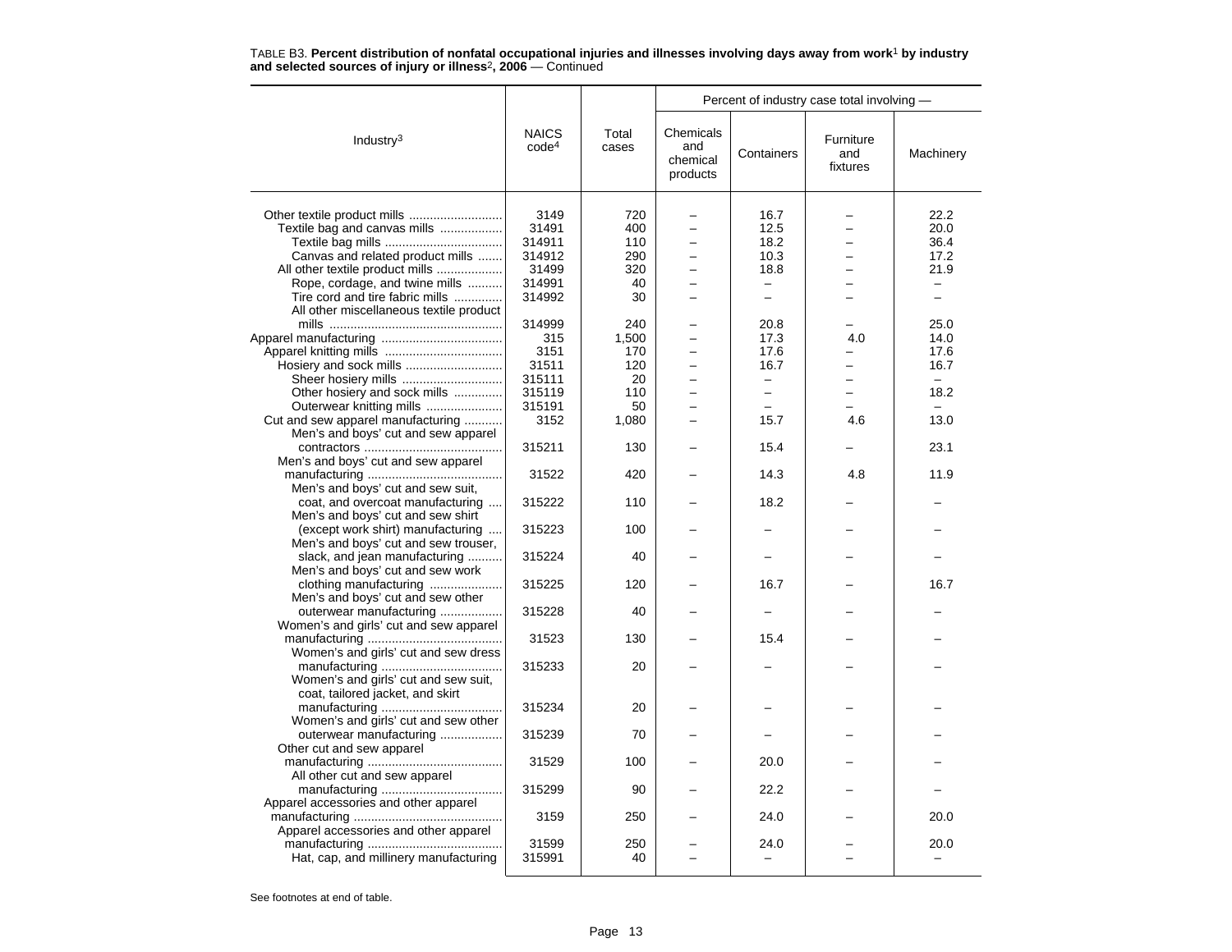TABLE B3. **Percent distribution of nonfatal occupational injuries and illnesses involving days away from work[1] by industry and selected sources of injury or illness[2], 2006** — Continued

| Industry[3] | NAICS code[4] | Total cases | Percent of industry case total involving — Chemicals and chemical products | Containers | Furniture and fixtures | Machinery |
|---|---|---|---|---|---|---|
| Other textile product mills | 3149 | 720 | – | 16.7 | – | 22.2 |
| Textile bag and canvas mills | 31491 | 400 | – | 12.5 | – | 20.0 |
| Textile bag mills | 314911 | 110 | – | 18.2 | – | 36.4 |
| Canvas and related product mills | 314912 | 290 | – | 10.3 | – | 17.2 |
| All other textile product mills | 31499 | 320 | – | 18.8 | – | 21.9 |
| Rope, cordage, and twine mills | 314991 | 40 | – | – | – | – |
| Tire cord and tire fabric mills | 314992 | 30 | – | – | – | – |
| All other miscellaneous textile product mills | 314999 | 240 | – | 20.8 | – | 25.0 |
| Apparel manufacturing | 315 | 1,500 | – | 17.3 | 4.0 | 14.0 |
| Apparel knitting mills | 3151 | 170 | – | 17.6 | – | 17.6 |
| Hosiery and sock mills | 31511 | 120 | – | 16.7 | – | 16.7 |
| Sheer hosiery mills | 315111 | 20 | – | – | – | – |
| Other hosiery and sock mills | 315119 | 110 | – | – | – | 18.2 |
| Outerwear knitting mills | 315191 | 50 | – | – | – | – |
| Cut and sew apparel manufacturing | 3152 | 1,080 | – | 15.7 | 4.6 | 13.0 |
| Men's and boys' cut and sew apparel contractors | 315211 | 130 | – | 15.4 | – | 23.1 |
| Men's and boys' cut and sew apparel manufacturing | 31522 | 420 | – | 14.3 | 4.8 | 11.9 |
| Men's and boys' cut and sew suit, coat, and overcoat manufacturing | 315222 | 110 | – | 18.2 | – | – |
| Men's and boys' cut and sew shirt (except work shirt) manufacturing | 315223 | 100 | – | – | – | – |
| Men's and boys' cut and sew trouser, slack, and jean manufacturing | 315224 | 40 | – | – | – | – |
| Men's and boys' cut and sew work clothing manufacturing | 315225 | 120 | – | 16.7 | – | 16.7 |
| Men's and boys' cut and sew other outerwear manufacturing | 315228 | 40 | – | – | – | – |
| Women's and girls' cut and sew apparel manufacturing | 31523 | 130 | – | 15.4 | – | – |
| Women's and girls' cut and sew dress manufacturing | 315233 | 20 | – | – | – | – |
| Women's and girls' cut and sew suit, coat, tailored jacket, and skirt manufacturing | 315234 | 20 | – | – | – | – |
| Women's and girls' cut and sew other outerwear manufacturing | 315239 | 70 | – | – | – | – |
| Other cut and sew apparel manufacturing | 31529 | 100 | – | 20.0 | – | – |
| All other cut and sew apparel manufacturing | 315299 | 90 | – | 22.2 | – | – |
| Apparel accessories and other apparel manufacturing | 3159 | 250 | – | 24.0 | – | 20.0 |
| Apparel accessories and other apparel manufacturing | 31599 | 250 | – | 24.0 | – | 20.0 |
| Hat, cap, and millinery manufacturing | 315991 | 40 | – | – | – | – |

See footnotes at end of table.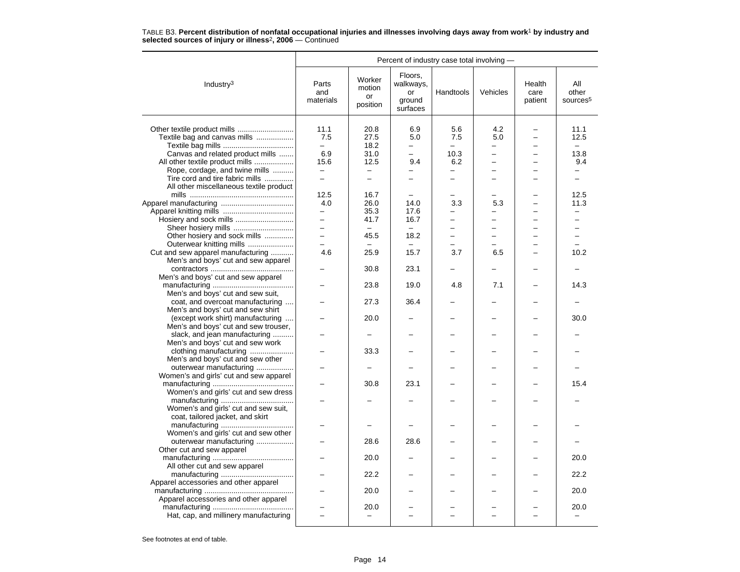TABLE B3. **Percent distribution of nonfatal occupational injuries and illnesses involving days away from work[1] by industry and selected sources of injury or illness[2], 2006** — Continued

| Industry[3] | Percent of industry case total involving — | | | | | | |
|---|---|---|---|---|---|---|---|
| | Parts and materials | Worker motion or position | Floors, walkways, or ground surfaces | Handtools | Vehicles | Health care patient | All other sources[5] |
| Other textile product mills | 11.1 | 20.8 | 6.9 | 5.6 | 4.2 | – | 11.1 |
| Textile bag and canvas mills | 7.5 | 27.5 | 5.0 | 7.5 | 5.0 | – | 12.5 |
| Textile bag mills | – | 18.2 | – | – | – | – | – |
| Canvas and related product mills | 6.9 | 31.0 | – | 10.3 | – | – | 13.8 |
| All other textile product mills | 15.6 | 12.5 | 9.4 | 6.2 | – | – | 9.4 |
| Rope, cordage, and twine mills | – | – | – | – | – | – | – |
| Tire cord and tire fabric mills | – | – | – | – | – | – | – |
| All other miscellaneous textile product mills | 12.5 | 16.7 | – | – | – | – | 12.5 |
| Apparel manufacturing | 4.0 | 26.0 | 14.0 | 3.3 | 5.3 | – | 11.3 |
| Apparel knitting mills | – | 35.3 | 17.6 | – | – | – | – |
| Hosiery and sock mills | – | 41.7 | 16.7 | – | – | – | – |
| Sheer hosiery mills | – | – | – | – | – | – | – |
| Other hosiery and sock mills | – | 45.5 | 18.2 | – | – | – | – |
| Outerwear knitting mills | – | – | – | – | – | – | – |
| Cut and sew apparel manufacturing | 4.6 | 25.9 | 15.7 | 3.7 | 6.5 | – | 10.2 |
| Men's and boys' cut and sew apparel contractors | – | 30.8 | 23.1 | – | – | – | – |
| Men's and boys' cut and sew apparel manufacturing | – | 23.8 | 19.0 | 4.8 | 7.1 | – | 14.3 |
| Men's and boys' cut and sew suit, coat, and overcoat manufacturing | – | 27.3 | 36.4 | – | – | – | – |
| Men's and boys' cut and sew shirt (except work shirt) manufacturing | – | 20.0 | – | – | – | – | 30.0 |
| Men's and boys' cut and sew trouser, slack, and jean manufacturing | – | – | – | – | – | – | – |
| Men's and boys' cut and sew work clothing manufacturing | – | 33.3 | – | – | – | – | – |
| Men's and boys' cut and sew other outerwear manufacturing | – | – | – | – | – | – | – |
| Women's and girls' cut and sew apparel manufacturing | – | 30.8 | 23.1 | – | – | – | 15.4 |
| Women's and girls' cut and sew dress manufacturing | – | – | – | – | – | – | – |
| Women's and girls' cut and sew suit, coat, tailored jacket, and skirt manufacturing | – | – | – | – | – | – | – |
| Women's and girls' cut and sew other outerwear manufacturing | – | 28.6 | 28.6 | – | – | – | – |
| Other cut and sew apparel manufacturing | – | 20.0 | – | – | – | – | 20.0 |
| All other cut and sew apparel manufacturing | – | 22.2 | – | – | – | – | 22.2 |
| Apparel accessories and other apparel manufacturing | – | 20.0 | – | – | – | – | 20.0 |
| Apparel accessories and other apparel manufacturing | – | 20.0 | – | – | – | – | 20.0 |
| Hat, cap, and millinery manufacturing | – | – | – | – | – | – | – |

See footnotes at end of table.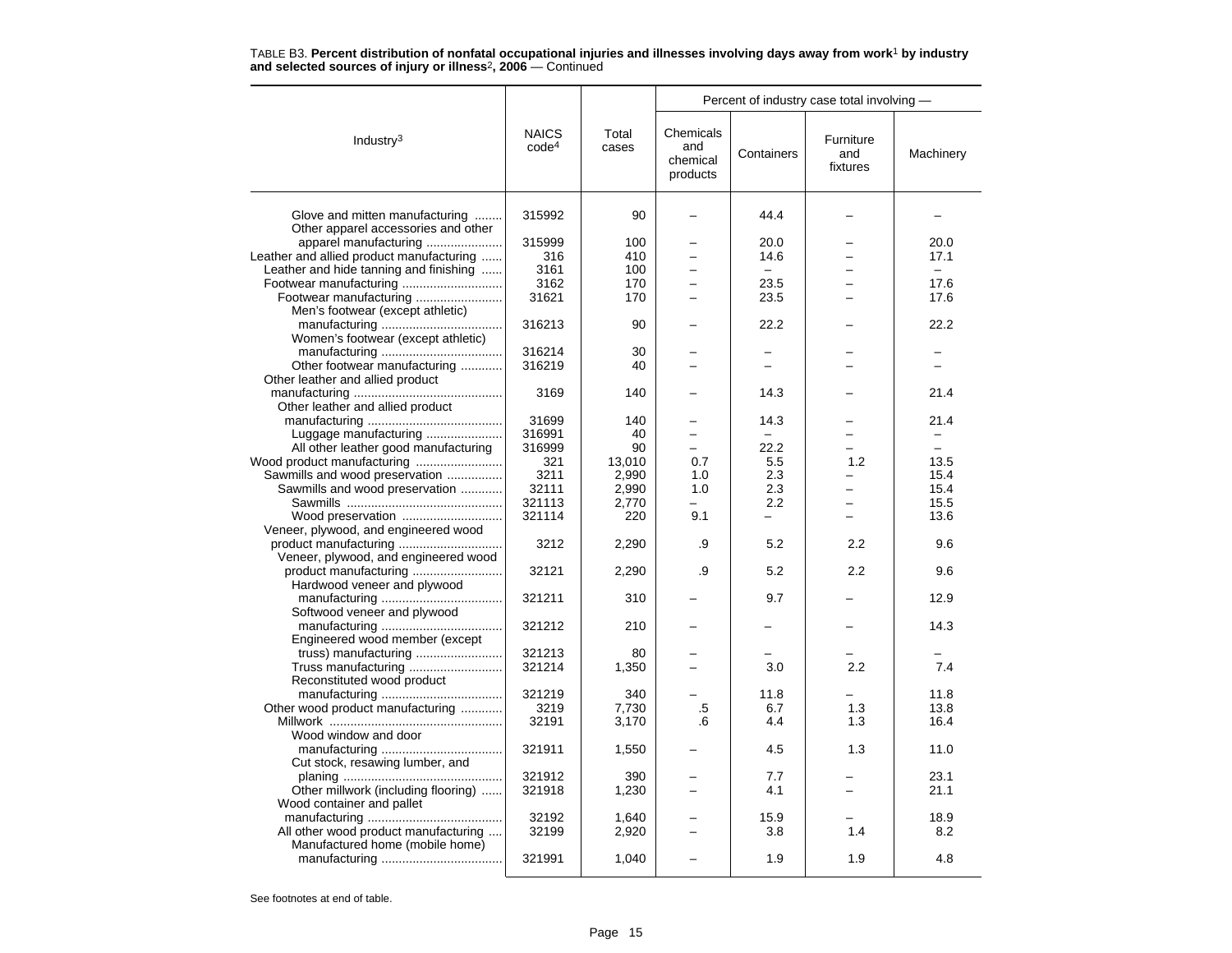TABLE B3. **Percent distribution of nonfatal occupational injuries and illnesses involving days away from work[1] by industry and selected sources of injury or illness[2], 2006** — Continued

| Industry[3] | NAICS code[4] | Total cases | Percent of industry case total involving — Chemicals and chemical products | Containers | Furniture and fixtures | Machinery |
|---|---|---|---|---|---|---|
| Glove and mitten manufacturing | 315992 | 90 | – | 44.4 | – | – |
| Other apparel accessories and other apparel manufacturing | 315999 | 100 | – | 20.0 | – | 20.0 |
| Leather and allied product manufacturing | 316 | 410 | – | 14.6 | – | 17.1 |
| Leather and hide tanning and finishing | 3161 | 100 | – | – | – | – |
| Footwear manufacturing | 3162 | 170 | – | 23.5 | – | 17.6 |
| Footwear manufacturing | 31621 | 170 | – | 23.5 | – | 17.6 |
| Men's footwear (except athletic) manufacturing | 316213 | 90 | – | 22.2 | – | 22.2 |
| Women's footwear (except athletic) manufacturing | 316214 | 30 | – | – | – | – |
| Other footwear manufacturing | 316219 | 40 | – | – | – | – |
| Other leather and allied product manufacturing | 3169 | 140 | – | 14.3 | – | 21.4 |
| Other leather and allied product manufacturing | 31699 | 140 | – | 14.3 | – | 21.4 |
| Luggage manufacturing | 316991 | 40 | – | – | – | – |
| All other leather good manufacturing | 316999 | 90 | – | 22.2 | – | – |
| Wood product manufacturing | 321 | 13,010 | 0.7 | 5.5 | 1.2 | 13.5 |
| Sawmills and wood preservation | 3211 | 2,990 | 1.0 | 2.3 | – | 15.4 |
| Sawmills and wood preservation | 32111 | 2,990 | 1.0 | 2.3 | – | 15.4 |
| Sawmills | 321113 | 2,770 | – | 2.2 | – | 15.5 |
| Wood preservation | 321114 | 220 | 9.1 | – | – | 13.6 |
| Veneer, plywood, and engineered wood product manufacturing | 3212 | 2,290 | .9 | 5.2 | 2.2 | 9.6 |
| Veneer, plywood, and engineered wood product manufacturing | 32121 | 2,290 | .9 | 5.2 | 2.2 | 9.6 |
| Hardwood veneer and plywood manufacturing | 321211 | 310 | – | 9.7 | – | 12.9 |
| Softwood veneer and plywood manufacturing | 321212 | 210 | – | – | – | 14.3 |
| Engineered wood member (except truss) manufacturing | 321213 | 80 | – | – | – | – |
| Truss manufacturing | 321214 | 1,350 | – | 3.0 | 2.2 | 7.4 |
| Reconstituted wood product manufacturing | 321219 | 340 | – | 11.8 | – | 11.8 |
| Other wood product manufacturing | 3219 | 7,730 | .5 | 6.7 | 1.3 | 13.8 |
| Millwork | 32191 | 3,170 | .6 | 4.4 | 1.3 | 16.4 |
| Wood window and door manufacturing | 321911 | 1,550 | – | 4.5 | 1.3 | 11.0 |
| Cut stock, resawing lumber, and planing | 321912 | 390 | – | 7.7 | – | 23.1 |
| Other millwork (including flooring) | 321918 | 1,230 | – | 4.1 | – | 21.1 |
| Wood container and pallet manufacturing | 32192 | 1,640 | – | 15.9 | – | 18.9 |
| All other wood product manufacturing | 32199 | 2,920 | – | 3.8 | 1.4 | 8.2 |
| Manufactured home (mobile home) manufacturing | 321991 | 1,040 | – | 1.9 | 1.9 | 4.8 |

See footnotes at end of table.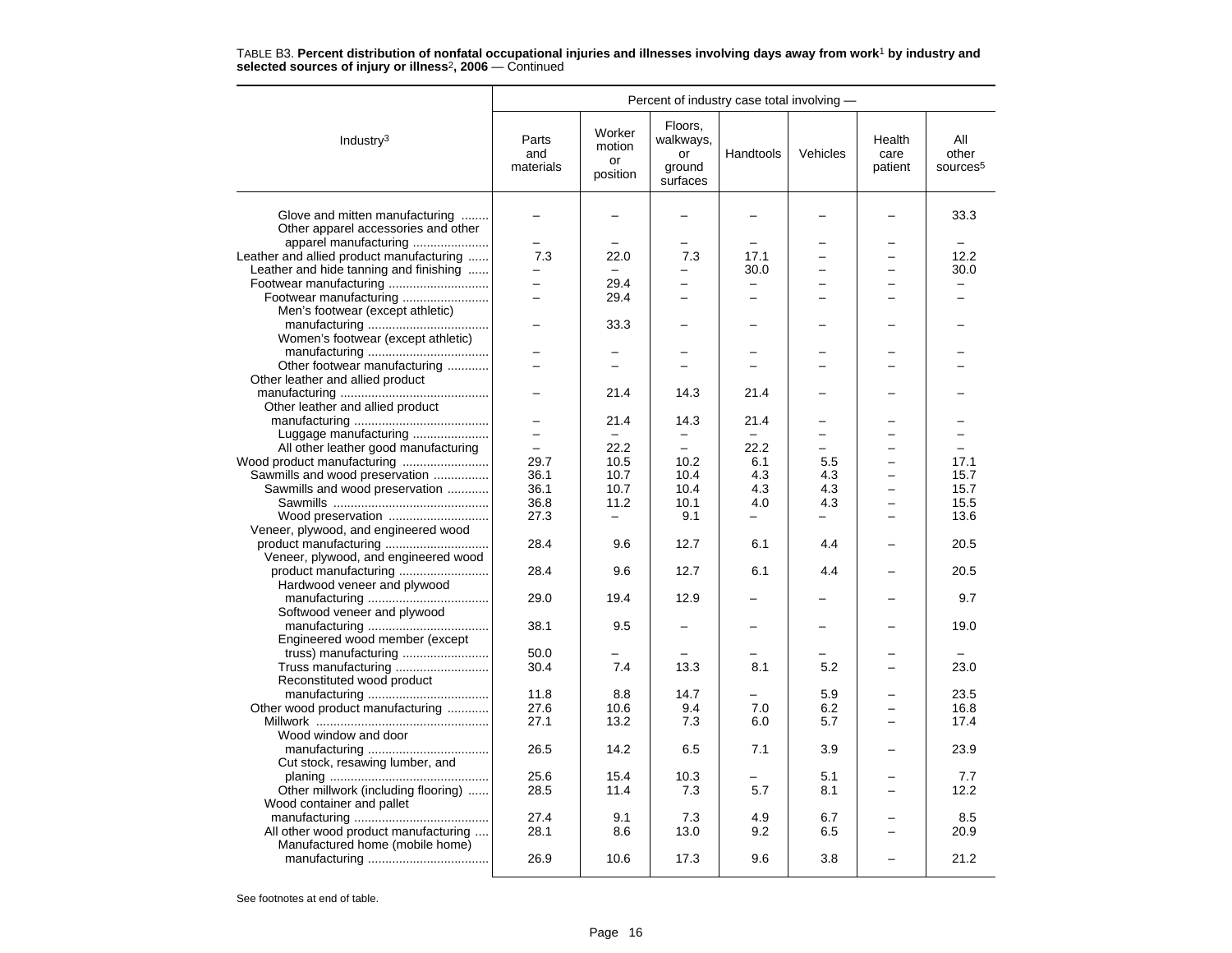TABLE B3. **Percent distribution of nonfatal occupational injuries and illnesses involving days away from work**[1] **by industry and selected sources of injury or illness**[2]**, 2006** — Continued

| Industry[3] | Parts and materials | Worker motion or position | Floors, walkways, or ground surfaces | Handtools | Vehicles | Health care patient | All other sources[5] |
|---|---|---|---|---|---|---|---|
| | Percent of industry case total involving — | | | | | | |
| Glove and mitten manufacturing | – | – | – | – | – | – | 33.3 |
| Other apparel accessories and other apparel manufacturing | – | – | – | – | – | – | – |
| Leather and allied product manufacturing | 7.3 | 22.0 | 7.3 | 17.1 | – | – | 12.2 |
| Leather and hide tanning and finishing | – | – | – | 30.0 | – | – | 30.0 |
| Footwear manufacturing | – | 29.4 | – | – | – | – | – |
| Footwear manufacturing | – | 29.4 | – | – | – | – | – |
| Men's footwear (except athletic) manufacturing | – | 33.3 | – | – | – | – | – |
| Women's footwear (except athletic) manufacturing | – | – | – | – | – | – | – |
| Other footwear manufacturing | – | – | – | – | – | – | – |
| Other leather and allied product manufacturing | – | 21.4 | 14.3 | 21.4 | – | – | – |
| Other leather and allied product manufacturing | – | 21.4 | 14.3 | 21.4 | – | – | – |
| Luggage manufacturing | – | – | – | – | – | – | – |
| All other leather good manufacturing | – | 22.2 | – | 22.2 | – | – | – |
| Wood product manufacturing | 29.7 | 10.5 | 10.2 | 6.1 | 5.5 | – | 17.1 |
| Sawmills and wood preservation | 36.1 | 10.7 | 10.4 | 4.3 | 4.3 | – | 15.7 |
| Sawmills and wood preservation | 36.1 | 10.7 | 10.4 | 4.3 | 4.3 | – | 15.7 |
| Sawmills | 36.8 | 11.2 | 10.1 | 4.0 | 4.3 | – | 15.5 |
| Wood preservation | 27.3 | – | 9.1 | – | – | – | 13.6 |
| Veneer, plywood, and engineered wood product manufacturing | 28.4 | 9.6 | 12.7 | 6.1 | 4.4 | – | 20.5 |
| Veneer, plywood, and engineered wood product manufacturing | 28.4 | 9.6 | 12.7 | 6.1 | 4.4 | – | 20.5 |
| Hardwood veneer and plywood manufacturing | 29.0 | 19.4 | 12.9 | – | – | – | 9.7 |
| Softwood veneer and plywood manufacturing | 38.1 | 9.5 | – | – | – | – | 19.0 |
| Engineered wood member (except truss) manufacturing | 50.0 | – | – | – | – | – | – |
| Truss manufacturing | 30.4 | 7.4 | 13.3 | 8.1 | 5.2 | – | 23.0 |
| Reconstituted wood product manufacturing | 11.8 | 8.8 | 14.7 | – | 5.9 | – | 23.5 |
| Other wood product manufacturing | 27.6 | 10.6 | 9.4 | 7.0 | 6.2 | – | 16.8 |
| Millwork | 27.1 | 13.2 | 7.3 | 6.0 | 5.7 | – | 17.4 |
| Wood window and door manufacturing | 26.5 | 14.2 | 6.5 | 7.1 | 3.9 | – | 23.9 |
| Cut stock, resawing lumber, and planing | 25.6 | 15.4 | 10.3 | – | 5.1 | – | 7.7 |
| Other millwork (including flooring) | 28.5 | 11.4 | 7.3 | 5.7 | 8.1 | – | 12.2 |
| Wood container and pallet manufacturing | 27.4 | 9.1 | 7.3 | 4.9 | 6.7 | – | 8.5 |
| All other wood product manufacturing | 28.1 | 8.6 | 13.0 | 9.2 | 6.5 | – | 20.9 |
| Manufactured home (mobile home) manufacturing | 26.9 | 10.6 | 17.3 | 9.6 | 3.8 | – | 21.2 |

See footnotes at end of table.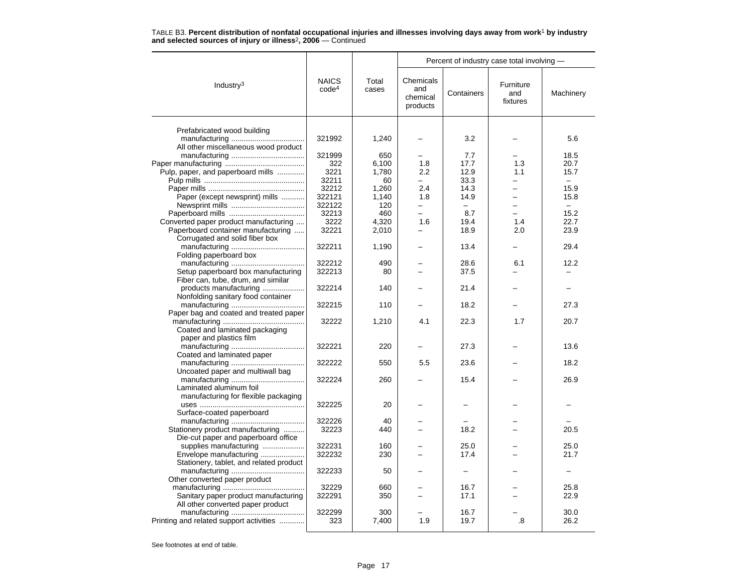TABLE B3. **Percent distribution of nonfatal occupational injuries and illnesses involving days away from work[1] by industry and selected sources of injury or illness[2], 2006** — Continued

| Industry[3] | NAICS code[4] | Total cases | Percent of industry case total involving — Chemicals and chemical products | Containers | Furniture and fixtures | Machinery |
|---|---|---|---|---|---|---|
| Prefabricated wood building manufacturing | 321992 | 1,240 | – | 3.2 | – | 5.6 |
| All other miscellaneous wood product manufacturing | 321999 | 650 | – | 7.7 | – | 18.5 |
| Paper manufacturing | 322 | 6,100 | 1.8 | 17.7 | 1.3 | 20.7 |
| Pulp, paper, and paperboard mills | 3221 | 1,780 | 2.2 | 12.9 | 1.1 | 15.7 |
| Pulp mills | 32211 | 60 | – | 33.3 | – | – |
| Paper mills | 32212 | 1,260 | 2.4 | 14.3 | – | 15.9 |
| Paper (except newsprint) mills | 322121 | 1,140 | 1.8 | 14.9 | – | 15.8 |
| Newsprint mills | 322122 | 120 | – | – | – | – |
| Paperboard mills | 32213 | 460 | – | 8.7 | – | 15.2 |
| Converted paper product manufacturing | 3222 | 4,320 | 1.6 | 19.4 | 1.4 | 22.7 |
| Paperboard container manufacturing | 32221 | 2,010 | – | 18.9 | 2.0 | 23.9 |
| Corrugated and solid fiber box manufacturing | 322211 | 1,190 | – | 13.4 | – | 29.4 |
| Folding paperboard box manufacturing | 322212 | 490 | – | 28.6 | 6.1 | 12.2 |
| Setup paperboard box manufacturing | 322213 | 80 | – | 37.5 | – | – |
| Fiber can, tube, drum, and similar products manufacturing | 322214 | 140 | – | 21.4 | – | – |
| Nonfolding sanitary food container manufacturing | 322215 | 110 | – | 18.2 | – | 27.3 |
| Paper bag and coated and treated paper manufacturing | 32222 | 1,210 | 4.1 | 22.3 | 1.7 | 20.7 |
| Coated and laminated packaging paper and plastics film manufacturing | 322221 | 220 | – | 27.3 | – | 13.6 |
| Coated and laminated paper manufacturing | 322222 | 550 | 5.5 | 23.6 | – | 18.2 |
| Uncoated paper and multiwall bag manufacturing | 322224 | 260 | – | 15.4 | – | 26.9 |
| Laminated aluminum foil manufacturing for flexible packaging uses | 322225 | 20 | – | – | – | – |
| Surface-coated paperboard manufacturing | 322226 | 40 | – | – | – | – |
| Stationery product manufacturing | 32223 | 440 | – | 18.2 | – | 20.5 |
| Die-cut paper and paperboard office supplies manufacturing | 322231 | 160 | – | 25.0 | – | 25.0 |
| Envelope manufacturing | 322232 | 230 | – | 17.4 | – | 21.7 |
| Stationery, tablet, and related product manufacturing | 322233 | 50 | – | – | – | – |
| Other converted paper product manufacturing | 32229 | 660 | – | 16.7 | – | 25.8 |
| Sanitary paper product manufacturing | 322291 | 350 | – | 17.1 | – | 22.9 |
| All other converted paper product manufacturing | 322299 | 300 | – | 16.7 | – | 30.0 |
| Printing and related support activities | 323 | 7,400 | 1.9 | 19.7 | .8 | 26.2 |

See footnotes at end of table.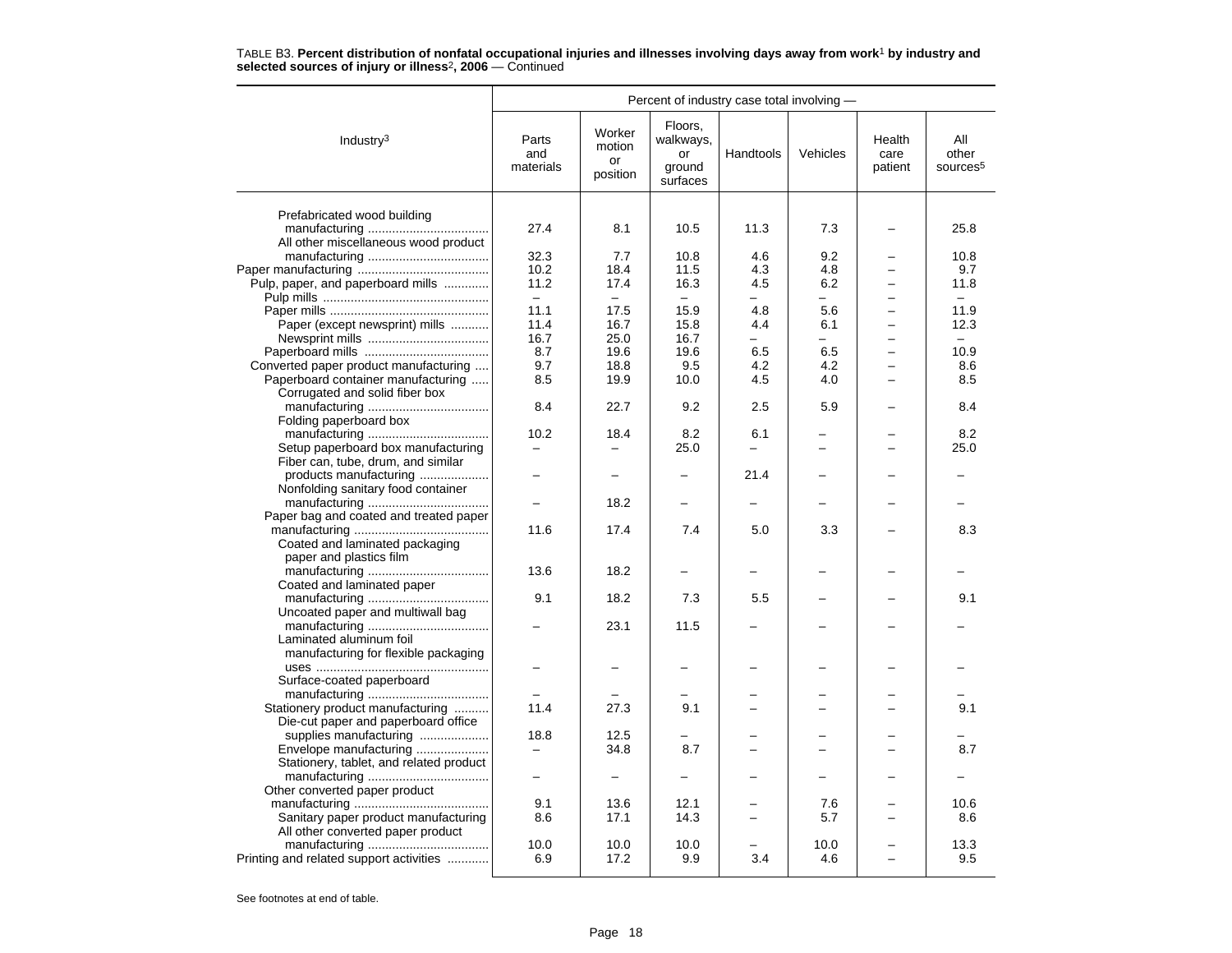TABLE B3. **Percent distribution of nonfatal occupational injuries and illnesses involving days away from work[1] by industry and selected sources of injury or illness[2], 2006** — Continued

| Industry[3] | Percent of industry case total involving — | | | | | | |
|---|---|---|---|---|---|---|---|
| | Parts and materials | Worker motion or position | Floors, walkways, or ground surfaces | Handtools | Vehicles | Health care patient | All other sources[5] |
| Prefabricated wood building manufacturing | 27.4 | 8.1 | 10.5 | 11.3 | 7.3 | – | 25.8 |
| All other miscellaneous wood product manufacturing | 32.3 | 7.7 | 10.8 | 4.6 | 9.2 | – | 10.8 |
| Paper manufacturing | 10.2 | 18.4 | 11.5 | 4.3 | 4.8 | – | 9.7 |
| Pulp, paper, and paperboard mills | 11.2 | 17.4 | 16.3 | 4.5 | 6.2 | – | 11.8 |
| Pulp mills | – | – | – | – | – | – | – |
| Paper mills | 11.1 | 17.5 | 15.9 | 4.8 | 5.6 | – | 11.9 |
| Paper (except newsprint) mills | 11.4 | 16.7 | 15.8 | 4.4 | 6.1 | – | 12.3 |
| Newsprint mills | 16.7 | 25.0 | 16.7 | – | – | – | – |
| Paperboard mills | 8.7 | 19.6 | 19.6 | 6.5 | 6.5 | – | 10.9 |
| Converted paper product manufacturing | 9.7 | 18.8 | 9.5 | 4.2 | 4.2 | – | 8.6 |
| Paperboard container manufacturing | 8.5 | 19.9 | 10.0 | 4.5 | 4.0 | – | 8.5 |
| Corrugated and solid fiber box manufacturing | 8.4 | 22.7 | 9.2 | 2.5 | 5.9 | – | 8.4 |
| Folding paperboard box manufacturing | 10.2 | 18.4 | 8.2 | 6.1 | – | – | 8.2 |
| Setup paperboard box manufacturing | – | – | 25.0 | – | – | – | 25.0 |
| Fiber can, tube, drum, and similar products manufacturing | – | – | – | 21.4 | – | – | – |
| Nonfolding sanitary food container manufacturing | – | 18.2 | – | – | – | – | – |
| Paper bag and coated and treated paper manufacturing | 11.6 | 17.4 | 7.4 | 5.0 | 3.3 | – | 8.3 |
| Coated and laminated packaging paper and plastics film manufacturing | 13.6 | 18.2 | – | – | – | – | – |
| Coated and laminated paper manufacturing | 9.1 | 18.2 | 7.3 | 5.5 | – | – | 9.1 |
| Uncoated paper and multiwall bag manufacturing | – | 23.1 | 11.5 | – | – | – | – |
| Laminated aluminum foil manufacturing for flexible packaging uses | – | – | – | – | – | – | – |
| Surface-coated paperboard manufacturing | – | – | – | – | – | – | – |
| Stationery product manufacturing | 11.4 | 27.3 | 9.1 | – | – | – | 9.1 |
| Die-cut paper and paperboard office supplies manufacturing | 18.8 | 12.5 | – | – | – | – | – |
| Envelope manufacturing | – | 34.8 | 8.7 | – | – | – | 8.7 |
| Stationery, tablet, and related product manufacturing | – | – | – | – | – | – | – |
| Other converted paper product manufacturing | 9.1 | 13.6 | 12.1 | – | 7.6 | – | 10.6 |
| Sanitary paper product manufacturing | 8.6 | 17.1 | 14.3 | – | 5.7 | – | 8.6 |
| All other converted paper product manufacturing | 10.0 | 10.0 | 10.0 | – | 10.0 | – | 13.3 |
| Printing and related support activities | 6.9 | 17.2 | 9.9 | 3.4 | 4.6 | – | 9.5 |

See footnotes at end of table.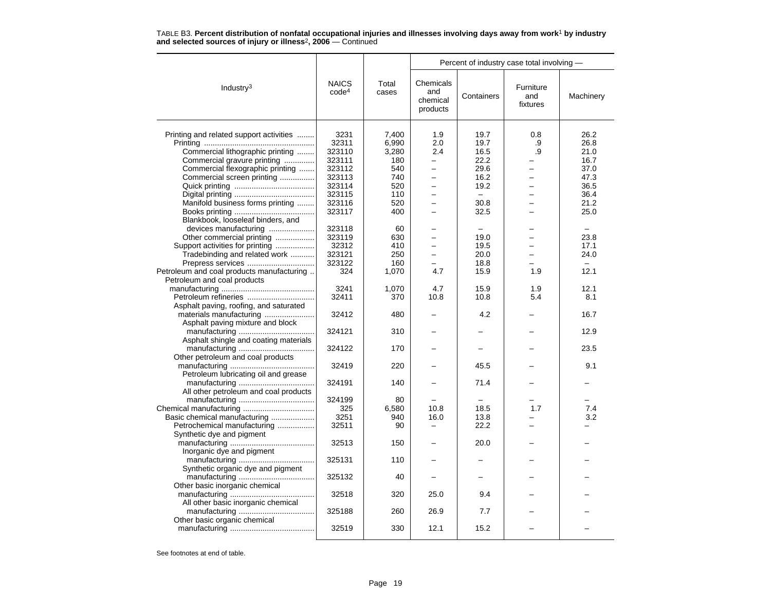TABLE B3. **Percent distribution of nonfatal occupational injuries and illnesses involving days away from work[1] by industry and selected sources of injury or illness[2], 2006** — Continued

| Industry[3] | NAICS code[4] | Total cases | Percent of industry case total involving — | | | |
|---|---|---|---|---|---|---|
| | | | Chemicals and chemical products | Containers | Furniture and fixtures | Machinery |
| Printing and related support activities | 3231 | 7,400 | 1.9 | 19.7 | 0.8 | 26.2 |
| Printing | 32311 | 6,990 | 2.0 | 19.7 | .9 | 26.8 |
| Commercial lithographic printing | 323110 | 3,280 | 2.4 | 16.5 | .9 | 21.0 |
| Commercial gravure printing | 323111 | 180 | – | 22.2 | – | 16.7 |
| Commercial flexographic printing | 323112 | 540 | – | 29.6 | – | 37.0 |
| Commercial screen printing | 323113 | 740 | – | 16.2 | – | 47.3 |
| Quick printing | 323114 | 520 | – | 19.2 | – | 36.5 |
| Digital printing | 323115 | 110 | – | – | – | 36.4 |
| Manifold business forms printing | 323116 | 520 | – | 30.8 | – | 21.2 |
| Books printing | 323117 | 400 | – | 32.5 | – | 25.0 |
| Blankbook, looseleaf binders, and devices manufacturing | 323118 | 60 | – | – | – | – |
| Other commercial printing | 323119 | 630 | – | 19.0 | – | 23.8 |
| Support activities for printing | 32312 | 410 | – | 19.5 | – | 17.1 |
| Tradebinding and related work | 323121 | 250 | – | 20.0 | – | 24.0 |
| Prepress services | 323122 | 160 | – | 18.8 | – | – |
| Petroleum and coal products manufacturing | 324 | 1,070 | 4.7 | 15.9 | 1.9 | 12.1 |
| Petroleum and coal products manufacturing | 3241 | 1,070 | 4.7 | 15.9 | 1.9 | 12.1 |
| Petroleum refineries | 32411 | 370 | 10.8 | 10.8 | 5.4 | 8.1 |
| Asphalt paving, roofing, and saturated materials manufacturing | 32412 | 480 | – | 4.2 | – | 16.7 |
| Asphalt paving mixture and block manufacturing | 324121 | 310 | – | – | – | 12.9 |
| Asphalt shingle and coating materials manufacturing | 324122 | 170 | – | – | – | 23.5 |
| Other petroleum and coal products manufacturing | 32419 | 220 | – | 45.5 | – | 9.1 |
| Petroleum lubricating oil and grease manufacturing | 324191 | 140 | – | 71.4 | – | – |
| All other petroleum and coal products manufacturing | 324199 | 80 | – | – | – | – |
| Chemical manufacturing | 325 | 6,580 | 10.8 | 18.5 | 1.7 | 7.4 |
| Basic chemical manufacturing | 3251 | 940 | 16.0 | 13.8 | – | 3.2 |
| Petrochemical manufacturing | 32511 | 90 | – | 22.2 | – | – |
| Synthetic dye and pigment manufacturing | 32513 | 150 | – | 20.0 | – | – |
| Inorganic dye and pigment manufacturing | 325131 | 110 | – | – | – | – |
| Synthetic organic dye and pigment manufacturing | 325132 | 40 | – | – | – | – |
| Other basic inorganic chemical manufacturing | 32518 | 320 | 25.0 | 9.4 | – | – |
| All other basic inorganic chemical manufacturing | 325188 | 260 | 26.9 | 7.7 | – | – |
| Other basic organic chemical manufacturing | 32519 | 330 | 12.1 | 15.2 | – | – |

See footnotes at end of table.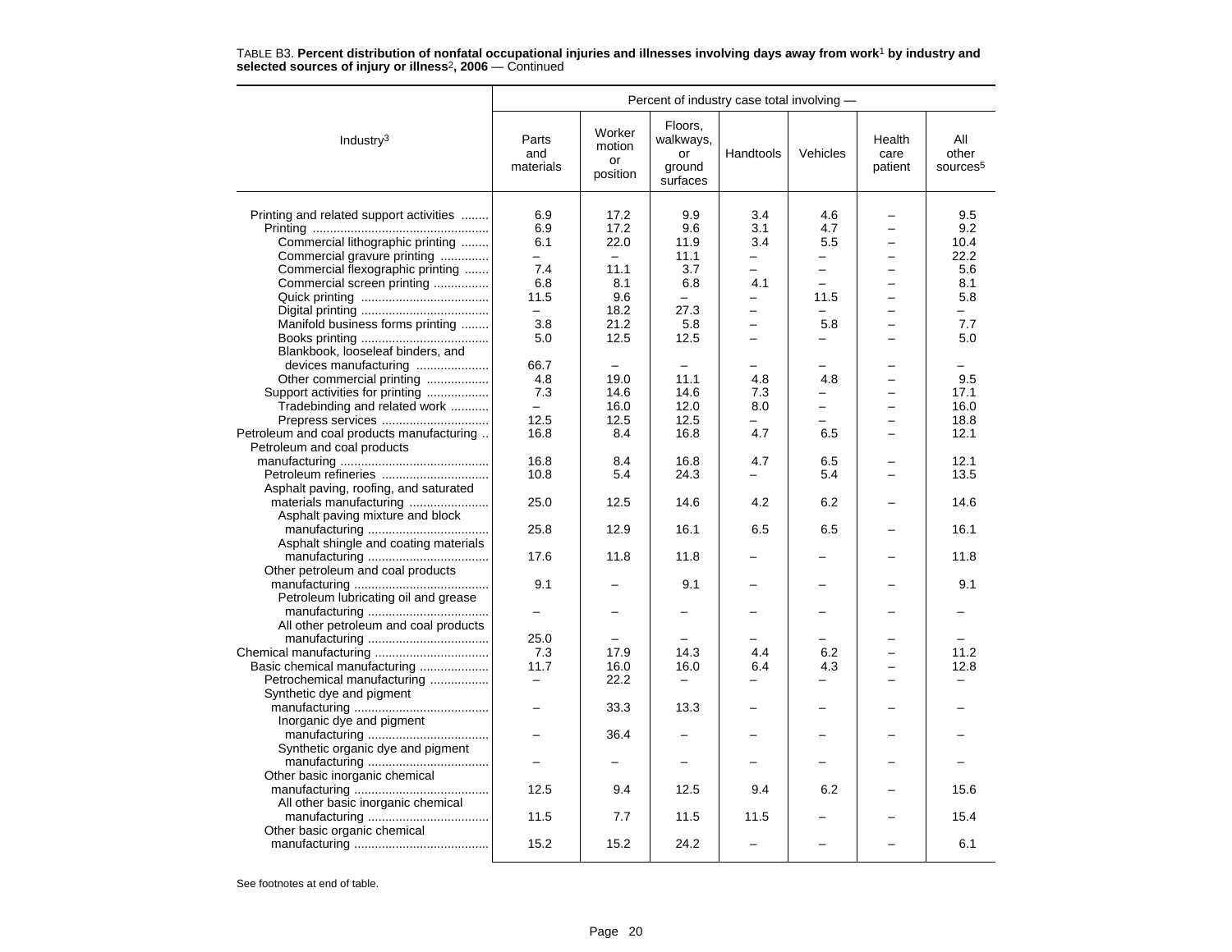TABLE B3. **Percent distribution of nonfatal occupational injuries and illnesses involving days away from work**[1] **by industry and selected sources of injury or illness**[2]**, 2006** — Continued

| Industry[3] | Parts and materials | Worker motion or position | Floors, walkways, or ground surfaces | Handtools | Vehicles | Health care patient | All other sources[5] |
|---|---|---|---|---|---|---|---|
| | Percent of industry case total involving — | | | | | | |
| Printing and related support activities | 6.9 | 17.2 | 9.9 | 3.4 | 4.6 | – | 9.5 |
| Printing | 6.9 | 17.2 | 9.6 | 3.1 | 4.7 | – | 9.2 |
| Commercial lithographic printing | 6.1 | 22.0 | 11.9 | 3.4 | 5.5 | – | 10.4 |
| Commercial gravure printing | – | – | 11.1 | – | – | – | 22.2 |
| Commercial flexographic printing | 7.4 | 11.1 | 3.7 | – | – | – | 5.6 |
| Commercial screen printing | 6.8 | 8.1 | 6.8 | 4.1 | – | – | 8.1 |
| Quick printing | 11.5 | 9.6 | – | – | 11.5 | – | 5.8 |
| Digital printing | – | 18.2 | 27.3 | – | – | – | – |
| Manifold business forms printing | 3.8 | 21.2 | 5.8 | – | 5.8 | – | 7.7 |
| Books printing | 5.0 | 12.5 | 12.5 | – | – | – | 5.0 |
| Blankbook, looseleaf binders, and devices manufacturing | 66.7 | – | – | – | – | – | – |
| Other commercial printing | 4.8 | 19.0 | 11.1 | 4.8 | 4.8 | – | 9.5 |
| Support activities for printing | 7.3 | 14.6 | 14.6 | 7.3 | – | – | 17.1 |
| Tradebinding and related work | – | 16.0 | 12.0 | 8.0 | – | – | 16.0 |
| Prepress services | 12.5 | 12.5 | 12.5 | – | – | – | 18.8 |
| Petroleum and coal products manufacturing | 16.8 | 8.4 | 16.8 | 4.7 | 6.5 | – | 12.1 |
| Petroleum and coal products manufacturing | 16.8 | 8.4 | 16.8 | 4.7 | 6.5 | – | 12.1 |
| Petroleum refineries | 10.8 | 5.4 | 24.3 | – | 5.4 | – | 13.5 |
| Asphalt paving, roofing, and saturated materials manufacturing | 25.0 | 12.5 | 14.6 | 4.2 | 6.2 | – | 14.6 |
| Asphalt paving mixture and block manufacturing | 25.8 | 12.9 | 16.1 | 6.5 | 6.5 | – | 16.1 |
| Asphalt shingle and coating materials manufacturing | 17.6 | 11.8 | 11.8 | – | – | – | 11.8 |
| Other petroleum and coal products manufacturing | 9.1 | – | 9.1 | – | – | – | 9.1 |
| Petroleum lubricating oil and grease manufacturing | – | – | – | – | – | – | – |
| All other petroleum and coal products manufacturing | 25.0 | – | – | – | – | – | – |
| Chemical manufacturing | 7.3 | 17.9 | 14.3 | 4.4 | 6.2 | – | 11.2 |
| Basic chemical manufacturing | 11.7 | 16.0 | 16.0 | 6.4 | 4.3 | – | 12.8 |
| Petrochemical manufacturing | – | 22.2 | – | – | – | – | – |
| Synthetic dye and pigment manufacturing | – | 33.3 | 13.3 | – | – | – | – |
| Inorganic dye and pigment manufacturing | – | 36.4 | – | – | – | – | – |
| Synthetic organic dye and pigment manufacturing | – | – | – | – | – | – | – |
| Other basic inorganic chemical manufacturing | 12.5 | 9.4 | 12.5 | 9.4 | 6.2 | – | 15.6 |
| All other basic inorganic chemical manufacturing | 11.5 | 7.7 | 11.5 | 11.5 | – | – | 15.4 |
| Other basic organic chemical manufacturing | 15.2 | 15.2 | 24.2 | – | – | – | 6.1 |

See footnotes at end of table.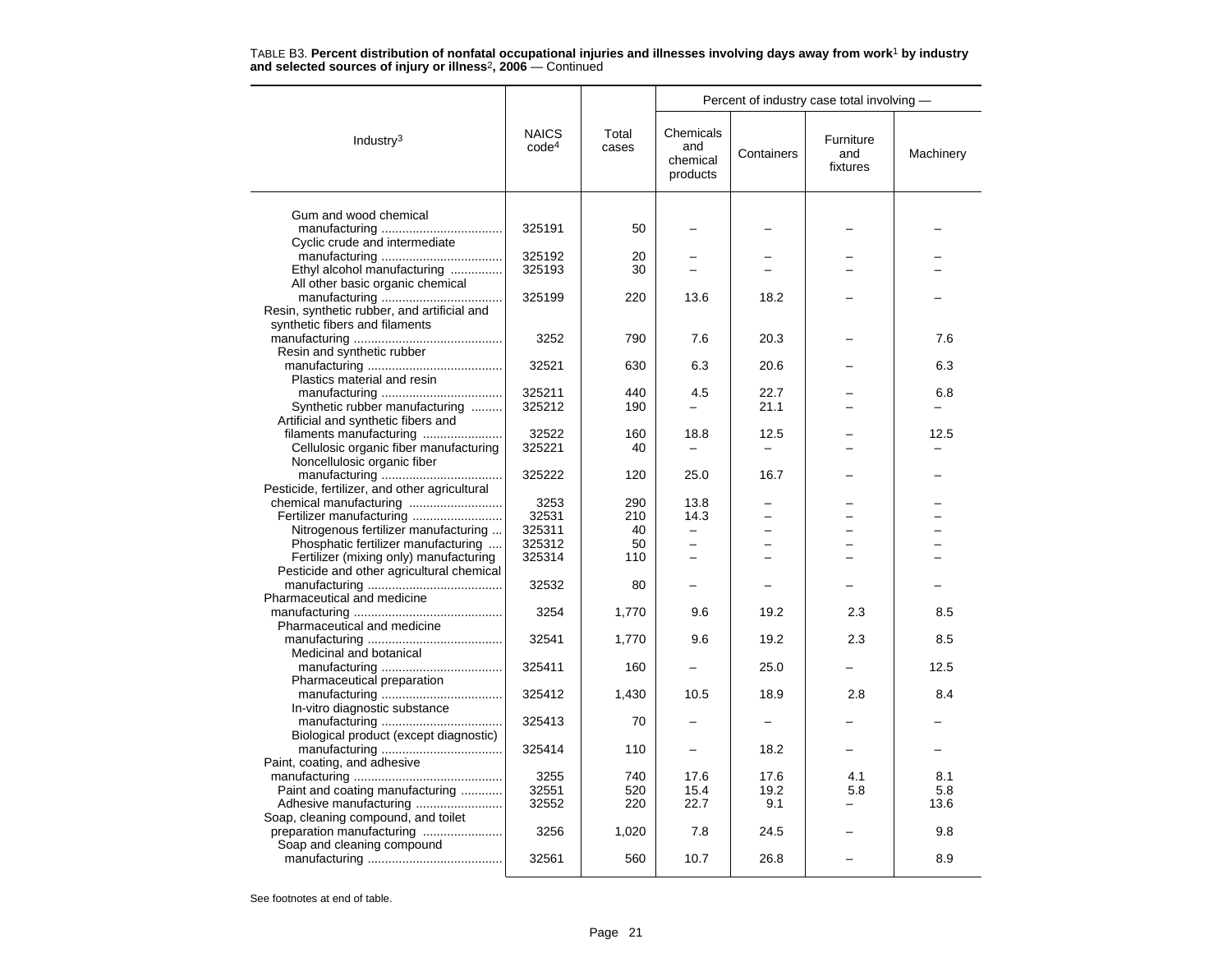TABLE B3. **Percent distribution of nonfatal occupational injuries and illnesses involving days away from work[1] by industry and selected sources of injury or illness[2], 2006** — Continued

| Industry[3] | NAICS code[4] | Total cases | Percent of industry case total involving — Chemicals and chemical products | Containers | Furniture and fixtures | Machinery |
|---|---|---|---|---|---|---|
| Gum and wood chemical manufacturing | 325191 | 50 | – | – | – | – |
| Cyclic crude and intermediate manufacturing | 325192 | 20 | – | – | – | – |
| Ethyl alcohol manufacturing | 325193 | 30 | – | – | – | – |
| All other basic organic chemical manufacturing | 325199 | 220 | 13.6 | 18.2 | – | – |
| Resin, synthetic rubber, and artificial and synthetic fibers and filaments manufacturing | 3252 | 790 | 7.6 | 20.3 | – | 7.6 |
| Resin and synthetic rubber manufacturing | 32521 | 630 | 6.3 | 20.6 | – | 6.3 |
| Plastics material and resin manufacturing | 325211 | 440 | 4.5 | 22.7 | – | 6.8 |
| Synthetic rubber manufacturing | 325212 | 190 | – | 21.1 | – | – |
| Artificial and synthetic fibers and filaments manufacturing | 32522 | 160 | 18.8 | 12.5 | – | 12.5 |
| Cellulosic organic fiber manufacturing | 325221 | 40 | – | – | – | – |
| Noncellulosic organic fiber manufacturing | 325222 | 120 | 25.0 | 16.7 | – | – |
| Pesticide, fertilizer, and other agricultural chemical manufacturing | 3253 | 290 | 13.8 | – | – | – |
| Fertilizer manufacturing | 32531 | 210 | 14.3 | – | – | – |
| Nitrogenous fertilizer manufacturing | 325311 | 40 | – | – | – | – |
| Phosphatic fertilizer manufacturing | 325312 | 50 | – | – | – | – |
| Fertilizer (mixing only) manufacturing | 325314 | 110 | – | – | – | – |
| Pesticide and other agricultural chemical manufacturing | 32532 | 80 | – | – | – | – |
| Pharmaceutical and medicine manufacturing | 3254 | 1,770 | 9.6 | 19.2 | 2.3 | 8.5 |
| Pharmaceutical and medicine manufacturing | 32541 | 1,770 | 9.6 | 19.2 | 2.3 | 8.5 |
| Medicinal and botanical manufacturing | 325411 | 160 | – | 25.0 | – | 12.5 |
| Pharmaceutical preparation manufacturing | 325412 | 1,430 | 10.5 | 18.9 | 2.8 | 8.4 |
| In-vitro diagnostic substance manufacturing | 325413 | 70 | – | – | – | – |
| Biological product (except diagnostic) manufacturing | 325414 | 110 | – | 18.2 | – | – |
| Paint, coating, and adhesive manufacturing | 3255 | 740 | 17.6 | 17.6 | 4.1 | 8.1 |
| Paint and coating manufacturing | 32551 | 520 | 15.4 | 19.2 | 5.8 | 5.8 |
| Adhesive manufacturing | 32552 | 220 | 22.7 | 9.1 | – | 13.6 |
| Soap, cleaning compound, and toilet preparation manufacturing | 3256 | 1,020 | 7.8 | 24.5 | – | 9.8 |
| Soap and cleaning compound manufacturing | 32561 | 560 | 10.7 | 26.8 | – | 8.9 |

See footnotes at end of table.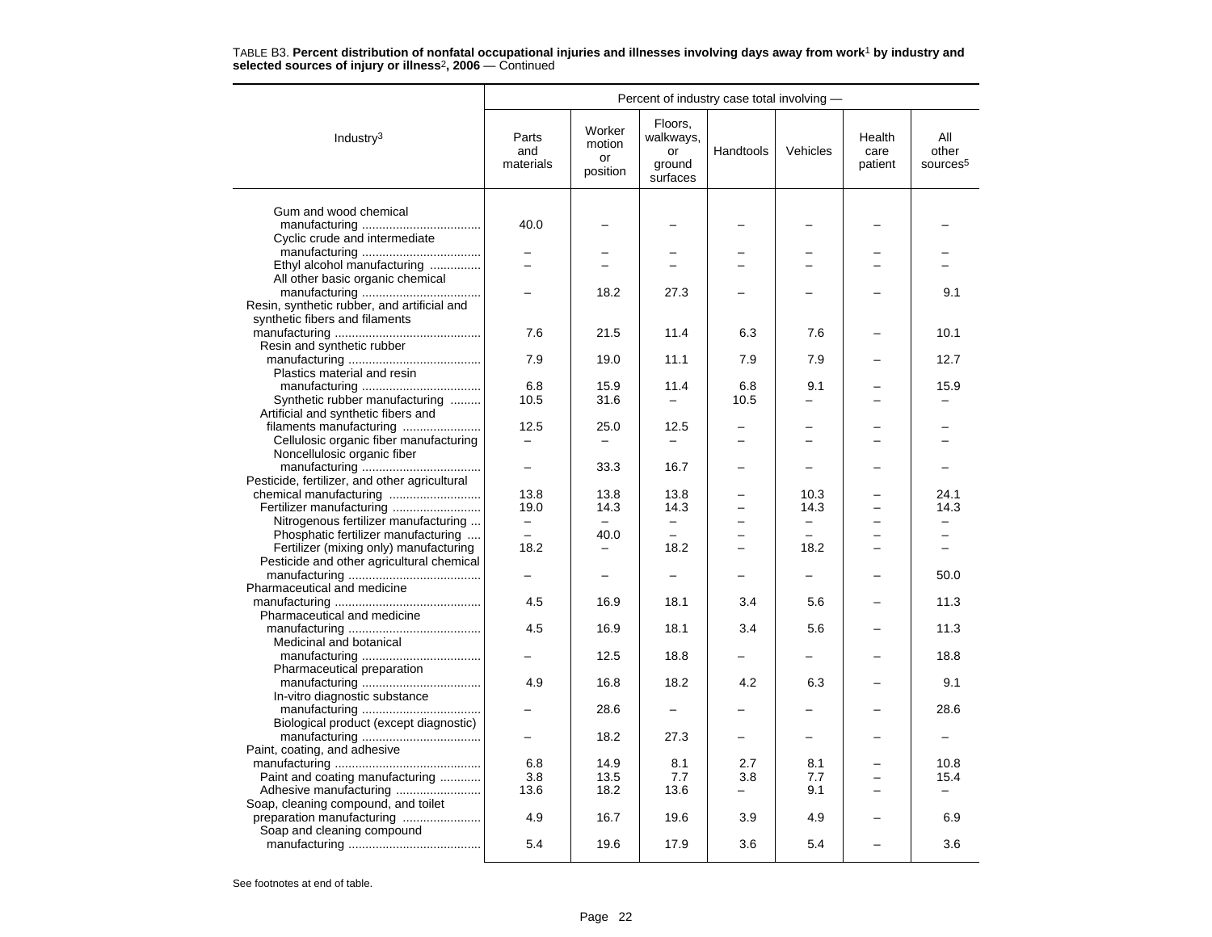TABLE B3. **Percent distribution of nonfatal occupational injuries and illnesses involving days away from work[1] by industry and selected sources of injury or illness[2], 2006** — Continued

| Industry[3] | Percent of industry case total involving — | | | | | | |
|---|---|---|---|---|---|---|---|
| | Parts and materials | Worker motion or position | Floors, walkways, or ground surfaces | Handtools | Vehicles | Health care patient | All other sources[5] |
| Gum and wood chemical manufacturing | 40.0 | – | – | – | – | – | – |
| Cyclic crude and intermediate manufacturing | – | – | – | – | – | – | – |
| Ethyl alcohol manufacturing | – | – | – | – | – | – | – |
| All other basic organic chemical manufacturing | – | 18.2 | 27.3 | – | – | – | 9.1 |
| Resin, synthetic rubber, and artificial and synthetic fibers and filaments manufacturing | 7.6 | 21.5 | 11.4 | 6.3 | 7.6 | – | 10.1 |
| Resin and synthetic rubber manufacturing | 7.9 | 19.0 | 11.1 | 7.9 | 7.9 | – | 12.7 |
| Plastics material and resin manufacturing | 6.8 | 15.9 | 11.4 | 6.8 | 9.1 | – | 15.9 |
| Synthetic rubber manufacturing | 10.5 | 31.6 | – | 10.5 | – | – | – |
| Artificial and synthetic fibers and filaments manufacturing | 12.5 | 25.0 | 12.5 | – | – | – | – |
| Cellulosic organic fiber manufacturing | – | – | – | – | – | – | – |
| Noncellulosic organic fiber manufacturing | – | 33.3 | 16.7 | – | – | – | – |
| Pesticide, fertilizer, and other agricultural chemical manufacturing | 13.8 | 13.8 | 13.8 | – | 10.3 | – | 24.1 |
| Fertilizer manufacturing | 19.0 | 14.3 | 14.3 | – | 14.3 | – | 14.3 |
| Nitrogenous fertilizer manufacturing | – | – | – | – | – | – | – |
| Phosphatic fertilizer manufacturing | – | 40.0 | – | – | – | – | – |
| Fertilizer (mixing only) manufacturing | 18.2 | – | 18.2 | – | 18.2 | – | – |
| Pesticide and other agricultural chemical manufacturing | – | – | – | – | – | – | 50.0 |
| Pharmaceutical and medicine manufacturing | 4.5 | 16.9 | 18.1 | 3.4 | 5.6 | – | 11.3 |
| Pharmaceutical and medicine manufacturing | 4.5 | 16.9 | 18.1 | 3.4 | 5.6 | – | 11.3 |
| Medicinal and botanical manufacturing | – | 12.5 | 18.8 | – | – | – | 18.8 |
| Pharmaceutical preparation manufacturing | 4.9 | 16.8 | 18.2 | 4.2 | 6.3 | – | 9.1 |
| In-vitro diagnostic substance manufacturing | – | 28.6 | – | – | – | – | 28.6 |
| Biological product (except diagnostic) manufacturing | – | 18.2 | 27.3 | – | – | – | – |
| Paint, coating, and adhesive manufacturing | 6.8 | 14.9 | 8.1 | 2.7 | 8.1 | – | 10.8 |
| Paint and coating manufacturing | 3.8 | 13.5 | 7.7 | 3.8 | 7.7 | – | 15.4 |
| Adhesive manufacturing | 13.6 | 18.2 | 13.6 | – | 9.1 | – | – |
| Soap, cleaning compound, and toilet preparation manufacturing | 4.9 | 16.7 | 19.6 | 3.9 | 4.9 | – | 6.9 |
| Soap and cleaning compound manufacturing | 5.4 | 19.6 | 17.9 | 3.6 | 5.4 | – | 3.6 |

See footnotes at end of table.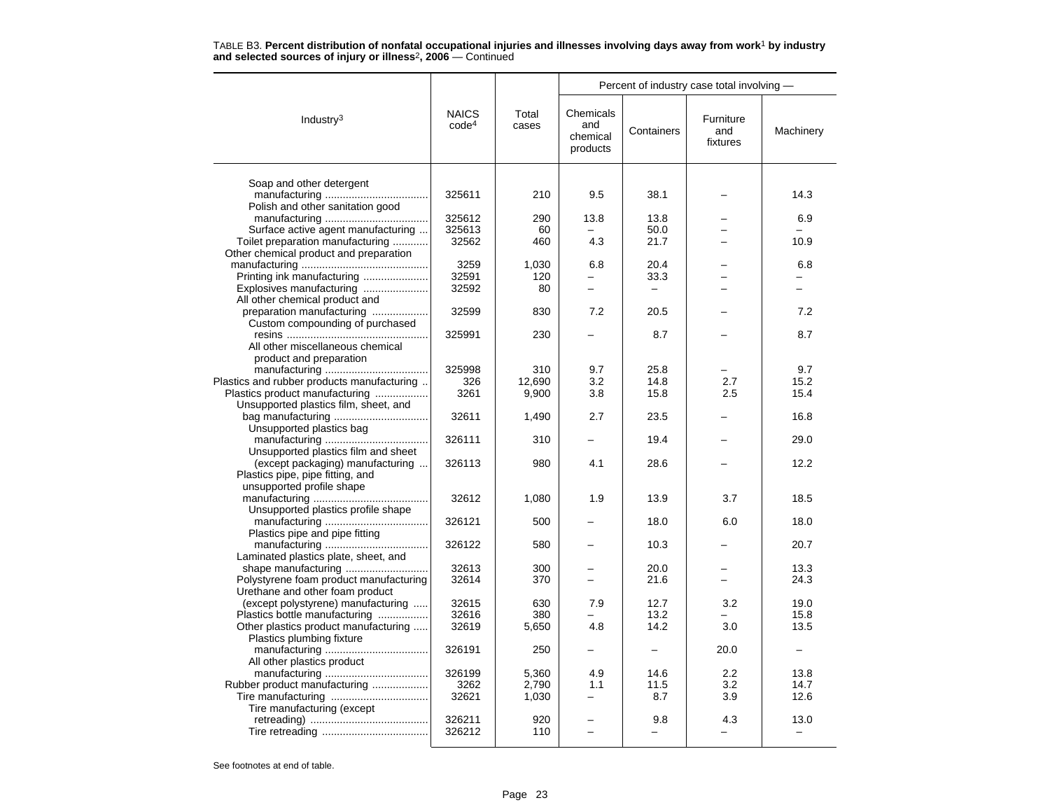TABLE B3. **Percent distribution of nonfatal occupational injuries and illnesses involving days away from work[1] by industry and selected sources of injury or illness[2], 2006** — Continued

| Industry[3] | NAICS code[4] | Total cases | Percent of industry case total involving — Chemicals and chemical products | Containers | Furniture and fixtures | Machinery |
|---|---|---|---|---|---|---|
| Soap and other detergent manufacturing | 325611 | 210 | 9.5 | 38.1 | – | 14.3 |
| Polish and other sanitation good manufacturing | 325612 | 290 | 13.8 | 13.8 | – | 6.9 |
| Surface active agent manufacturing | 325613 | 60 | – | 50.0 | – | – |
| Toilet preparation manufacturing | 32562 | 460 | 4.3 | 21.7 | – | 10.9 |
| Other chemical product and preparation manufacturing | 3259 | 1,030 | 6.8 | 20.4 | – | 6.8 |
| Printing ink manufacturing | 32591 | 120 | – | 33.3 | – | – |
| Explosives manufacturing | 32592 | 80 | – | – | – | – |
| All other chemical product and preparation manufacturing | 32599 | 830 | 7.2 | 20.5 | – | 7.2 |
| Custom compounding of purchased resins | 325991 | 230 | – | 8.7 | – | 8.7 |
| All other miscellaneous chemical product and preparation manufacturing | 325998 | 310 | 9.7 | 25.8 | – | 9.7 |
| Plastics and rubber products manufacturing | 326 | 12,690 | 3.2 | 14.8 | 2.7 | 15.2 |
| Plastics product manufacturing | 3261 | 9,900 | 3.8 | 15.8 | 2.5 | 15.4 |
| Unsupported plastics film, sheet, and bag manufacturing | 32611 | 1,490 | 2.7 | 23.5 | – | 16.8 |
| Unsupported plastics bag manufacturing | 326111 | 310 | – | 19.4 | – | 29.0 |
| Unsupported plastics film and sheet (except packaging) manufacturing | 326113 | 980 | 4.1 | 28.6 | – | 12.2 |
| Plastics pipe, pipe fitting, and unsupported profile shape manufacturing | 32612 | 1,080 | 1.9 | 13.9 | 3.7 | 18.5 |
| Unsupported plastics profile shape manufacturing | 326121 | 500 | – | 18.0 | 6.0 | 18.0 |
| Plastics pipe and pipe fitting manufacturing | 326122 | 580 | – | 10.3 | – | 20.7 |
| Laminated plastics plate, sheet, and shape manufacturing | 32613 | 300 | – | 20.0 | – | 13.3 |
| Polystyrene foam product manufacturing | 32614 | 370 | – | 21.6 | – | 24.3 |
| Urethane and other foam product (except polystyrene) manufacturing | 32615 | 630 | 7.9 | 12.7 | 3.2 | 19.0 |
| Plastics bottle manufacturing | 32616 | 380 | – | 13.2 | – | 15.8 |
| Other plastics product manufacturing | 32619 | 5,650 | 4.8 | 14.2 | 3.0 | 13.5 |
| Plastics plumbing fixture manufacturing | 326191 | 250 | – | – | 20.0 | – |
| All other plastics product manufacturing | 326199 | 5,360 | 4.9 | 14.6 | 2.2 | 13.8 |
| Rubber product manufacturing | 3262 | 2,790 | 1.1 | 11.5 | 3.2 | 14.7 |
| Tire manufacturing | 32621 | 1,030 | – | 8.7 | 3.9 | 12.6 |
| Tire manufacturing (except retreading) | 326211 | 920 | – | 9.8 | 4.3 | 13.0 |
| Tire retreading | 326212 | 110 | – | – | – | – |

See footnotes at end of table.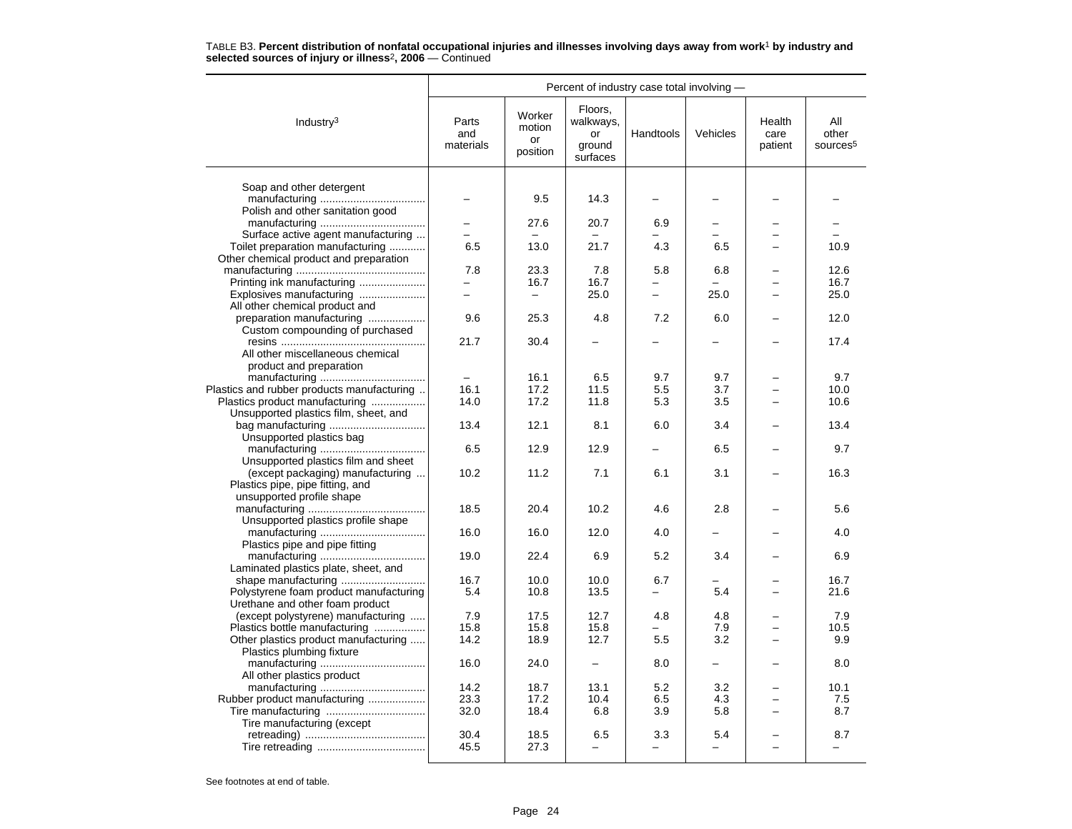TABLE B3. **Percent distribution of nonfatal occupational injuries and illnesses involving days away from work[1] by industry and selected sources of injury or illness[2], 2006** — Continued

| Industry[3] | Percent of industry case total involving — | | | | | | |
|---|---|---|---|---|---|---|---|
| | Parts and materials | Worker motion or position | Floors, walkways, or ground surfaces | Handtools | Vehicles | Health care patient | All other sources[5] |
| Soap and other detergent manufacturing | – | 9.5 | 14.3 | – | – | – | – |
| Polish and other sanitation good manufacturing | – | 27.6 | 20.7 | 6.9 | – | – | – |
| Surface active agent manufacturing | – | – | – | – | – | – | – |
| Toilet preparation manufacturing | 6.5 | 13.0 | 21.7 | 4.3 | 6.5 | – | 10.9 |
| Other chemical product and preparation manufacturing | 7.8 | 23.3 | 7.8 | 5.8 | 6.8 | – | 12.6 |
| Printing ink manufacturing | – | 16.7 | 16.7 | – | – | – | 16.7 |
| Explosives manufacturing | – | – | 25.0 | – | 25.0 | – | 25.0 |
| All other chemical product and preparation manufacturing | 9.6 | 25.3 | 4.8 | 7.2 | 6.0 | – | 12.0 |
| Custom compounding of purchased resins | 21.7 | 30.4 | – | – | – | – | 17.4 |
| All other miscellaneous chemical product and preparation manufacturing | – | 16.1 | 6.5 | 9.7 | 9.7 | – | 9.7 |
| Plastics and rubber products manufacturing | 16.1 | 17.2 | 11.5 | 5.5 | 3.7 | – | 10.0 |
| Plastics product manufacturing | 14.0 | 17.2 | 11.8 | 5.3 | 3.5 | – | 10.6 |
| Unsupported plastics film, sheet, and bag manufacturing | 13.4 | 12.1 | 8.1 | 6.0 | 3.4 | – | 13.4 |
| Unsupported plastics bag manufacturing | 6.5 | 12.9 | 12.9 | – | 6.5 | – | 9.7 |
| Unsupported plastics film and sheet (except packaging) manufacturing | 10.2 | 11.2 | 7.1 | 6.1 | 3.1 | – | 16.3 |
| Plastics pipe, pipe fitting, and unsupported profile shape manufacturing | 18.5 | 20.4 | 10.2 | 4.6 | 2.8 | – | 5.6 |
| Unsupported plastics profile shape manufacturing | 16.0 | 16.0 | 12.0 | 4.0 | – | – | 4.0 |
| Plastics pipe and pipe fitting manufacturing | 19.0 | 22.4 | 6.9 | 5.2 | 3.4 | – | 6.9 |
| Laminated plastics plate, sheet, and shape manufacturing | 16.7 | 10.0 | 10.0 | 6.7 | – | – | 16.7 |
| Polystyrene foam product manufacturing | 5.4 | 10.8 | 13.5 | – | 5.4 | – | 21.6 |
| Urethane and other foam product (except polystyrene) manufacturing | 7.9 | 17.5 | 12.7 | 4.8 | 4.8 | – | 7.9 |
| Plastics bottle manufacturing | 15.8 | 15.8 | 15.8 | – | 7.9 | – | 10.5 |
| Other plastics product manufacturing | 14.2 | 18.9 | 12.7 | 5.5 | 3.2 | – | 9.9 |
| Plastics plumbing fixture manufacturing | 16.0 | 24.0 | – | 8.0 | – | – | 8.0 |
| All other plastics product manufacturing | 14.2 | 18.7 | 13.1 | 5.2 | 3.2 | – | 10.1 |
| Rubber product manufacturing | 23.3 | 17.2 | 10.4 | 6.5 | 4.3 | – | 7.5 |
| Tire manufacturing | 32.0 | 18.4 | 6.8 | 3.9 | 5.8 | – | 8.7 |
| Tire manufacturing (except retreading) | 30.4 | 18.5 | 6.5 | 3.3 | 5.4 | – | 8.7 |
| Tire retreading | 45.5 | 27.3 | – | – | – | – | – |

See footnotes at end of table.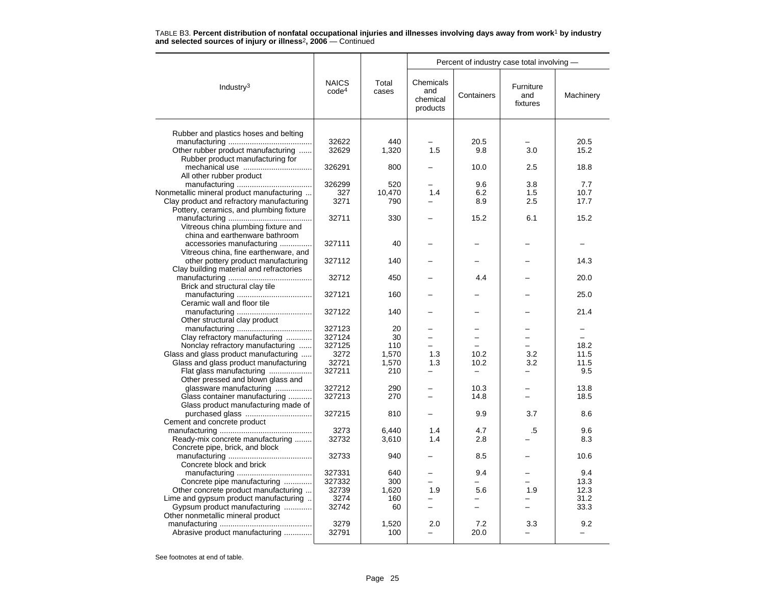TABLE B3. **Percent distribution of nonfatal occupational injuries and illnesses involving days away from work[1] by industry and selected sources of injury or illness[2], 2006** — Continued

| Industry[3] | NAICS code[4] | Total cases | Percent of industry case total involving — Chemicals and chemical products | Containers | Furniture and fixtures | Machinery |
|---|---|---|---|---|---|---|
| Rubber and plastics hoses and belting manufacturing | 32622 | 440 | – | 20.5 | – | 20.5 |
| Other rubber product manufacturing | 32629 | 1,320 | 1.5 | 9.8 | 3.0 | 15.2 |
| Rubber product manufacturing for mechanical use | 326291 | 800 | – | 10.0 | 2.5 | 18.8 |
| All other rubber product manufacturing | 326299 | 520 | – | 9.6 | 3.8 | 7.7 |
| Nonmetallic mineral product manufacturing | 327 | 10,470 | 1.4 | 6.2 | 1.5 | 10.7 |
| Clay product and refractory manufacturing | 3271 | 790 | – | 8.9 | 2.5 | 17.7 |
| Pottery, ceramics, and plumbing fixture manufacturing | 32711 | 330 | – | 15.2 | 6.1 | 15.2 |
| Vitreous china plumbing fixture and china and earthenware bathroom accessories manufacturing | 327111 | 40 | – | – | – | – |
| Vitreous china, fine earthenware, and other pottery product manufacturing | 327112 | 140 | – | – | – | 14.3 |
| Clay building material and refractories manufacturing | 32712 | 450 | – | 4.4 | – | 20.0 |
| Brick and structural clay tile manufacturing | 327121 | 160 | – | – | – | 25.0 |
| Ceramic wall and floor tile manufacturing | 327122 | 140 | – | – | – | 21.4 |
| Other structural clay product manufacturing | 327123 | 20 | – | – | – | – |
| Clay refractory manufacturing | 327124 | 30 | – | – | – | – |
| Nonclay refractory manufacturing | 327125 | 110 | – | – | – | 18.2 |
| Glass and glass product manufacturing | 3272 | 1,570 | 1.3 | 10.2 | 3.2 | 11.5 |
| Glass and glass product manufacturing | 32721 | 1,570 | 1.3 | 10.2 | 3.2 | 11.5 |
| Flat glass manufacturing | 327211 | 210 | – | – | – | 9.5 |
| Other pressed and blown glass and glassware manufacturing | 327212 | 290 | – | 10.3 | – | 13.8 |
| Glass container manufacturing | 327213 | 270 | – | 14.8 | – | 18.5 |
| Glass product manufacturing made of purchased glass | 327215 | 810 | – | 9.9 | 3.7 | 8.6 |
| Cement and concrete product manufacturing | 3273 | 6,440 | 1.4 | 4.7 | .5 | 9.6 |
| Ready-mix concrete manufacturing | 32732 | 3,610 | 1.4 | 2.8 | – | 8.3 |
| Concrete pipe, brick, and block manufacturing | 32733 | 940 | – | 8.5 | – | 10.6 |
| Concrete block and brick manufacturing | 327331 | 640 | – | 9.4 | – | 9.4 |
| Concrete pipe manufacturing | 327332 | 300 | – | – | – | 13.3 |
| Other concrete product manufacturing | 32739 | 1,620 | 1.9 | 5.6 | 1.9 | 12.3 |
| Lime and gypsum product manufacturing | 3274 | 160 | – | – | – | 31.2 |
| Gypsum product manufacturing | 32742 | 60 | – | – | – | 33.3 |
| Other nonmetallic mineral product manufacturing | 3279 | 1,520 | 2.0 | 7.2 | 3.3 | 9.2 |
| Abrasive product manufacturing | 32791 | 100 | – | 20.0 | – | – |

See footnotes at end of table.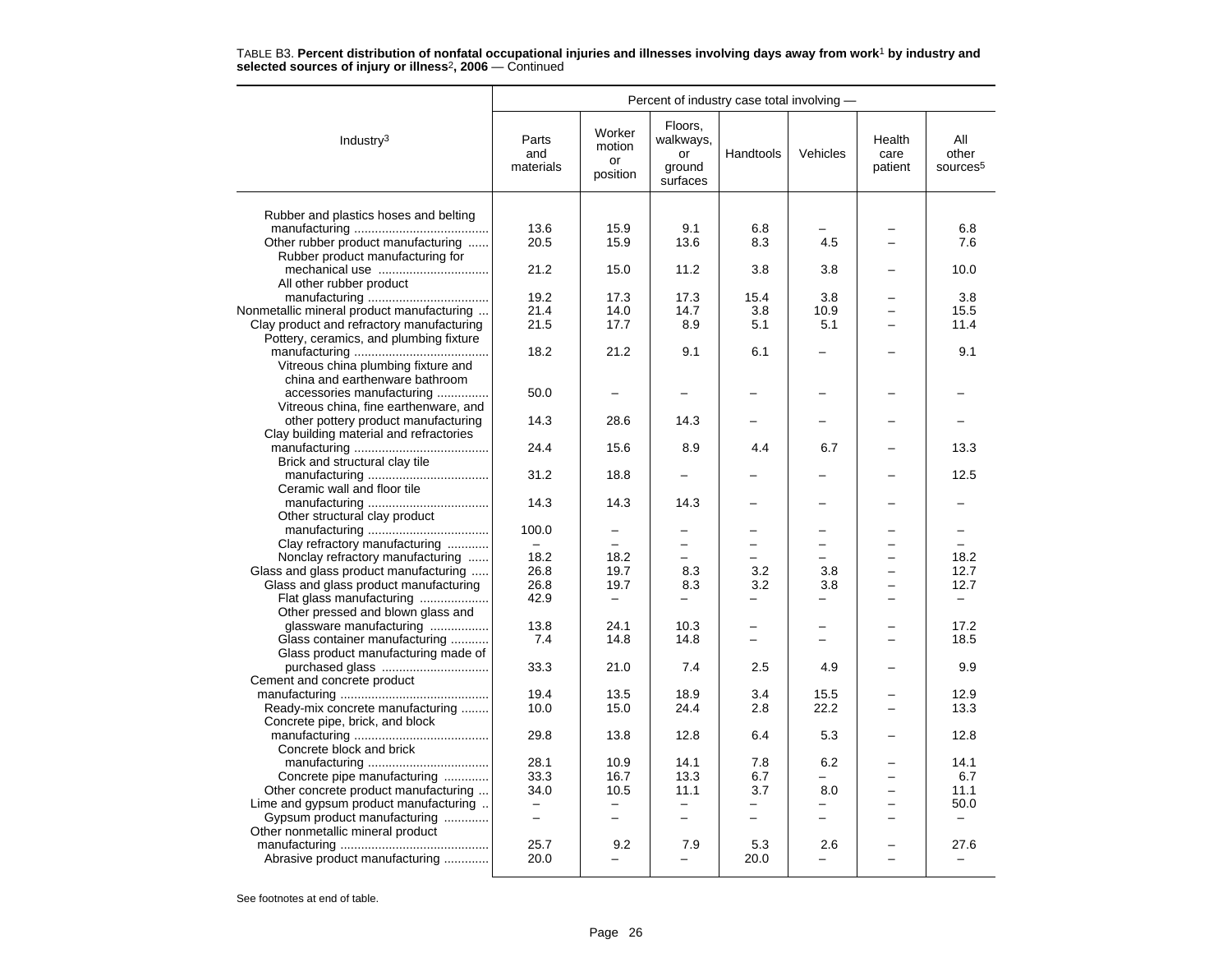TABLE B3. **Percent distribution of nonfatal occupational injuries and illnesses involving days away from work[1] by industry and selected sources of injury or illness[2], 2006** — Continued

| Industry[3] | Percent of industry case total involving — | | | | | | |
|---|---|---|---|---|---|---|---|
| | Parts and materials | Worker motion or position | Floors, walkways, or ground surfaces | Handtools | Vehicles | Health care patient | All other sources[5] |
| Rubber and plastics hoses and belting manufacturing | 13.6 | 15.9 | 9.1 | 6.8 | – | – | 6.8 |
| Other rubber product manufacturing | 20.5 | 15.9 | 13.6 | 8.3 | 4.5 | – | 7.6 |
| Rubber product manufacturing for mechanical use | 21.2 | 15.0 | 11.2 | 3.8 | 3.8 | – | 10.0 |
| All other rubber product manufacturing | 19.2 | 17.3 | 17.3 | 15.4 | 3.8 | – | 3.8 |
| Nonmetallic mineral product manufacturing | 21.4 | 14.0 | 14.7 | 3.8 | 10.9 | – | 15.5 |
| Clay product and refractory manufacturing | 21.5 | 17.7 | 8.9 | 5.1 | 5.1 | – | 11.4 |
| Pottery, ceramics, and plumbing fixture manufacturing | 18.2 | 21.2 | 9.1 | 6.1 | – | – | 9.1 |
| Vitreous china plumbing fixture and china and earthenware bathroom accessories manufacturing | 50.0 | – | – | – | – | – | – |
| Vitreous china, fine earthenware, and other pottery product manufacturing | 14.3 | 28.6 | 14.3 | – | – | – | – |
| Clay building material and refractories manufacturing | 24.4 | 15.6 | 8.9 | 4.4 | 6.7 | – | 13.3 |
| Brick and structural clay tile manufacturing | 31.2 | 18.8 | – | – | – | – | 12.5 |
| Ceramic wall and floor tile manufacturing | 14.3 | 14.3 | 14.3 | – | – | – | – |
| Other structural clay product manufacturing | 100.0 | – | – | – | – | – | – |
| Clay refractory manufacturing | – | – | – | – | – | – | – |
| Nonclay refractory manufacturing | 18.2 | 18.2 | – | – | – | – | 18.2 |
| Glass and glass product manufacturing | 26.8 | 19.7 | 8.3 | 3.2 | 3.8 | – | 12.7 |
| Glass and glass product manufacturing | 26.8 | 19.7 | 8.3 | 3.2 | 3.8 | – | 12.7 |
| Flat glass manufacturing | 42.9 | – | – | – | – | – | – |
| Other pressed and blown glass and glassware manufacturing | 13.8 | 24.1 | 10.3 | – | – | – | 17.2 |
| Glass container manufacturing | 7.4 | 14.8 | 14.8 | – | – | – | 18.5 |
| Glass product manufacturing made of purchased glass | 33.3 | 21.0 | 7.4 | 2.5 | 4.9 | – | 9.9 |
| Cement and concrete product manufacturing | 19.4 | 13.5 | 18.9 | 3.4 | 15.5 | – | 12.9 |
| Ready-mix concrete manufacturing | 10.0 | 15.0 | 24.4 | 2.8 | 22.2 | – | 13.3 |
| Concrete pipe, brick, and block manufacturing | 29.8 | 13.8 | 12.8 | 6.4 | 5.3 | – | 12.8 |
| Concrete block and brick manufacturing | 28.1 | 10.9 | 14.1 | 7.8 | 6.2 | – | 14.1 |
| Concrete pipe manufacturing | 33.3 | 16.7 | 13.3 | 6.7 | – | – | 6.7 |
| Other concrete product manufacturing | 34.0 | 10.5 | 11.1 | 3.7 | 8.0 | – | 11.1 |
| Lime and gypsum product manufacturing | – | – | – | – | – | – | 50.0 |
| Gypsum product manufacturing | – | – | – | – | – | – | – |
| Other nonmetallic mineral product manufacturing | 25.7 | 9.2 | 7.9 | 5.3 | 2.6 | – | 27.6 |
| Abrasive product manufacturing | 20.0 | – | – | 20.0 | – | – | – |

See footnotes at end of table.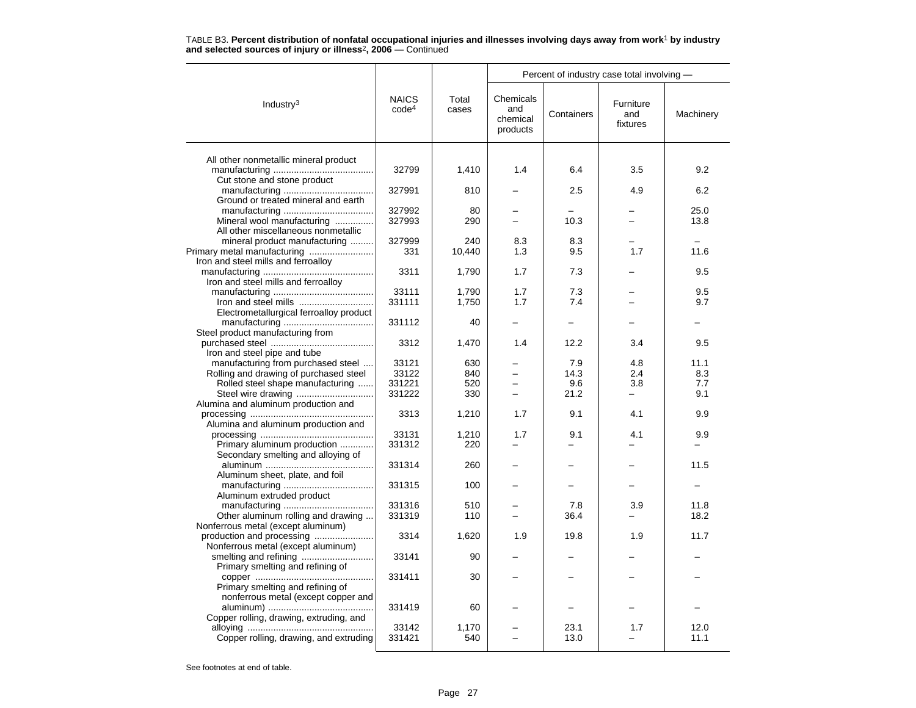TABLE B3. **Percent distribution of nonfatal occupational injuries and illnesses involving days away from work[1] by industry and selected sources of injury or illness[2], 2006** — Continued

| Industry[3] | NAICS code[4] | Total cases | Percent of industry case total involving — Chemicals and chemical products | Containers | Furniture and fixtures | Machinery |
|---|---|---|---|---|---|---|
| All other nonmetallic mineral product manufacturing | 32799 | 1,410 | 1.4 | 6.4 | 3.5 | 9.2 |
| Cut stone and stone product manufacturing | 327991 | 810 | – | 2.5 | 4.9 | 6.2 |
| Ground or treated mineral and earth manufacturing | 327992 | 80 | – | – | – | 25.0 |
| Mineral wool manufacturing | 327993 | 290 | – | 10.3 | – | 13.8 |
| All other miscellaneous nonmetallic mineral product manufacturing | 327999 | 240 | 8.3 | 8.3 | – | – |
| Primary metal manufacturing | 331 | 10,440 | 1.3 | 9.5 | 1.7 | 11.6 |
| Iron and steel mills and ferroalloy manufacturing | 3311 | 1,790 | 1.7 | 7.3 | – | 9.5 |
| Iron and steel mills and ferroalloy manufacturing | 33111 | 1,790 | 1.7 | 7.3 | – | 9.5 |
| Iron and steel mills | 331111 | 1,750 | 1.7 | 7.4 | – | 9.7 |
| Electrometallurgical ferroalloy product manufacturing | 331112 | 40 | – | – | – | – |
| Steel product manufacturing from purchased steel | 3312 | 1,470 | 1.4 | 12.2 | 3.4 | 9.5 |
| Iron and steel pipe and tube manufacturing from purchased steel | 33121 | 630 | – | 7.9 | 4.8 | 11.1 |
| Rolling and drawing of purchased steel | 33122 | 840 | – | 14.3 | 2.4 | 8.3 |
| Rolled steel shape manufacturing | 331221 | 520 | – | 9.6 | 3.8 | 7.7 |
| Steel wire drawing | 331222 | 330 | – | 21.2 | – | 9.1 |
| Alumina and aluminum production and processing | 3313 | 1,210 | 1.7 | 9.1 | 4.1 | 9.9 |
| Alumina and aluminum production and processing | 33131 | 1,210 | 1.7 | 9.1 | 4.1 | 9.9 |
| Primary aluminum production | 331312 | 220 | – | – | – | – |
| Secondary smelting and alloying of aluminum | 331314 | 260 | – | – | – | 11.5 |
| Aluminum sheet, plate, and foil manufacturing | 331315 | 100 | – | – | – | – |
| Aluminum extruded product manufacturing | 331316 | 510 | – | 7.8 | 3.9 | 11.8 |
| Other aluminum rolling and drawing | 331319 | 110 | – | 36.4 | – | 18.2 |
| Nonferrous metal (except aluminum) production and processing | 3314 | 1,620 | 1.9 | 19.8 | 1.9 | 11.7 |
| Nonferrous metal (except aluminum) smelting and refining | 33141 | 90 | – | – | – | – |
| Primary smelting and refining of copper | 331411 | 30 | – | – | – | – |
| Primary smelting and refining of nonferrous metal (except copper and aluminum) | 331419 | 60 | – | – | – | – |
| Copper rolling, drawing, extruding, and alloying | 33142 | 1,170 | – | 23.1 | 1.7 | 12.0 |
| Copper rolling, drawing, and extruding | 331421 | 540 | – | 13.0 | – | 11.1 |

See footnotes at end of table.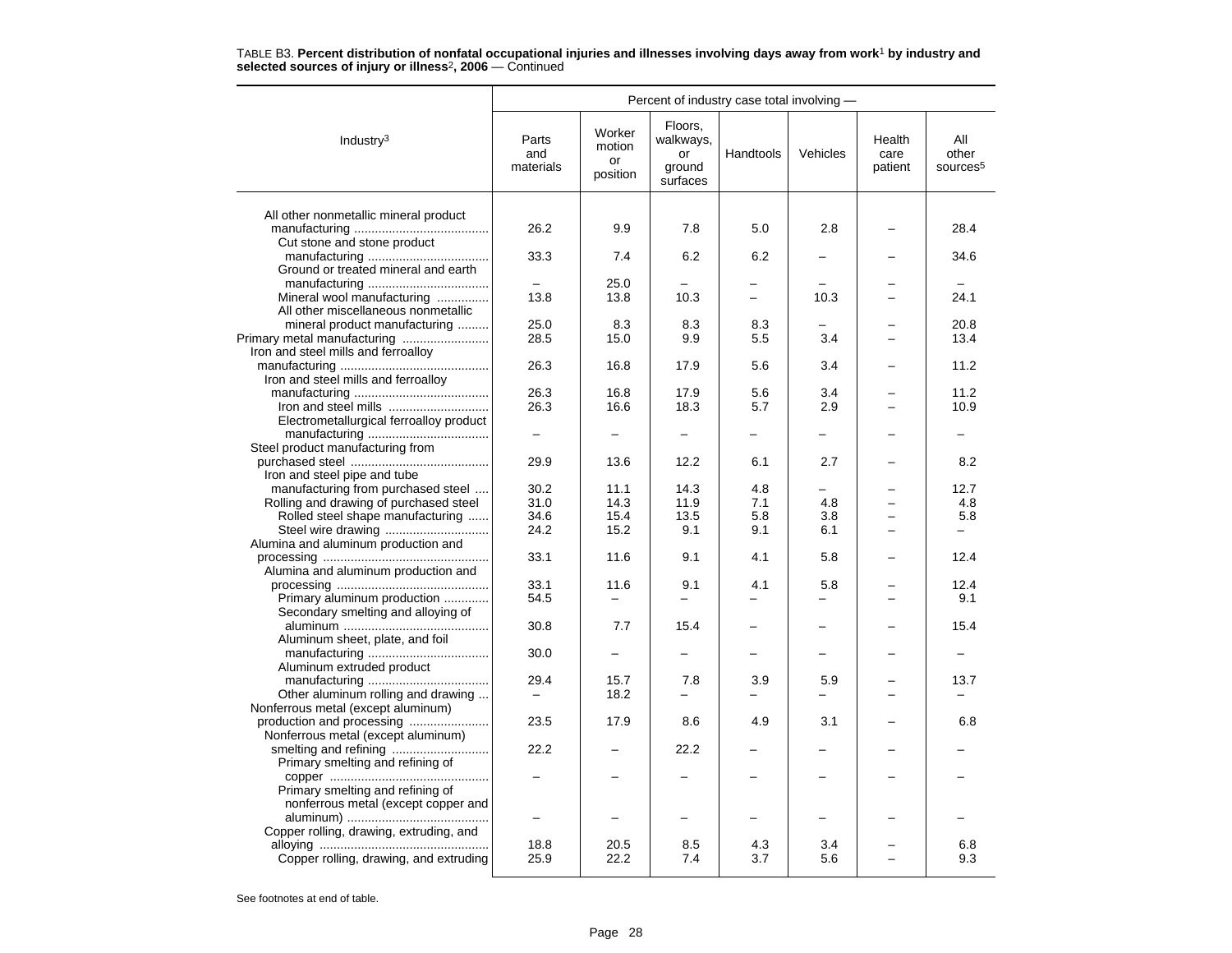TABLE B3. **Percent distribution of nonfatal occupational injuries and illnesses involving days away from work[1] by industry and selected sources of injury or illness[2], 2006** — Continued

| Industry[3] | Percent of industry case total involving — | | | | | | |
|---|---|---|---|---|---|---|---|
| | Parts and materials | Worker motion or position | Floors, walkways, or ground surfaces | Handtools | Vehicles | Health care patient | All other sources[5] |
| All other nonmetallic mineral product manufacturing | 26.2 | 9.9 | 7.8 | 5.0 | 2.8 | – | 28.4 |
| Cut stone and stone product manufacturing | 33.3 | 7.4 | 6.2 | 6.2 | – | – | 34.6 |
| Ground or treated mineral and earth manufacturing | – | 25.0 | – | – | – | – | – |
| Mineral wool manufacturing | 13.8 | 13.8 | 10.3 | – | 10.3 | – | 24.1 |
| All other miscellaneous nonmetallic mineral product manufacturing | 25.0 | 8.3 | 8.3 | 8.3 | – | – | 20.8 |
| Primary metal manufacturing | 28.5 | 15.0 | 9.9 | 5.5 | 3.4 | – | 13.4 |
| Iron and steel mills and ferroalloy manufacturing | 26.3 | 16.8 | 17.9 | 5.6 | 3.4 | – | 11.2 |
| Iron and steel mills and ferroalloy manufacturing | 26.3 | 16.8 | 17.9 | 5.6 | 3.4 | – | 11.2 |
| Iron and steel mills | 26.3 | 16.6 | 18.3 | 5.7 | 2.9 | – | 10.9 |
| Electrometallurgical ferroalloy product manufacturing | – | – | – | – | – | – | – |
| Steel product manufacturing from purchased steel | 29.9 | 13.6 | 12.2 | 6.1 | 2.7 | – | 8.2 |
| Iron and steel pipe and tube manufacturing from purchased steel | 30.2 | 11.1 | 14.3 | 4.8 | – | – | 12.7 |
| Rolling and drawing of purchased steel | 31.0 | 14.3 | 11.9 | 7.1 | 4.8 | – | 4.8 |
| Rolled steel shape manufacturing | 34.6 | 15.4 | 13.5 | 5.8 | 3.8 | – | 5.8 |
| Steel wire drawing | 24.2 | 15.2 | 9.1 | 9.1 | 6.1 | – | – |
| Alumina and aluminum production and processing | 33.1 | 11.6 | 9.1 | 4.1 | 5.8 | – | 12.4 |
| Alumina and aluminum production and processing | 33.1 | 11.6 | 9.1 | 4.1 | 5.8 | – | 12.4 |
| Primary aluminum production | 54.5 | – | – | – | – | – | 9.1 |
| Secondary smelting and alloying of aluminum | 30.8 | 7.7 | 15.4 | – | – | – | 15.4 |
| Aluminum sheet, plate, and foil manufacturing | 30.0 | – | – | – | – | – | – |
| Aluminum extruded product manufacturing | 29.4 | 15.7 | 7.8 | 3.9 | 5.9 | – | 13.7 |
| Other aluminum rolling and drawing | – | 18.2 | – | – | – | – | – |
| Nonferrous metal (except aluminum) production and processing | 23.5 | 17.9 | 8.6 | 4.9 | 3.1 | – | 6.8 |
| Nonferrous metal (except aluminum) smelting and refining | 22.2 | – | 22.2 | – | – | – | – |
| Primary smelting and refining of copper | – | – | – | – | – | – | – |
| Primary smelting and refining of nonferrous metal (except copper and aluminum) | – | – | – | – | – | – | – |
| Copper rolling, drawing, extruding, and alloying | 18.8 | 20.5 | 8.5 | 4.3 | 3.4 | – | 6.8 |
| Copper rolling, drawing, and extruding | 25.9 | 22.2 | 7.4 | 3.7 | 5.6 | – | 9.3 |

See footnotes at end of table.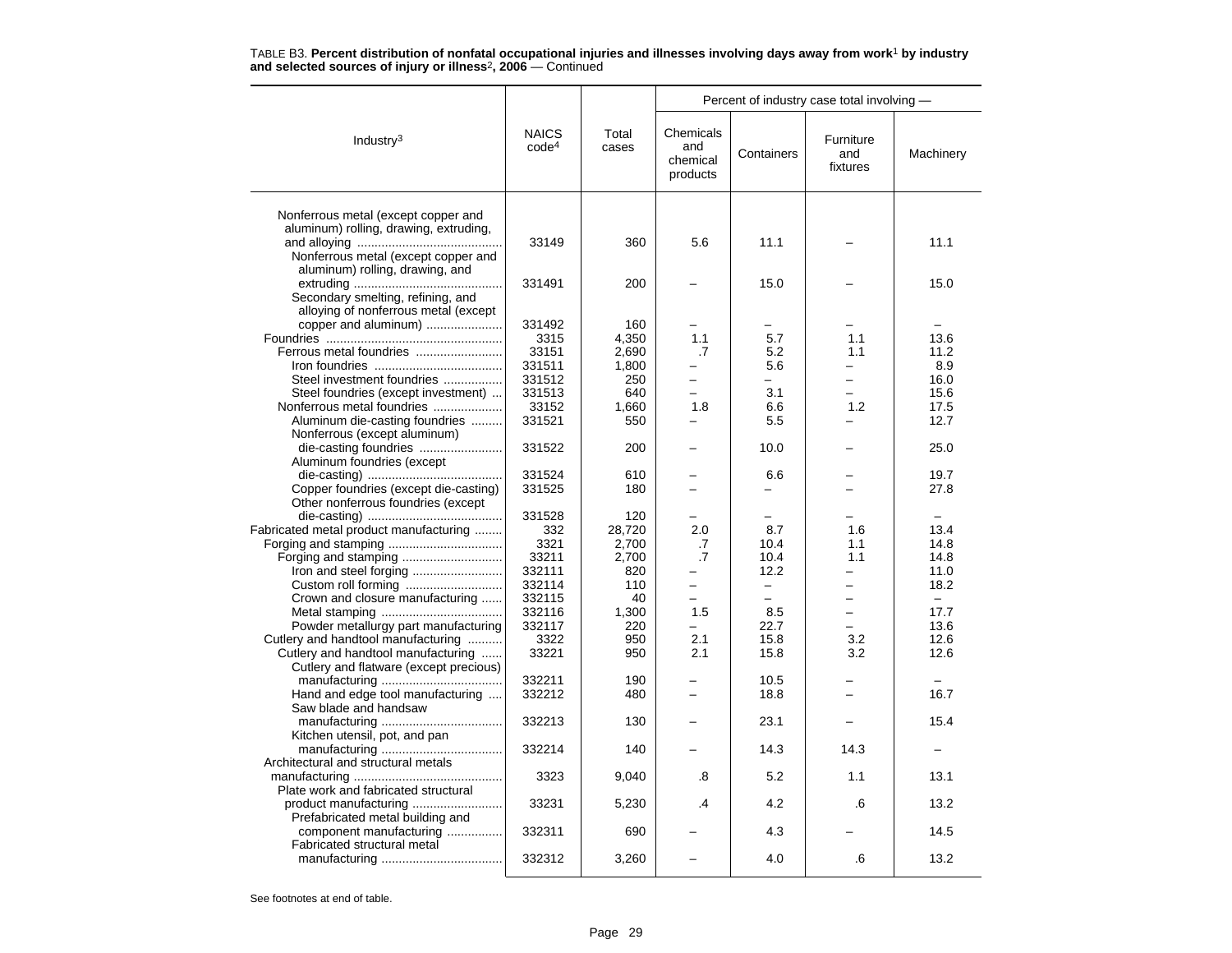TABLE B3. **Percent distribution of nonfatal occupational injuries and illnesses involving days away from work[1] by industry and selected sources of injury or illness[2], 2006** — Continued

| Industry[3] | NAICS code[4] | Total cases | Percent of industry case total involving — Chemicals and chemical products | Containers | Furniture and fixtures | Machinery |
|---|---|---|---|---|---|---|
| Nonferrous metal (except copper and aluminum) rolling, drawing, extruding, and alloying | 33149 | 360 | 5.6 | 11.1 | – | 11.1 |
| Nonferrous metal (except copper and aluminum) rolling, drawing, and extruding | 331491 | 200 | – | 15.0 | – | 15.0 |
| Secondary smelting, refining, and alloying of nonferrous metal (except copper and aluminum) | 331492 | 160 | – | – | – | – |
| Foundries | 3315 | 4,350 | 1.1 | 5.7 | 1.1 | 13.6 |
| Ferrous metal foundries | 33151 | 2,690 | .7 | 5.2 | 1.1 | 11.2 |
| Iron foundries | 331511 | 1,800 | – | 5.6 | – | 8.9 |
| Steel investment foundries | 331512 | 250 | – | – | – | 16.0 |
| Steel foundries (except investment) | 331513 | 640 | – | 3.1 | – | 15.6 |
| Nonferrous metal foundries | 33152 | 1,660 | 1.8 | 6.6 | 1.2 | 17.5 |
| Aluminum die-casting foundries | 331521 | 550 | – | 5.5 | – | 12.7 |
| Nonferrous (except aluminum) die-casting foundries | 331522 | 200 | – | 10.0 | – | 25.0 |
| Aluminum foundries (except die-casting) | 331524 | 610 | – | 6.6 | – | 19.7 |
| Copper foundries (except die-casting) | 331525 | 180 | – | – | – | 27.8 |
| Other nonferrous foundries (except die-casting) | 331528 | 120 | – | – | – | – |
| Fabricated metal product manufacturing | 332 | 28,720 | 2.0 | 8.7 | 1.6 | 13.4 |
| Forging and stamping | 3321 | 2,700 | .7 | 10.4 | 1.1 | 14.8 |
| Forging and stamping | 33211 | 2,700 | .7 | 10.4 | 1.1 | 14.8 |
| Iron and steel forging | 332111 | 820 | – | 12.2 | – | 11.0 |
| Custom roll forming | 332114 | 110 | – | – | – | 18.2 |
| Crown and closure manufacturing | 332115 | 40 | – | – | – | – |
| Metal stamping | 332116 | 1,300 | 1.5 | 8.5 | – | 17.7 |
| Powder metallurgy part manufacturing | 332117 | 220 | – | 22.7 | – | 13.6 |
| Cutlery and handtool manufacturing | 3322 | 950 | 2.1 | 15.8 | 3.2 | 12.6 |
| Cutlery and handtool manufacturing | 33221 | 950 | 2.1 | 15.8 | 3.2 | 12.6 |
| Cutlery and flatware (except precious) manufacturing | 332211 | 190 | – | 10.5 | – | – |
| Hand and edge tool manufacturing | 332212 | 480 | – | 18.8 | – | 16.7 |
| Saw blade and handsaw manufacturing | 332213 | 130 | – | 23.1 | – | 15.4 |
| Kitchen utensil, pot, and pan manufacturing | 332214 | 140 | – | 14.3 | 14.3 | – |
| Architectural and structural metals manufacturing | 3323 | 9,040 | .8 | 5.2 | 1.1 | 13.1 |
| Plate work and fabricated structural product manufacturing | 33231 | 5,230 | .4 | 4.2 | .6 | 13.2 |
| Prefabricated metal building and component manufacturing | 332311 | 690 | – | 4.3 | – | 14.5 |
| Fabricated structural metal manufacturing | 332312 | 3,260 | – | 4.0 | .6 | 13.2 |

See footnotes at end of table.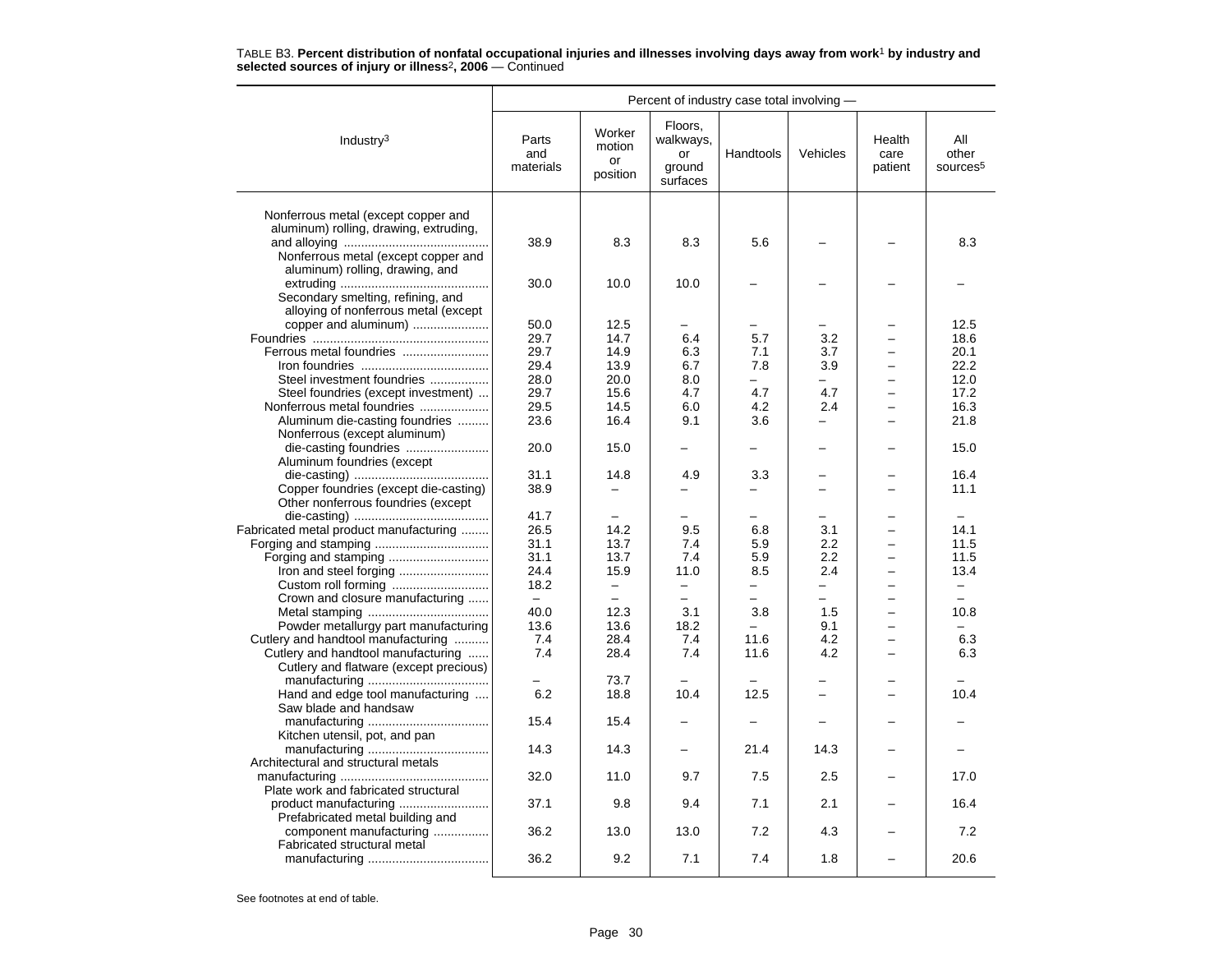TABLE B3. **Percent distribution of nonfatal occupational injuries and illnesses involving days away from work[1] by industry and selected sources of injury or illness[2], 2006** — Continued

| Industry[3] | Percent of industry case total involving — | | | | | | |
|---|---|---|---|---|---|---|---|
| | Parts and materials | Worker motion or position | Floors, walkways, or ground surfaces | Handtools | Vehicles | Health care patient | All other sources[5] |
| Nonferrous metal (except copper and aluminum) rolling, drawing, extruding, and alloying | 38.9 | 8.3 | 8.3 | 5.6 | – | – | 8.3 |
| Nonferrous metal (except copper and aluminum) rolling, drawing, and extruding | 30.0 | 10.0 | 10.0 | – | – | – | – |
| Secondary smelting, refining, and alloying of nonferrous metal (except copper and aluminum) | 50.0 | 12.5 | – | – | – | – | 12.5 |
| Foundries | 29.7 | 14.7 | 6.4 | 5.7 | 3.2 | – | 18.6 |
| Ferrous metal foundries | 29.7 | 14.9 | 6.3 | 7.1 | 3.7 | – | 20.1 |
| Iron foundries | 29.4 | 13.9 | 6.7 | 7.8 | 3.9 | – | 22.2 |
| Steel investment foundries | 28.0 | 20.0 | 8.0 | – | – | – | 12.0 |
| Steel foundries (except investment) | 29.7 | 15.6 | 4.7 | 4.7 | 4.7 | – | 17.2 |
| Nonferrous metal foundries | 29.5 | 14.5 | 6.0 | 4.2 | 2.4 | – | 16.3 |
| Aluminum die-casting foundries | 23.6 | 16.4 | 9.1 | 3.6 | – | – | 21.8 |
| Nonferrous (except aluminum) die-casting foundries | 20.0 | 15.0 | – | – | – | – | 15.0 |
| Aluminum foundries (except die-casting) | 31.1 | 14.8 | 4.9 | 3.3 | – | – | 16.4 |
| Copper foundries (except die-casting) | 38.9 | – | – | – | – | – | 11.1 |
| Other nonferrous foundries (except die-casting) | 41.7 | – | – | – | – | – | – |
| Fabricated metal product manufacturing | 26.5 | 14.2 | 9.5 | 6.8 | 3.1 | – | 14.1 |
| Forging and stamping | 31.1 | 13.7 | 7.4 | 5.9 | 2.2 | – | 11.5 |
| Forging and stamping | 31.1 | 13.7 | 7.4 | 5.9 | 2.2 | – | 11.5 |
| Iron and steel forging | 24.4 | 15.9 | 11.0 | 8.5 | 2.4 | – | 13.4 |
| Custom roll forming | 18.2 | – | – | – | – | – | – |
| Crown and closure manufacturing | – | – | – | – | – | – | – |
| Metal stamping | 40.0 | 12.3 | 3.1 | 3.8 | 1.5 | – | 10.8 |
| Powder metallurgy part manufacturing | 13.6 | 13.6 | 18.2 | – | 9.1 | – | – |
| Cutlery and handtool manufacturing | 7.4 | 28.4 | 7.4 | 11.6 | 4.2 | – | 6.3 |
| Cutlery and handtool manufacturing | 7.4 | 28.4 | 7.4 | 11.6 | 4.2 | – | 6.3 |
| Cutlery and flatware (except precious) manufacturing | – | 73.7 | – | – | – | – | – |
| Hand and edge tool manufacturing | 6.2 | 18.8 | 10.4 | 12.5 | – | – | 10.4 |
| Saw blade and handsaw manufacturing | 15.4 | 15.4 | – | – | – | – | – |
| Kitchen utensil, pot, and pan manufacturing | 14.3 | 14.3 | – | 21.4 | 14.3 | – | – |
| Architectural and structural metals manufacturing | 32.0 | 11.0 | 9.7 | 7.5 | 2.5 | – | 17.0 |
| Plate work and fabricated structural product manufacturing | 37.1 | 9.8 | 9.4 | 7.1 | 2.1 | – | 16.4 |
| Prefabricated metal building and component manufacturing | 36.2 | 13.0 | 13.0 | 7.2 | 4.3 | – | 7.2 |
| Fabricated structural metal manufacturing | 36.2 | 9.2 | 7.1 | 7.4 | 1.8 | – | 20.6 |

See footnotes at end of table.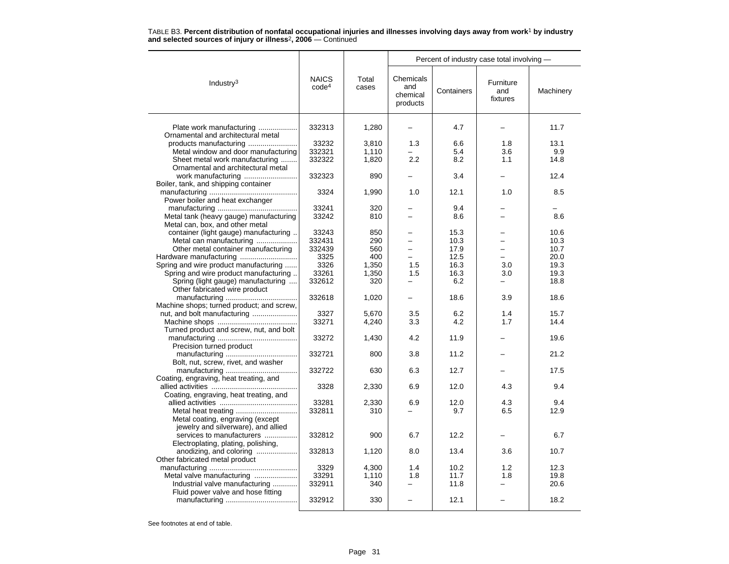TABLE B3. **Percent distribution of nonfatal occupational injuries and illnesses involving days away from work[1] by industry and selected sources of injury or illness[2], 2006** — Continued

| Industry[3] | NAICS code[4] | Total cases | Percent of industry case total involving — Chemicals and chemical products | Containers | Furniture and fixtures | Machinery |
|---|---|---|---|---|---|---|
| Plate work manufacturing | 332313 | 1,280 | – | 4.7 | – | 11.7 |
| Ornamental and architectural metal products manufacturing | 33232 | 3,810 | 1.3 | 6.6 | 1.8 | 13.1 |
| Metal window and door manufacturing | 332321 | 1,110 | – | 5.4 | 3.6 | 9.9 |
| Sheet metal work manufacturing | 332322 | 1,820 | 2.2 | 8.2 | 1.1 | 14.8 |
| Ornamental and architectural metal work manufacturing | 332323 | 890 | – | 3.4 | – | 12.4 |
| Boiler, tank, and shipping container manufacturing | 3324 | 1,990 | 1.0 | 12.1 | 1.0 | 8.5 |
| Power boiler and heat exchanger manufacturing | 33241 | 320 | – | 9.4 | – | – |
| Metal tank (heavy gauge) manufacturing | 33242 | 810 | – | 8.6 | – | 8.6 |
| Metal can, box, and other metal container (light gauge) manufacturing | 33243 | 850 | – | 15.3 | – | 10.6 |
| Metal can manufacturing | 332431 | 290 | – | 10.3 | – | 10.3 |
| Other metal container manufacturing | 332439 | 560 | – | 17.9 | – | 10.7 |
| Hardware manufacturing | 3325 | 400 | – | 12.5 | – | 20.0 |
| Spring and wire product manufacturing | 3326 | 1,350 | 1.5 | 16.3 | 3.0 | 19.3 |
| Spring and wire product manufacturing | 33261 | 1,350 | 1.5 | 16.3 | 3.0 | 19.3 |
| Spring (light gauge) manufacturing | 332612 | 320 | – | 6.2 | – | 18.8 |
| Other fabricated wire product manufacturing | 332618 | 1,020 | – | 18.6 | 3.9 | 18.6 |
| Machine shops; turned product; and screw, nut, and bolt manufacturing | 3327 | 5,670 | 3.5 | 6.2 | 1.4 | 15.7 |
| Machine shops | 33271 | 4,240 | 3.3 | 4.2 | 1.7 | 14.4 |
| Turned product and screw, nut, and bolt manufacturing | 33272 | 1,430 | 4.2 | 11.9 | – | 19.6 |
| Precision turned product manufacturing | 332721 | 800 | 3.8 | 11.2 | – | 21.2 |
| Bolt, nut, screw, rivet, and washer manufacturing | 332722 | 630 | 6.3 | 12.7 | – | 17.5 |
| Coating, engraving, heat treating, and allied activities | 3328 | 2,330 | 6.9 | 12.0 | 4.3 | 9.4 |
| Coating, engraving, heat treating, and allied activities | 33281 | 2,330 | 6.9 | 12.0 | 4.3 | 9.4 |
| Metal heat treating | 332811 | 310 | – | 9.7 | 6.5 | 12.9 |
| Metal coating, engraving (except jewelry and silverware), and allied services to manufacturers | 332812 | 900 | 6.7 | 12.2 | – | 6.7 |
| Electroplating, plating, polishing, anodizing, and coloring | 332813 | 1,120 | 8.0 | 13.4 | 3.6 | 10.7 |
| Other fabricated metal product manufacturing | 3329 | 4,300 | 1.4 | 10.2 | 1.2 | 12.3 |
| Metal valve manufacturing | 33291 | 1,110 | 1.8 | 11.7 | 1.8 | 19.8 |
| Industrial valve manufacturing | 332911 | 340 | – | 11.8 | – | 20.6 |
| Fluid power valve and hose fitting manufacturing | 332912 | 330 | – | 12.1 | – | 18.2 |

See footnotes at end of table.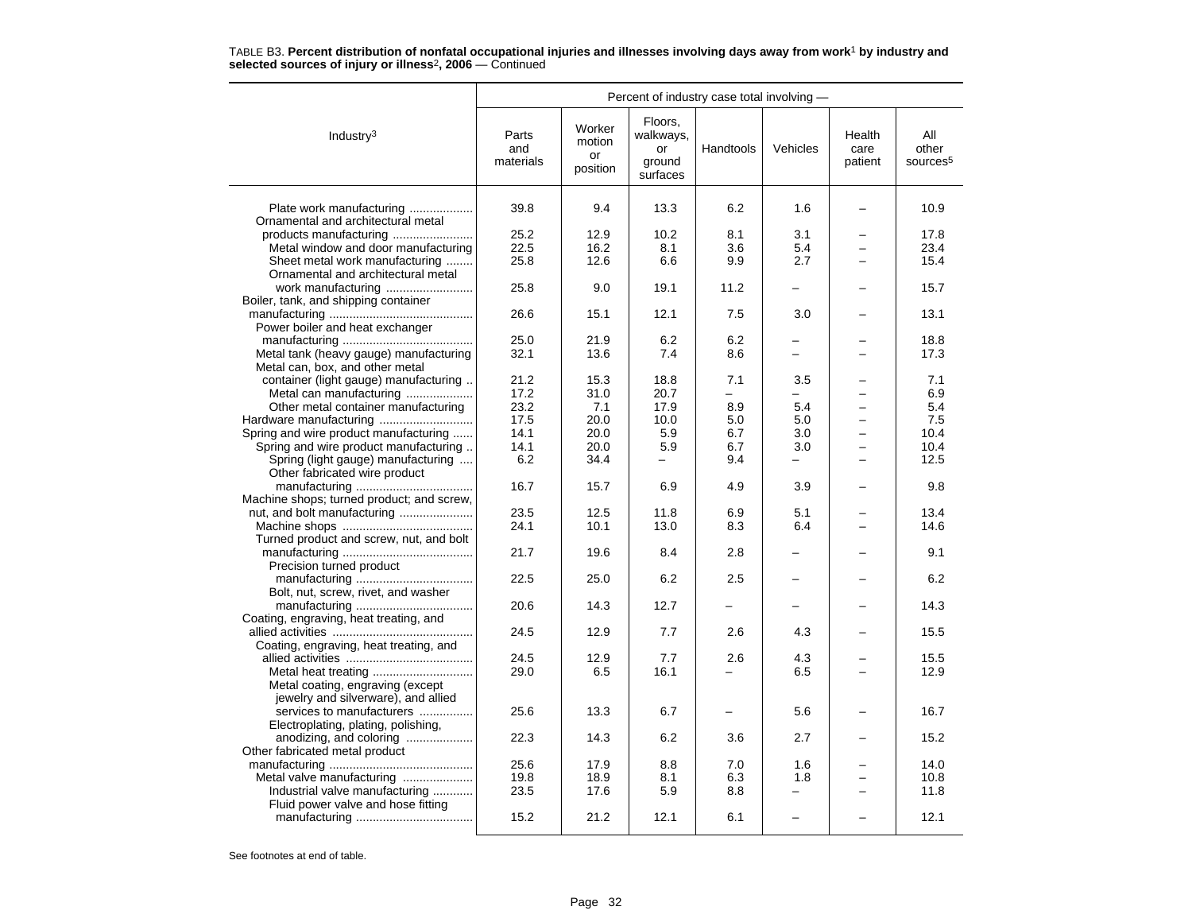TABLE B3. **Percent distribution of nonfatal occupational injuries and illnesses involving days away from work**[1] **by industry and selected sources of injury or illness**[2]**, 2006** — Continued

| Industry[3] | Percent of industry case total involving — | | | | | | |
|---|---|---|---|---|---|---|---|
| | Parts and materials | Worker motion or position | Floors, walkways, or ground surfaces | Handtools | Vehicles | Health care patient | All other sources[5] |
| Plate work manufacturing | 39.8 | 9.4 | 13.3 | 6.2 | 1.6 | – | 10.9 |
| Ornamental and architectural metal products manufacturing | 25.2 | 12.9 | 10.2 | 8.1 | 3.1 | – | 17.8 |
| Metal window and door manufacturing | 22.5 | 16.2 | 8.1 | 3.6 | 5.4 | – | 23.4 |
| Sheet metal work manufacturing | 25.8 | 12.6 | 6.6 | 9.9 | 2.7 | – | 15.4 |
| Ornamental and architectural metal work manufacturing | 25.8 | 9.0 | 19.1 | 11.2 | – | – | 15.7 |
| Boiler, tank, and shipping container manufacturing | 26.6 | 15.1 | 12.1 | 7.5 | 3.0 | – | 13.1 |
| Power boiler and heat exchanger manufacturing | 25.0 | 21.9 | 6.2 | 6.2 | – | – | 18.8 |
| Metal tank (heavy gauge) manufacturing | 32.1 | 13.6 | 7.4 | 8.6 | – | – | 17.3 |
| Metal can, box, and other metal container (light gauge) manufacturing | 21.2 | 15.3 | 18.8 | 7.1 | 3.5 | – | 7.1 |
| Metal can manufacturing | 17.2 | 31.0 | 20.7 | – | – | – | 6.9 |
| Other metal container manufacturing | 23.2 | 7.1 | 17.9 | 8.9 | 5.4 | – | 5.4 |
| Hardware manufacturing | 17.5 | 20.0 | 10.0 | 5.0 | 5.0 | – | 7.5 |
| Spring and wire product manufacturing | 14.1 | 20.0 | 5.9 | 6.7 | 3.0 | – | 10.4 |
| Spring and wire product manufacturing | 14.1 | 20.0 | 5.9 | 6.7 | 3.0 | – | 10.4 |
| Spring (light gauge) manufacturing | 6.2 | 34.4 | – | 9.4 | – | – | 12.5 |
| Other fabricated wire product manufacturing | 16.7 | 15.7 | 6.9 | 4.9 | 3.9 | – | 9.8 |
| Machine shops; turned product; and screw, nut, and bolt manufacturing | 23.5 | 12.5 | 11.8 | 6.9 | 5.1 | – | 13.4 |
| Machine shops | 24.1 | 10.1 | 13.0 | 8.3 | 6.4 | – | 14.6 |
| Turned product and screw, nut, and bolt manufacturing | 21.7 | 19.6 | 8.4 | 2.8 | – | – | 9.1 |
| Precision turned product manufacturing | 22.5 | 25.0 | 6.2 | 2.5 | – | – | 6.2 |
| Bolt, nut, screw, rivet, and washer manufacturing | 20.6 | 14.3 | 12.7 | – | – | – | 14.3 |
| Coating, engraving, heat treating, and allied activities | 24.5 | 12.9 | 7.7 | 2.6 | 4.3 | – | 15.5 |
| Coating, engraving, heat treating, and allied activities | 24.5 | 12.9 | 7.7 | 2.6 | 4.3 | – | 15.5 |
| Metal heat treating | 29.0 | 6.5 | 16.1 | – | 6.5 | – | 12.9 |
| Metal coating, engraving (except jewelry and silverware), and allied services to manufacturers | 25.6 | 13.3 | 6.7 | – | 5.6 | – | 16.7 |
| Electroplating, plating, polishing, anodizing, and coloring | 22.3 | 14.3 | 6.2 | 3.6 | 2.7 | – | 15.2 |
| Other fabricated metal product manufacturing | 25.6 | 17.9 | 8.8 | 7.0 | 1.6 | – | 14.0 |
| Metal valve manufacturing | 19.8 | 18.9 | 8.1 | 6.3 | 1.8 | – | 10.8 |
| Industrial valve manufacturing | 23.5 | 17.6 | 5.9 | 8.8 | – | – | 11.8 |
| Fluid power valve and hose fitting manufacturing | 15.2 | 21.2 | 12.1 | 6.1 | – | – | 12.1 |

See footnotes at end of table.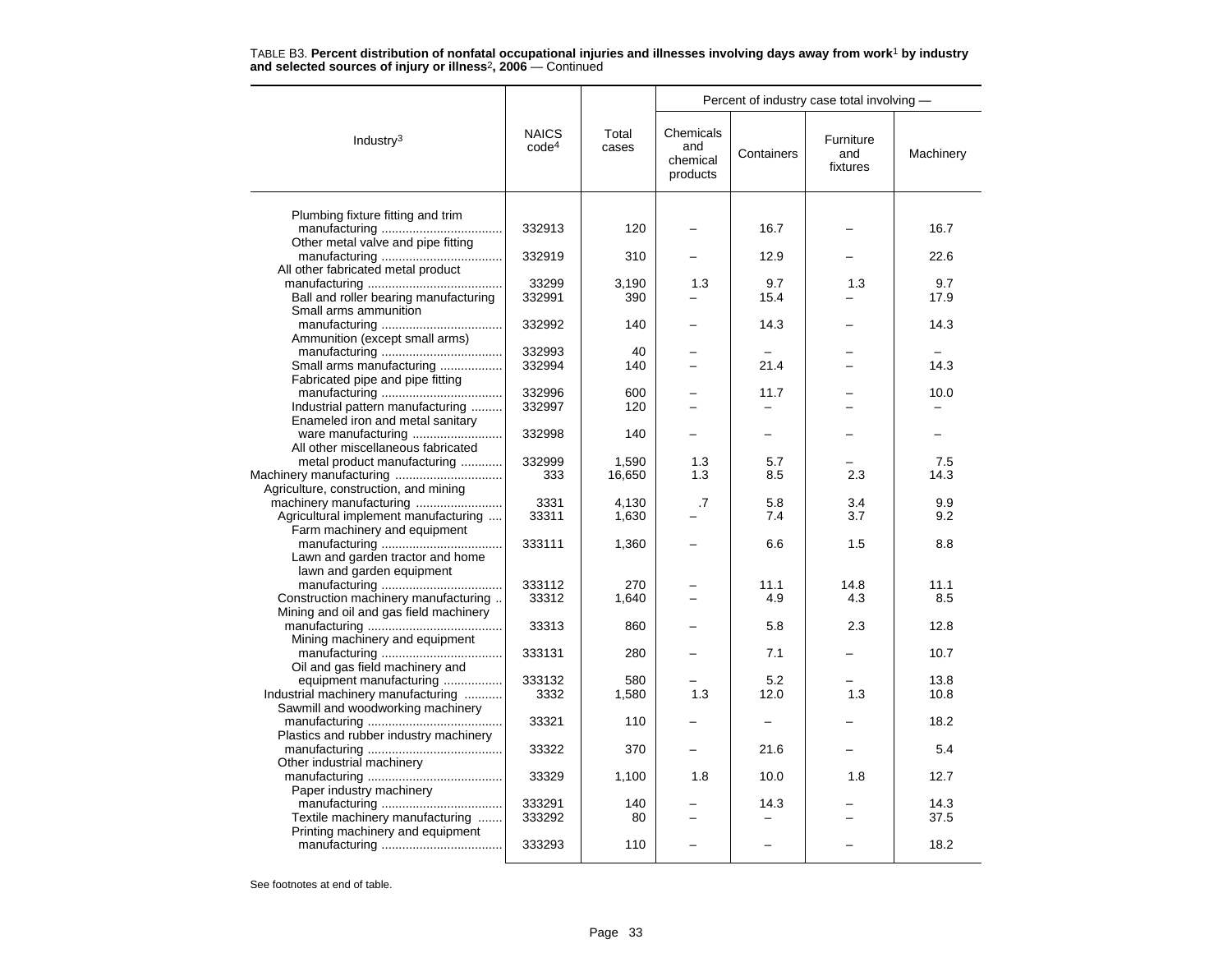TABLE B3. **Percent distribution of nonfatal occupational injuries and illnesses involving days away from work[1] by industry and selected sources of injury or illness[2], 2006** — Continued

| Industry[3] | NAICS code[4] | Total cases | Percent of industry case total involving — Chemicals and chemical products | Containers | Furniture and fixtures | Machinery |
|---|---|---|---|---|---|---|
| Plumbing fixture fitting and trim manufacturing | 332913 | 120 | – | 16.7 | – | 16.7 |
| Other metal valve and pipe fitting manufacturing | 332919 | 310 | – | 12.9 | – | 22.6 |
| All other fabricated metal product manufacturing | 33299 | 3,190 | 1.3 | 9.7 | 1.3 | 9.7 |
| Ball and roller bearing manufacturing | 332991 | 390 | – | 15.4 | – | 17.9 |
| Small arms ammunition manufacturing | 332992 | 140 | – | 14.3 | – | 14.3 |
| Ammunition (except small arms) manufacturing | 332993 | 40 | – | – | – | – |
| Small arms manufacturing | 332994 | 140 | – | 21.4 | – | 14.3 |
| Fabricated pipe and pipe fitting manufacturing | 332996 | 600 | – | 11.7 | – | 10.0 |
| Industrial pattern manufacturing | 332997 | 120 | – | – | – | – |
| Enameled iron and metal sanitary ware manufacturing | 332998 | 140 | – | – | – | – |
| All other miscellaneous fabricated metal product manufacturing | 332999 | 1,590 | 1.3 | 5.7 | – | 7.5 |
| Machinery manufacturing | 333 | 16,650 | 1.3 | 8.5 | 2.3 | 14.3 |
| Agriculture, construction, and mining machinery manufacturing | 3331 | 4,130 | .7 | 5.8 | 3.4 | 9.9 |
| Agricultural implement manufacturing | 33311 | 1,630 | – | 7.4 | 3.7 | 9.2 |
| Farm machinery and equipment manufacturing | 333111 | 1,360 | – | 6.6 | 1.5 | 8.8 |
| Lawn and garden tractor and home lawn and garden equipment manufacturing | 333112 | 270 | – | 11.1 | 14.8 | 11.1 |
| Construction machinery manufacturing | 33312 | 1,640 | – | 4.9 | 4.3 | 8.5 |
| Mining and oil and gas field machinery manufacturing | 33313 | 860 | – | 5.8 | 2.3 | 12.8 |
| Mining machinery and equipment manufacturing | 333131 | 280 | – | 7.1 | – | 10.7 |
| Oil and gas field machinery and equipment manufacturing | 333132 | 580 | – | 5.2 | – | 13.8 |
| Industrial machinery manufacturing | 3332 | 1,580 | 1.3 | 12.0 | 1.3 | 10.8 |
| Sawmill and woodworking machinery manufacturing | 33321 | 110 | – | – | – | 18.2 |
| Plastics and rubber industry machinery manufacturing | 33322 | 370 | – | 21.6 | – | 5.4 |
| Other industrial machinery manufacturing | 33329 | 1,100 | 1.8 | 10.0 | 1.8 | 12.7 |
| Paper industry machinery manufacturing | 333291 | 140 | – | 14.3 | – | 14.3 |
| Textile machinery manufacturing | 333292 | 80 | – | – | – | 37.5 |
| Printing machinery and equipment manufacturing | 333293 | 110 | – | – | – | 18.2 |

See footnotes at end of table.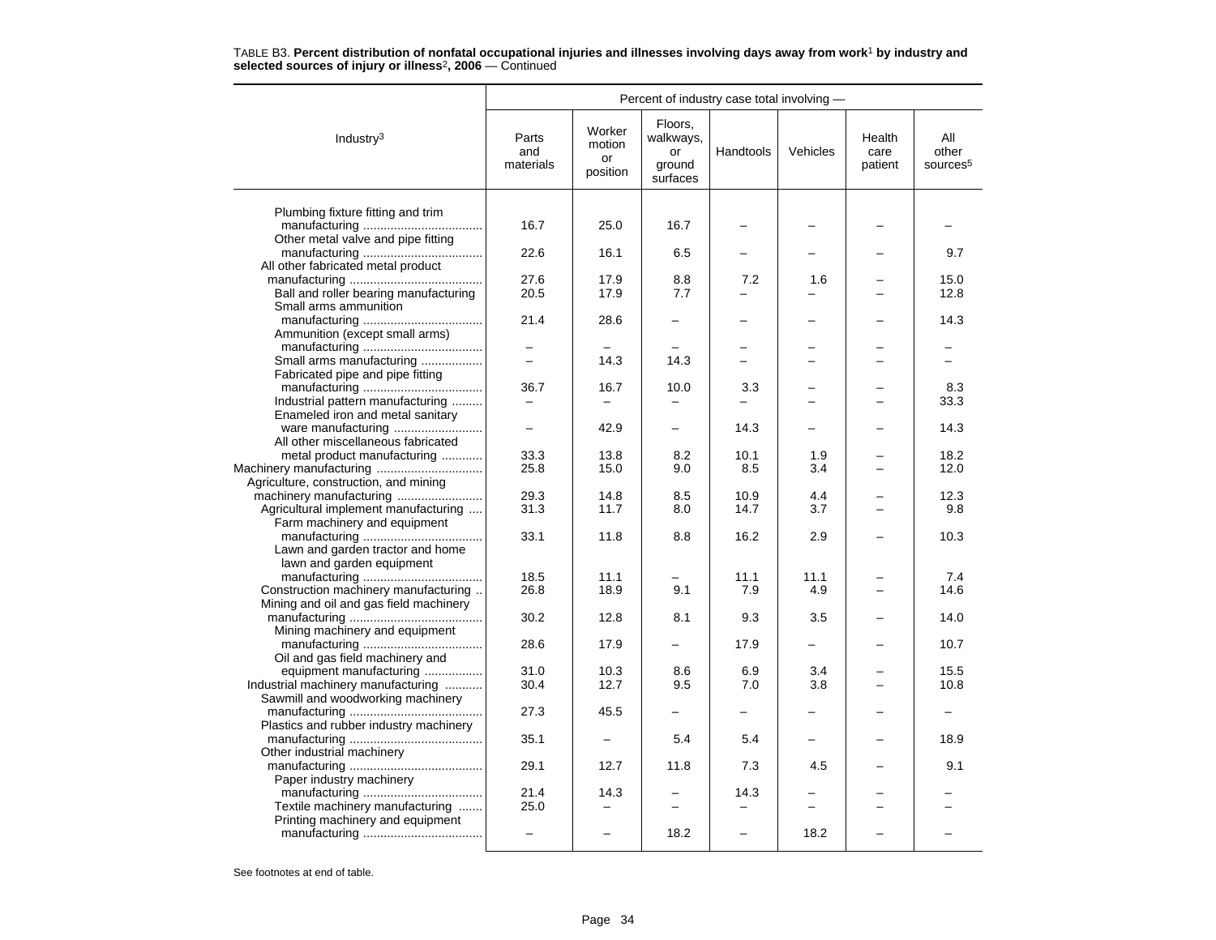TABLE B3. **Percent distribution of nonfatal occupational injuries and illnesses involving days away from work[1] by industry and selected sources of injury or illness[2], 2006** — Continued

| Industry[3] | Percent of industry case total involving — | | | | | | |
|---|---|---|---|---|---|---|---|
| | Parts and materials | Worker motion or position | Floors, walkways, or ground surfaces | Handtools | Vehicles | Health care patient | All other sources[5] |
| Plumbing fixture fitting and trim manufacturing | 16.7 | 25.0 | 16.7 | – | – | – | – |
| Other metal valve and pipe fitting manufacturing | 22.6 | 16.1 | 6.5 | – | – | – | 9.7 |
| All other fabricated metal product manufacturing | 27.6 | 17.9 | 8.8 | 7.2 | 1.6 | – | 15.0 |
| Ball and roller bearing manufacturing | 20.5 | 17.9 | 7.7 | – | – | – | 12.8 |
| Small arms ammunition manufacturing | 21.4 | 28.6 | – | – | – | – | 14.3 |
| Ammunition (except small arms) manufacturing | – | – | – | – | – | – | – |
| Small arms manufacturing | – | 14.3 | 14.3 | – | – | – | – |
| Fabricated pipe and pipe fitting manufacturing | 36.7 | 16.7 | 10.0 | 3.3 | – | – | 8.3 |
| Industrial pattern manufacturing | – | – | – | – | – | – | 33.3 |
| Enameled iron and metal sanitary ware manufacturing | – | 42.9 | – | 14.3 | – | – | 14.3 |
| All other miscellaneous fabricated metal product manufacturing | 33.3 | 13.8 | 8.2 | 10.1 | 1.9 | – | 18.2 |
| Machinery manufacturing | 25.8 | 15.0 | 9.0 | 8.5 | 3.4 | – | 12.0 |
| Agriculture, construction, and mining machinery manufacturing | 29.3 | 14.8 | 8.5 | 10.9 | 4.4 | – | 12.3 |
| Agricultural implement manufacturing | 31.3 | 11.7 | 8.0 | 14.7 | 3.7 | – | 9.8 |
| Farm machinery and equipment manufacturing | 33.1 | 11.8 | 8.8 | 16.2 | 2.9 | – | 10.3 |
| Lawn and garden tractor and home lawn and garden equipment manufacturing | 18.5 | 11.1 | – | 11.1 | 11.1 | – | 7.4 |
| Construction machinery manufacturing | 26.8 | 18.9 | 9.1 | 7.9 | 4.9 | – | 14.6 |
| Mining and oil and gas field machinery manufacturing | 30.2 | 12.8 | 8.1 | 9.3 | 3.5 | – | 14.0 |
| Mining machinery and equipment manufacturing | 28.6 | 17.9 | – | 17.9 | – | – | 10.7 |
| Oil and gas field machinery and equipment manufacturing | 31.0 | 10.3 | 8.6 | 6.9 | 3.4 | – | 15.5 |
| Industrial machinery manufacturing | 30.4 | 12.7 | 9.5 | 7.0 | 3.8 | – | 10.8 |
| Sawmill and woodworking machinery manufacturing | 27.3 | 45.5 | – | – | – | – | – |
| Plastics and rubber industry machinery manufacturing | 35.1 | – | 5.4 | 5.4 | – | – | 18.9 |
| Other industrial machinery manufacturing | 29.1 | 12.7 | 11.8 | 7.3 | 4.5 | – | 9.1 |
| Paper industry machinery manufacturing | 21.4 | 14.3 | – | 14.3 | – | – | – |
| Textile machinery manufacturing | 25.0 | – | – | – | – | – | – |
| Printing machinery and equipment manufacturing | – | – | 18.2 | – | 18.2 | – | – |

See footnotes at end of table.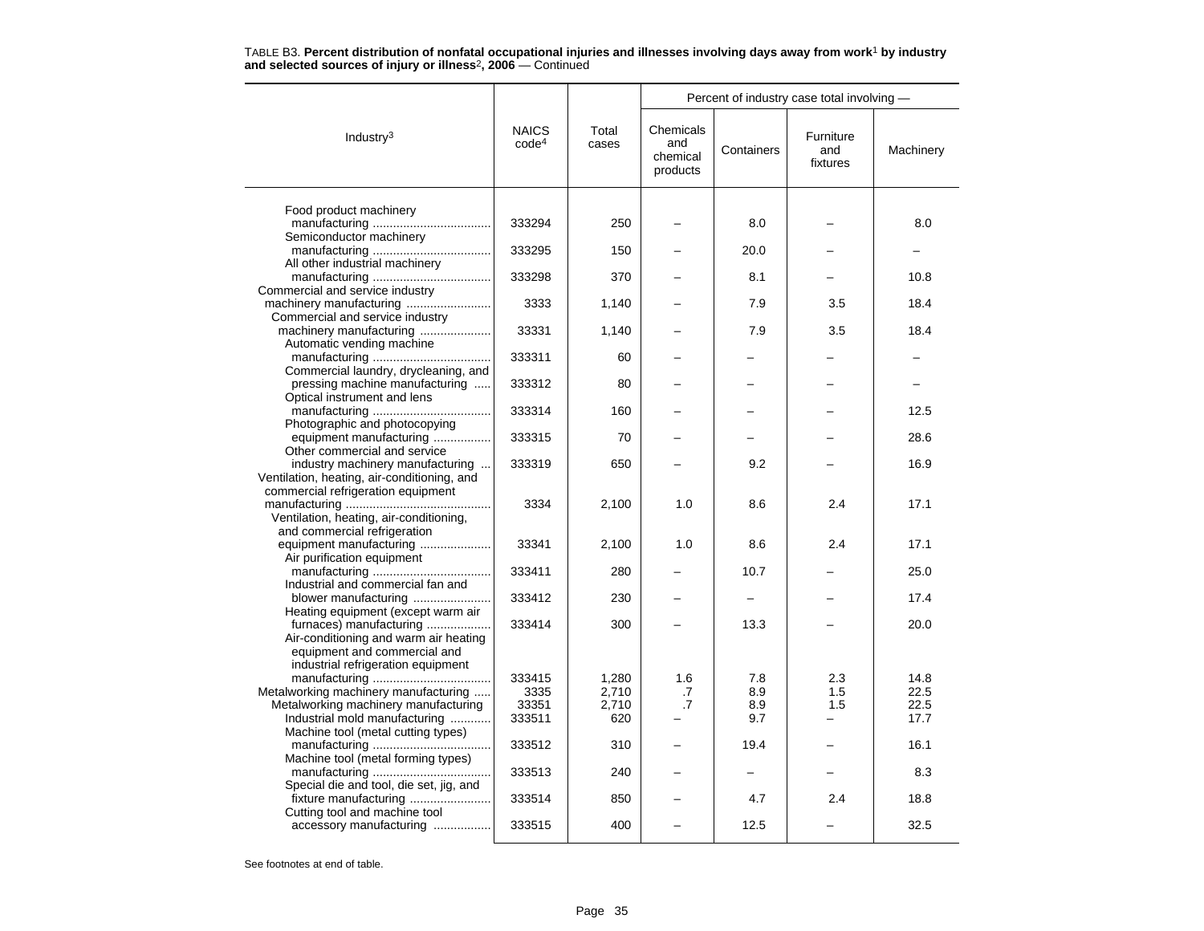TABLE B3. **Percent distribution of nonfatal occupational injuries and illnesses involving days away from work[1] by industry and selected sources of injury or illness[2], 2006** — Continued

| Industry[3] | NAICS code[4] | Total cases | Percent of industry case total involving — Chemicals and chemical products | Containers | Furniture and fixtures | Machinery |
|---|---|---|---|---|---|---|
| Food product machinery manufacturing | 333294 | 250 | – | 8.0 | – | 8.0 |
| Semiconductor machinery manufacturing | 333295 | 150 | – | 20.0 | – | – |
| All other industrial machinery manufacturing | 333298 | 370 | – | 8.1 | – | 10.8 |
| Commercial and service industry machinery manufacturing | 3333 | 1,140 | – | 7.9 | 3.5 | 18.4 |
| Commercial and service industry machinery manufacturing | 33331 | 1,140 | – | 7.9 | 3.5 | 18.4 |
| Automatic vending machine manufacturing | 333311 | 60 | – | – | – | – |
| Commercial laundry, drycleaning, and pressing machine manufacturing | 333312 | 80 | – | – | – | – |
| Optical instrument and lens manufacturing | 333314 | 160 | – | – | – | 12.5 |
| Photographic and photocopying equipment manufacturing | 333315 | 70 | – | – | – | 28.6 |
| Other commercial and service industry machinery manufacturing | 333319 | 650 | – | 9.2 | – | 16.9 |
| Ventilation, heating, air-conditioning, and commercial refrigeration equipment manufacturing | 3334 | 2,100 | 1.0 | 8.6 | 2.4 | 17.1 |
| Ventilation, heating, air-conditioning, and commercial refrigeration equipment manufacturing | 33341 | 2,100 | 1.0 | 8.6 | 2.4 | 17.1 |
| Air purification equipment manufacturing | 333411 | 280 | – | 10.7 | – | 25.0 |
| Industrial and commercial fan and blower manufacturing | 333412 | 230 | – | – | – | 17.4 |
| Heating equipment (except warm air furnaces) manufacturing | 333414 | 300 | – | 13.3 | – | 20.0 |
| Air-conditioning and warm air heating equipment and commercial and industrial refrigeration equipment manufacturing | 333415 | 1,280 | 1.6 | 7.8 | 2.3 | 14.8 |
| Metalworking machinery manufacturing | 3335 | 2,710 | .7 | 8.9 | 1.5 | 22.5 |
| Metalworking machinery manufacturing | 33351 | 2,710 | .7 | 8.9 | 1.5 | 22.5 |
| Industrial mold manufacturing | 333511 | 620 | – | 9.7 | – | 17.7 |
| Machine tool (metal cutting types) manufacturing | 333512 | 310 | – | 19.4 | – | 16.1 |
| Machine tool (metal forming types) manufacturing | 333513 | 240 | – | – | – | 8.3 |
| Special die and tool, die set, jig, and fixture manufacturing | 333514 | 850 | – | 4.7 | 2.4 | 18.8 |
| Cutting tool and machine tool accessory manufacturing | 333515 | 400 | – | 12.5 | – | 32.5 |

See footnotes at end of table.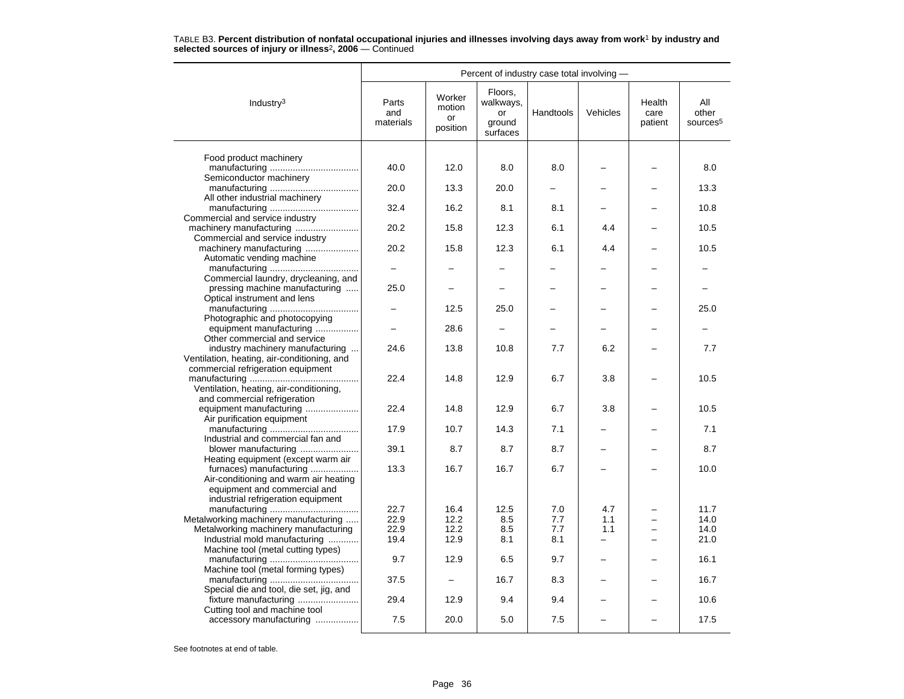TABLE B3. **Percent distribution of nonfatal occupational injuries and illnesses involving days away from work[1] by industry and selected sources of injury or illness[2], 2006** — Continued

| Industry[3] | Parts and materials | Worker motion or position | Floors, walkways, or ground surfaces | Handtools | Vehicles | Health care patient | All other sources[5] |
|---|---|---|---|---|---|---|---|
| | Percent of industry case total involving — | | | | | | |
| Food product machinery manufacturing | 40.0 | 12.0 | 8.0 | 8.0 | – | – | 8.0 |
| Semiconductor machinery manufacturing | 20.0 | 13.3 | 20.0 | – | – | – | 13.3 |
| All other industrial machinery manufacturing | 32.4 | 16.2 | 8.1 | 8.1 | – | – | 10.8 |
| Commercial and service industry machinery manufacturing | 20.2 | 15.8 | 12.3 | 6.1 | 4.4 | – | 10.5 |
| Commercial and service industry machinery manufacturing | 20.2 | 15.8 | 12.3 | 6.1 | 4.4 | – | 10.5 |
| Automatic vending machine manufacturing | – | – | – | – | – | – | – |
| Commercial laundry, drycleaning, and pressing machine manufacturing | 25.0 | – | – | – | – | – | – |
| Optical instrument and lens manufacturing | – | 12.5 | 25.0 | – | – | – | 25.0 |
| Photographic and photocopying equipment manufacturing | – | 28.6 | – | – | – | – | – |
| Other commercial and service industry machinery manufacturing | 24.6 | 13.8 | 10.8 | 7.7 | 6.2 | – | 7.7 |
| Ventilation, heating, air-conditioning, and commercial refrigeration equipment manufacturing | 22.4 | 14.8 | 12.9 | 6.7 | 3.8 | – | 10.5 |
| Ventilation, heating, air-conditioning, and commercial refrigeration equipment manufacturing | 22.4 | 14.8 | 12.9 | 6.7 | 3.8 | – | 10.5 |
| Air purification equipment manufacturing | 17.9 | 10.7 | 14.3 | 7.1 | – | – | 7.1 |
| Industrial and commercial fan and blower manufacturing | 39.1 | 8.7 | 8.7 | 8.7 | – | – | 8.7 |
| Heating equipment (except warm air furnaces) manufacturing | 13.3 | 16.7 | 16.7 | 6.7 | – | – | 10.0 |
| Air-conditioning and warm air heating equipment and commercial and industrial refrigeration equipment manufacturing | 22.7 | 16.4 | 12.5 | 7.0 | 4.7 | – | 11.7 |
| Metalworking machinery manufacturing | 22.9 | 12.2 | 8.5 | 7.7 | 1.1 | – | 14.0 |
| Metalworking machinery manufacturing | 22.9 | 12.2 | 8.5 | 7.7 | 1.1 | – | 14.0 |
| Industrial mold manufacturing | 19.4 | 12.9 | 8.1 | 8.1 | – | – | 21.0 |
| Machine tool (metal cutting types) manufacturing | 9.7 | 12.9 | 6.5 | 9.7 | – | – | 16.1 |
| Machine tool (metal forming types) manufacturing | 37.5 | – | 16.7 | 8.3 | – | – | 16.7 |
| Special die and tool, die set, jig, and fixture manufacturing | 29.4 | 12.9 | 9.4 | 9.4 | – | – | 10.6 |
| Cutting tool and machine tool accessory manufacturing | 7.5 | 20.0 | 5.0 | 7.5 | – | – | 17.5 |

See footnotes at end of table.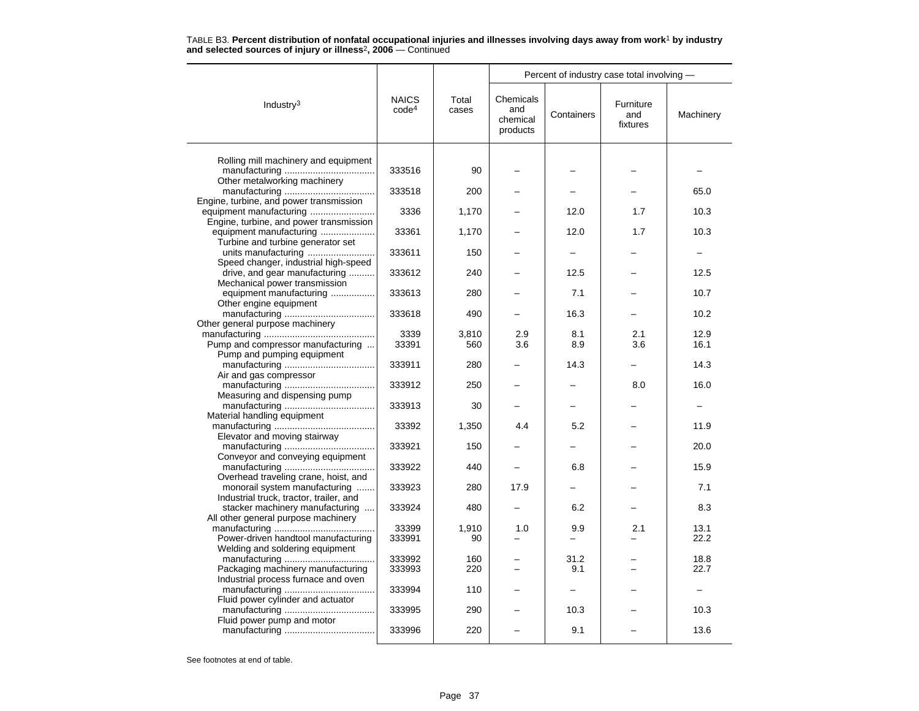TABLE B3. **Percent distribution of nonfatal occupational injuries and illnesses involving days away from work[1] by industry and selected sources of injury or illness[2], 2006** — Continued

| Industry[3] | NAICS code[4] | Total cases | Percent of industry case total involving — Chemicals and chemical products | Containers | Furniture and fixtures | Machinery |
|---|---|---|---|---|---|---|
| Rolling mill machinery and equipment manufacturing | 333516 | 90 | – | – | – | – |
| Other metalworking machinery manufacturing | 333518 | 200 | – | – | – | 65.0 |
| Engine, turbine, and power transmission equipment manufacturing | 3336 | 1,170 | – | 12.0 | 1.7 | 10.3 |
| Engine, turbine, and power transmission equipment manufacturing | 33361 | 1,170 | – | 12.0 | 1.7 | 10.3 |
| Turbine and turbine generator set units manufacturing | 333611 | 150 | – | – | – | – |
| Speed changer, industrial high-speed drive, and gear manufacturing | 333612 | 240 | – | 12.5 | – | 12.5 |
| Mechanical power transmission equipment manufacturing | 333613 | 280 | – | 7.1 | – | 10.7 |
| Other engine equipment manufacturing | 333618 | 490 | – | 16.3 | – | 10.2 |
| Other general purpose machinery manufacturing | 3339 | 3,810 | 2.9 | 8.1 | 2.1 | 12.9 |
| Pump and compressor manufacturing | 33391 | 560 | 3.6 | 8.9 | 3.6 | 16.1 |
| Pump and pumping equipment manufacturing | 333911 | 280 | – | 14.3 | – | 14.3 |
| Air and gas compressor manufacturing | 333912 | 250 | – | – | 8.0 | 16.0 |
| Measuring and dispensing pump manufacturing | 333913 | 30 | – | – | – | – |
| Material handling equipment manufacturing | 33392 | 1,350 | 4.4 | 5.2 | – | 11.9 |
| Elevator and moving stairway manufacturing | 333921 | 150 | – | – | – | 20.0 |
| Conveyor and conveying equipment manufacturing | 333922 | 440 | – | 6.8 | – | 15.9 |
| Overhead traveling crane, hoist, and monorail system manufacturing | 333923 | 280 | 17.9 | – | – | 7.1 |
| Industrial truck, tractor, trailer, and stacker machinery manufacturing | 333924 | 480 | – | 6.2 | – | 8.3 |
| All other general purpose machinery manufacturing | 33399 | 1,910 | 1.0 | 9.9 | 2.1 | 13.1 |
| Power-driven handtool manufacturing | 333991 | 90 | – | – | – | 22.2 |
| Welding and soldering equipment manufacturing | 333992 | 160 | – | 31.2 | – | 18.8 |
| Packaging machinery manufacturing | 333993 | 220 | – | 9.1 | – | 22.7 |
| Industrial process furnace and oven manufacturing | 333994 | 110 | – | – | – | – |
| Fluid power cylinder and actuator manufacturing | 333995 | 290 | – | 10.3 | – | 10.3 |
| Fluid power pump and motor manufacturing | 333996 | 220 | – | 9.1 | – | 13.6 |

See footnotes at end of table.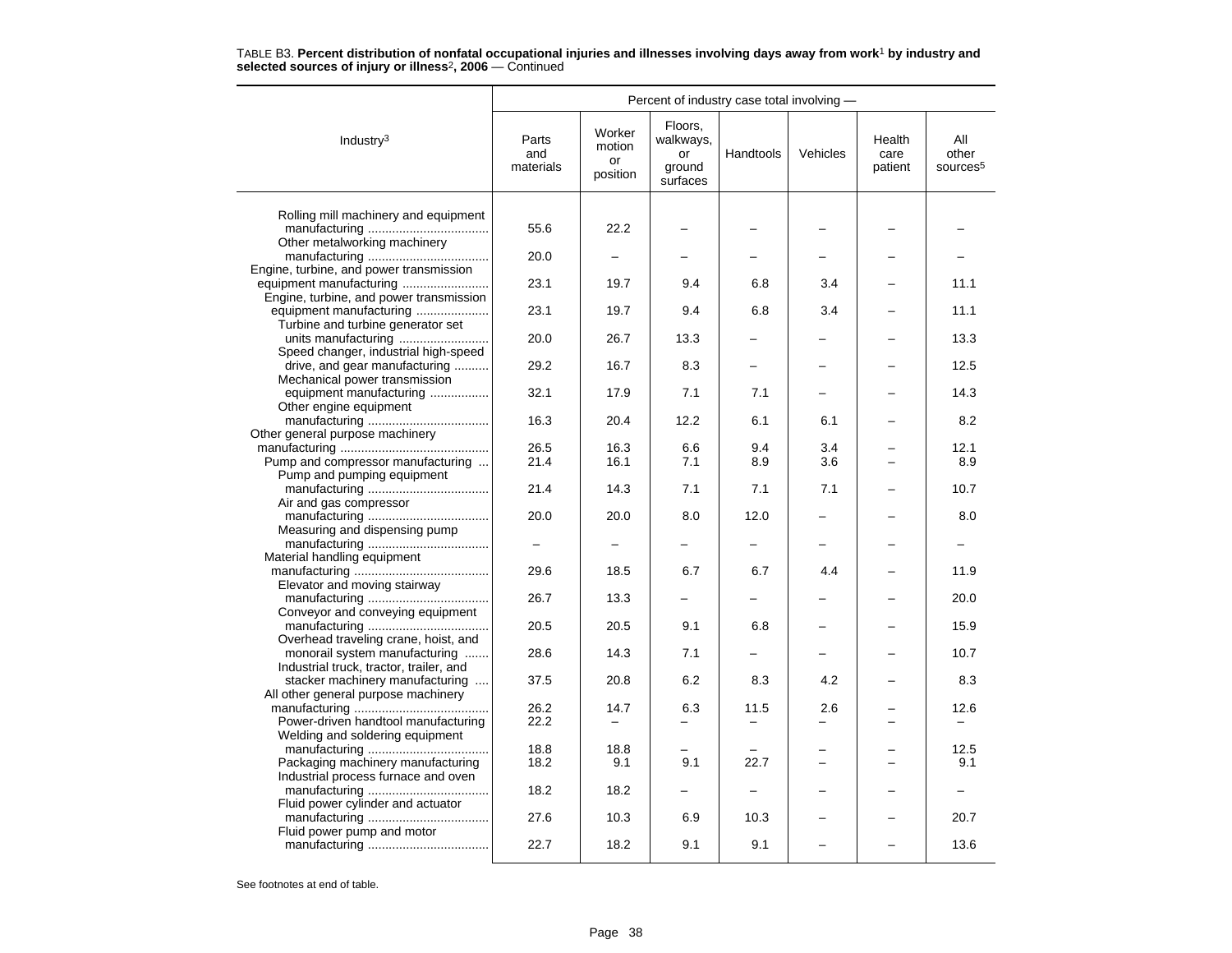TABLE B3. **Percent distribution of nonfatal occupational injuries and illnesses involving days away from work**[1] **by industry and selected sources of injury or illness**[2]**, 2006** — Continued

| Industry[3] | Percent of industry case total involving — | | | | | | |
|---|---|---|---|---|---|---|---|
| | Parts and materials | Worker motion or position | Floors, walkways, or ground surfaces | Handtools | Vehicles | Health care patient | All other sources[5] |
| Rolling mill machinery and equipment manufacturing | 55.6 | 22.2 | – | – | – | – | – |
| Other metalworking machinery manufacturing | 20.0 | – | – | – | – | – | – |
| Engine, turbine, and power transmission equipment manufacturing | 23.1 | 19.7 | 9.4 | 6.8 | 3.4 | – | 11.1 |
| Engine, turbine, and power transmission equipment manufacturing | 23.1 | 19.7 | 9.4 | 6.8 | 3.4 | – | 11.1 |
| Turbine and turbine generator set units manufacturing | 20.0 | 26.7 | 13.3 | – | – | – | 13.3 |
| Speed changer, industrial high-speed drive, and gear manufacturing | 29.2 | 16.7 | 8.3 | – | – | – | 12.5 |
| Mechanical power transmission equipment manufacturing | 32.1 | 17.9 | 7.1 | 7.1 | – | – | 14.3 |
| Other engine equipment manufacturing | 16.3 | 20.4 | 12.2 | 6.1 | 6.1 | – | 8.2 |
| Other general purpose machinery manufacturing | 26.5 | 16.3 | 6.6 | 9.4 | 3.4 | – | 12.1 |
| Pump and compressor manufacturing | 21.4 | 16.1 | 7.1 | 8.9 | 3.6 | – | 8.9 |
| Pump and pumping equipment manufacturing | 21.4 | 14.3 | 7.1 | 7.1 | 7.1 | – | 10.7 |
| Air and gas compressor manufacturing | 20.0 | 20.0 | 8.0 | 12.0 | – | – | 8.0 |
| Measuring and dispensing pump manufacturing | – | – | – | – | – | – | – |
| Material handling equipment manufacturing | 29.6 | 18.5 | 6.7 | 6.7 | 4.4 | – | 11.9 |
| Elevator and moving stairway manufacturing | 26.7 | 13.3 | – | – | – | – | 20.0 |
| Conveyor and conveying equipment manufacturing | 20.5 | 20.5 | 9.1 | 6.8 | – | – | 15.9 |
| Overhead traveling crane, hoist, and monorail system manufacturing | 28.6 | 14.3 | 7.1 | – | – | – | 10.7 |
| Industrial truck, tractor, trailer, and stacker machinery manufacturing | 37.5 | 20.8 | 6.2 | 8.3 | 4.2 | – | 8.3 |
| All other general purpose machinery manufacturing | 26.2 | 14.7 | 6.3 | 11.5 | 2.6 | – | 12.6 |
| Power-driven handtool manufacturing | 22.2 | – | – | – | – | – | – |
| Welding and soldering equipment manufacturing | 18.8 | 18.8 | – | – | – | – | 12.5 |
| Packaging machinery manufacturing | 18.2 | 9.1 | 9.1 | 22.7 | – | – | 9.1 |
| Industrial process furnace and oven manufacturing | 18.2 | 18.2 | – | – | – | – | – |
| Fluid power cylinder and actuator manufacturing | 27.6 | 10.3 | 6.9 | 10.3 | – | – | 20.7 |
| Fluid power pump and motor manufacturing | 22.7 | 18.2 | 9.1 | 9.1 | – | – | 13.6 |

See footnotes at end of table.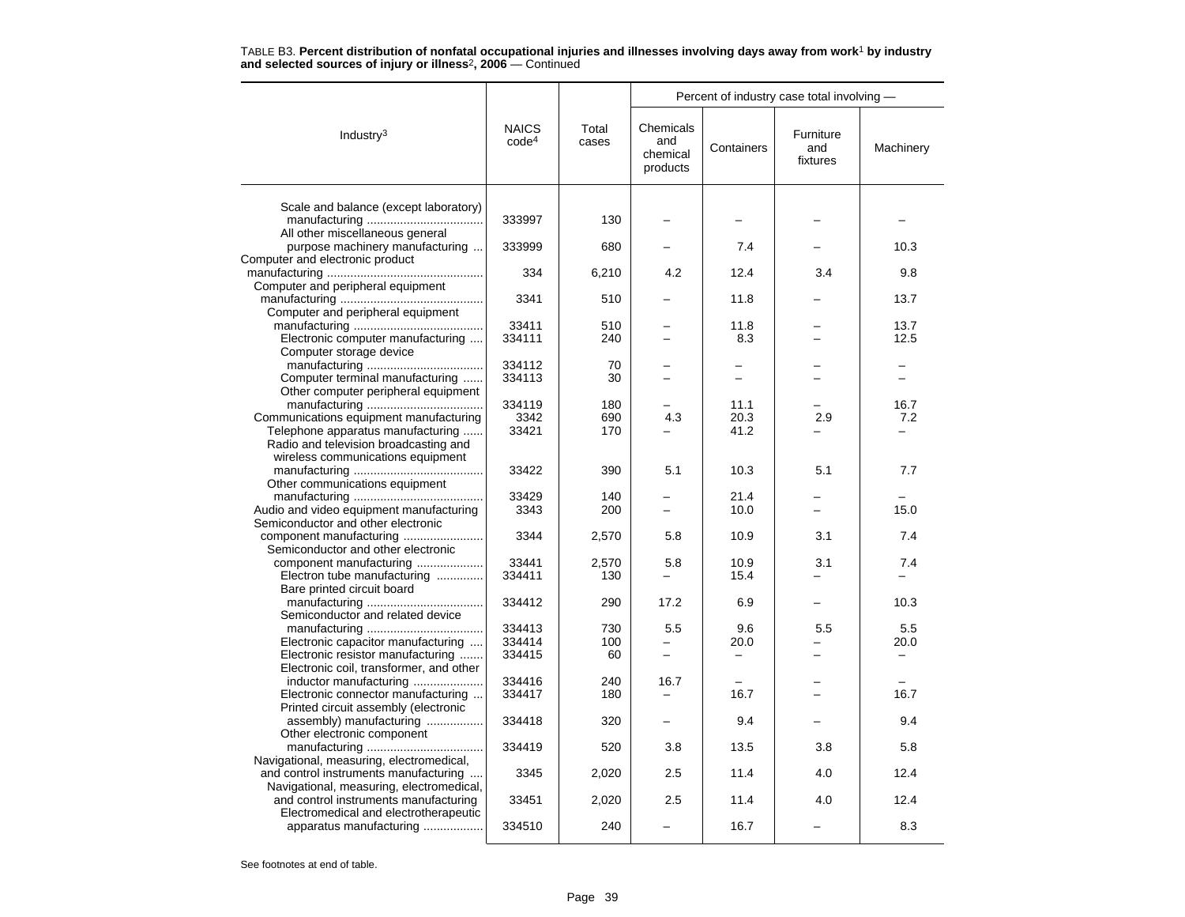TABLE B3. **Percent distribution of nonfatal occupational injuries and illnesses involving days away from work[1] by industry and selected sources of injury or illness[2], 2006** — Continued

| Industry[3] | NAICS code[4] | Total cases | Percent of industry case total involving — | | | |
|---|---|---|---|---|---|---|
| | | | Chemicals and chemical products | Containers | Furniture and fixtures | Machinery |
| Scale and balance (except laboratory) manufacturing | 333997 | 130 | – | – | – | – |
| All other miscellaneous general purpose machinery manufacturing | 333999 | 680 | – | 7.4 | – | 10.3 |
| Computer and electronic product manufacturing | 334 | 6,210 | 4.2 | 12.4 | 3.4 | 9.8 |
| Computer and peripheral equipment manufacturing | 3341 | 510 | – | 11.8 | – | 13.7 |
| Computer and peripheral equipment manufacturing | 33411 | 510 | – | 11.8 | – | 13.7 |
| Electronic computer manufacturing | 334111 | 240 | – | 8.3 | – | 12.5 |
| Computer storage device manufacturing | 334112 | 70 | – | – | – | – |
| Computer terminal manufacturing | 334113 | 30 | – | – | – | – |
| Other computer peripheral equipment manufacturing | 334119 | 180 | – | 11.1 | – | 16.7 |
| Communications equipment manufacturing | 3342 | 690 | 4.3 | 20.3 | 2.9 | 7.2 |
| Telephone apparatus manufacturing | 33421 | 170 | – | 41.2 | – | – |
| Radio and television broadcasting and wireless communications equipment manufacturing | 33422 | 390 | 5.1 | 10.3 | 5.1 | 7.7 |
| Other communications equipment manufacturing | 33429 | 140 | – | 21.4 | – | – |
| Audio and video equipment manufacturing | 3343 | 200 | – | 10.0 | – | 15.0 |
| Semiconductor and other electronic component manufacturing | 3344 | 2,570 | 5.8 | 10.9 | 3.1 | 7.4 |
| Semiconductor and other electronic component manufacturing | 33441 | 2,570 | 5.8 | 10.9 | 3.1 | 7.4 |
| Electron tube manufacturing | 334411 | 130 | – | 15.4 | – | – |
| Bare printed circuit board manufacturing | 334412 | 290 | 17.2 | 6.9 | – | 10.3 |
| Semiconductor and related device manufacturing | 334413 | 730 | 5.5 | 9.6 | 5.5 | 5.5 |
| Electronic capacitor manufacturing | 334414 | 100 | – | 20.0 | – | 20.0 |
| Electronic resistor manufacturing | 334415 | 60 | – | – | – | – |
| Electronic coil, transformer, and other inductor manufacturing | 334416 | 240 | 16.7 | – | – | – |
| Electronic connector manufacturing | 334417 | 180 | – | 16.7 | – | 16.7 |
| Printed circuit assembly (electronic assembly) manufacturing | 334418 | 320 | – | 9.4 | – | 9.4 |
| Other electronic component manufacturing | 334419 | 520 | 3.8 | 13.5 | 3.8 | 5.8 |
| Navigational, measuring, electromedical, and control instruments manufacturing | 3345 | 2,020 | 2.5 | 11.4 | 4.0 | 12.4 |
| Navigational, measuring, electromedical, and control instruments manufacturing | 33451 | 2,020 | 2.5 | 11.4 | 4.0 | 12.4 |
| Electromedical and electrotherapeutic apparatus manufacturing | 334510 | 240 | – | 16.7 | – | 8.3 |

See footnotes at end of table.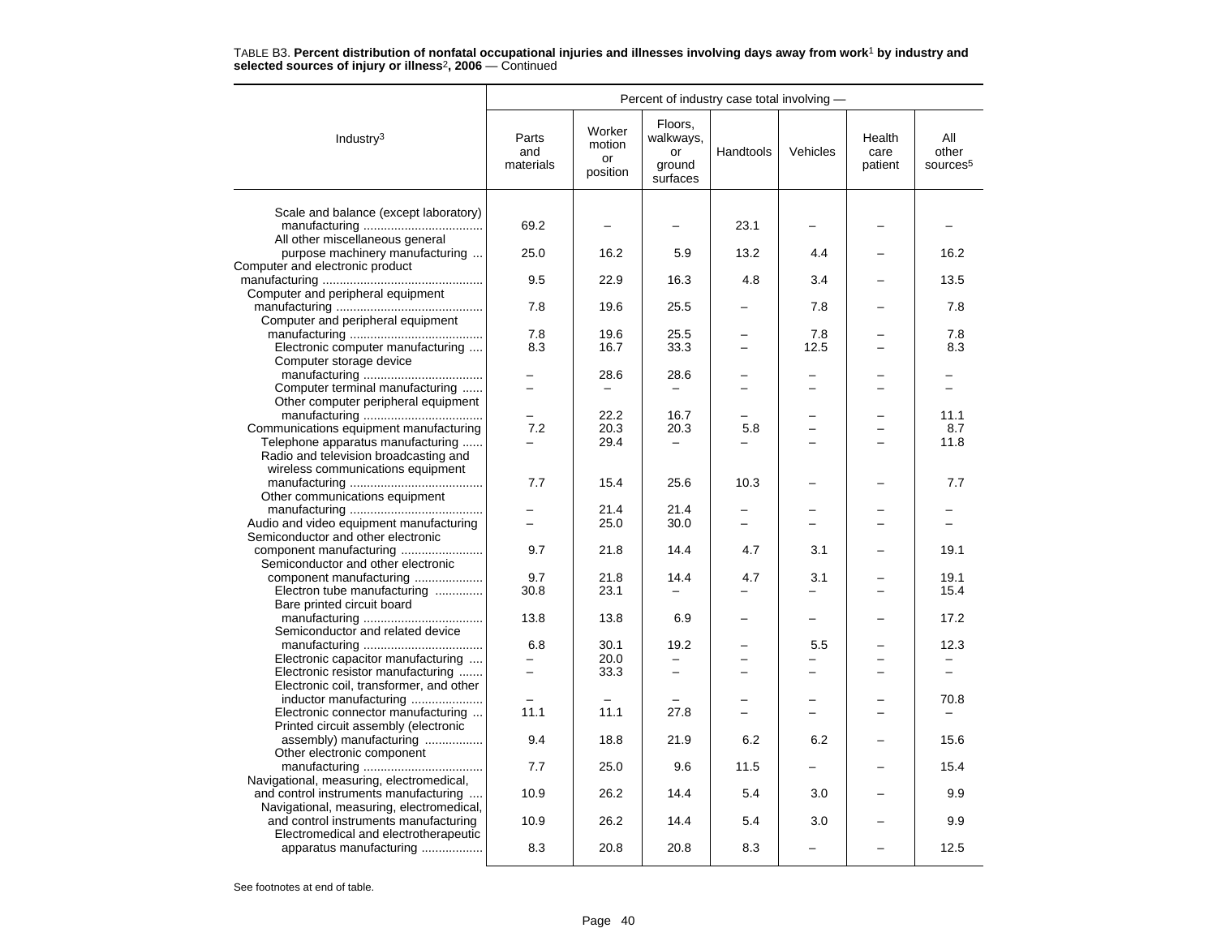TABLE B3. **Percent distribution of nonfatal occupational injuries and illnesses involving days away from work[1] by industry and selected sources of injury or illness[2], 2006** — Continued

| Industry[3] | Parts and materials | Worker motion or position | Floors, walkways, or ground surfaces | Handtools | Vehicles | Health care patient | All other sources[5] |
|---|---|---|---|---|---|---|---|
| Scale and balance (except laboratory) manufacturing | 69.2 | – | – | 23.1 | – | – | – |
| All other miscellaneous general purpose machinery manufacturing | 25.0 | 16.2 | 5.9 | 13.2 | 4.4 | – | 16.2 |
| Computer and electronic product manufacturing | 9.5 | 22.9 | 16.3 | 4.8 | 3.4 | – | 13.5 |
| Computer and peripheral equipment manufacturing | 7.8 | 19.6 | 25.5 | – | 7.8 | – | 7.8 |
| Computer and peripheral equipment manufacturing | 7.8 | 19.6 | 25.5 | – | 7.8 | – | 7.8 |
| Electronic computer manufacturing | 8.3 | 16.7 | 33.3 | – | 12.5 | – | 8.3 |
| Computer storage device manufacturing | – | 28.6 | 28.6 | – | – | – | – |
| Computer terminal manufacturing | – | – | – | – | – | – | – |
| Other computer peripheral equipment manufacturing | – | 22.2 | 16.7 | – | – | – | 11.1 |
| Communications equipment manufacturing | 7.2 | 20.3 | 20.3 | 5.8 | – | – | 8.7 |
| Telephone apparatus manufacturing | – | 29.4 | – | – | – | – | 11.8 |
| Radio and television broadcasting and wireless communications equipment manufacturing | 7.7 | 15.4 | 25.6 | 10.3 | – | – | 7.7 |
| Other communications equipment manufacturing | – | 21.4 | 21.4 | – | – | – | – |
| Audio and video equipment manufacturing | – | 25.0 | 30.0 | – | – | – | – |
| Semiconductor and other electronic component manufacturing | 9.7 | 21.8 | 14.4 | 4.7 | 3.1 | – | 19.1 |
| Semiconductor and other electronic component manufacturing | 9.7 | 21.8 | 14.4 | 4.7 | 3.1 | – | 19.1 |
| Electron tube manufacturing | 30.8 | 23.1 | – | – | – | – | 15.4 |
| Bare printed circuit board manufacturing | 13.8 | 13.8 | 6.9 | – | – | – | 17.2 |
| Semiconductor and related device manufacturing | 6.8 | 30.1 | 19.2 | – | 5.5 | – | 12.3 |
| Electronic capacitor manufacturing | – | 20.0 | – | – | – | – | – |
| Electronic resistor manufacturing | – | 33.3 | – | – | – | – | – |
| Electronic coil, transformer, and other inductor manufacturing | – | – | – | – | – | – | 70.8 |
| Electronic connector manufacturing | 11.1 | 11.1 | 27.8 | – | – | – | – |
| Printed circuit assembly (electronic assembly) manufacturing | 9.4 | 18.8 | 21.9 | 6.2 | 6.2 | – | 15.6 |
| Other electronic component manufacturing | 7.7 | 25.0 | 9.6 | 11.5 | – | – | 15.4 |
| Navigational, measuring, electromedical, and control instruments manufacturing | 10.9 | 26.2 | 14.4 | 5.4 | 3.0 | – | 9.9 |
| Navigational, measuring, electromedical, and control instruments manufacturing | 10.9 | 26.2 | 14.4 | 5.4 | 3.0 | – | 9.9 |
| Electromedical and electrotherapeutic apparatus manufacturing | 8.3 | 20.8 | 20.8 | 8.3 | – | – | 12.5 |

See footnotes at end of table.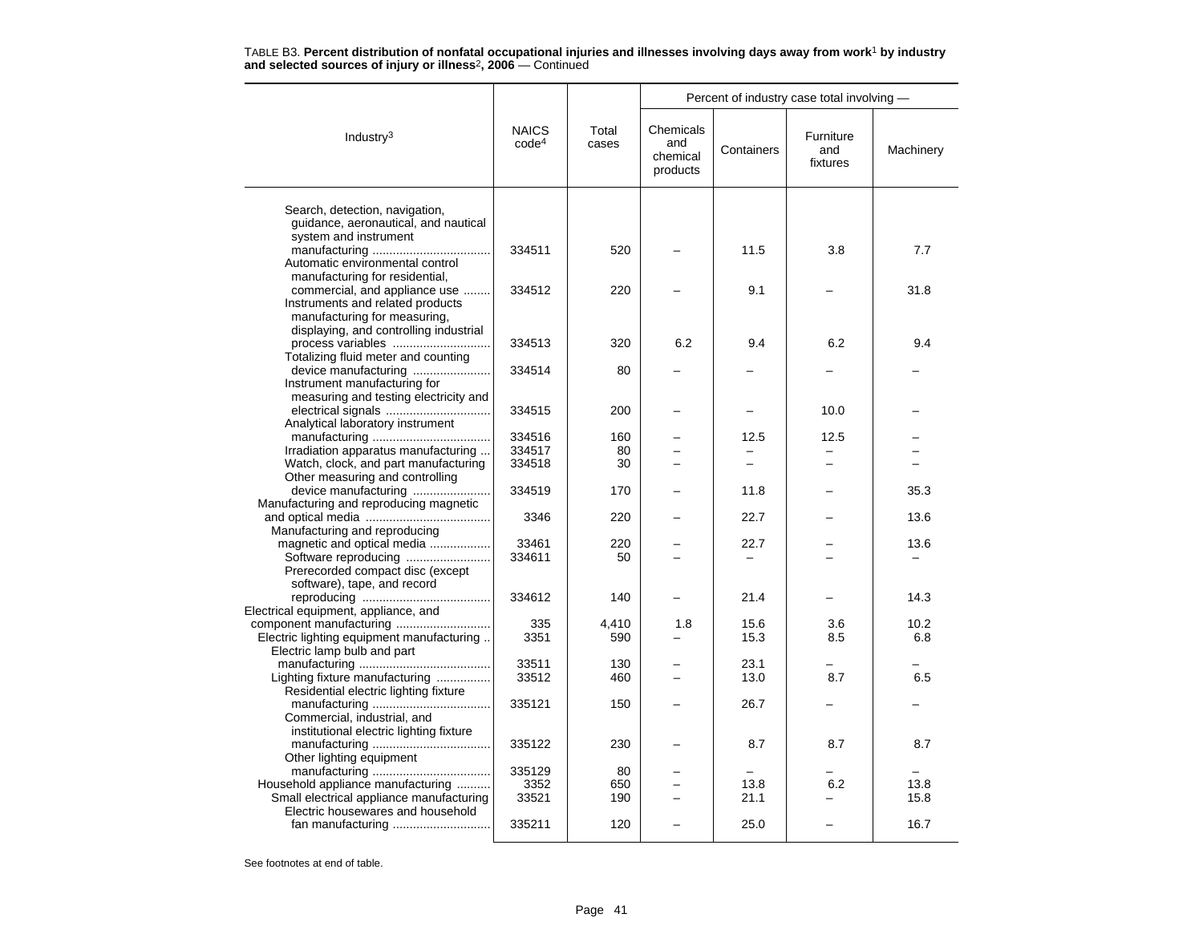TABLE B3. **Percent distribution of nonfatal occupational injuries and illnesses involving days away from work[1] by industry and selected sources of injury or illness[2], 2006** — Continued

| Industry[3] | NAICS code[4] | Total cases | Percent of industry case total involving — Chemicals and chemical products | Containers | Furniture and fixtures | Machinery |
|---|---|---|---|---|---|---|
| Search, detection, navigation, guidance, aeronautical, and nautical system and instrument manufacturing | 334511 | 520 | – | 11.5 | 3.8 | 7.7 |
| Automatic environmental control manufacturing for residential, commercial, and appliance use | 334512 | 220 | – | 9.1 | – | 31.8 |
| Instruments and related products manufacturing for measuring, displaying, and controlling industrial process variables | 334513 | 320 | 6.2 | 9.4 | 6.2 | 9.4 |
| Totalizing fluid meter and counting device manufacturing | 334514 | 80 | – | – | – | – |
| Instrument manufacturing for measuring and testing electricity and electrical signals | 334515 | 200 | – | – | 10.0 | – |
| Analytical laboratory instrument manufacturing | 334516 | 160 | – | 12.5 | 12.5 | – |
| Irradiation apparatus manufacturing | 334517 | 80 | – | – | – | – |
| Watch, clock, and part manufacturing | 334518 | 30 | – | – | – | – |
| Other measuring and controlling device manufacturing | 334519 | 170 | – | 11.8 | – | 35.3 |
| Manufacturing and reproducing magnetic and optical media | 3346 | 220 | – | 22.7 | – | 13.6 |
| Manufacturing and reproducing magnetic and optical media | 33461 | 220 | – | 22.7 | – | 13.6 |
| Software reproducing | 334611 | 50 | – | – | – | – |
| Prerecorded compact disc (except software), tape, and record reproducing | 334612 | 140 | – | 21.4 | – | 14.3 |
| Electrical equipment, appliance, and component manufacturing | 335 | 4,410 | 1.8 | 15.6 | 3.6 | 10.2 |
| Electric lighting equipment manufacturing | 3351 | 590 | – | 15.3 | 8.5 | 6.8 |
| Electric lamp bulb and part manufacturing | 33511 | 130 | – | 23.1 | – | – |
| Lighting fixture manufacturing | 33512 | 460 | – | 13.0 | 8.7 | 6.5 |
| Residential electric lighting fixture manufacturing | 335121 | 150 | – | 26.7 | – | – |
| Commercial, industrial, and institutional electric lighting fixture manufacturing | 335122 | 230 | – | 8.7 | 8.7 | 8.7 |
| Other lighting equipment manufacturing | 335129 | 80 | – | – | – | – |
| Household appliance manufacturing | 3352 | 650 | – | 13.8 | 6.2 | 13.8 |
| Small electrical appliance manufacturing | 33521 | 190 | – | 21.1 | – | 15.8 |
| Electric housewares and household fan manufacturing | 335211 | 120 | – | 25.0 | – | 16.7 |

See footnotes at end of table.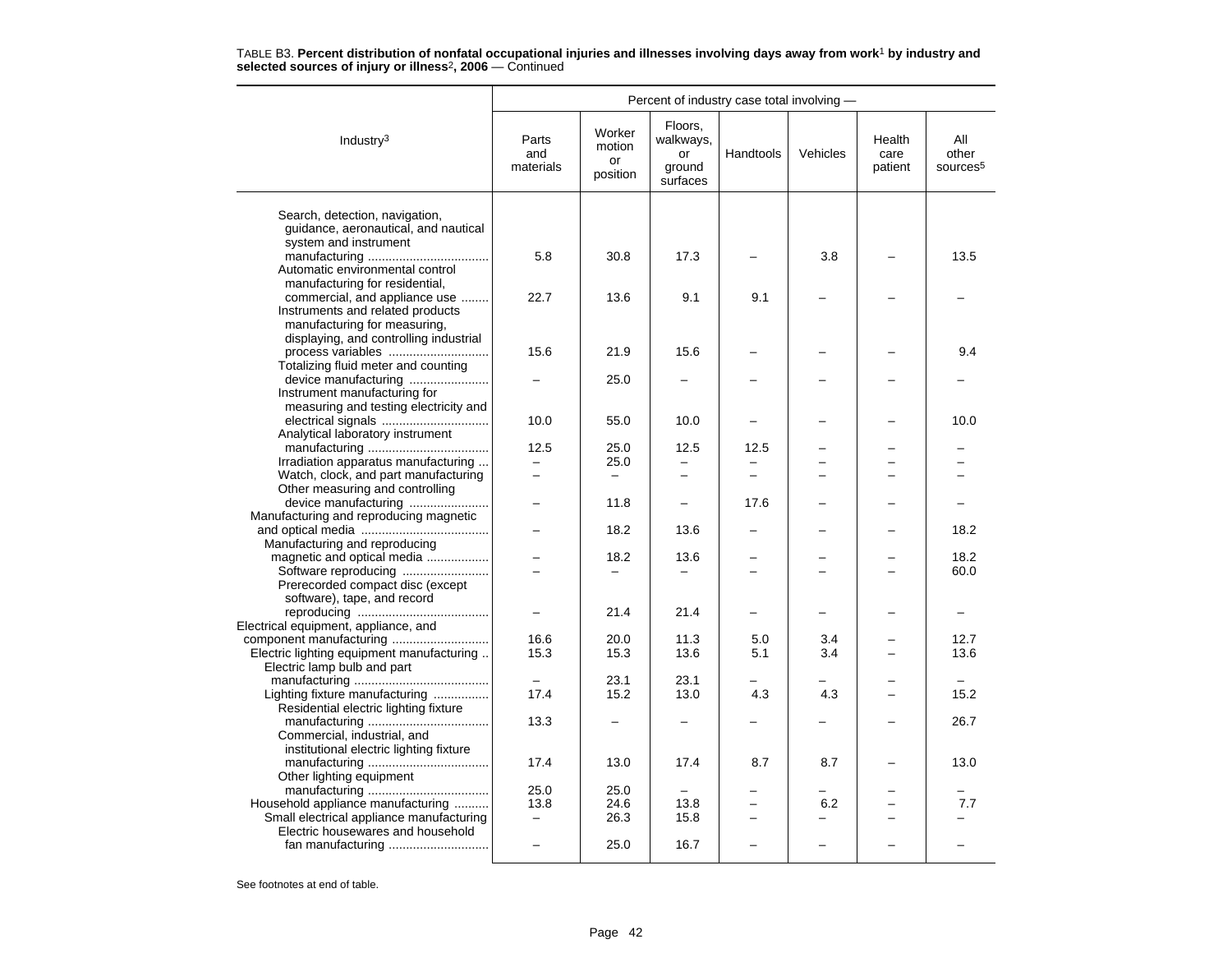TABLE B3. **Percent distribution of nonfatal occupational injuries and illnesses involving days away from work[1] by industry and selected sources of injury or illness[2], 2006** — Continued

| Industry[3] | Percent of industry case total involving — | | | | | | |
|---|---|---|---|---|---|---|---|
| | Parts and materials | Worker motion or position | Floors, walkways, or ground surfaces | Handtools | Vehicles | Health care patient | All other sources[5] |
| Search, detection, navigation, guidance, aeronautical, and nautical system and instrument manufacturing | 5.8 | 30.8 | 17.3 | – | 3.8 | – | 13.5 |
| Automatic environmental control manufacturing for residential, commercial, and appliance use | 22.7 | 13.6 | 9.1 | 9.1 | – | – | – |
| Instruments and related products manufacturing for measuring, displaying, and controlling industrial process variables | 15.6 | 21.9 | 15.6 | – | – | – | 9.4 |
| Totalizing fluid meter and counting device manufacturing | – | 25.0 | – | – | – | – | – |
| Instrument manufacturing for measuring and testing electricity and electrical signals | 10.0 | 55.0 | 10.0 | – | – | – | 10.0 |
| Analytical laboratory instrument manufacturing | 12.5 | 25.0 | 12.5 | 12.5 | – | – | – |
| Irradiation apparatus manufacturing | – | 25.0 | – | – | – | – | – |
| Watch, clock, and part manufacturing | – | – | – | – | – | – | – |
| Other measuring and controlling device manufacturing | – | 11.8 | – | 17.6 | – | – | – |
| Manufacturing and reproducing magnetic and optical media | – | 18.2 | 13.6 | – | – | – | 18.2 |
| Manufacturing and reproducing magnetic and optical media | – | 18.2 | 13.6 | – | – | – | 18.2 |
| Software reproducing | – | – | – | – | – | – | 60.0 |
| Prerecorded compact disc (except software), tape, and record reproducing | – | 21.4 | 21.4 | – | – | – | – |
| Electrical equipment, appliance, and component manufacturing | 16.6 | 20.0 | 11.3 | 5.0 | 3.4 | – | 12.7 |
| Electric lighting equipment manufacturing | 15.3 | 15.3 | 13.6 | 5.1 | 3.4 | – | 13.6 |
| Electric lamp bulb and part manufacturing | – | 23.1 | 23.1 | – | – | – | – |
| Lighting fixture manufacturing | 17.4 | 15.2 | 13.0 | 4.3 | 4.3 | – | 15.2 |
| Residential electric lighting fixture manufacturing | 13.3 | – | – | – | – | – | 26.7 |
| Commercial, industrial, and institutional electric lighting fixture manufacturing | 17.4 | 13.0 | 17.4 | 8.7 | 8.7 | – | 13.0 |
| Other lighting equipment manufacturing | 25.0 | 25.0 | – | – | – | – | – |
| Household appliance manufacturing | 13.8 | 24.6 | 13.8 | – | 6.2 | – | 7.7 |
| Small electrical appliance manufacturing | – | 26.3 | 15.8 | – | – | – | – |
| Electric housewares and household fan manufacturing | – | 25.0 | 16.7 | – | – | – | – |

See footnotes at end of table.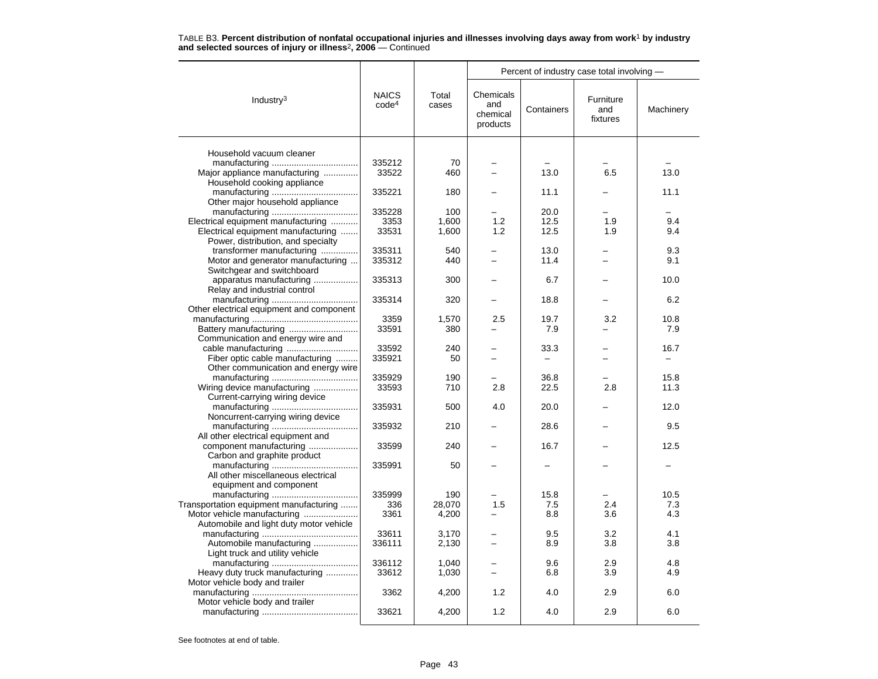TABLE B3. **Percent distribution of nonfatal occupational injuries and illnesses involving days away from work[1] by industry and selected sources of injury or illness[2], 2006** — Continued

| Industry[3] | NAICS code[4] | Total cases | Percent of industry case total involving — Chemicals and chemical products | Containers | Furniture and fixtures | Machinery |
|---|---|---|---|---|---|---|
| Household vacuum cleaner manufacturing | 335212 | 70 | – | – | – | – |
| Major appliance manufacturing | 33522 | 460 | – | 13.0 | 6.5 | 13.0 |
| Household cooking appliance manufacturing | 335221 | 180 | – | 11.1 | – | 11.1 |
| Other major household appliance manufacturing | 335228 | 100 | – | 20.0 | – | – |
| Electrical equipment manufacturing | 3353 | 1,600 | 1.2 | 12.5 | 1.9 | 9.4 |
| Electrical equipment manufacturing | 33531 | 1,600 | 1.2 | 12.5 | 1.9 | 9.4 |
| Power, distribution, and specialty transformer manufacturing | 335311 | 540 | – | 13.0 | – | 9.3 |
| Motor and generator manufacturing | 335312 | 440 | – | 11.4 | – | 9.1 |
| Switchgear and switchboard apparatus manufacturing | 335313 | 300 | – | 6.7 | – | 10.0 |
| Relay and industrial control manufacturing | 335314 | 320 | – | 18.8 | – | 6.2 |
| Other electrical equipment and component manufacturing | 3359 | 1,570 | 2.5 | 19.7 | 3.2 | 10.8 |
| Battery manufacturing | 33591 | 380 | – | 7.9 | – | 7.9 |
| Communication and energy wire and cable manufacturing | 33592 | 240 | – | 33.3 | – | 16.7 |
| Fiber optic cable manufacturing | 335921 | 50 | – | – | – | – |
| Other communication and energy wire manufacturing | 335929 | 190 | – | 36.8 | – | 15.8 |
| Wiring device manufacturing | 33593 | 710 | 2.8 | 22.5 | 2.8 | 11.3 |
| Current-carrying wiring device manufacturing | 335931 | 500 | 4.0 | 20.0 | – | 12.0 |
| Noncurrent-carrying wiring device manufacturing | 335932 | 210 | – | 28.6 | – | 9.5 |
| All other electrical equipment and component manufacturing | 33599 | 240 | – | 16.7 | – | 12.5 |
| Carbon and graphite product manufacturing | 335991 | 50 | – | – | – | – |
| All other miscellaneous electrical equipment and component manufacturing | 335999 | 190 | – | 15.8 | – | 10.5 |
| Transportation equipment manufacturing | 336 | 28,070 | 1.5 | 7.5 | 2.4 | 7.3 |
| Motor vehicle manufacturing | 3361 | 4,200 | – | 8.8 | 3.6 | 4.3 |
| Automobile and light duty motor vehicle manufacturing | 33611 | 3,170 | – | 9.5 | 3.2 | 4.1 |
| Automobile manufacturing | 336111 | 2,130 | – | 8.9 | 3.8 | 3.8 |
| Light truck and utility vehicle manufacturing | 336112 | 1,040 | – | 9.6 | 2.9 | 4.8 |
| Heavy duty truck manufacturing | 33612 | 1,030 | – | 6.8 | 3.9 | 4.9 |
| Motor vehicle body and trailer manufacturing | 3362 | 4,200 | 1.2 | 4.0 | 2.9 | 6.0 |
| Motor vehicle body and trailer manufacturing | 33621 | 4,200 | 1.2 | 4.0 | 2.9 | 6.0 |

See footnotes at end of table.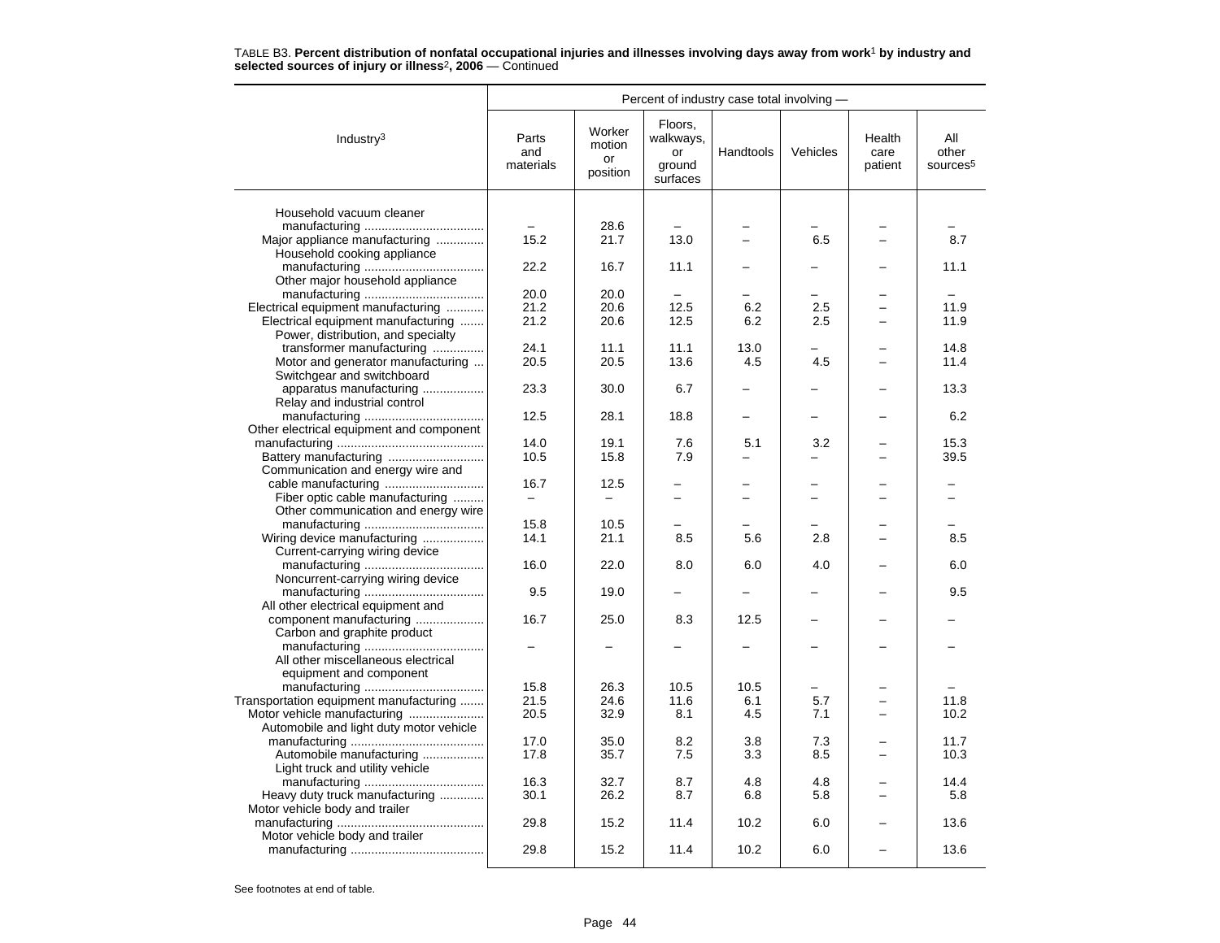TABLE B3. **Percent distribution of nonfatal occupational injuries and illnesses involving days away from work**[1] **by industry and selected sources of injury or illness**[2]**, 2006** — Continued

| Industry[3] | Parts and materials | Worker motion or position | Floors, walkways, or ground surfaces | Handtools | Vehicles | Health care patient | All other sources[5] |
|---|---|---|---|---|---|---|---|
| | Percent of industry case total involving — | | | | | | |
| Household vacuum cleaner manufacturing | – | 28.6 | – | – | – | – | – |
| Major appliance manufacturing | 15.2 | 21.7 | 13.0 | – | 6.5 | – | 8.7 |
| Household cooking appliance manufacturing | 22.2 | 16.7 | 11.1 | – | – | – | 11.1 |
| Other major household appliance manufacturing | 20.0 | 20.0 | – | – | – | – | – |
| Electrical equipment manufacturing | 21.2 | 20.6 | 12.5 | 6.2 | 2.5 | – | 11.9 |
| Electrical equipment manufacturing | 21.2 | 20.6 | 12.5 | 6.2 | 2.5 | – | 11.9 |
| Power, distribution, and specialty transformer manufacturing | 24.1 | 11.1 | 11.1 | 13.0 | – | – | 14.8 |
| Motor and generator manufacturing | 20.5 | 20.5 | 13.6 | 4.5 | 4.5 | – | 11.4 |
| Switchgear and switchboard apparatus manufacturing | 23.3 | 30.0 | 6.7 | – | – | – | 13.3 |
| Relay and industrial control manufacturing | 12.5 | 28.1 | 18.8 | – | – | – | 6.2 |
| Other electrical equipment and component manufacturing | 14.0 | 19.1 | 7.6 | 5.1 | 3.2 | – | 15.3 |
| Battery manufacturing | 10.5 | 15.8 | 7.9 | – | – | – | 39.5 |
| Communication and energy wire and cable manufacturing | 16.7 | 12.5 | – | – | – | – | – |
| Fiber optic cable manufacturing | – | – | – | – | – | – | – |
| Other communication and energy wire manufacturing | 15.8 | 10.5 | – | – | – | – | – |
| Wiring device manufacturing | 14.1 | 21.1 | 8.5 | 5.6 | 2.8 | – | 8.5 |
| Current-carrying wiring device manufacturing | 16.0 | 22.0 | 8.0 | 6.0 | 4.0 | – | 6.0 |
| Noncurrent-carrying wiring device manufacturing | 9.5 | 19.0 | – | – | – | – | 9.5 |
| All other electrical equipment and component manufacturing | 16.7 | 25.0 | 8.3 | 12.5 | – | – | – |
| Carbon and graphite product manufacturing | – | – | – | – | – | – | – |
| All other miscellaneous electrical equipment and component manufacturing | 15.8 | 26.3 | 10.5 | 10.5 | – | – | – |
| Transportation equipment manufacturing | 21.5 | 24.6 | 11.6 | 6.1 | 5.7 | – | 11.8 |
| Motor vehicle manufacturing | 20.5 | 32.9 | 8.1 | 4.5 | 7.1 | – | 10.2 |
| Automobile and light duty motor vehicle manufacturing | 17.0 | 35.0 | 8.2 | 3.8 | 7.3 | – | 11.7 |
| Automobile manufacturing | 17.8 | 35.7 | 7.5 | 3.3 | 8.5 | – | 10.3 |
| Light truck and utility vehicle manufacturing | 16.3 | 32.7 | 8.7 | 4.8 | 4.8 | – | 14.4 |
| Heavy duty truck manufacturing | 30.1 | 26.2 | 8.7 | 6.8 | 5.8 | – | 5.8 |
| Motor vehicle body and trailer manufacturing | 29.8 | 15.2 | 11.4 | 10.2 | 6.0 | – | 13.6 |
| Motor vehicle body and trailer manufacturing | 29.8 | 15.2 | 11.4 | 10.2 | 6.0 | – | 13.6 |

See footnotes at end of table.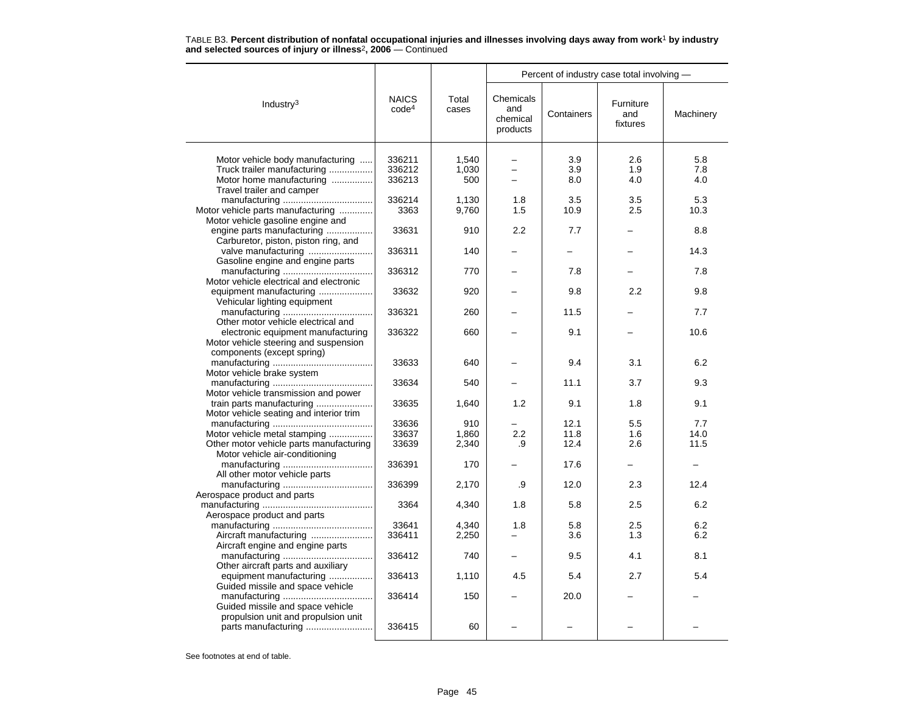TABLE B3. **Percent distribution of nonfatal occupational injuries and illnesses involving days away from work[1] by industry and selected sources of injury or illness[2], 2006** — Continued

| Industry[3] | NAICS code[4] | Total cases | Percent of industry case total involving — Chemicals and chemical products | Containers | Furniture and fixtures | Machinery |
|---|---|---|---|---|---|---|
| Motor vehicle body manufacturing | 336211 | 1,540 | – | 3.9 | 2.6 | 5.8 |
| Truck trailer manufacturing | 336212 | 1,030 | – | 3.9 | 1.9 | 7.8 |
| Motor home manufacturing | 336213 | 500 | – | 8.0 | 4.0 | 4.0 |
| Travel trailer and camper manufacturing | 336214 | 1,130 | 1.8 | 3.5 | 3.5 | 5.3 |
| Motor vehicle parts manufacturing | 3363 | 9,760 | 1.5 | 10.9 | 2.5 | 10.3 |
| Motor vehicle gasoline engine and engine parts manufacturing | 33631 | 910 | 2.2 | 7.7 | – | 8.8 |
| Carburetor, piston, piston ring, and valve manufacturing | 336311 | 140 | – | – | – | 14.3 |
| Gasoline engine and engine parts manufacturing | 336312 | 770 | – | 7.8 | – | 7.8 |
| Motor vehicle electrical and electronic equipment manufacturing | 33632 | 920 | – | 9.8 | 2.2 | 9.8 |
| Vehicular lighting equipment manufacturing | 336321 | 260 | – | 11.5 | – | 7.7 |
| Other motor vehicle electrical and electronic equipment manufacturing | 336322 | 660 | – | 9.1 | – | 10.6 |
| Motor vehicle steering and suspension components (except spring) manufacturing | 33633 | 640 | – | 9.4 | 3.1 | 6.2 |
| Motor vehicle brake system manufacturing | 33634 | 540 | – | 11.1 | 3.7 | 9.3 |
| Motor vehicle transmission and power train parts manufacturing | 33635 | 1,640 | 1.2 | 9.1 | 1.8 | 9.1 |
| Motor vehicle seating and interior trim manufacturing | 33636 | 910 | – | 12.1 | 5.5 | 7.7 |
| Motor vehicle metal stamping | 33637 | 1,860 | 2.2 | 11.8 | 1.6 | 14.0 |
| Other motor vehicle parts manufacturing | 33639 | 2,340 | .9 | 12.4 | 2.6 | 11.5 |
| Motor vehicle air-conditioning manufacturing | 336391 | 170 | – | 17.6 | – | – |
| All other motor vehicle parts manufacturing | 336399 | 2,170 | .9 | 12.0 | 2.3 | 12.4 |
| Aerospace product and parts manufacturing | 3364 | 4,340 | 1.8 | 5.8 | 2.5 | 6.2 |
| Aerospace product and parts manufacturing | 33641 | 4,340 | 1.8 | 5.8 | 2.5 | 6.2 |
| Aircraft manufacturing | 336411 | 2,250 | – | 3.6 | 1.3 | 6.2 |
| Aircraft engine and engine parts manufacturing | 336412 | 740 | – | 9.5 | 4.1 | 8.1 |
| Other aircraft parts and auxiliary equipment manufacturing | 336413 | 1,110 | 4.5 | 5.4 | 2.7 | 5.4 |
| Guided missile and space vehicle manufacturing | 336414 | 150 | – | 20.0 | – | – |
| Guided missile and space vehicle propulsion unit and propulsion unit parts manufacturing | 336415 | 60 | – | – | – | – |

See footnotes at end of table.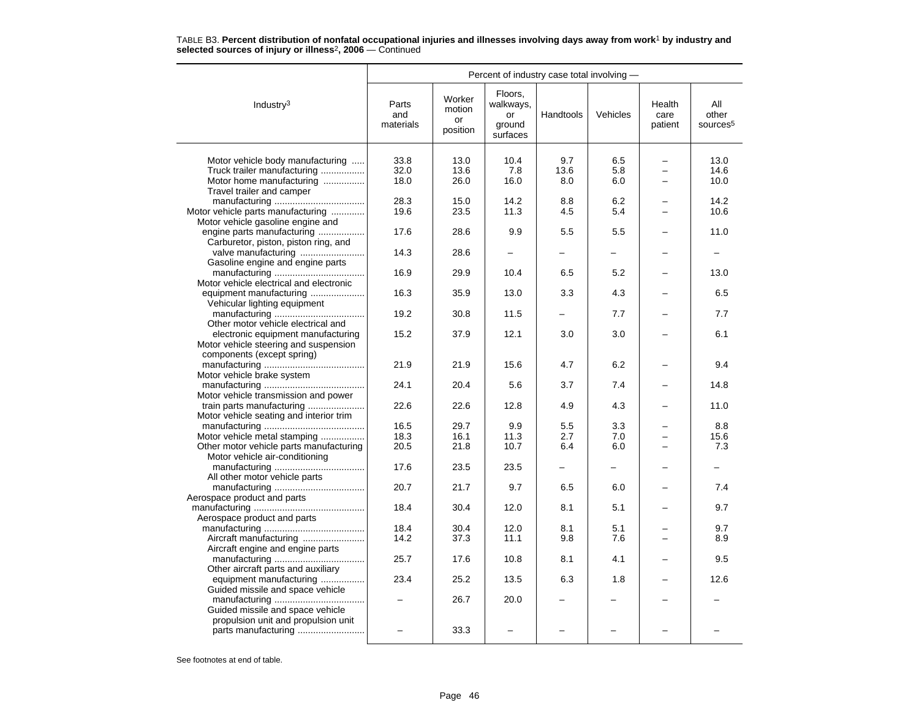TABLE B3. **Percent distribution of nonfatal occupational injuries and illnesses involving days away from work[1] by industry and selected sources of injury or illness[2], 2006** — Continued

| Industry[3] | Percent of industry case total involving — | | | | | | |
|---|---|---|---|---|---|---|---|
| | Parts and materials | Worker motion or position | Floors, walkways, or ground surfaces | Handtools | Vehicles | Health care patient | All other sources[5] |
| Motor vehicle body manufacturing | 33.8 | 13.0 | 10.4 | 9.7 | 6.5 | – | 13.0 |
| Truck trailer manufacturing | 32.0 | 13.6 | 7.8 | 13.6 | 5.8 | – | 14.6 |
| Motor home manufacturing | 18.0 | 26.0 | 16.0 | 8.0 | 6.0 | – | 10.0 |
| Travel trailer and camper manufacturing | 28.3 | 15.0 | 14.2 | 8.8 | 6.2 | – | 14.2 |
| Motor vehicle parts manufacturing | 19.6 | 23.5 | 11.3 | 4.5 | 5.4 | – | 10.6 |
| Motor vehicle gasoline engine and engine parts manufacturing | 17.6 | 28.6 | 9.9 | 5.5 | 5.5 | – | 11.0 |
| Carburetor, piston, piston ring, and valve manufacturing | 14.3 | 28.6 | – | – | – | – | – |
| Gasoline engine and engine parts manufacturing | 16.9 | 29.9 | 10.4 | 6.5 | 5.2 | – | 13.0 |
| Motor vehicle electrical and electronic equipment manufacturing | 16.3 | 35.9 | 13.0 | 3.3 | 4.3 | – | 6.5 |
| Vehicular lighting equipment manufacturing | 19.2 | 30.8 | 11.5 | – | 7.7 | – | 7.7 |
| Other motor vehicle electrical and electronic equipment manufacturing | 15.2 | 37.9 | 12.1 | 3.0 | 3.0 | – | 6.1 |
| Motor vehicle steering and suspension components (except spring) manufacturing | 21.9 | 21.9 | 15.6 | 4.7 | 6.2 | – | 9.4 |
| Motor vehicle brake system manufacturing | 24.1 | 20.4 | 5.6 | 3.7 | 7.4 | – | 14.8 |
| Motor vehicle transmission and power train parts manufacturing | 22.6 | 22.6 | 12.8 | 4.9 | 4.3 | – | 11.0 |
| Motor vehicle seating and interior trim manufacturing | 16.5 | 29.7 | 9.9 | 5.5 | 3.3 | – | 8.8 |
| Motor vehicle metal stamping | 18.3 | 16.1 | 11.3 | 2.7 | 7.0 | – | 15.6 |
| Other motor vehicle parts manufacturing | 20.5 | 21.8 | 10.7 | 6.4 | 6.0 | – | 7.3 |
| Motor vehicle air-conditioning manufacturing | 17.6 | 23.5 | 23.5 | – | – | – | – |
| All other motor vehicle parts manufacturing | 20.7 | 21.7 | 9.7 | 6.5 | 6.0 | – | 7.4 |
| Aerospace product and parts manufacturing | 18.4 | 30.4 | 12.0 | 8.1 | 5.1 | – | 9.7 |
| Aerospace product and parts manufacturing | 18.4 | 30.4 | 12.0 | 8.1 | 5.1 | – | 9.7 |
| Aircraft manufacturing | 14.2 | 37.3 | 11.1 | 9.8 | 7.6 | – | 8.9 |
| Aircraft engine and engine parts manufacturing | 25.7 | 17.6 | 10.8 | 8.1 | 4.1 | – | 9.5 |
| Other aircraft parts and auxiliary equipment manufacturing | 23.4 | 25.2 | 13.5 | 6.3 | 1.8 | – | 12.6 |
| Guided missile and space vehicle manufacturing | – | 26.7 | 20.0 | – | – | – | – |
| Guided missile and space vehicle propulsion unit and propulsion unit parts manufacturing | – | 33.3 | – | – | – | – | – |

See footnotes at end of table.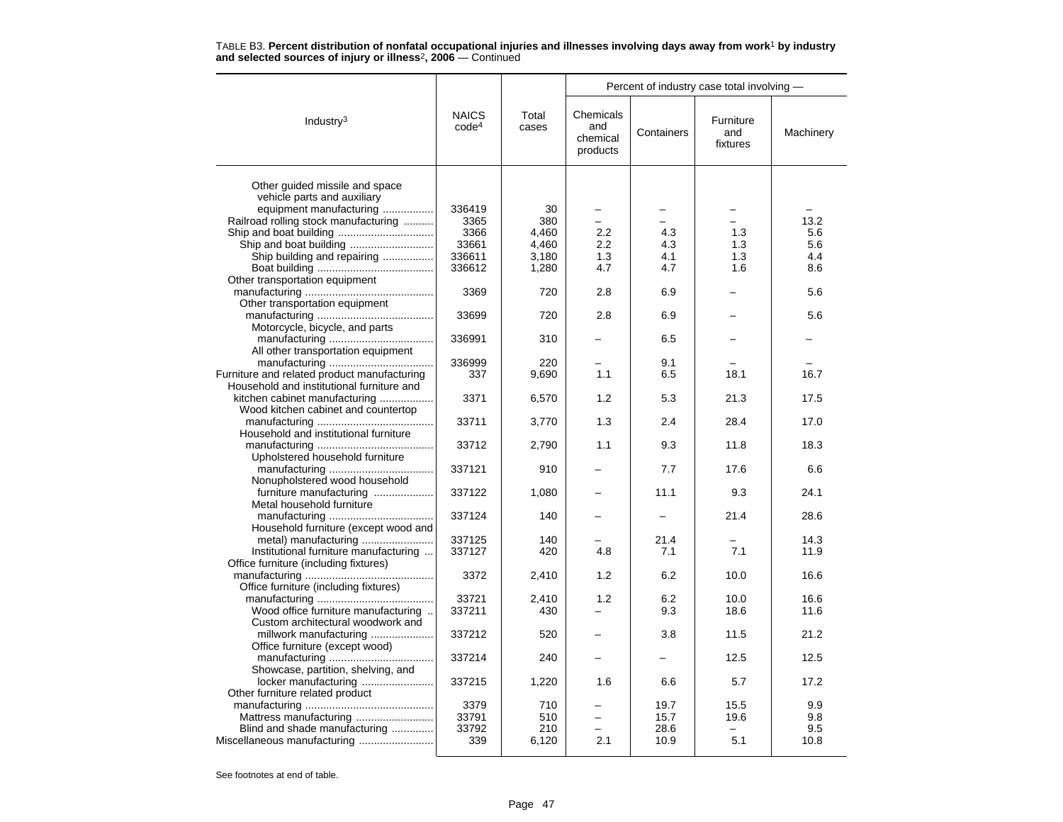TABLE B3. **Percent distribution of nonfatal occupational injuries and illnesses involving days away from work[1] by industry and selected sources of injury or illness[2], 2006** — Continued

| Industry[3] | NAICS code[4] | Total cases | Percent of industry case total involving — Chemicals and chemical products | Containers | Furniture and fixtures | Machinery |
|---|---|---|---|---|---|---|
| Other guided missile and space vehicle parts and auxiliary equipment manufacturing | 336419 | 30 | – | – | – | – |
| Railroad rolling stock manufacturing | 3365 | 380 | – | – | – | 13.2 |
| Ship and boat building | 3366 | 4,460 | 2.2 | 4.3 | 1.3 | 5.6 |
| Ship and boat building | 33661 | 4,460 | 2.2 | 4.3 | 1.3 | 5.6 |
| Ship building and repairing | 336611 | 3,180 | 1.3 | 4.1 | 1.3 | 4.4 |
| Boat building | 336612 | 1,280 | 4.7 | 4.7 | 1.6 | 8.6 |
| Other transportation equipment manufacturing | 3369 | 720 | 2.8 | 6.9 | – | 5.6 |
| Other transportation equipment manufacturing | 33699 | 720 | 2.8 | 6.9 | – | 5.6 |
| Motorcycle, bicycle, and parts manufacturing | 336991 | 310 | – | 6.5 | – | – |
| All other transportation equipment manufacturing | 336999 | 220 | – | 9.1 | – | – |
| Furniture and related product manufacturing | 337 | 9,690 | 1.1 | 6.5 | 18.1 | 16.7 |
| Household and institutional furniture and kitchen cabinet manufacturing | 3371 | 6,570 | 1.2 | 5.3 | 21.3 | 17.5 |
| Wood kitchen cabinet and countertop manufacturing | 33711 | 3,770 | 1.3 | 2.4 | 28.4 | 17.0 |
| Household and institutional furniture manufacturing | 33712 | 2,790 | 1.1 | 9.3 | 11.8 | 18.3 |
| Upholstered household furniture manufacturing | 337121 | 910 | – | 7.7 | 17.6 | 6.6 |
| Nonupholstered wood household furniture manufacturing | 337122 | 1,080 | – | 11.1 | 9.3 | 24.1 |
| Metal household furniture manufacturing | 337124 | 140 | – | – | 21.4 | 28.6 |
| Household furniture (except wood and metal) manufacturing | 337125 | 140 | – | 21.4 | – | 14.3 |
| Institutional furniture manufacturing | 337127 | 420 | 4.8 | 7.1 | 7.1 | 11.9 |
| Office furniture (including fixtures) manufacturing | 3372 | 2,410 | 1.2 | 6.2 | 10.0 | 16.6 |
| Office furniture (including fixtures) manufacturing | 33721 | 2,410 | 1.2 | 6.2 | 10.0 | 16.6 |
| Wood office furniture manufacturing | 337211 | 430 | – | 9.3 | 18.6 | 11.6 |
| Custom architectural woodwork and millwork manufacturing | 337212 | 520 | – | 3.8 | 11.5 | 21.2 |
| Office furniture (except wood) manufacturing | 337214 | 240 | – | – | 12.5 | 12.5 |
| Showcase, partition, shelving, and locker manufacturing | 337215 | 1,220 | 1.6 | 6.6 | 5.7 | 17.2 |
| Other furniture related product manufacturing | 3379 | 710 | – | 19.7 | 15.5 | 9.9 |
| Mattress manufacturing | 33791 | 510 | – | 15.7 | 19.6 | 9.8 |
| Blind and shade manufacturing | 33792 | 210 | – | 28.6 | – | 9.5 |
| Miscellaneous manufacturing | 339 | 6,120 | 2.1 | 10.9 | 5.1 | 10.8 |

See footnotes at end of table.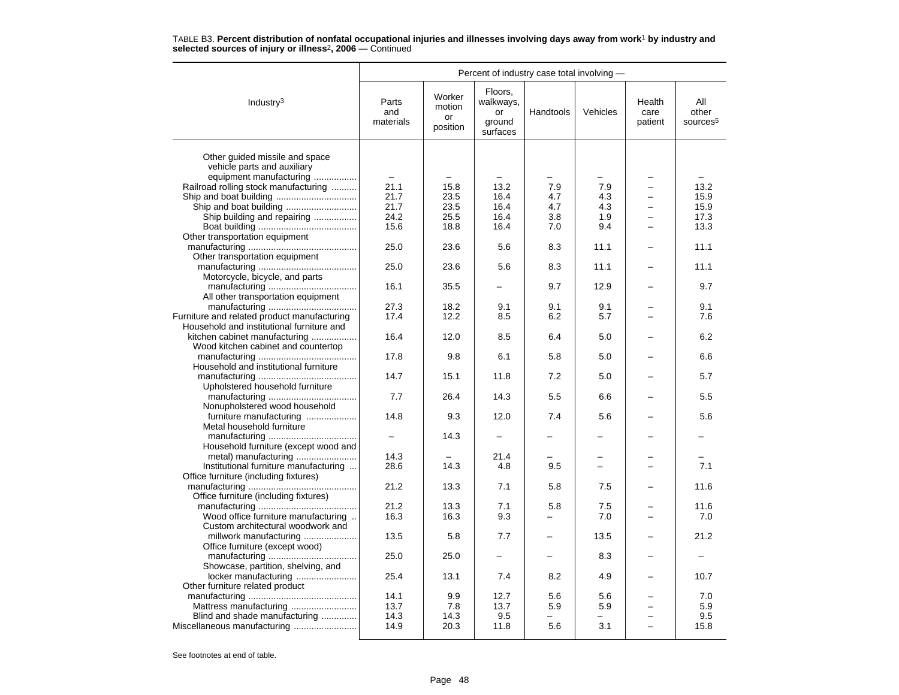TABLE B3. **Percent distribution of nonfatal occupational injuries and illnesses involving days away from work[1] by industry and selected sources of injury or illness[2], 2006** — Continued

| Industry[3] | Percent of industry case total involving — | | | | | | |
|---|---|---|---|---|---|---|---|
| | Parts and materials | Worker motion or position | Floors, walkways, or ground surfaces | Handtools | Vehicles | Health care patient | All other sources[5] |
| Other guided missile and space vehicle parts and auxiliary equipment manufacturing | – | – | – | – | – | – | – |
| Railroad rolling stock manufacturing | 21.1 | 15.8 | 13.2 | 7.9 | 7.9 | – | 13.2 |
| Ship and boat building | 21.7 | 23.5 | 16.4 | 4.7 | 4.3 | – | 15.9 |
| Ship and boat building | 21.7 | 23.5 | 16.4 | 4.7 | 4.3 | – | 15.9 |
| Ship building and repairing | 24.2 | 25.5 | 16.4 | 3.8 | 1.9 | – | 17.3 |
| Boat building | 15.6 | 18.8 | 16.4 | 7.0 | 9.4 | – | 13.3 |
| Other transportation equipment manufacturing | 25.0 | 23.6 | 5.6 | 8.3 | 11.1 | – | 11.1 |
| Other transportation equipment manufacturing | 25.0 | 23.6 | 5.6 | 8.3 | 11.1 | – | 11.1 |
| Motorcycle, bicycle, and parts manufacturing | 16.1 | 35.5 | – | 9.7 | 12.9 | – | 9.7 |
| All other transportation equipment manufacturing | 27.3 | 18.2 | 9.1 | 9.1 | 9.1 | – | 9.1 |
| Furniture and related product manufacturing | 17.4 | 12.2 | 8.5 | 6.2 | 5.7 | – | 7.6 |
| Household and institutional furniture and kitchen cabinet manufacturing | 16.4 | 12.0 | 8.5 | 6.4 | 5.0 | – | 6.2 |
| Wood kitchen cabinet and countertop manufacturing | 17.8 | 9.8 | 6.1 | 5.8 | 5.0 | – | 6.6 |
| Household and institutional furniture manufacturing | 14.7 | 15.1 | 11.8 | 7.2 | 5.0 | – | 5.7 |
| Upholstered household furniture manufacturing | 7.7 | 26.4 | 14.3 | 5.5 | 6.6 | – | 5.5 |
| Nonupholstered wood household furniture manufacturing | 14.8 | 9.3 | 12.0 | 7.4 | 5.6 | – | 5.6 |
| Metal household furniture manufacturing | – | 14.3 | – | – | – | – | – |
| Household furniture (except wood and metal) manufacturing | 14.3 | – | 21.4 | – | – | – | – |
| Institutional furniture manufacturing | 28.6 | 14.3 | 4.8 | 9.5 | – | – | 7.1 |
| Office furniture (including fixtures) manufacturing | 21.2 | 13.3 | 7.1 | 5.8 | 7.5 | – | 11.6 |
| Office furniture (including fixtures) manufacturing | 21.2 | 13.3 | 7.1 | 5.8 | 7.5 | – | 11.6 |
| Wood office furniture manufacturing | 16.3 | 16.3 | 9.3 | – | 7.0 | – | 7.0 |
| Custom architectural woodwork and millwork manufacturing | 13.5 | 5.8 | 7.7 | – | 13.5 | – | 21.2 |
| Office furniture (except wood) manufacturing | 25.0 | 25.0 | – | – | 8.3 | – | – |
| Showcase, partition, shelving, and locker manufacturing | 25.4 | 13.1 | 7.4 | 8.2 | 4.9 | – | 10.7 |
| Other furniture related product manufacturing | 14.1 | 9.9 | 12.7 | 5.6 | 5.6 | – | 7.0 |
| Mattress manufacturing | 13.7 | 7.8 | 13.7 | 5.9 | 5.9 | – | 5.9 |
| Blind and shade manufacturing | 14.3 | 14.3 | 9.5 | – | – | – | 9.5 |
| Miscellaneous manufacturing | 14.9 | 20.3 | 11.8 | 5.6 | 3.1 | – | 15.8 |

See footnotes at end of table.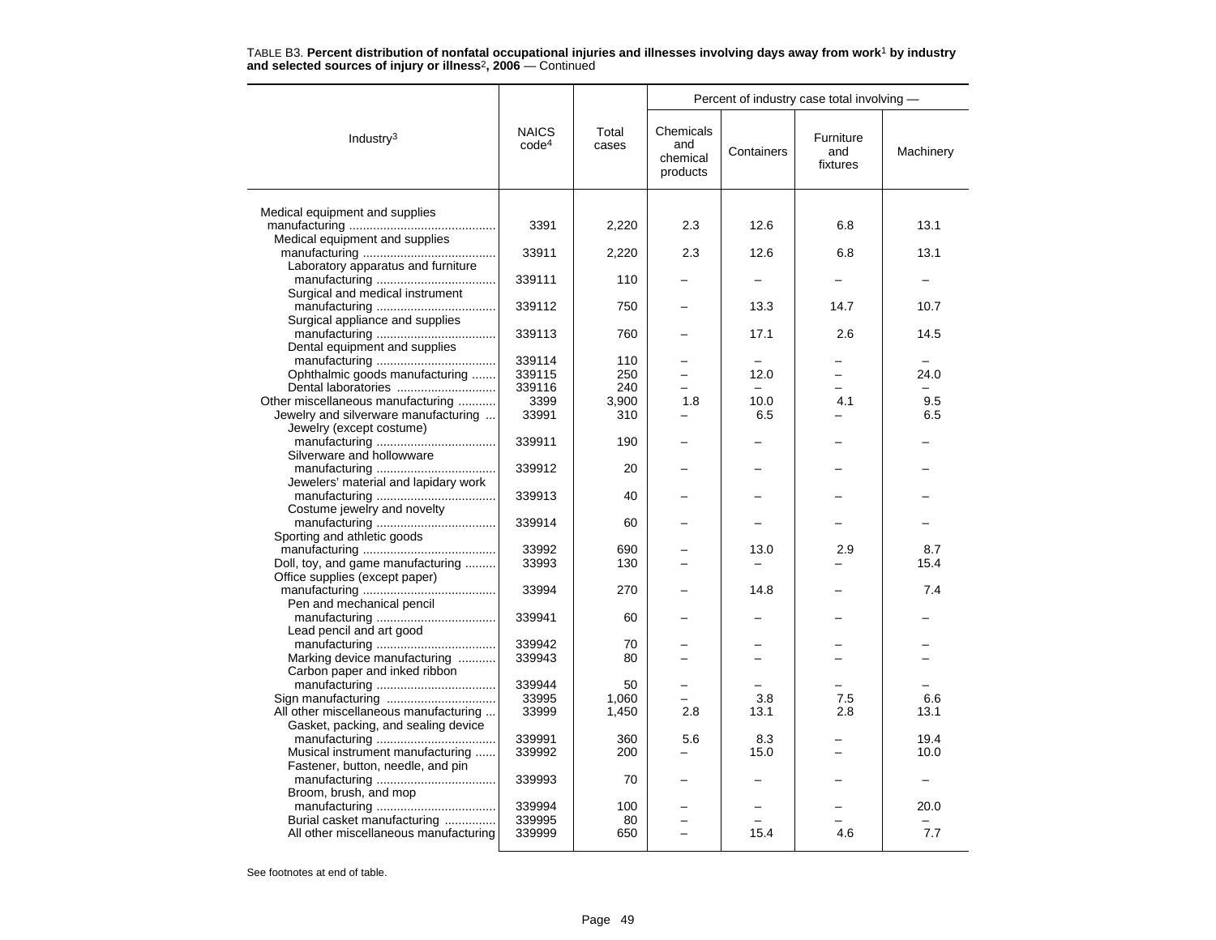TABLE B3. **Percent distribution of nonfatal occupational injuries and illnesses involving days away from work[1] by industry and selected sources of injury or illness[2], 2006** — Continued

| Industry[3] | NAICS code[4] | Total cases | Percent of industry case total involving — Chemicals and chemical products | Containers | Furniture and fixtures | Machinery |
|---|---|---|---|---|---|---|
| Medical equipment and supplies manufacturing | 3391 | 2,220 | 2.3 | 12.6 | 6.8 | 13.1 |
| Medical equipment and supplies manufacturing | 33911 | 2,220 | 2.3 | 12.6 | 6.8 | 13.1 |
| Laboratory apparatus and furniture manufacturing | 339111 | 110 | – | – | – | – |
| Surgical and medical instrument manufacturing | 339112 | 750 | – | 13.3 | 14.7 | 10.7 |
| Surgical appliance and supplies manufacturing | 339113 | 760 | – | 17.1 | 2.6 | 14.5 |
| Dental equipment and supplies manufacturing | 339114 | 110 | – | – | – | – |
| Ophthalmic goods manufacturing | 339115 | 250 | – | 12.0 | – | 24.0 |
| Dental laboratories | 339116 | 240 | – | – | – | – |
| Other miscellaneous manufacturing | 3399 | 3,900 | 1.8 | 10.0 | 4.1 | 9.5 |
| Jewelry and silverware manufacturing | 33991 | 310 | – | 6.5 | – | 6.5 |
| Jewelry (except costume) manufacturing | 339911 | 190 | – | – | – | – |
| Silverware and hollowware manufacturing | 339912 | 20 | – | – | – | – |
| Jewelers' material and lapidary work manufacturing | 339913 | 40 | – | – | – | – |
| Costume jewelry and novelty manufacturing | 339914 | 60 | – | – | – | – |
| Sporting and athletic goods manufacturing | 33992 | 690 | – | 13.0 | 2.9 | 8.7 |
| Doll, toy, and game manufacturing | 33993 | 130 | – | – | – | 15.4 |
| Office supplies (except paper) manufacturing | 33994 | 270 | – | 14.8 | – | 7.4 |
| Pen and mechanical pencil manufacturing | 339941 | 60 | – | – | – | – |
| Lead pencil and art good manufacturing | 339942 | 70 | – | – | – | – |
| Marking device manufacturing | 339943 | 80 | – | – | – | – |
| Carbon paper and inked ribbon manufacturing | 339944 | 50 | – | – | – | – |
| Sign manufacturing | 33995 | 1,060 | – | 3.8 | 7.5 | 6.6 |
| All other miscellaneous manufacturing | 33999 | 1,450 | 2.8 | 13.1 | 2.8 | 13.1 |
| Gasket, packing, and sealing device manufacturing | 339991 | 360 | 5.6 | 8.3 | – | 19.4 |
| Musical instrument manufacturing | 339992 | 200 | – | 15.0 | – | 10.0 |
| Fastener, button, needle, and pin manufacturing | 339993 | 70 | – | – | – | – |
| Broom, brush, and mop manufacturing | 339994 | 100 | – | – | – | 20.0 |
| Burial casket manufacturing | 339995 | 80 | – | – | – | – |
| All other miscellaneous manufacturing | 339999 | 650 | – | 15.4 | 4.6 | 7.7 |

See footnotes at end of table.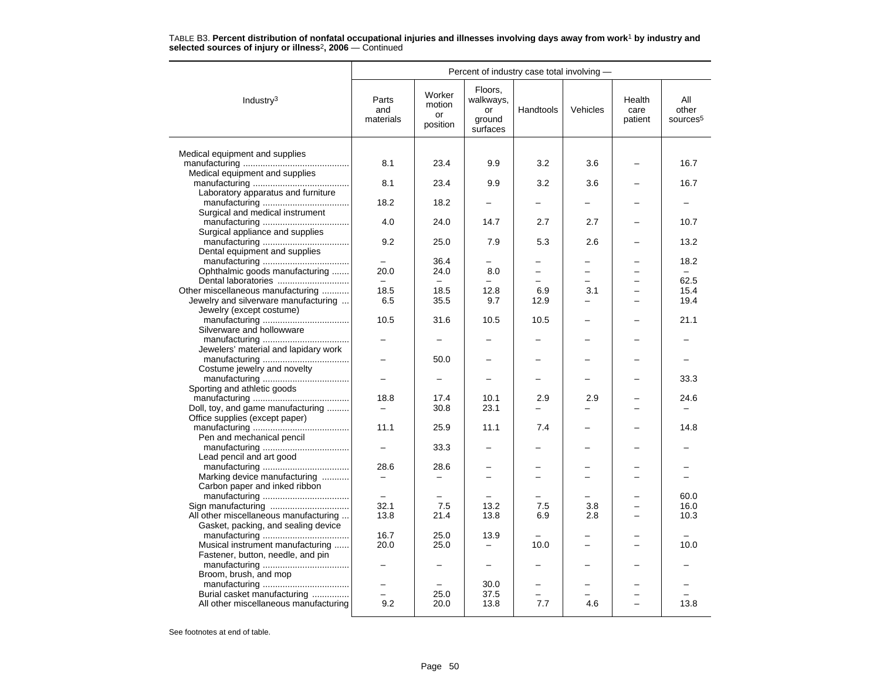TABLE B3. **Percent distribution of nonfatal occupational injuries and illnesses involving days away from work[1] by industry and selected sources of injury or illness[2], 2006** — Continued

| Industry[3] | Percent of industry case total involving — | | | | | | |
|---|---|---|---|---|---|---|---|
| | Parts and materials | Worker motion or position | Floors, walkways, or ground surfaces | Handtools | Vehicles | Health care patient | All other sources[5] |
| Medical equipment and supplies manufacturing | 8.1 | 23.4 | 9.9 | 3.2 | 3.6 | – | 16.7 |
| Medical equipment and supplies manufacturing | 8.1 | 23.4 | 9.9 | 3.2 | 3.6 | – | 16.7 |
| Laboratory apparatus and furniture manufacturing | 18.2 | 18.2 | – | – | – | – | – |
| Surgical and medical instrument manufacturing | 4.0 | 24.0 | 14.7 | 2.7 | 2.7 | – | 10.7 |
| Surgical appliance and supplies manufacturing | 9.2 | 25.0 | 7.9 | 5.3 | 2.6 | – | 13.2 |
| Dental equipment and supplies manufacturing | – | 36.4 | – | – | – | – | 18.2 |
| Ophthalmic goods manufacturing | 20.0 | 24.0 | 8.0 | – | – | – | – |
| Dental laboratories | – | – | – | – | – | – | 62.5 |
| Other miscellaneous manufacturing | 18.5 | 18.5 | 12.8 | 6.9 | 3.1 | – | 15.4 |
| Jewelry and silverware manufacturing | 6.5 | 35.5 | 9.7 | 12.9 | – | – | 19.4 |
| Jewelry (except costume) manufacturing | 10.5 | 31.6 | 10.5 | 10.5 | – | – | 21.1 |
| Silverware and hollowware manufacturing | – | – | – | – | – | – | – |
| Jewelers' material and lapidary work manufacturing | – | 50.0 | – | – | – | – | – |
| Costume jewelry and novelty manufacturing | – | – | – | – | – | – | 33.3 |
| Sporting and athletic goods manufacturing | 18.8 | 17.4 | 10.1 | 2.9 | 2.9 | – | 24.6 |
| Doll, toy, and game manufacturing | – | 30.8 | 23.1 | – | – | – | – |
| Office supplies (except paper) manufacturing | 11.1 | 25.9 | 11.1 | 7.4 | – | – | 14.8 |
| Pen and mechanical pencil manufacturing | – | 33.3 | – | – | – | – | – |
| Lead pencil and art good manufacturing | 28.6 | 28.6 | – | – | – | – | – |
| Marking device manufacturing | – | – | – | – | – | – | – |
| Carbon paper and inked ribbon manufacturing | – | – | – | – | – | – | 60.0 |
| Sign manufacturing | 32.1 | 7.5 | 13.2 | 7.5 | 3.8 | – | 16.0 |
| All other miscellaneous manufacturing | 13.8 | 21.4 | 13.8 | 6.9 | 2.8 | – | 10.3 |
| Gasket, packing, and sealing device manufacturing | 16.7 | 25.0 | 13.9 | – | – | – | – |
| Musical instrument manufacturing | 20.0 | 25.0 | – | 10.0 | – | – | 10.0 |
| Fastener, button, needle, and pin manufacturing | – | – | – | – | – | – | – |
| Broom, brush, and mop manufacturing | – | – | 30.0 | – | – | – | – |
| Burial casket manufacturing | – | 25.0 | 37.5 | – | – | – | – |
| All other miscellaneous manufacturing | 9.2 | 20.0 | 13.8 | 7.7 | 4.6 | – | 13.8 |

See footnotes at end of table.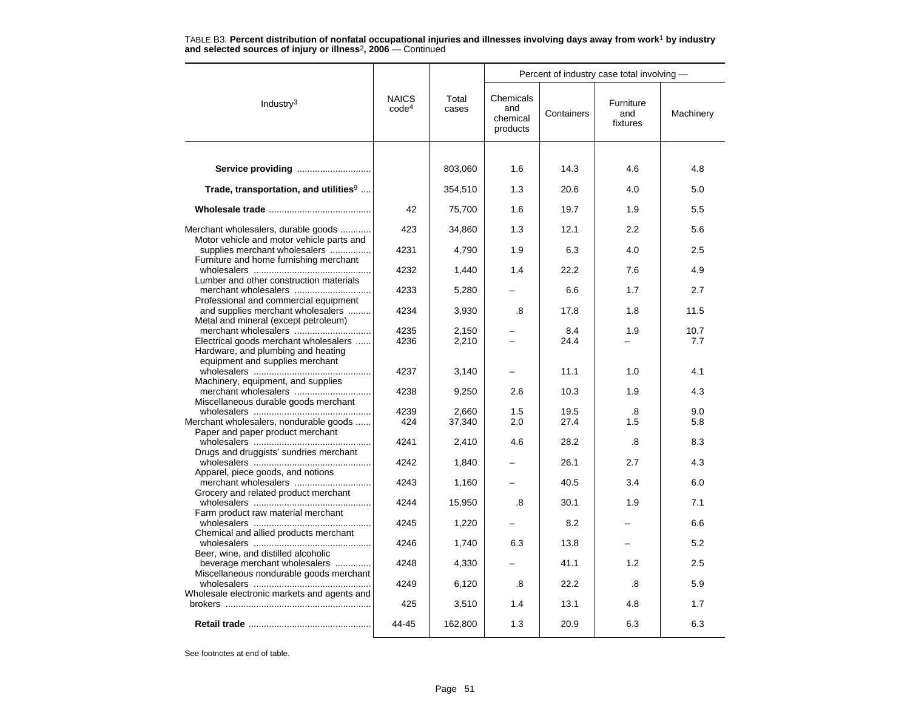TABLE B3. **Percent distribution of nonfatal occupational injuries and illnesses involving days away from work[1] by industry and selected sources of injury or illness[2], 2006** — Continued

| Industry[3] | NAICS code[4] | Total cases | Percent of industry case total involving — Chemicals and chemical products | Containers | Furniture and fixtures | Machinery |
|---|---|---|---|---|---|---|
| **Service providing** | | 803,060 | 1.6 | 14.3 | 4.6 | 4.8 |
| **Trade, transportation, and utilities[9]** | | 354,510 | 1.3 | 20.6 | 4.0 | 5.0 |
| **Wholesale trade** | 42 | 75,700 | 1.6 | 19.7 | 1.9 | 5.5 |
| Merchant wholesalers, durable goods | 423 | 34,860 | 1.3 | 12.1 | 2.2 | 5.6 |
| Motor vehicle and motor vehicle parts and supplies merchant wholesalers | 4231 | 4,790 | 1.9 | 6.3 | 4.0 | 2.5 |
| Furniture and home furnishing merchant wholesalers | 4232 | 1,440 | 1.4 | 22.2 | 7.6 | 4.9 |
| Lumber and other construction materials merchant wholesalers | 4233 | 5,280 | – | 6.6 | 1.7 | 2.7 |
| Professional and commercial equipment and supplies merchant wholesalers | 4234 | 3,930 | .8 | 17.8 | 1.8 | 11.5 |
| Metal and mineral (except petroleum) merchant wholesalers | 4235 | 2,150 | – | 8.4 | 1.9 | 10.7 |
| Electrical goods merchant wholesalers | 4236 | 2,210 | – | 24.4 | – | 7.7 |
| Hardware, and plumbing and heating equipment and supplies merchant wholesalers | 4237 | 3,140 | – | 11.1 | 1.0 | 4.1 |
| Machinery, equipment, and supplies merchant wholesalers | 4238 | 9,250 | 2.6 | 10.3 | 1.9 | 4.3 |
| Miscellaneous durable goods merchant wholesalers | 4239 | 2,660 | 1.5 | 19.5 | .8 | 9.0 |
| Merchant wholesalers, nondurable goods | 424 | 37,340 | 2.0 | 27.4 | 1.5 | 5.8 |
| Paper and paper product merchant wholesalers | 4241 | 2,410 | 4.6 | 28.2 | .8 | 8.3 |
| Drugs and druggists' sundries merchant wholesalers | 4242 | 1,840 | – | 26.1 | 2.7 | 4.3 |
| Apparel, piece goods, and notions merchant wholesalers | 4243 | 1,160 | – | 40.5 | 3.4 | 6.0 |
| Grocery and related product merchant wholesalers | 4244 | 15,950 | .8 | 30.1 | 1.9 | 7.1 |
| Farm product raw material merchant wholesalers | 4245 | 1,220 | – | 8.2 | – | 6.6 |
| Chemical and allied products merchant wholesalers | 4246 | 1,740 | 6.3 | 13.8 | – | 5.2 |
| Beer, wine, and distilled alcoholic beverage merchant wholesalers | 4248 | 4,330 | – | 41.1 | 1.2 | 2.5 |
| Miscellaneous nondurable goods merchant wholesalers | 4249 | 6,120 | .8 | 22.2 | .8 | 5.9 |
| Wholesale electronic markets and agents and brokers | 425 | 3,510 | 1.4 | 13.1 | 4.8 | 1.7 |
| **Retail trade** | 44-45 | 162,800 | 1.3 | 20.9 | 6.3 | 6.3 |

See footnotes at end of table.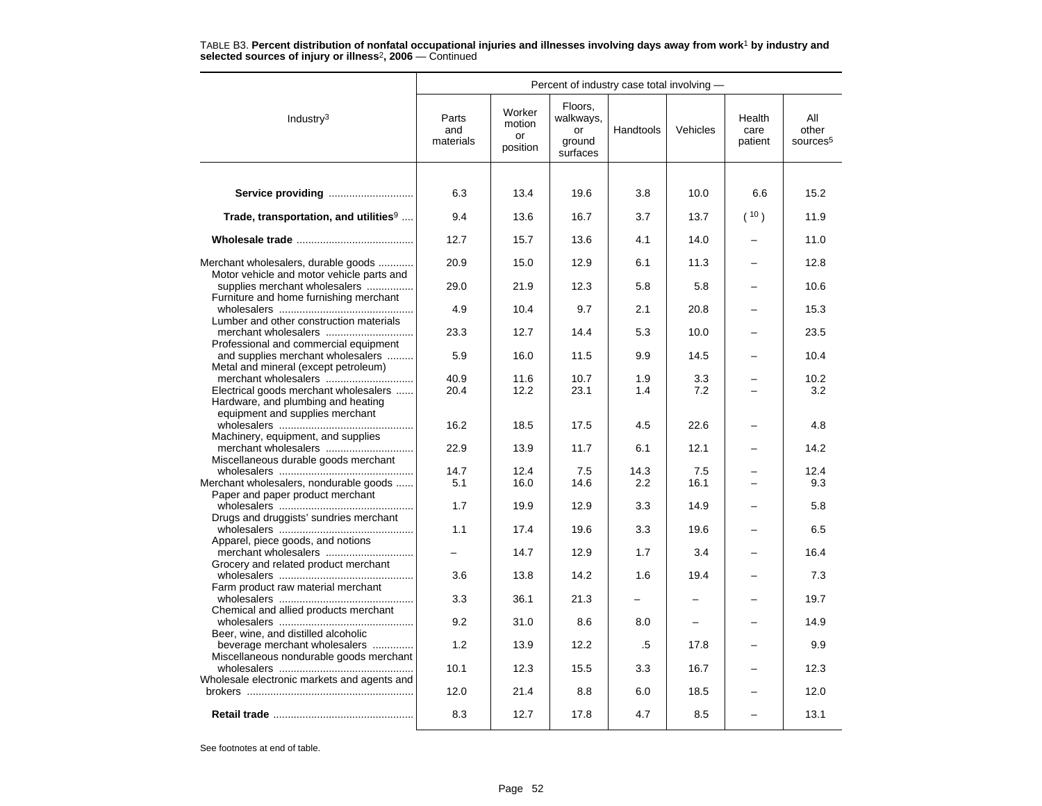TABLE B3. **Percent distribution of nonfatal occupational injuries and illnesses involving days away from work[1] by industry and selected sources of injury or illness[2], 2006** — Continued

| Industry[3] | Percent of industry case total involving — | | | | | | |
|---|---|---|---|---|---|---|---|
| | Parts and materials | Worker motion or position | Floors, walkways, or ground surfaces | Handtools | Vehicles | Health care patient | All other sources[5] |
| **Service providing** | 6.3 | 13.4 | 19.6 | 3.8 | 10.0 | 6.6 | 15.2 |
| **Trade, transportation, and utilities[9]** | 9.4 | 13.6 | 16.7 | 3.7 | 13.7 | ( [10] ) | 11.9 |
| **Wholesale trade** | 12.7 | 15.7 | 13.6 | 4.1 | 14.0 | – | 11.0 |
| Merchant wholesalers, durable goods | 20.9 | 15.0 | 12.9 | 6.1 | 11.3 | – | 12.8 |
| Motor vehicle and motor vehicle parts and supplies merchant wholesalers | 29.0 | 21.9 | 12.3 | 5.8 | 5.8 | – | 10.6 |
| Furniture and home furnishing merchant wholesalers | 4.9 | 10.4 | 9.7 | 2.1 | 20.8 | – | 15.3 |
| Lumber and other construction materials merchant wholesalers | 23.3 | 12.7 | 14.4 | 5.3 | 10.0 | – | 23.5 |
| Professional and commercial equipment and supplies merchant wholesalers | 5.9 | 16.0 | 11.5 | 9.9 | 14.5 | – | 10.4 |
| Metal and mineral (except petroleum) merchant wholesalers | 40.9 | 11.6 | 10.7 | 1.9 | 3.3 | – | 10.2 |
| Electrical goods merchant wholesalers | 20.4 | 12.2 | 23.1 | 1.4 | 7.2 | – | 3.2 |
| Hardware, and plumbing and heating equipment and supplies merchant wholesalers | 16.2 | 18.5 | 17.5 | 4.5 | 22.6 | – | 4.8 |
| Machinery, equipment, and supplies merchant wholesalers | 22.9 | 13.9 | 11.7 | 6.1 | 12.1 | – | 14.2 |
| Miscellaneous durable goods merchant wholesalers | 14.7 | 12.4 | 7.5 | 14.3 | 7.5 | – | 12.4 |
| Merchant wholesalers, nondurable goods | 5.1 | 16.0 | 14.6 | 2.2 | 16.1 | – | 9.3 |
| Paper and paper product merchant wholesalers | 1.7 | 19.9 | 12.9 | 3.3 | 14.9 | – | 5.8 |
| Drugs and druggists' sundries merchant wholesalers | 1.1 | 17.4 | 19.6 | 3.3 | 19.6 | – | 6.5 |
| Apparel, piece goods, and notions merchant wholesalers | – | 14.7 | 12.9 | 1.7 | 3.4 | – | 16.4 |
| Grocery and related product merchant wholesalers | 3.6 | 13.8 | 14.2 | 1.6 | 19.4 | – | 7.3 |
| Farm product raw material merchant wholesalers | 3.3 | 36.1 | 21.3 | – | – | – | 19.7 |
| Chemical and allied products merchant wholesalers | 9.2 | 31.0 | 8.6 | 8.0 | – | – | 14.9 |
| Beer, wine, and distilled alcoholic beverage merchant wholesalers | 1.2 | 13.9 | 12.2 | .5 | 17.8 | – | 9.9 |
| Miscellaneous nondurable goods merchant wholesalers | 10.1 | 12.3 | 15.5 | 3.3 | 16.7 | – | 12.3 |
| Wholesale electronic markets and agents and brokers | 12.0 | 21.4 | 8.8 | 6.0 | 18.5 | – | 12.0 |
| **Retail trade** | 8.3 | 12.7 | 17.8 | 4.7 | 8.5 | – | 13.1 |

See footnotes at end of table.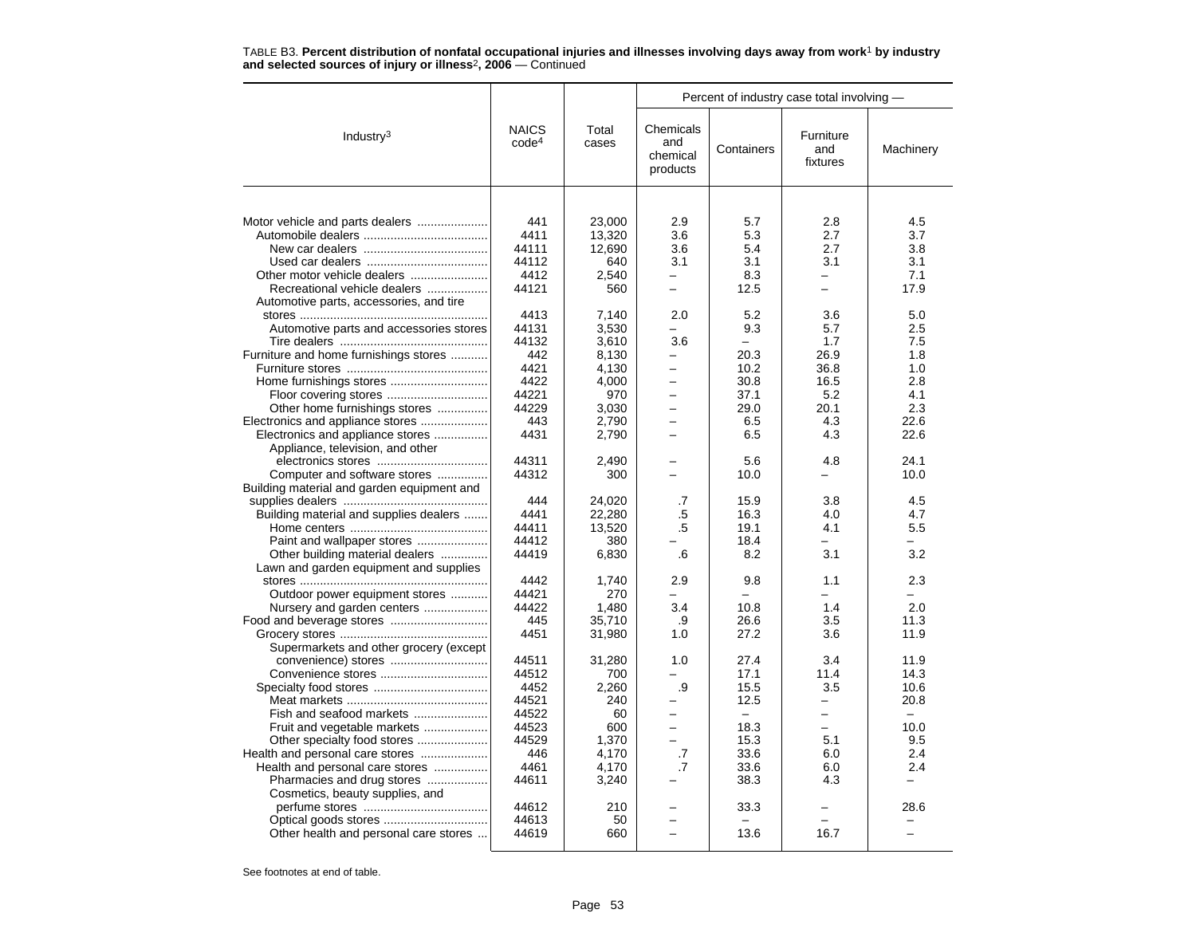TABLE B3. **Percent distribution of nonfatal occupational injuries and illnesses involving days away from work[1] by industry and selected sources of injury or illness[2], 2006** — Continued

| Industry[3] | NAICS code[4] | Total cases | Percent of industry case total involving — Chemicals and chemical products | Containers | Furniture and fixtures | Machinery |
|---|---|---|---|---|---|---|
| Motor vehicle and parts dealers | 441 | 23,000 | 2.9 | 5.7 | 2.8 | 4.5 |
| Automobile dealers | 4411 | 13,320 | 3.6 | 5.3 | 2.7 | 3.7 |
| New car dealers | 44111 | 12,690 | 3.6 | 5.4 | 2.7 | 3.8 |
| Used car dealers | 44112 | 640 | 3.1 | 3.1 | 3.1 | 3.1 |
| Other motor vehicle dealers | 4412 | 2,540 | – | 8.3 | – | 7.1 |
| Recreational vehicle dealers | 44121 | 560 | – | 12.5 | – | 17.9 |
| Automotive parts, accessories, and tire stores | 4413 | 7,140 | 2.0 | 5.2 | 3.6 | 5.0 |
| Automotive parts and accessories stores | 44131 | 3,530 | – | 9.3 | 5.7 | 2.5 |
| Tire dealers | 44132 | 3,610 | 3.6 | – | 1.7 | 7.5 |
| Furniture and home furnishings stores | 442 | 8,130 | – | 20.3 | 26.9 | 1.8 |
| Furniture stores | 4421 | 4,130 | – | 10.2 | 36.8 | 1.0 |
| Home furnishings stores | 4422 | 4,000 | – | 30.8 | 16.5 | 2.8 |
| Floor covering stores | 44221 | 970 | – | 37.1 | 5.2 | 4.1 |
| Other home furnishings stores | 44229 | 3,030 | – | 29.0 | 20.1 | 2.3 |
| Electronics and appliance stores | 443 | 2,790 | – | 6.5 | 4.3 | 22.6 |
| Electronics and appliance stores | 4431 | 2,790 | – | 6.5 | 4.3 | 22.6 |
| Appliance, television, and other electronics stores | 44311 | 2,490 | – | 5.6 | 4.8 | 24.1 |
| Computer and software stores | 44312 | 300 | – | 10.0 | – | 10.0 |
| Building material and garden equipment and supplies dealers | 444 | 24,020 | .7 | 15.9 | 3.8 | 4.5 |
| Building material and supplies dealers | 4441 | 22,280 | .5 | 16.3 | 4.0 | 4.7 |
| Home centers | 44411 | 13,520 | .5 | 19.1 | 4.1 | 5.5 |
| Paint and wallpaper stores | 44412 | 380 | – | 18.4 | – | – |
| Other building material dealers | 44419 | 6,830 | .6 | 8.2 | 3.1 | 3.2 |
| Lawn and garden equipment and supplies stores | 4442 | 1,740 | 2.9 | 9.8 | 1.1 | 2.3 |
| Outdoor power equipment stores | 44421 | 270 | – | – | – | – |
| Nursery and garden centers | 44422 | 1,480 | 3.4 | 10.8 | 1.4 | 2.0 |
| Food and beverage stores | 445 | 35,710 | .9 | 26.6 | 3.5 | 11.3 |
| Grocery stores | 4451 | 31,980 | 1.0 | 27.2 | 3.6 | 11.9 |
| Supermarkets and other grocery (except convenience) stores | 44511 | 31,280 | 1.0 | 27.4 | 3.4 | 11.9 |
| Convenience stores | 44512 | 700 | – | 17.1 | 11.4 | 14.3 |
| Specialty food stores | 4452 | 2,260 | .9 | 15.5 | 3.5 | 10.6 |
| Meat markets | 44521 | 240 | – | 12.5 | – | 20.8 |
| Fish and seafood markets | 44522 | 60 | – | – | – | – |
| Fruit and vegetable markets | 44523 | 600 | – | 18.3 | – | 10.0 |
| Other specialty food stores | 44529 | 1,370 | – | 15.3 | 5.1 | 9.5 |
| Health and personal care stores | 446 | 4,170 | .7 | 33.6 | 6.0 | 2.4 |
| Health and personal care stores | 4461 | 4,170 | .7 | 33.6 | 6.0 | 2.4 |
| Pharmacies and drug stores | 44611 | 3,240 | – | 38.3 | 4.3 | – |
| Cosmetics, beauty supplies, and perfume stores | 44612 | 210 | – | 33.3 | – | 28.6 |
| Optical goods stores | 44613 | 50 | – | – | – | – |
| Other health and personal care stores | 44619 | 660 | – | 13.6 | 16.7 | – |

See footnotes at end of table.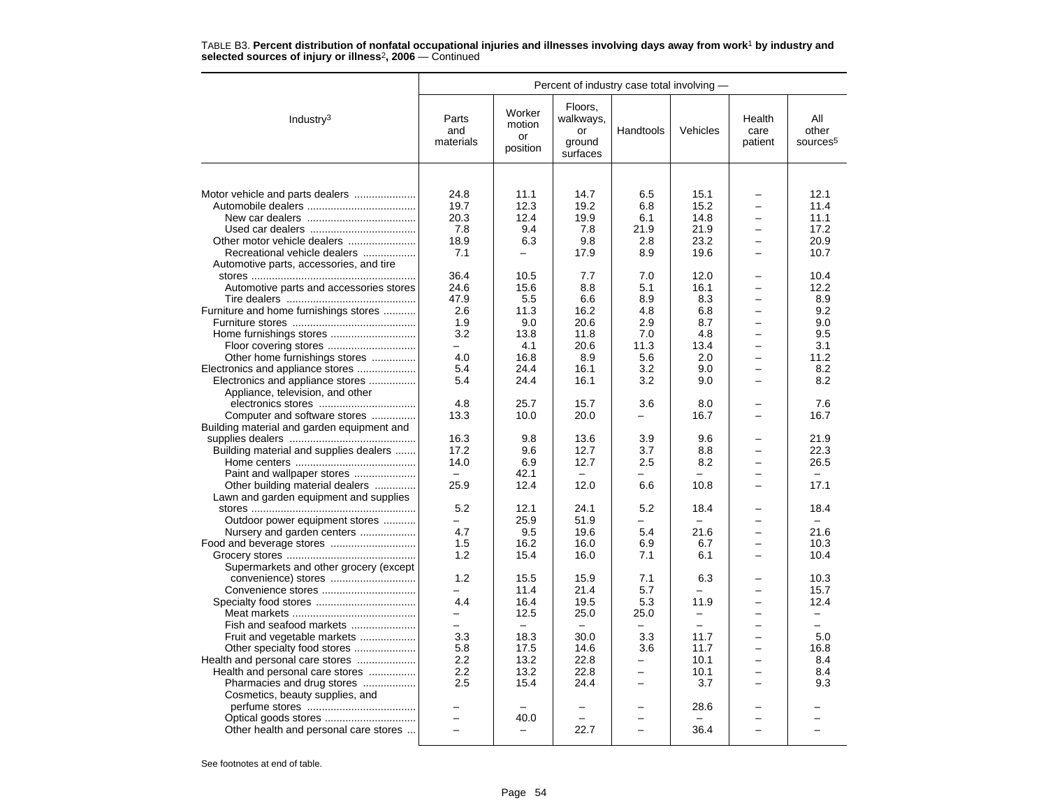TABLE B3. **Percent distribution of nonfatal occupational injuries and illnesses involving days away from work[1] by industry and selected sources of injury or illness[2], 2006** — Continued

| Industry[3] | Percent of industry case total involving — | | | | | | |
|---|---|---|---|---|---|---|---|
| | Parts and materials | Worker motion or position | Floors, walkways, or ground surfaces | Handtools | Vehicles | Health care patient | All other sources[5] |
| Motor vehicle and parts dealers | 24.8 | 11.1 | 14.7 | 6.5 | 15.1 | – | 12.1 |
| Automobile dealers | 19.7 | 12.3 | 19.2 | 6.8 | 15.2 | – | 11.4 |
| New car dealers | 20.3 | 12.4 | 19.9 | 6.1 | 14.8 | – | 11.1 |
| Used car dealers | 7.8 | 9.4 | 7.8 | 21.9 | 21.9 | – | 17.2 |
| Other motor vehicle dealers | 18.9 | 6.3 | 9.8 | 2.8 | 23.2 | – | 20.9 |
| Recreational vehicle dealers | 7.1 | – | 17.9 | 8.9 | 19.6 | – | 10.7 |
| Automotive parts, accessories, and tire stores | 36.4 | 10.5 | 7.7 | 7.0 | 12.0 | – | 10.4 |
| Automotive parts and accessories stores | 24.6 | 15.6 | 8.8 | 5.1 | 16.1 | – | 12.2 |
| Tire dealers | 47.9 | 5.5 | 6.6 | 8.9 | 8.3 | – | 8.9 |
| Furniture and home furnishings stores | 2.6 | 11.3 | 16.2 | 4.8 | 6.8 | – | 9.2 |
| Furniture stores | 1.9 | 9.0 | 20.6 | 2.9 | 8.7 | – | 9.0 |
| Home furnishings stores | 3.2 | 13.8 | 11.8 | 7.0 | 4.8 | – | 9.5 |
| Floor covering stores | – | 4.1 | 20.6 | 11.3 | 13.4 | – | 3.1 |
| Other home furnishings stores | 4.0 | 16.8 | 8.9 | 5.6 | 2.0 | – | 11.2 |
| Electronics and appliance stores | 5.4 | 24.4 | 16.1 | 3.2 | 9.0 | – | 8.2 |
| Electronics and appliance stores | 5.4 | 24.4 | 16.1 | 3.2 | 9.0 | – | 8.2 |
| Appliance, television, and other electronics stores | 4.8 | 25.7 | 15.7 | 3.6 | 8.0 | – | 7.6 |
| Computer and software stores | 13.3 | 10.0 | 20.0 | – | 16.7 | – | 16.7 |
| Building material and garden equipment and supplies dealers | 16.3 | 9.8 | 13.6 | 3.9 | 9.6 | – | 21.9 |
| Building material and supplies dealers | 17.2 | 9.6 | 12.7 | 3.7 | 8.8 | – | 22.3 |
| Home centers | 14.0 | 6.9 | 12.7 | 2.5 | 8.2 | – | 26.5 |
| Paint and wallpaper stores | – | 42.1 | – | – | – | – | – |
| Other building material dealers | 25.9 | 12.4 | 12.0 | 6.6 | 10.8 | – | 17.1 |
| Lawn and garden equipment and supplies stores | 5.2 | 12.1 | 24.1 | 5.2 | 18.4 | – | 18.4 |
| Outdoor power equipment stores | – | 25.9 | 51.9 | – | – | – | – |
| Nursery and garden centers | 4.7 | 9.5 | 19.6 | 5.4 | 21.6 | – | 21.6 |
| Food and beverage stores | 1.5 | 16.2 | 16.0 | 6.9 | 6.7 | – | 10.3 |
| Grocery stores | 1.2 | 15.4 | 16.0 | 7.1 | 6.1 | – | 10.4 |
| Supermarkets and other grocery (except convenience) stores | 1.2 | 15.5 | 15.9 | 7.1 | 6.3 | – | 10.3 |
| Convenience stores | – | 11.4 | 21.4 | 5.7 | – | – | 15.7 |
| Specialty food stores | 4.4 | 16.4 | 19.5 | 5.3 | 11.9 | – | 12.4 |
| Meat markets | – | 12.5 | 25.0 | 25.0 | – | – | – |
| Fish and seafood markets | – | – | – | – | – | – | – |
| Fruit and vegetable markets | 3.3 | 18.3 | 30.0 | 3.3 | 11.7 | – | 5.0 |
| Other specialty food stores | 5.8 | 17.5 | 14.6 | 3.6 | 11.7 | – | 16.8 |
| Health and personal care stores | 2.2 | 13.2 | 22.8 | – | 10.1 | – | 8.4 |
| Health and personal care stores | 2.2 | 13.2 | 22.8 | – | 10.1 | – | 8.4 |
| Pharmacies and drug stores | 2.5 | 15.4 | 24.4 | – | 3.7 | – | 9.3 |
| Cosmetics, beauty supplies, and perfume stores | – | – | – | – | 28.6 | – | – |
| Optical goods stores | – | 40.0 | – | – | – | – | – |
| Other health and personal care stores | – | – | 22.7 | – | 36.4 | – | – |

See footnotes at end of table.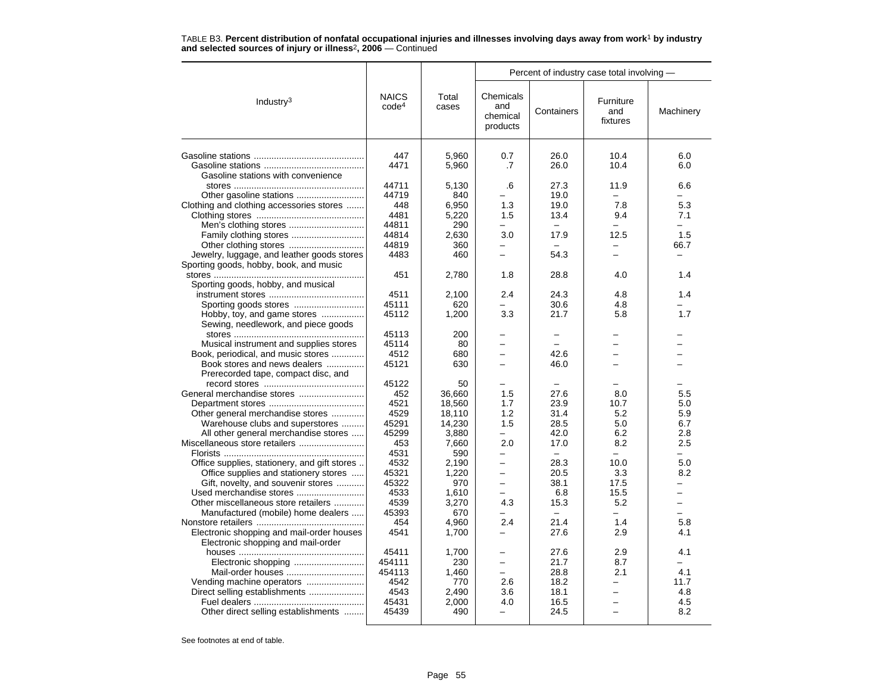TABLE B3. **Percent distribution of nonfatal occupational injuries and illnesses involving days away from work[1] by industry and selected sources of injury or illness[2], 2006** — Continued

| Industry[3] | NAICS code[4] | Total cases | Percent of industry case total involving — Chemicals and chemical products | Containers | Furniture and fixtures | Machinery |
|---|---|---|---|---|---|---|
| Gasoline stations | 447 | 5,960 | 0.7 | 26.0 | 10.4 | 6.0 |
| Gasoline stations | 4471 | 5,960 | .7 | 26.0 | 10.4 | 6.0 |
| Gasoline stations with convenience stores | 44711 | 5,130 | .6 | 27.3 | 11.9 | 6.6 |
| Other gasoline stations | 44719 | 840 | – | 19.0 | – | – |
| Clothing and clothing accessories stores | 448 | 6,950 | 1.3 | 19.0 | 7.8 | 5.3 |
| Clothing stores | 4481 | 5,220 | 1.5 | 13.4 | 9.4 | 7.1 |
| Men's clothing stores | 44811 | 290 | – | – | – | – |
| Family clothing stores | 44814 | 2,630 | 3.0 | 17.9 | 12.5 | 1.5 |
| Other clothing stores | 44819 | 360 | – | – | – | 66.7 |
| Jewelry, luggage, and leather goods stores | 4483 | 460 | – | 54.3 | – | – |
| Sporting goods, hobby, book, and music stores | 451 | 2,780 | 1.8 | 28.8 | 4.0 | 1.4 |
| Sporting goods, hobby, and musical instrument stores | 4511 | 2,100 | 2.4 | 24.3 | 4.8 | 1.4 |
| Sporting goods stores | 45111 | 620 | – | 30.6 | 4.8 | – |
| Hobby, toy, and game stores | 45112 | 1,200 | 3.3 | 21.7 | 5.8 | 1.7 |
| Sewing, needlework, and piece goods stores | 45113 | 200 | – | – | – | – |
| Musical instrument and supplies stores | 45114 | 80 | – | – | – | – |
| Book, periodical, and music stores | 4512 | 680 | – | 42.6 | – | – |
| Book stores and news dealers | 45121 | 630 | – | 46.0 | – | – |
| Prerecorded tape, compact disc, and record stores | 45122 | 50 | – | – | – | – |
| General merchandise stores | 452 | 36,660 | 1.5 | 27.6 | 8.0 | 5.5 |
| Department stores | 4521 | 18,560 | 1.7 | 23.9 | 10.7 | 5.0 |
| Other general merchandise stores | 4529 | 18,110 | 1.2 | 31.4 | 5.2 | 5.9 |
| Warehouse clubs and superstores | 45291 | 14,230 | 1.5 | 28.5 | 5.0 | 6.7 |
| All other general merchandise stores | 45299 | 3,880 | – | 42.0 | 6.2 | 2.8 |
| Miscellaneous store retailers | 453 | 7,660 | 2.0 | 17.0 | 8.2 | 2.5 |
| Florists | 4531 | 590 | – | – | – | – |
| Office supplies, stationery, and gift stores | 4532 | 2,190 | – | 28.3 | 10.0 | 5.0 |
| Office supplies and stationery stores | 45321 | 1,220 | – | 20.5 | 3.3 | 8.2 |
| Gift, novelty, and souvenir stores | 45322 | 970 | – | 38.1 | 17.5 | – |
| Used merchandise stores | 4533 | 1,610 | – | 6.8 | 15.5 | – |
| Other miscellaneous store retailers | 4539 | 3,270 | 4.3 | 15.3 | 5.2 | – |
| Manufactured (mobile) home dealers | 45393 | 670 | – | – | – | – |
| Nonstore retailers | 454 | 4,960 | 2.4 | 21.4 | 1.4 | 5.8 |
| Electronic shopping and mail-order houses | 4541 | 1,700 | – | 27.6 | 2.9 | 4.1 |
| Electronic shopping and mail-order houses | 45411 | 1,700 | – | 27.6 | 2.9 | 4.1 |
| Electronic shopping | 454111 | 230 | – | 21.7 | 8.7 | – |
| Mail-order houses | 454113 | 1,460 | – | 28.8 | 2.1 | 4.1 |
| Vending machine operators | 4542 | 770 | 2.6 | 18.2 | – | 11.7 |
| Direct selling establishments | 4543 | 2,490 | 3.6 | 18.1 | – | 4.8 |
| Fuel dealers | 45431 | 2,000 | 4.0 | 16.5 | – | 4.5 |
| Other direct selling establishments | 45439 | 490 | – | 24.5 | – | 8.2 |

See footnotes at end of table.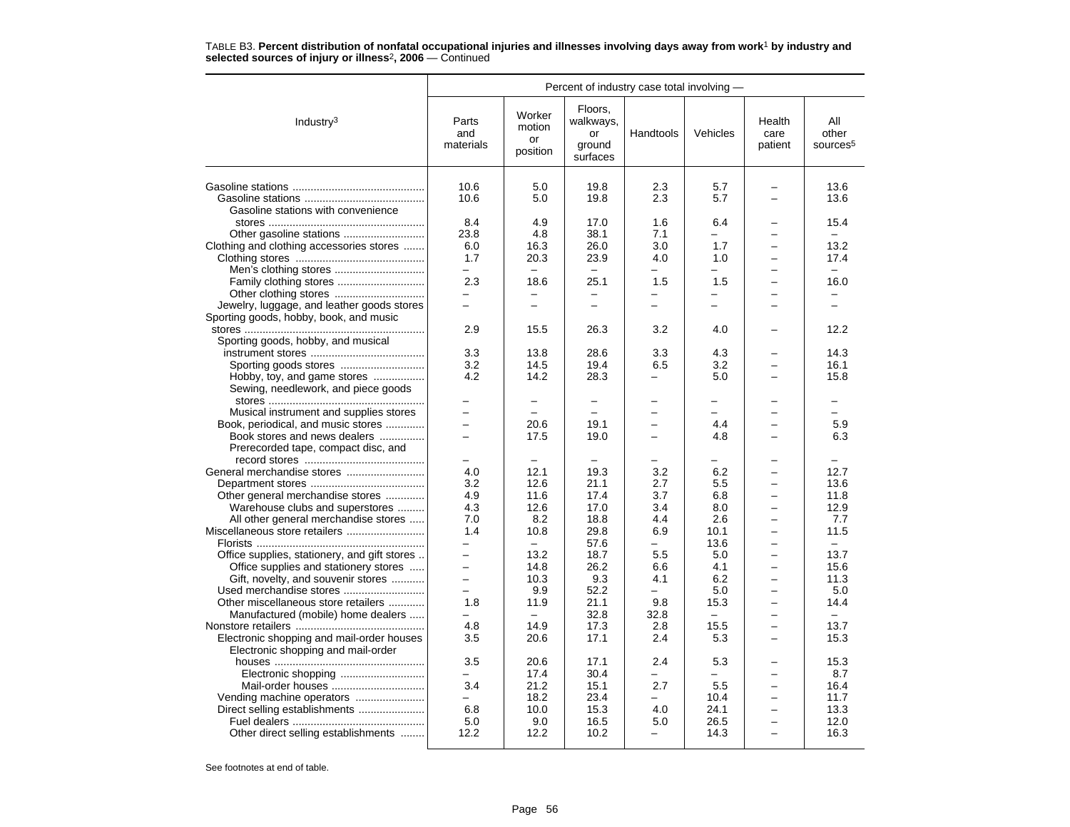TABLE B3. **Percent distribution of nonfatal occupational injuries and illnesses involving days away from work[1] by industry and selected sources of injury or illness[2], 2006** — Continued

| Industry[3] | Parts and materials | Worker motion or position | Floors, walkways, or ground surfaces | Handtools | Vehicles | Health care patient | All other sources[5] |
|---|---|---|---|---|---|---|---|
| | Percent of industry case total involving — | | | | | | |
| Gasoline stations | 10.6 | 5.0 | 19.8 | 2.3 | 5.7 | – | 13.6 |
| Gasoline stations | 10.6 | 5.0 | 19.8 | 2.3 | 5.7 | – | 13.6 |
| Gasoline stations with convenience stores | 8.4 | 4.9 | 17.0 | 1.6 | 6.4 | – | 15.4 |
| Other gasoline stations | 23.8 | 4.8 | 38.1 | 7.1 | – | – | – |
| Clothing and clothing accessories stores | 6.0 | 16.3 | 26.0 | 3.0 | 1.7 | – | 13.2 |
| Clothing stores | 1.7 | 20.3 | 23.9 | 4.0 | 1.0 | – | 17.4 |
| Men's clothing stores | – | – | – | – | – | – | – |
| Family clothing stores | 2.3 | 18.6 | 25.1 | 1.5 | 1.5 | – | 16.0 |
| Other clothing stores | – | – | – | – | – | – | – |
| Jewelry, luggage, and leather goods stores | – | – | – | – | – | – | – |
| Sporting goods, hobby, book, and music stores | 2.9 | 15.5 | 26.3 | 3.2 | 4.0 | – | 12.2 |
| Sporting goods, hobby, and musical instrument stores | 3.3 | 13.8 | 28.6 | 3.3 | 4.3 | – | 14.3 |
| Sporting goods stores | 3.2 | 14.5 | 19.4 | 6.5 | 3.2 | – | 16.1 |
| Hobby, toy, and game stores | 4.2 | 14.2 | 28.3 | – | 5.0 | – | 15.8 |
| Sewing, needlework, and piece goods stores | – | – | – | – | – | – | – |
| Musical instrument and supplies stores | – | – | – | – | – | – | – |
| Book, periodical, and music stores | – | 20.6 | 19.1 | – | 4.4 | – | 5.9 |
| Book stores and news dealers | – | 17.5 | 19.0 | – | 4.8 | – | 6.3 |
| Prerecorded tape, compact disc, and record stores | – | – | – | – | – | – | – |
| General merchandise stores | 4.0 | 12.1 | 19.3 | 3.2 | 6.2 | – | 12.7 |
| Department stores | 3.2 | 12.6 | 21.1 | 2.7 | 5.5 | – | 13.6 |
| Other general merchandise stores | 4.9 | 11.6 | 17.4 | 3.7 | 6.8 | – | 11.8 |
| Warehouse clubs and superstores | 4.3 | 12.6 | 17.0 | 3.4 | 8.0 | – | 12.9 |
| All other general merchandise stores | 7.0 | 8.2 | 18.8 | 4.4 | 2.6 | – | 7.7 |
| Miscellaneous store retailers | 1.4 | 10.8 | 29.8 | 6.9 | 10.1 | – | 11.5 |
| Florists | – | – | 57.6 | – | 13.6 | – | – |
| Office supplies, stationery, and gift stores | – | 13.2 | 18.7 | 5.5 | 5.0 | – | 13.7 |
| Office supplies and stationery stores | – | 14.8 | 26.2 | 6.6 | 4.1 | – | 15.6 |
| Gift, novelty, and souvenir stores | – | 10.3 | 9.3 | 4.1 | 6.2 | – | 11.3 |
| Used merchandise stores | – | 9.9 | 52.2 | – | 5.0 | – | 5.0 |
| Other miscellaneous store retailers | 1.8 | 11.9 | 21.1 | 9.8 | 15.3 | – | 14.4 |
| Manufactured (mobile) home dealers | – | – | 32.8 | 32.8 | – | – | – |
| Nonstore retailers | 4.8 | 14.9 | 17.3 | 2.8 | 15.5 | – | 13.7 |
| Electronic shopping and mail-order houses | 3.5 | 20.6 | 17.1 | 2.4 | 5.3 | – | 15.3 |
| Electronic shopping and mail-order houses | 3.5 | 20.6 | 17.1 | 2.4 | 5.3 | – | 15.3 |
| Electronic shopping | – | 17.4 | 30.4 | – | – | – | 8.7 |
| Mail-order houses | 3.4 | 21.2 | 15.1 | 2.7 | 5.5 | – | 16.4 |
| Vending machine operators | – | 18.2 | 23.4 | – | 10.4 | – | 11.7 |
| Direct selling establishments | 6.8 | 10.0 | 15.3 | 4.0 | 24.1 | – | 13.3 |
| Fuel dealers | 5.0 | 9.0 | 16.5 | 5.0 | 26.5 | – | 12.0 |
| Other direct selling establishments | 12.2 | 12.2 | 10.2 | – | 14.3 | – | 16.3 |

See footnotes at end of table.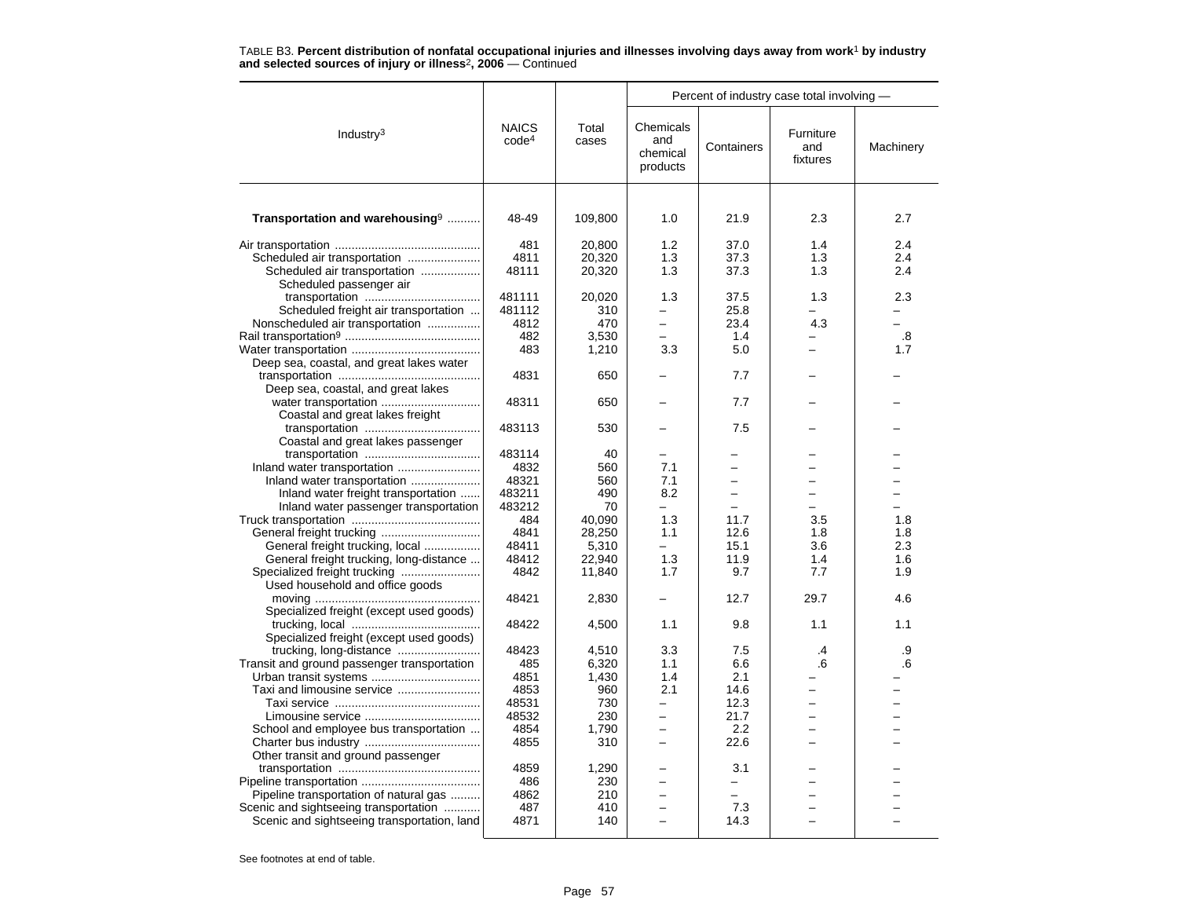TABLE B3. **Percent distribution of nonfatal occupational injuries and illnesses involving days away from work[1] by industry and selected sources of injury or illness[2], 2006** — Continued

| Industry[3] | NAICS code[4] | Total cases | Percent of industry case total involving — | | | |
|---|---|---|---|---|---|---|
| | | | Chemicals and chemical products | Containers | Furniture and fixtures | Machinery |
| **Transportation and warehousing**[9] | 48-49 | 109,800 | 1.0 | 21.9 | 2.3 | 2.7 |
| Air transportation | 481 | 20,800 | 1.2 | 37.0 | 1.4 | 2.4 |
| Scheduled air transportation | 4811 | 20,320 | 1.3 | 37.3 | 1.3 | 2.4 |
| Scheduled air transportation | 48111 | 20,320 | 1.3 | 37.3 | 1.3 | 2.4 |
| Scheduled passenger air transportation | 481111 | 20,020 | 1.3 | 37.5 | 1.3 | 2.3 |
| Scheduled freight air transportation | 481112 | 310 | – | 25.8 | – | – |
| Nonscheduled air transportation | 4812 | 470 | – | 23.4 | 4.3 | – |
| Rail transportation[9] | 482 | 3,530 | – | 1.4 | – | .8 |
| Water transportation | 483 | 1,210 | 3.3 | 5.0 | – | 1.7 |
| Deep sea, coastal, and great lakes water transportation | 4831 | 650 | – | 7.7 | – | – |
| Deep sea, coastal, and great lakes water transportation | 48311 | 650 | – | 7.7 | – | – |
| Coastal and great lakes freight transportation | 483113 | 530 | – | 7.5 | – | – |
| Coastal and great lakes passenger transportation | 483114 | 40 | – | – | – | – |
| Inland water transportation | 4832 | 560 | 7.1 | – | – | – |
| Inland water transportation | 48321 | 560 | 7.1 | – | – | – |
| Inland water freight transportation | 483211 | 490 | 8.2 | – | – | – |
| Inland water passenger transportation | 483212 | 70 | – | – | – | – |
| Truck transportation | 484 | 40,090 | 1.3 | 11.7 | 3.5 | 1.8 |
| General freight trucking | 4841 | 28,250 | 1.1 | 12.6 | 1.8 | 1.8 |
| General freight trucking, local | 48411 | 5,310 | – | 15.1 | 3.6 | 2.3 |
| General freight trucking, long-distance | 48412 | 22,940 | 1.3 | 11.9 | 1.4 | 1.6 |
| Specialized freight trucking | 4842 | 11,840 | 1.7 | 9.7 | 7.7 | 1.9 |
| Used household and office goods moving | 48421 | 2,830 | – | 12.7 | 29.7 | 4.6 |
| Specialized freight (except used goods) trucking, local | 48422 | 4,500 | 1.1 | 9.8 | 1.1 | 1.1 |
| Specialized freight (except used goods) trucking, long-distance | 48423 | 4,510 | 3.3 | 7.5 | .4 | .9 |
| Transit and ground passenger transportation | 485 | 6,320 | 1.1 | 6.6 | .6 | .6 |
| Urban transit systems | 4851 | 1,430 | 1.4 | 2.1 | – | – |
| Taxi and limousine service | 4853 | 960 | 2.1 | 14.6 | – | – |
| Taxi service | 48531 | 730 | – | 12.3 | – | – |
| Limousine service | 48532 | 230 | – | 21.7 | – | – |
| School and employee bus transportation | 4854 | 1,790 | – | 2.2 | – | – |
| Charter bus industry | 4855 | 310 | – | 22.6 | – | – |
| Other transit and ground passenger transportation | 4859 | 1,290 | – | 3.1 | – | – |
| Pipeline transportation | 486 | 230 | – | – | – | – |
| Pipeline transportation of natural gas | 4862 | 210 | – | – | – | – |
| Scenic and sightseeing transportation | 487 | 410 | – | 7.3 | – | – |
| Scenic and sightseeing transportation, land | 4871 | 140 | – | 14.3 | – | – |

See footnotes at end of table.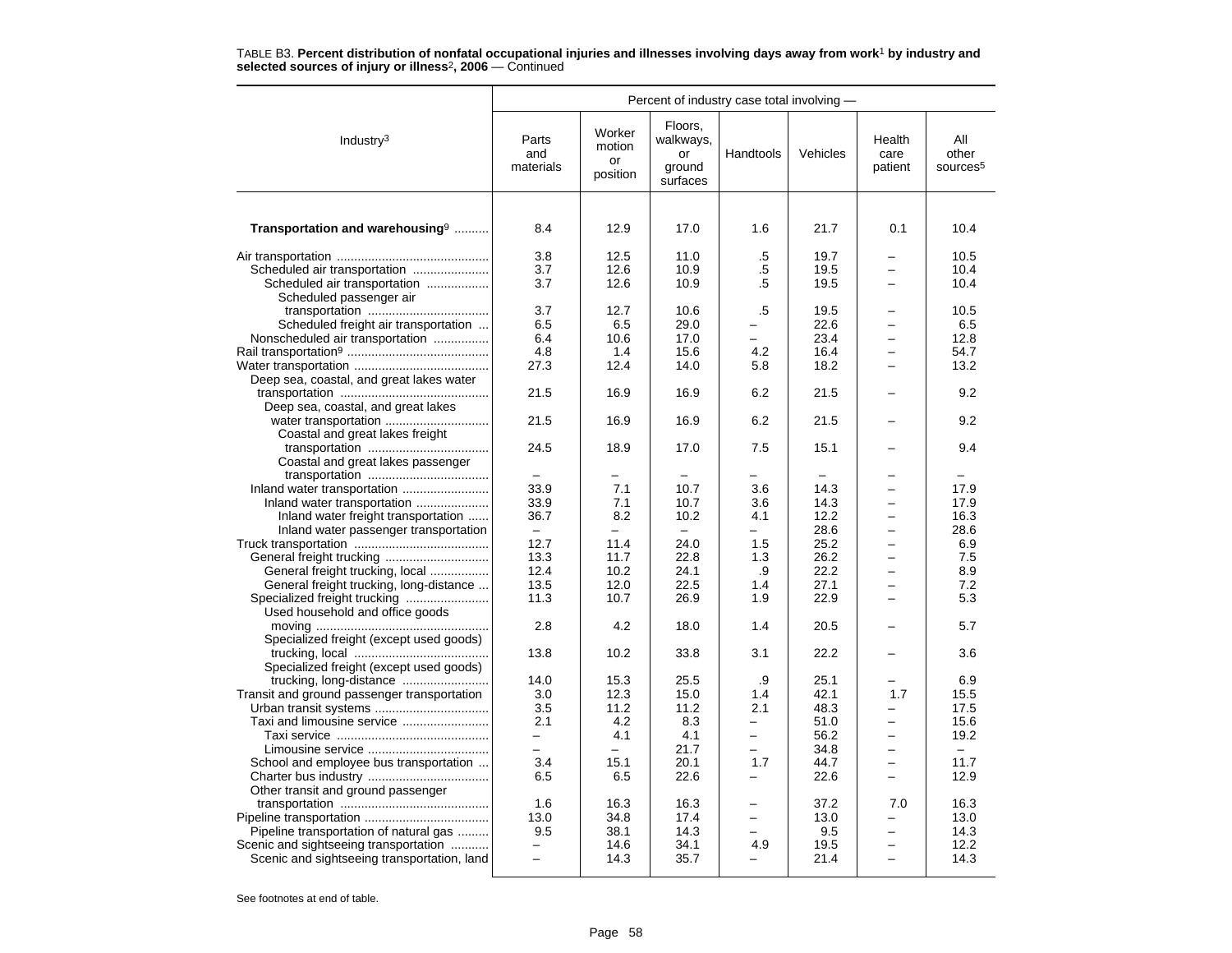TABLE B3. **Percent distribution of nonfatal occupational injuries and illnesses involving days away from work[1] by industry and selected sources of injury or illness[2], 2006** — Continued

| Industry[3] | Percent of industry case total involving — | | | | | | |
|---|---|---|---|---|---|---|---|
| | Parts and materials | Worker motion or position | Floors, walkways, or ground surfaces | Handtools | Vehicles | Health care patient | All other sources[5] |
| **Transportation and warehousing[9]** | 8.4 | 12.9 | 17.0 | 1.6 | 21.7 | 0.1 | 10.4 |
| Air transportation | 3.8 | 12.5 | 11.0 | .5 | 19.7 | – | 10.5 |
| Scheduled air transportation | 3.7 | 12.6 | 10.9 | .5 | 19.5 | – | 10.4 |
| Scheduled air transportation | 3.7 | 12.6 | 10.9 | .5 | 19.5 | – | 10.4 |
| Scheduled passenger air transportation | 3.7 | 12.7 | 10.6 | .5 | 19.5 | – | 10.5 |
| Scheduled freight air transportation | 6.5 | 6.5 | 29.0 | – | 22.6 | – | 6.5 |
| Nonscheduled air transportation | 6.4 | 10.6 | 17.0 | – | 23.4 | – | 12.8 |
| Rail transportation[9] | 4.8 | 1.4 | 15.6 | 4.2 | 16.4 | – | 54.7 |
| Water transportation | 27.3 | 12.4 | 14.0 | 5.8 | 18.2 | – | 13.2 |
| Deep sea, coastal, and great lakes water transportation | 21.5 | 16.9 | 16.9 | 6.2 | 21.5 | – | 9.2 |
| Deep sea, coastal, and great lakes water transportation | 21.5 | 16.9 | 16.9 | 6.2 | 21.5 | – | 9.2 |
| Coastal and great lakes freight transportation | 24.5 | 18.9 | 17.0 | 7.5 | 15.1 | – | 9.4 |
| Coastal and great lakes passenger transportation | – | – | – | – | – | – | – |
| Inland water transportation | 33.9 | 7.1 | 10.7 | 3.6 | 14.3 | – | 17.9 |
| Inland water transportation | 33.9 | 7.1 | 10.7 | 3.6 | 14.3 | – | 17.9 |
| Inland water freight transportation | 36.7 | 8.2 | 10.2 | 4.1 | 12.2 | – | 16.3 |
| Inland water passenger transportation | – | – | – | – | 28.6 | – | 28.6 |
| Truck transportation | 12.7 | 11.4 | 24.0 | 1.5 | 25.2 | – | 6.9 |
| General freight trucking | 13.3 | 11.7 | 22.8 | 1.3 | 26.2 | – | 7.5 |
| General freight trucking, local | 12.4 | 10.2 | 24.1 | .9 | 22.2 | – | 8.9 |
| General freight trucking, long-distance | 13.5 | 12.0 | 22.5 | 1.4 | 27.1 | – | 7.2 |
| Specialized freight trucking | 11.3 | 10.7 | 26.9 | 1.9 | 22.9 | – | 5.3 |
| Used household and office goods moving | 2.8 | 4.2 | 18.0 | 1.4 | 20.5 | – | 5.7 |
| Specialized freight (except used goods) trucking, local | 13.8 | 10.2 | 33.8 | 3.1 | 22.2 | – | 3.6 |
| Specialized freight (except used goods) trucking, long-distance | 14.0 | 15.3 | 25.5 | .9 | 25.1 | – | 6.9 |
| Transit and ground passenger transportation | 3.0 | 12.3 | 15.0 | 1.4 | 42.1 | 1.7 | 15.5 |
| Urban transit systems | 3.5 | 11.2 | 11.2 | 2.1 | 48.3 | – | 17.5 |
| Taxi and limousine service | 2.1 | 4.2 | 8.3 | – | 51.0 | – | 15.6 |
| Taxi service | – | 4.1 | 4.1 | – | 56.2 | – | 19.2 |
| Limousine service | – | – | 21.7 | – | 34.8 | – | – |
| School and employee bus transportation | 3.4 | 15.1 | 20.1 | 1.7 | 44.7 | – | 11.7 |
| Charter bus industry | 6.5 | 6.5 | 22.6 | – | 22.6 | – | 12.9 |
| Other transit and ground passenger transportation | 1.6 | 16.3 | 16.3 | – | 37.2 | 7.0 | 16.3 |
| Pipeline transportation | 13.0 | 34.8 | 17.4 | – | 13.0 | – | 13.0 |
| Pipeline transportation of natural gas | 9.5 | 38.1 | 14.3 | – | 9.5 | – | 14.3 |
| Scenic and sightseeing transportation | – | 14.6 | 34.1 | 4.9 | 19.5 | – | 12.2 |
| Scenic and sightseeing transportation, land | – | 14.3 | 35.7 | – | 21.4 | – | 14.3 |

See footnotes at end of table.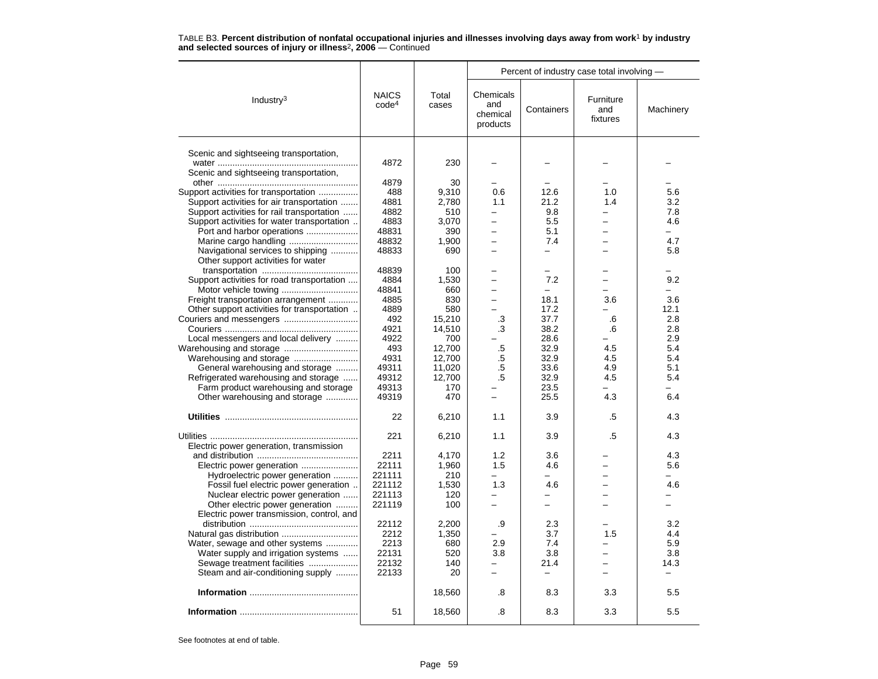TABLE B3. **Percent distribution of nonfatal occupational injuries and illnesses involving days away from work[1] by industry and selected sources of injury or illness[2], 2006** — Continued

| Industry[3] | NAICS code[4] | Total cases | Percent of industry case total involving — Chemicals and chemical products | Containers | Furniture and fixtures | Machinery |
|---|---|---|---|---|---|---|
| Scenic and sightseeing transportation, water | 4872 | 230 | – | – | – | – |
| Scenic and sightseeing transportation, other | 4879 | 30 | – | – | – | – |
| Support activities for transportation | 488 | 9,310 | 0.6 | 12.6 | 1.0 | 5.6 |
| Support activities for air transportation | 4881 | 2,780 | 1.1 | 21.2 | 1.4 | 3.2 |
| Support activities for rail transportation | 4882 | 510 | – | 9.8 | – | 7.8 |
| Support activities for water transportation | 4883 | 3,070 | – | 5.5 | – | 4.6 |
| Port and harbor operations | 48831 | 390 | – | 5.1 | – | – |
| Marine cargo handling | 48832 | 1,900 | – | 7.4 | – | 4.7 |
| Navigational services to shipping | 48833 | 690 | – | – | – | 5.8 |
| Other support activities for water transportation | 48839 | 100 | – | – | – | – |
| Support activities for road transportation | 4884 | 1,530 | – | 7.2 | – | 9.2 |
| Motor vehicle towing | 48841 | 660 | – | – | – | – |
| Freight transportation arrangement | 4885 | 830 | – | 18.1 | 3.6 | 3.6 |
| Other support activities for transportation | 4889 | 580 | – | 17.2 | – | 12.1 |
| Couriers and messengers | 492 | 15,210 | .3 | 37.7 | .6 | 2.8 |
| Couriers | 4921 | 14,510 | .3 | 38.2 | .6 | 2.8 |
| Local messengers and local delivery | 4922 | 700 | – | 28.6 | – | 2.9 |
| Warehousing and storage | 493 | 12,700 | .5 | 32.9 | 4.5 | 5.4 |
| Warehousing and storage | 4931 | 12,700 | .5 | 32.9 | 4.5 | 5.4 |
| General warehousing and storage | 49311 | 11,020 | .5 | 33.6 | 4.9 | 5.1 |
| Refrigerated warehousing and storage | 49312 | 12,700 | .5 | 32.9 | 4.5 | 5.4 |
| Farm product warehousing and storage | 49313 | 170 | – | 23.5 | – | – |
| Other warehousing and storage | 49319 | 470 | – | 25.5 | 4.3 | 6.4 |
| **Utilities** | 22 | 6,210 | 1.1 | 3.9 | .5 | 4.3 |
| Utilities | 221 | 6,210 | 1.1 | 3.9 | .5 | 4.3 |
| Electric power generation, transmission and distribution | 2211 | 4,170 | 1.2 | 3.6 | – | 4.3 |
| Electric power generation | 22111 | 1,960 | 1.5 | 4.6 | – | 5.6 |
| Hydroelectric power generation | 221111 | 210 | – | – | – | – |
| Fossil fuel electric power generation | 221112 | 1,530 | 1.3 | 4.6 | – | 4.6 |
| Nuclear electric power generation | 221113 | 120 | – | – | – | – |
| Other electric power generation | 221119 | 100 | – | – | – | – |
| Electric power transmission, control, and distribution | 22112 | 2,200 | .9 | 2.3 | – | 3.2 |
| Natural gas distribution | 2212 | 1,350 | – | 3.7 | 1.5 | 4.4 |
| Water, sewage and other systems | 2213 | 680 | 2.9 | 7.4 | – | 5.9 |
| Water supply and irrigation systems | 22131 | 520 | 3.8 | 3.8 | – | 3.8 |
| Sewage treatment facilities | 22132 | 140 | – | 21.4 | – | 14.3 |
| Steam and air-conditioning supply | 22133 | 20 | – | – | – | – |
| **Information** | | 18,560 | .8 | 8.3 | 3.3 | 5.5 |
| **Information** | 51 | 18,560 | .8 | 8.3 | 3.3 | 5.5 |

See footnotes at end of table.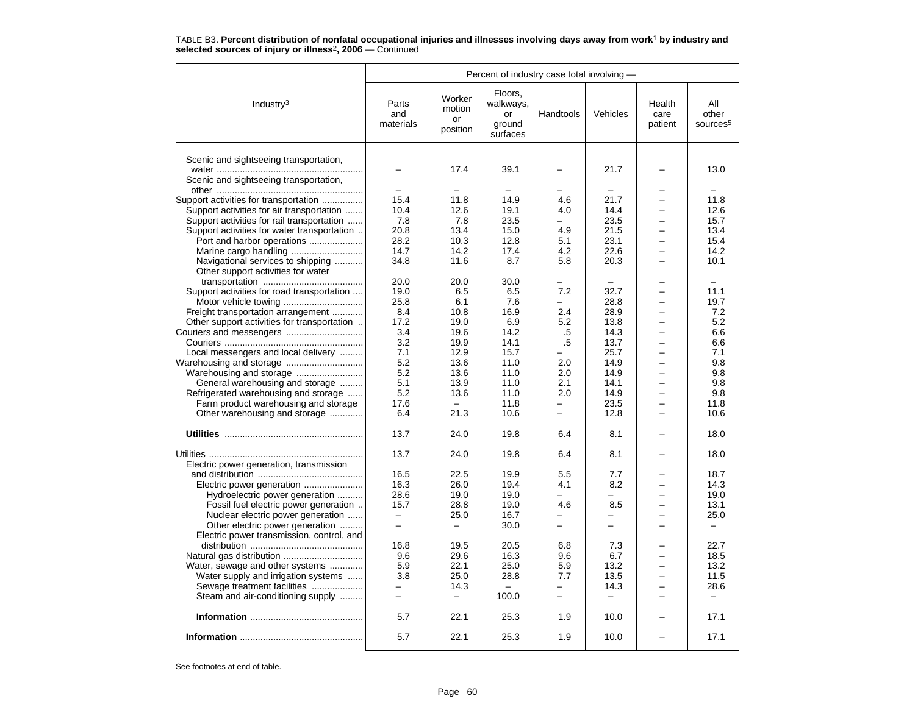TABLE B3. **Percent distribution of nonfatal occupational injuries and illnesses involving days away from work[1] by industry and selected sources of injury or illness[2], 2006** — Continued

| Industry[3] | Percent of industry case total involving — | | | | | | |
|---|---|---|---|---|---|---|---|
| | Parts and materials | Worker motion or position | Floors, walkways, or ground surfaces | Handtools | Vehicles | Health care patient | All other sources[5] |
| Scenic and sightseeing transportation, water | – | 17.4 | 39.1 | – | 21.7 | – | 13.0 |
| Scenic and sightseeing transportation, other | – | – | – | – | – | – | – |
| Support activities for transportation | 15.4 | 11.8 | 14.9 | 4.6 | 21.7 | – | 11.8 |
| Support activities for air transportation | 10.4 | 12.6 | 19.1 | 4.0 | 14.4 | – | 12.6 |
| Support activities for rail transportation | 7.8 | 7.8 | 23.5 | – | 23.5 | – | 15.7 |
| Support activities for water transportation | 20.8 | 13.4 | 15.0 | 4.9 | 21.5 | – | 13.4 |
| Port and harbor operations | 28.2 | 10.3 | 12.8 | 5.1 | 23.1 | – | 15.4 |
| Marine cargo handling | 14.7 | 14.2 | 17.4 | 4.2 | 22.6 | – | 14.2 |
| Navigational services to shipping | 34.8 | 11.6 | 8.7 | 5.8 | 20.3 | – | 10.1 |
| Other support activities for water transportation | 20.0 | 20.0 | 30.0 | – | – | – | – |
| Support activities for road transportation | 19.0 | 6.5 | 6.5 | 7.2 | 32.7 | – | 11.1 |
| Motor vehicle towing | 25.8 | 6.1 | 7.6 | – | 28.8 | – | 19.7 |
| Freight transportation arrangement | 8.4 | 10.8 | 16.9 | 2.4 | 28.9 | – | 7.2 |
| Other support activities for transportation | 17.2 | 19.0 | 6.9 | 5.2 | 13.8 | – | 5.2 |
| Couriers and messengers | 3.4 | 19.6 | 14.2 | .5 | 14.3 | – | 6.6 |
| Couriers | 3.2 | 19.9 | 14.1 | .5 | 13.7 | – | 6.6 |
| Local messengers and local delivery | 7.1 | 12.9 | 15.7 | – | 25.7 | – | 7.1 |
| Warehousing and storage | 5.2 | 13.6 | 11.0 | 2.0 | 14.9 | – | 9.8 |
| Warehousing and storage | 5.2 | 13.6 | 11.0 | 2.0 | 14.9 | – | 9.8 |
| General warehousing and storage | 5.1 | 13.9 | 11.0 | 2.1 | 14.1 | – | 9.8 |
| Refrigerated warehousing and storage | 5.2 | 13.6 | 11.0 | 2.0 | 14.9 | – | 9.8 |
| Farm product warehousing and storage | 17.6 | – | 11.8 | – | 23.5 | – | 11.8 |
| Other warehousing and storage | 6.4 | 21.3 | 10.6 | – | 12.8 | – | 10.6 |
| **Utilities** | 13.7 | 24.0 | 19.8 | 6.4 | 8.1 | – | 18.0 |
| Utilities | 13.7 | 24.0 | 19.8 | 6.4 | 8.1 | – | 18.0 |
| Electric power generation, transmission and distribution | 16.5 | 22.5 | 19.9 | 5.5 | 7.7 | – | 18.7 |
| Electric power generation | 16.3 | 26.0 | 19.4 | 4.1 | 8.2 | – | 14.3 |
| Hydroelectric power generation | 28.6 | 19.0 | 19.0 | – | – | – | 19.0 |
| Fossil fuel electric power generation | 15.7 | 28.8 | 19.0 | 4.6 | 8.5 | – | 13.1 |
| Nuclear electric power generation | – | 25.0 | 16.7 | – | – | – | 25.0 |
| Other electric power generation | – | – | 30.0 | – | – | – | – |
| Electric power transmission, control, and distribution | 16.8 | 19.5 | 20.5 | 6.8 | 7.3 | – | 22.7 |
| Natural gas distribution | 9.6 | 29.6 | 16.3 | 9.6 | 6.7 | – | 18.5 |
| Water, sewage and other systems | 5.9 | 22.1 | 25.0 | 5.9 | 13.2 | – | 13.2 |
| Water supply and irrigation systems | 3.8 | 25.0 | 28.8 | 7.7 | 13.5 | – | 11.5 |
| Sewage treatment facilities | – | 14.3 | – | – | 14.3 | – | 28.6 |
| Steam and air-conditioning supply | – | – | 100.0 | – | – | – | – |
| **Information** | 5.7 | 22.1 | 25.3 | 1.9 | 10.0 | – | 17.1 |
| **Information** | 5.7 | 22.1 | 25.3 | 1.9 | 10.0 | – | 17.1 |

See footnotes at end of table.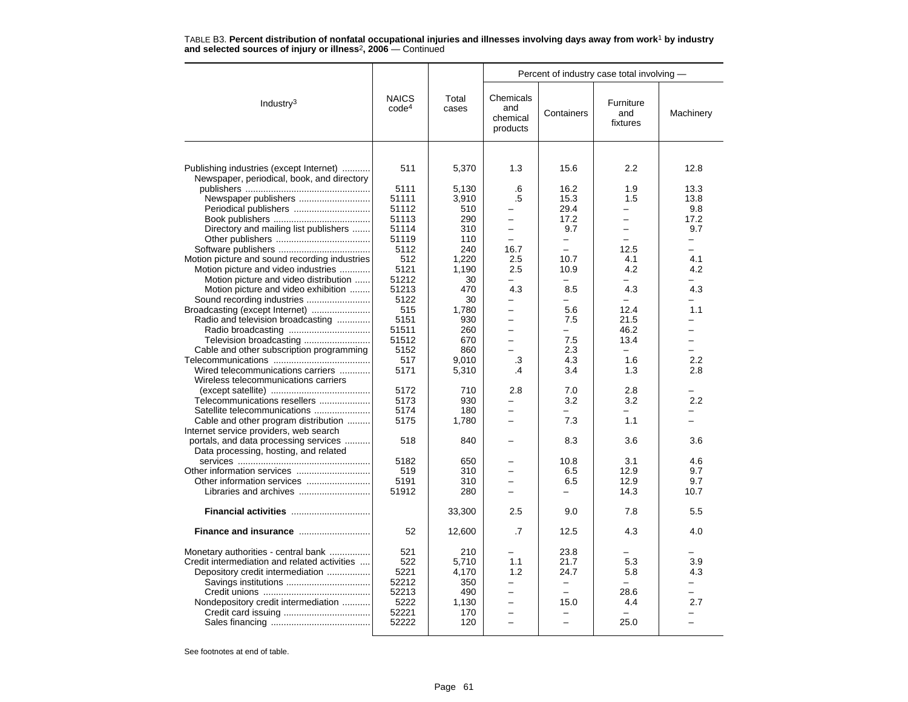TABLE B3. **Percent distribution of nonfatal occupational injuries and illnesses involving days away from work[1] by industry and selected sources of injury or illness[2], 2006** — Continued

| Industry[3] | NAICS code[4] | Total cases | Percent of industry case total involving — | | | |
|---|---|---|---|---|---|---|
| | | | Chemicals and chemical products | Containers | Furniture and fixtures | Machinery |
| Publishing industries (except Internet) | 511 | 5,370 | 1.3 | 15.6 | 2.2 | 12.8 |
| Newspaper, periodical, book, and directory publishers | 5111 | 5,130 | .6 | 16.2 | 1.9 | 13.3 |
| Newspaper publishers | 51111 | 3,910 | .5 | 15.3 | 1.5 | 13.8 |
| Periodical publishers | 51112 | 510 | – | 29.4 | – | 9.8 |
| Book publishers | 51113 | 290 | – | 17.2 | – | 17.2 |
| Directory and mailing list publishers | 51114 | 310 | – | 9.7 | – | 9.7 |
| Other publishers | 51119 | 110 | – | – | – | – |
| Software publishers | 5112 | 240 | 16.7 | – | 12.5 | – |
| Motion picture and sound recording industries | 512 | 1,220 | 2.5 | 10.7 | 4.1 | 4.1 |
| Motion picture and video industries | 5121 | 1,190 | 2.5 | 10.9 | 4.2 | 4.2 |
| Motion picture and video distribution | 51212 | 30 | – | – | – | – |
| Motion picture and video exhibition | 51213 | 470 | 4.3 | 8.5 | 4.3 | 4.3 |
| Sound recording industries | 5122 | 30 | – | – | – | – |
| Broadcasting (except Internet) | 515 | 1,780 | – | 5.6 | 12.4 | 1.1 |
| Radio and television broadcasting | 5151 | 930 | – | 7.5 | 21.5 | – |
| Radio broadcasting | 51511 | 260 | – | – | 46.2 | – |
| Television broadcasting | 51512 | 670 | – | 7.5 | 13.4 | – |
| Cable and other subscription programming | 5152 | 860 | – | 2.3 | – | – |
| Telecommunications | 517 | 9,010 | .3 | 4.3 | 1.6 | 2.2 |
| Wired telecommunications carriers | 5171 | 5,310 | .4 | 3.4 | 1.3 | 2.8 |
| Wireless telecommunications carriers (except satellite) | 5172 | 710 | 2.8 | 7.0 | 2.8 | – |
| Telecommunications resellers | 5173 | 930 | – | 3.2 | 3.2 | 2.2 |
| Satellite telecommunications | 5174 | 180 | – | – | – | – |
| Cable and other program distribution | 5175 | 1,780 | – | 7.3 | 1.1 | – |
| Internet service providers, web search portals, and data processing services | 518 | 840 | – | 8.3 | 3.6 | 3.6 |
| Data processing, hosting, and related services | 5182 | 650 | – | 10.8 | 3.1 | 4.6 |
| Other information services | 519 | 310 | – | 6.5 | 12.9 | 9.7 |
| Other information services | 5191 | 310 | – | 6.5 | 12.9 | 9.7 |
| Libraries and archives | 51912 | 280 | – | – | 14.3 | 10.7 |
| **Financial activities** | | 33,300 | 2.5 | 9.0 | 7.8 | 5.5 |
| **Finance and insurance** | 52 | 12,600 | .7 | 12.5 | 4.3 | 4.0 |
| Monetary authorities - central bank | 521 | 210 | – | 23.8 | – | – |
| Credit intermediation and related activities | 522 | 5,710 | 1.1 | 21.7 | 5.3 | 3.9 |
| Depository credit intermediation | 5221 | 4,170 | 1.2 | 24.7 | 5.8 | 4.3 |
| Savings institutions | 52212 | 350 | – | – | – | – |
| Credit unions | 52213 | 490 | – | – | 28.6 | – |
| Nondepository credit intermediation | 5222 | 1,130 | – | 15.0 | 4.4 | 2.7 |
| Credit card issuing | 52221 | 170 | – | – | – | – |
| Sales financing | 52222 | 120 | – | – | 25.0 | – |

See footnotes at end of table.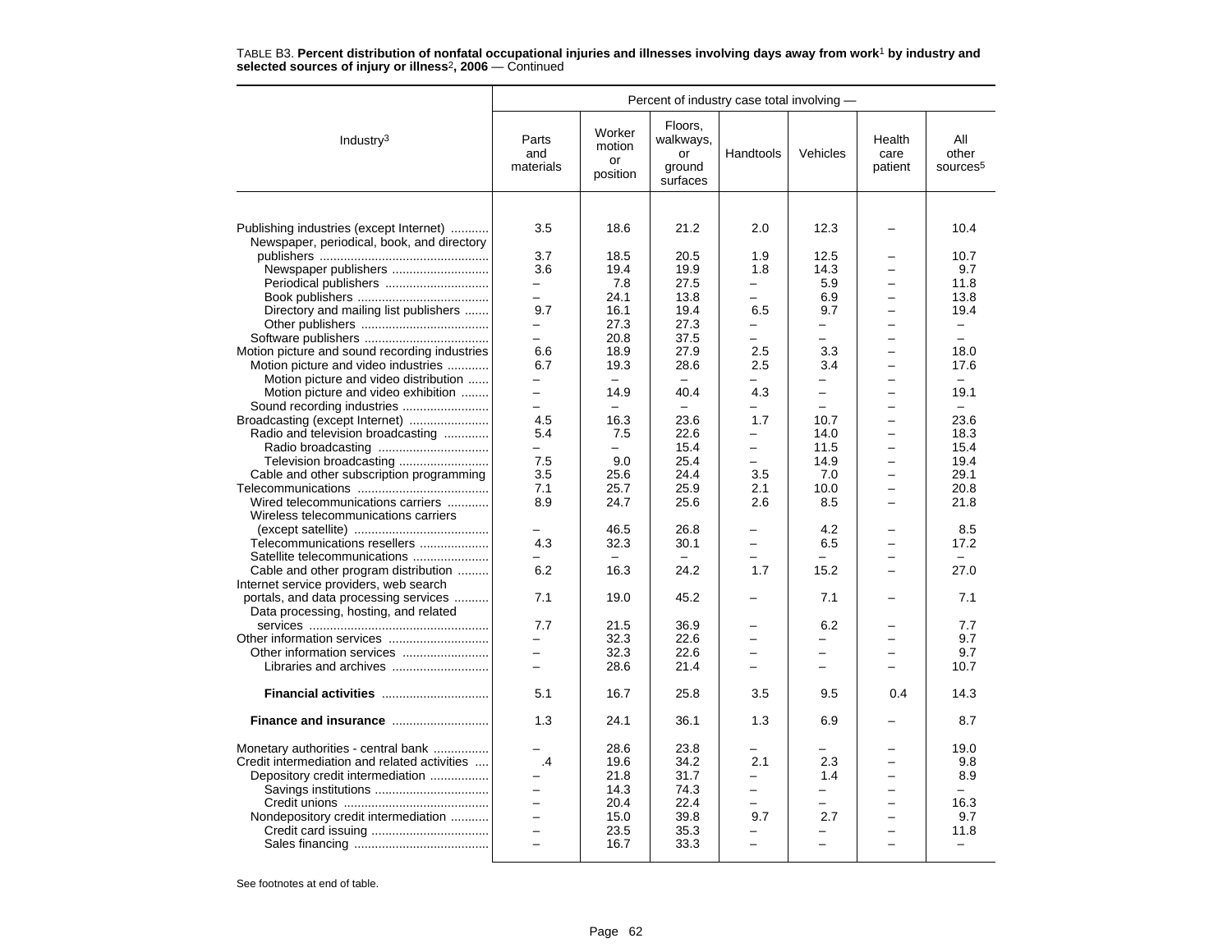TABLE B3. **Percent distribution of nonfatal occupational injuries and illnesses involving days away from work[1] by industry and selected sources of injury or illness[2], 2006** — Continued

| Industry[3] | Percent of industry case total involving — | | | | | | |
|---|---|---|---|---|---|---|---|
| | Parts and materials | Worker motion or position | Floors, walkways, or ground surfaces | Handtools | Vehicles | Health care patient | All other sources[5] |
| Publishing industries (except Internet) | 3.5 | 18.6 | 21.2 | 2.0 | 12.3 | – | 10.4 |
| Newspaper, periodical, book, and directory publishers | 3.7 | 18.5 | 20.5 | 1.9 | 12.5 | – | 10.7 |
| Newspaper publishers | 3.6 | 19.4 | 19.9 | 1.8 | 14.3 | – | 9.7 |
| Periodical publishers | – | 7.8 | 27.5 | – | 5.9 | – | 11.8 |
| Book publishers | – | 24.1 | 13.8 | – | 6.9 | – | 13.8 |
| Directory and mailing list publishers | 9.7 | 16.1 | 19.4 | 6.5 | 9.7 | – | 19.4 |
| Other publishers | – | 27.3 | 27.3 | – | – | – | – |
| Software publishers | – | 20.8 | 37.5 | – | – | – | – |
| Motion picture and sound recording industries | 6.6 | 18.9 | 27.9 | 2.5 | 3.3 | – | 18.0 |
| Motion picture and video industries | 6.7 | 19.3 | 28.6 | 2.5 | 3.4 | – | 17.6 |
| Motion picture and video distribution | – | – | – | – | – | – | – |
| Motion picture and video exhibition | – | 14.9 | 40.4 | 4.3 | – | – | 19.1 |
| Sound recording industries | – | – | – | – | – | – | – |
| Broadcasting (except Internet) | 4.5 | 16.3 | 23.6 | 1.7 | 10.7 | – | 23.6 |
| Radio and television broadcasting | 5.4 | 7.5 | 22.6 | – | 14.0 | – | 18.3 |
| Radio broadcasting | – | – | 15.4 | – | 11.5 | – | 15.4 |
| Television broadcasting | 7.5 | 9.0 | 25.4 | – | 14.9 | – | 19.4 |
| Cable and other subscription programming | 3.5 | 25.6 | 24.4 | 3.5 | 7.0 | – | 29.1 |
| Telecommunications | 7.1 | 25.7 | 25.9 | 2.1 | 10.0 | – | 20.8 |
| Wired telecommunications carriers | 8.9 | 24.7 | 25.6 | 2.6 | 8.5 | – | 21.8 |
| Wireless telecommunications carriers (except satellite) | – | 46.5 | 26.8 | – | 4.2 | – | 8.5 |
| Telecommunications resellers | 4.3 | 32.3 | 30.1 | – | 6.5 | – | 17.2 |
| Satellite telecommunications | – | – | – | – | – | – | – |
| Cable and other program distribution | 6.2 | 16.3 | 24.2 | 1.7 | 15.2 | – | 27.0 |
| Internet service providers, web search portals, and data processing services | 7.1 | 19.0 | 45.2 | – | 7.1 | – | 7.1 |
| Data processing, hosting, and related services | 7.7 | 21.5 | 36.9 | – | 6.2 | – | 7.7 |
| Other information services | – | 32.3 | 22.6 | – | – | – | 9.7 |
| Other information services | – | 32.3 | 22.6 | – | – | – | 9.7 |
| Libraries and archives | – | 28.6 | 21.4 | – | – | – | 10.7 |
| **Financial activities** | 5.1 | 16.7 | 25.8 | 3.5 | 9.5 | 0.4 | 14.3 |
| **Finance and insurance** | 1.3 | 24.1 | 36.1 | 1.3 | 6.9 | – | 8.7 |
| Monetary authorities - central bank | – | 28.6 | 23.8 | – | – | – | 19.0 |
| Credit intermediation and related activities | .4 | 19.6 | 34.2 | 2.1 | 2.3 | – | 9.8 |
| Depository credit intermediation | – | 21.8 | 31.7 | – | 1.4 | – | 8.9 |
| Savings institutions | – | 14.3 | 74.3 | – | – | – | – |
| Credit unions | – | 20.4 | 22.4 | – | – | – | 16.3 |
| Nondepository credit intermediation | – | 15.0 | 39.8 | 9.7 | 2.7 | – | 9.7 |
| Credit card issuing | – | 23.5 | 35.3 | – | – | – | 11.8 |
| Sales financing | – | 16.7 | 33.3 | – | – | – | – |

See footnotes at end of table.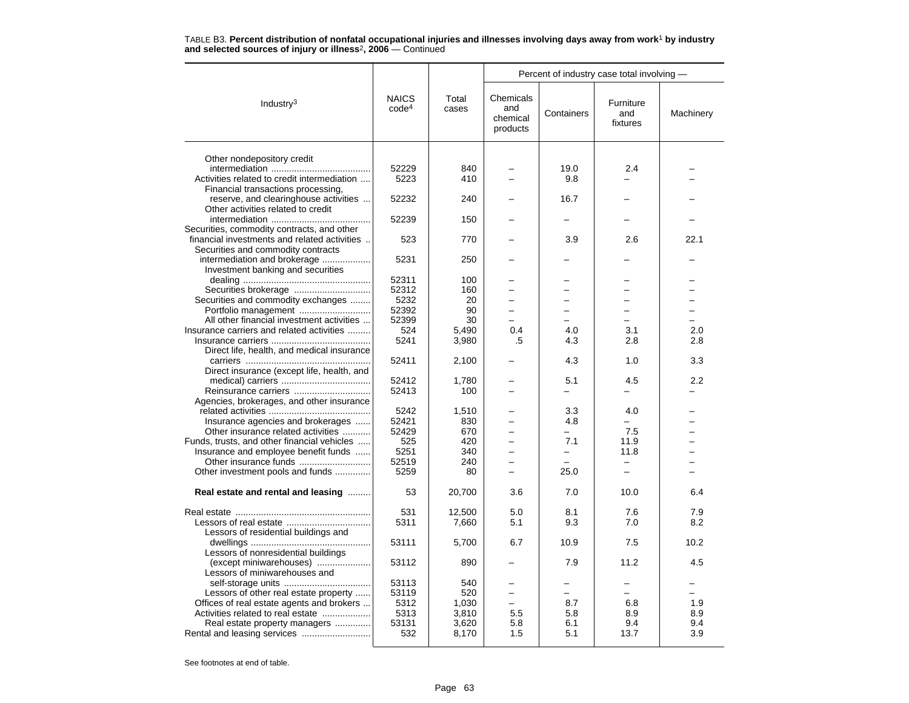TABLE B3. **Percent distribution of nonfatal occupational injuries and illnesses involving days away from work[1] by industry and selected sources of injury or illness[2], 2006** — Continued

| Industry[3] | NAICS code[4] | Total cases | Percent of industry case total involving — | | | |
|---|---|---|---|---|---|---|
| | | | Chemicals and chemical products | Containers | Furniture and fixtures | Machinery |
| Other nondepository credit intermediation | 52229 | 840 | – | 19.0 | 2.4 | – |
| Activities related to credit intermediation | 5223 | 410 | – | 9.8 | – | – |
| Financial transactions processing, reserve, and clearinghouse activities | 52232 | 240 | – | 16.7 | – | – |
| Other activities related to credit intermediation | 52239 | 150 | – | – | – | – |
| Securities, commodity contracts, and other financial investments and related activities | 523 | 770 | – | 3.9 | 2.6 | 22.1 |
| Securities and commodity contracts intermediation and brokerage | 5231 | 250 | – | – | – | – |
| Investment banking and securities dealing | 52311 | 100 | – | – | – | – |
| Securities brokerage | 52312 | 160 | – | – | – | – |
| Securities and commodity exchanges | 5232 | 20 | – | – | – | – |
| Portfolio management | 52392 | 90 | – | – | – | – |
| All other financial investment activities | 52399 | 30 | – | – | – | – |
| Insurance carriers and related activities | 524 | 5,490 | 0.4 | 4.0 | 3.1 | 2.0 |
| Insurance carriers | 5241 | 3,980 | .5 | 4.3 | 2.8 | 2.8 |
| Direct life, health, and medical insurance carriers | 52411 | 2,100 | – | 4.3 | 1.0 | 3.3 |
| Direct insurance (except life, health, and medical) carriers | 52412 | 1,780 | – | 5.1 | 4.5 | 2.2 |
| Reinsurance carriers | 52413 | 100 | – | – | – | – |
| Agencies, brokerages, and other insurance related activities | 5242 | 1,510 | – | 3.3 | 4.0 | – |
| Insurance agencies and brokerages | 52421 | 830 | – | 4.8 | – | – |
| Other insurance related activities | 52429 | 670 | – | – | 7.5 | – |
| Funds, trusts, and other financial vehicles | 525 | 420 | – | 7.1 | 11.9 | – |
| Insurance and employee benefit funds | 5251 | 340 | – | – | 11.8 | – |
| Other insurance funds | 52519 | 240 | – | – | – | – |
| Other investment pools and funds | 5259 | 80 | – | 25.0 | – | – |
| **Real estate and rental and leasing** | 53 | 20,700 | 3.6 | 7.0 | 10.0 | 6.4 |
| Real estate | 531 | 12,500 | 5.0 | 8.1 | 7.6 | 7.9 |
| Lessors of real estate | 5311 | 7,660 | 5.1 | 9.3 | 7.0 | 8.2 |
| Lessors of residential buildings and dwellings | 53111 | 5,700 | 6.7 | 10.9 | 7.5 | 10.2 |
| Lessors of nonresidential buildings (except miniwarehouses) | 53112 | 890 | – | 7.9 | 11.2 | 4.5 |
| Lessors of miniwarehouses and self-storage units | 53113 | 540 | – | – | – | – |
| Lessors of other real estate property | 53119 | 520 | – | – | – | – |
| Offices of real estate agents and brokers | 5312 | 1,030 | – | 8.7 | 6.8 | 1.9 |
| Activities related to real estate | 5313 | 3,810 | 5.5 | 5.8 | 8.9 | 8.9 |
| Real estate property managers | 53131 | 3,620 | 5.8 | 6.1 | 9.4 | 9.4 |
| Rental and leasing services | 532 | 8,170 | 1.5 | 5.1 | 13.7 | 3.9 |

See footnotes at end of table.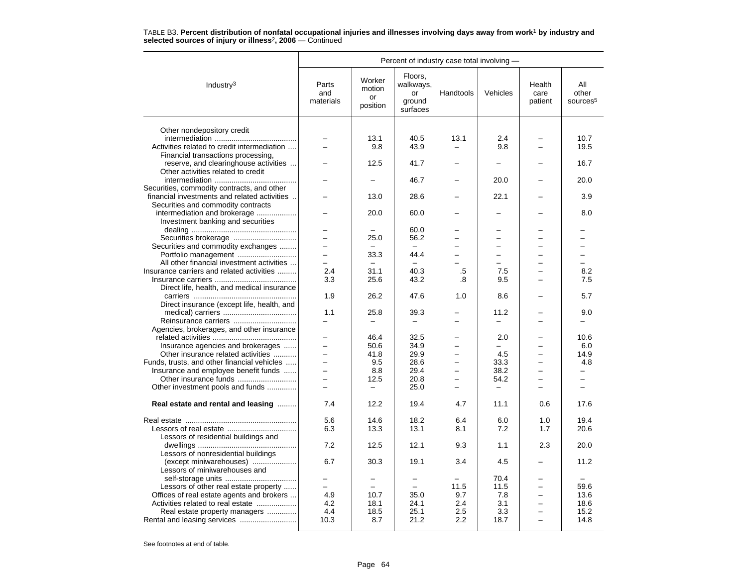TABLE B3. **Percent distribution of nonfatal occupational injuries and illnesses involving days away from work[1] by industry and selected sources of injury or illness[2], 2006** — Continued

| Industry[3] | Percent of industry case total involving — | | | | | | |
|---|---|---|---|---|---|---|---|
| | Parts and materials | Worker motion or position | Floors, walkways, or ground surfaces | Handtools | Vehicles | Health care patient | All other sources[5] |
| Other nondepository credit intermediation | – | 13.1 | 40.5 | 13.1 | 2.4 | – | 10.7 |
| Activities related to credit intermediation | – | 9.8 | 43.9 | – | 9.8 | – | 19.5 |
| Financial transactions processing, reserve, and clearinghouse activities | – | 12.5 | 41.7 | – | – | – | 16.7 |
| Other activities related to credit intermediation | – | – | 46.7 | – | 20.0 | – | 20.0 |
| Securities, commodity contracts, and other financial investments and related activities | – | 13.0 | 28.6 | – | 22.1 | – | 3.9 |
| Securities and commodity contracts intermediation and brokerage | – | 20.0 | 60.0 | – | – | – | 8.0 |
| Investment banking and securities dealing | – | – | 60.0 | – | – | – | – |
| Securities brokerage | – | 25.0 | 56.2 | – | – | – | – |
| Securities and commodity exchanges | – | – | – | – | – | – | – |
| Portfolio management | – | 33.3 | 44.4 | – | – | – | – |
| All other financial investment activities | – | – | – | – | – | – | – |
| Insurance carriers and related activities | 2.4 | 31.1 | 40.3 | .5 | 7.5 | – | 8.2 |
| Insurance carriers | 3.3 | 25.6 | 43.2 | .8 | 9.5 | – | 7.5 |
| Direct life, health, and medical insurance carriers | 1.9 | 26.2 | 47.6 | 1.0 | 8.6 | – | 5.7 |
| Direct insurance (except life, health, and medical) carriers | 1.1 | 25.8 | 39.3 | – | 11.2 | – | 9.0 |
| Reinsurance carriers | – | – | – | – | – | – | – |
| Agencies, brokerages, and other insurance related activities | – | 46.4 | 32.5 | – | 2.0 | – | 10.6 |
| Insurance agencies and brokerages | – | 50.6 | 34.9 | – | – | – | 6.0 |
| Other insurance related activities | – | 41.8 | 29.9 | – | 4.5 | – | 14.9 |
| Funds, trusts, and other financial vehicles | – | 9.5 | 28.6 | – | 33.3 | – | 4.8 |
| Insurance and employee benefit funds | – | 8.8 | 29.4 | – | 38.2 | – | – |
| Other insurance funds | – | 12.5 | 20.8 | – | 54.2 | – | – |
| Other investment pools and funds | – | – | 25.0 | – | – | – | – |
| **Real estate and rental and leasing** | 7.4 | 12.2 | 19.4 | 4.7 | 11.1 | 0.6 | 17.6 |
| Real estate | 5.6 | 14.6 | 18.2 | 6.4 | 6.0 | 1.0 | 19.4 |
| Lessors of real estate | 6.3 | 13.3 | 13.1 | 8.1 | 7.2 | 1.7 | 20.6 |
| Lessors of residential buildings and dwellings | 7.2 | 12.5 | 12.1 | 9.3 | 1.1 | 2.3 | 20.0 |
| Lessors of nonresidential buildings (except miniwarehouses) | 6.7 | 30.3 | 19.1 | 3.4 | 4.5 | – | 11.2 |
| Lessors of miniwarehouses and self-storage units | – | – | – | – | 70.4 | – | – |
| Lessors of other real estate property | – | – | – | 11.5 | 11.5 | – | 59.6 |
| Offices of real estate agents and brokers | 4.9 | 10.7 | 35.0 | 9.7 | 7.8 | – | 13.6 |
| Activities related to real estate | 4.2 | 18.1 | 24.1 | 2.4 | 3.1 | – | 18.6 |
| Real estate property managers | 4.4 | 18.5 | 25.1 | 2.5 | 3.3 | – | 15.2 |
| Rental and leasing services | 10.3 | 8.7 | 21.2 | 2.2 | 18.7 | – | 14.8 |

See footnotes at end of table.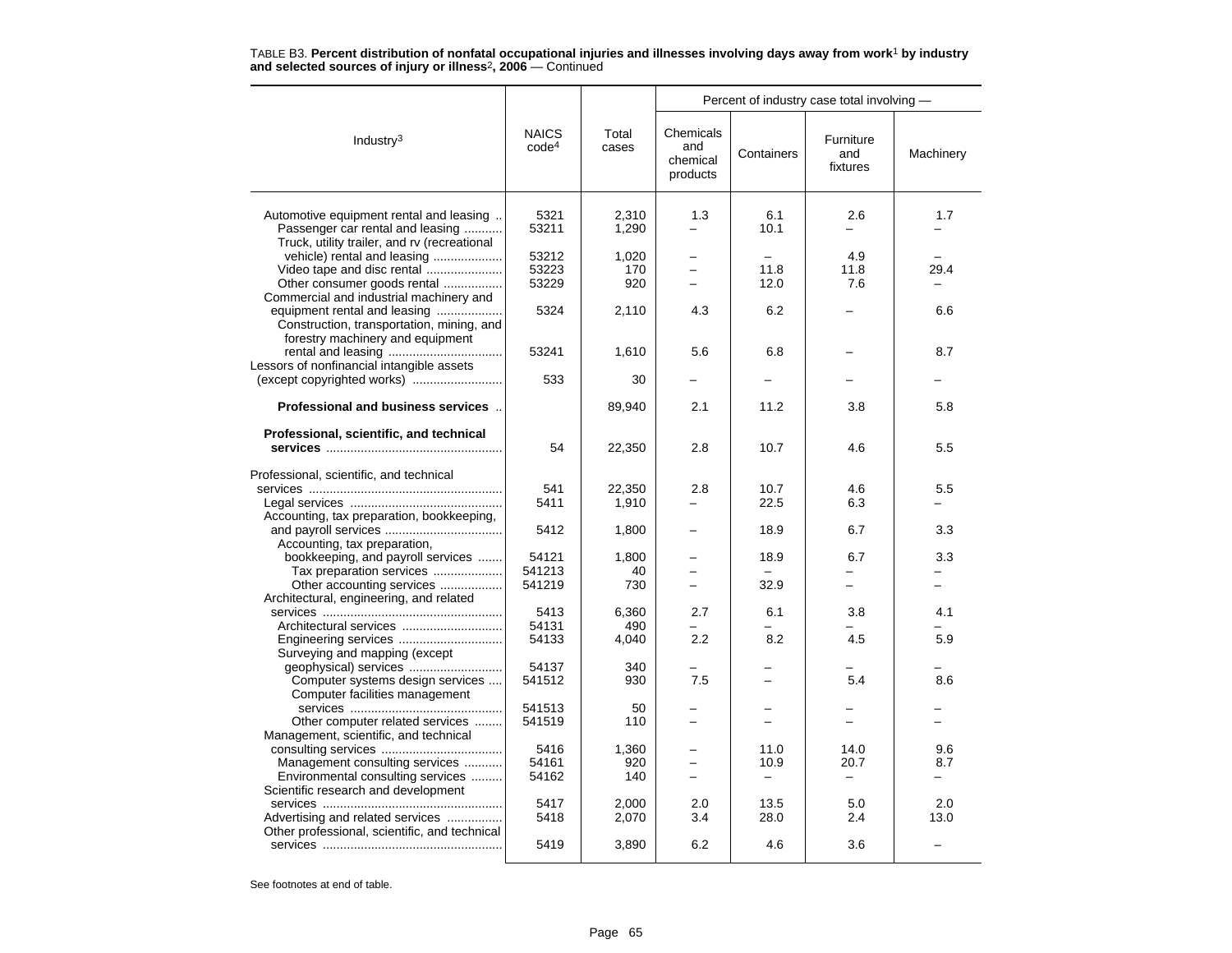TABLE B3. **Percent distribution of nonfatal occupational injuries and illnesses involving days away from work[1] by industry and selected sources of injury or illness[2], 2006** — Continued

| Industry[3] | NAICS code[4] | Total cases | Percent of industry case total involving — Chemicals and chemical products | Containers | Furniture and fixtures | Machinery |
|---|---|---|---|---|---|---|
| Automotive equipment rental and leasing | 5321 | 2,310 | 1.3 | 6.1 | 2.6 | 1.7 |
| Passenger car rental and leasing | 53211 | 1,290 | – | 10.1 | – | – |
| Truck, utility trailer, and rv (recreational vehicle) rental and leasing | 53212 | 1,020 | – | – | 4.9 | – |
| Video tape and disc rental | 53223 | 170 | – | 11.8 | 11.8 | 29.4 |
| Other consumer goods rental | 53229 | 920 | – | 12.0 | 7.6 | – |
| Commercial and industrial machinery and equipment rental and leasing | 5324 | 2,110 | 4.3 | 6.2 | – | 6.6 |
| Construction, transportation, mining, and forestry machinery and equipment rental and leasing | 53241 | 1,610 | 5.6 | 6.8 | – | 8.7 |
| Lessors of nonfinancial intangible assets (except copyrighted works) | 533 | 30 | – | – | – | – |
| **Professional and business services** | | 89,940 | 2.1 | 11.2 | 3.8 | 5.8 |
| **Professional, scientific, and technical services** | 54 | 22,350 | 2.8 | 10.7 | 4.6 | 5.5 |
| Professional, scientific, and technical services | 541 | 22,350 | 2.8 | 10.7 | 4.6 | 5.5 |
| Legal services | 5411 | 1,910 | – | 22.5 | 6.3 | – |
| Accounting, tax preparation, bookkeeping, and payroll services | 5412 | 1,800 | – | 18.9 | 6.7 | 3.3 |
| Accounting, tax preparation, bookkeeping, and payroll services | 54121 | 1,800 | – | 18.9 | 6.7 | 3.3 |
| Tax preparation services | 541213 | 40 | – | – | – | – |
| Other accounting services | 541219 | 730 | – | 32.9 | – | – |
| Architectural, engineering, and related services | 5413 | 6,360 | 2.7 | 6.1 | 3.8 | 4.1 |
| Architectural services | 54131 | 490 | – | – | – | – |
| Engineering services | 54133 | 4,040 | 2.2 | 8.2 | 4.5 | 5.9 |
| Surveying and mapping (except geophysical) services | 54137 | 340 | – | – | – | – |
| Computer systems design services | 541512 | 930 | 7.5 | – | 5.4 | 8.6 |
| Computer facilities management services | 541513 | 50 | – | – | – | – |
| Other computer related services | 541519 | 110 | – | – | – | – |
| Management, scientific, and technical consulting services | 5416 | 1,360 | – | 11.0 | 14.0 | 9.6 |
| Management consulting services | 54161 | 920 | – | 10.9 | 20.7 | 8.7 |
| Environmental consulting services | 54162 | 140 | – | – | – | – |
| Scientific research and development services | 5417 | 2,000 | 2.0 | 13.5 | 5.0 | 2.0 |
| Advertising and related services | 5418 | 2,070 | 3.4 | 28.0 | 2.4 | 13.0 |
| Other professional, scientific, and technical services | 5419 | 3,890 | 6.2 | 4.6 | 3.6 | – |

See footnotes at end of table.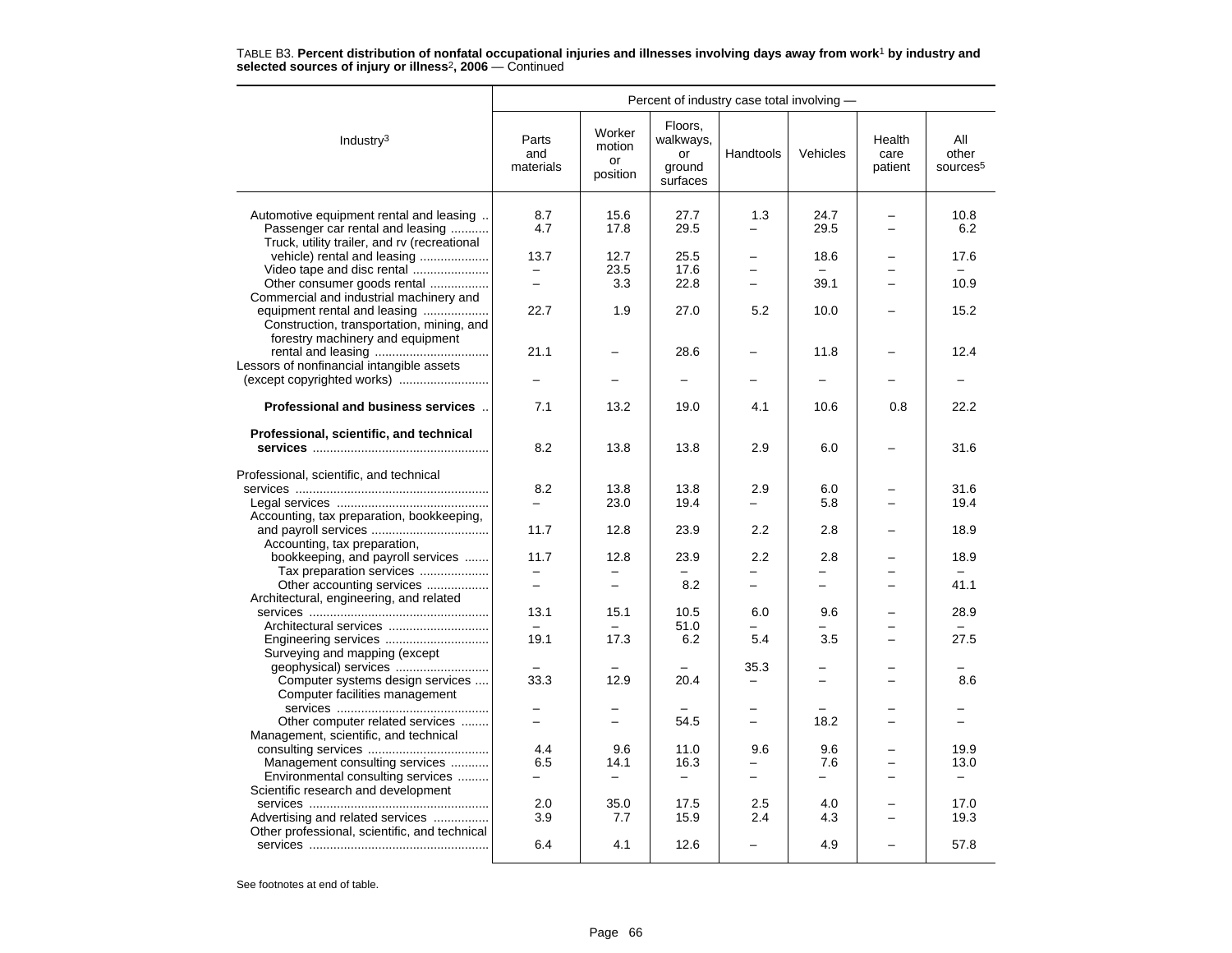TABLE B3. **Percent distribution of nonfatal occupational injuries and illnesses involving days away from work**[1] **by industry and selected sources of injury or illness**[2]**, 2006** — Continued

| Industry[3] | Parts and materials | Worker motion or position | Floors, walkways, or ground surfaces | Handtools | Vehicles | Health care patient | All other sources[5] |
|---|---|---|---|---|---|---|---|
| | Percent of industry case total involving — | | | | | | |
| Automotive equipment rental and leasing | 8.7 | 15.6 | 27.7 | 1.3 | 24.7 | – | 10.8 |
| Passenger car rental and leasing | 4.7 | 17.8 | 29.5 | – | 29.5 | – | 6.2 |
| Truck, utility trailer, and rv (recreational vehicle) rental and leasing | 13.7 | 12.7 | 25.5 | – | 18.6 | – | 17.6 |
| Video tape and disc rental | – | 23.5 | 17.6 | – | – | – | – |
| Other consumer goods rental | – | 3.3 | 22.8 | – | 39.1 | – | 10.9 |
| Commercial and industrial machinery and equipment rental and leasing | 22.7 | 1.9 | 27.0 | 5.2 | 10.0 | – | 15.2 |
| Construction, transportation, mining, and forestry machinery and equipment rental and leasing | 21.1 | – | 28.6 | – | 11.8 | – | 12.4 |
| Lessors of nonfinancial intangible assets (except copyrighted works) | – | – | – | – | – | – | – |
| **Professional and business services** | 7.1 | 13.2 | 19.0 | 4.1 | 10.6 | 0.8 | 22.2 |
| **Professional, scientific, and technical services** | 8.2 | 13.8 | 13.8 | 2.9 | 6.0 | – | 31.6 |
| Professional, scientific, and technical services | 8.2 | 13.8 | 13.8 | 2.9 | 6.0 | – | 31.6 |
| Legal services | – | 23.0 | 19.4 | – | 5.8 | – | 19.4 |
| Accounting, tax preparation, bookkeeping, and payroll services | 11.7 | 12.8 | 23.9 | 2.2 | 2.8 | – | 18.9 |
| Accounting, tax preparation, bookkeeping, and payroll services | 11.7 | 12.8 | 23.9 | 2.2 | 2.8 | – | 18.9 |
| Tax preparation services | – | – | – | – | – | – | – |
| Other accounting services | – | – | 8.2 | – | – | – | 41.1 |
| Architectural, engineering, and related services | 13.1 | 15.1 | 10.5 | 6.0 | 9.6 | – | 28.9 |
| Architectural services | – | – | 51.0 | – | – | – | – |
| Engineering services | 19.1 | 17.3 | 6.2 | 5.4 | 3.5 | – | 27.5 |
| Surveying and mapping (except geophysical) services | – | – | – | 35.3 | – | – | – |
| Computer systems design services | 33.3 | 12.9 | 20.4 | – | – | – | 8.6 |
| Computer facilities management services | – | – | – | – | – | – | – |
| Other computer related services | – | – | 54.5 | – | 18.2 | – | – |
| Management, scientific, and technical consulting services | 4.4 | 9.6 | 11.0 | 9.6 | 9.6 | – | 19.9 |
| Management consulting services | 6.5 | 14.1 | 16.3 | – | 7.6 | – | 13.0 |
| Environmental consulting services | – | – | – | – | – | – | – |
| Scientific research and development services | 2.0 | 35.0 | 17.5 | 2.5 | 4.0 | – | 17.0 |
| Advertising and related services | 3.9 | 7.7 | 15.9 | 2.4 | 4.3 | – | 19.3 |
| Other professional, scientific, and technical services | 6.4 | 4.1 | 12.6 | – | 4.9 | – | 57.8 |

See footnotes at end of table.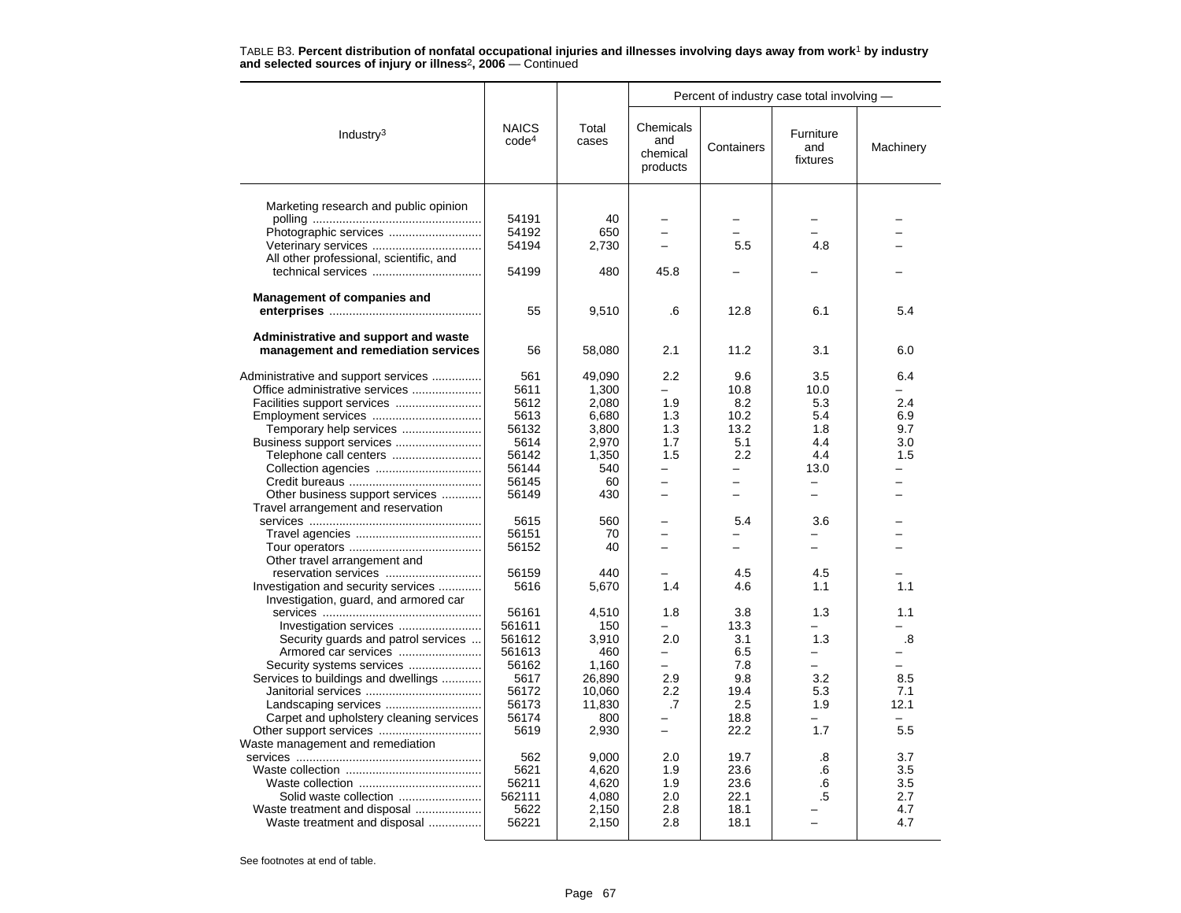TABLE B3. **Percent distribution of nonfatal occupational injuries and illnesses involving days away from work[1] by industry and selected sources of injury or illness[2], 2006** — Continued

| Industry[3] | NAICS code[4] | Total cases | Percent of industry case total involving — Chemicals and chemical products | Containers | Furniture and fixtures | Machinery |
|---|---|---|---|---|---|---|
| Marketing research and public opinion polling | 54191 | 40 | – | – | – | – |
| Photographic services | 54192 | 650 | – | – | – | – |
| Veterinary services | 54194 | 2,730 | – | 5.5 | 4.8 | – |
| All other professional, scientific, and technical services | 54199 | 480 | 45.8 | – | – | – |
| **Management of companies and enterprises** | 55 | 9,510 | .6 | 12.8 | 6.1 | 5.4 |
| **Administrative and support and waste management and remediation services** | 56 | 58,080 | 2.1 | 11.2 | 3.1 | 6.0 |
| Administrative and support services | 561 | 49,090 | 2.2 | 9.6 | 3.5 | 6.4 |
| Office administrative services | 5611 | 1,300 | – | 10.8 | 10.0 | – |
| Facilities support services | 5612 | 2,080 | 1.9 | 8.2 | 5.3 | 2.4 |
| Employment services | 5613 | 6,680 | 1.3 | 10.2 | 5.4 | 6.9 |
| Temporary help services | 56132 | 3,800 | 1.3 | 13.2 | 1.8 | 9.7 |
| Business support services | 5614 | 2,970 | 1.7 | 5.1 | 4.4 | 3.0 |
| Telephone call centers | 56142 | 1,350 | 1.5 | 2.2 | 4.4 | 1.5 |
| Collection agencies | 56144 | 540 | – | – | 13.0 | – |
| Credit bureaus | 56145 | 60 | – | – | – | – |
| Other business support services | 56149 | 430 | – | – | – | – |
| Travel arrangement and reservation services | 5615 | 560 | – | 5.4 | 3.6 | – |
| Travel agencies | 56151 | 70 | – | – | – | – |
| Tour operators | 56152 | 40 | – | – | – | – |
| Other travel arrangement and reservation services | 56159 | 440 | – | 4.5 | 4.5 | – |
| Investigation and security services | 5616 | 5,670 | 1.4 | 4.6 | 1.1 | 1.1 |
| Investigation, guard, and armored car services | 56161 | 4,510 | 1.8 | 3.8 | 1.3 | 1.1 |
| Investigation services | 561611 | 150 | – | 13.3 | – | – |
| Security guards and patrol services | 561612 | 3,910 | 2.0 | 3.1 | 1.3 | .8 |
| Armored car services | 561613 | 460 | – | 6.5 | – | – |
| Security systems services | 56162 | 1,160 | – | 7.8 | – | – |
| Services to buildings and dwellings | 5617 | 26,890 | 2.9 | 9.8 | 3.2 | 8.5 |
| Janitorial services | 56172 | 10,060 | 2.2 | 19.4 | 5.3 | 7.1 |
| Landscaping services | 56173 | 11,830 | .7 | 2.5 | 1.9 | 12.1 |
| Carpet and upholstery cleaning services | 56174 | 800 | – | 18.8 | – | – |
| Other support services | 5619 | 2,930 | – | 22.2 | 1.7 | 5.5 |
| Waste management and remediation services | 562 | 9,000 | 2.0 | 19.7 | .8 | 3.7 |
| Waste collection | 5621 | 4,620 | 1.9 | 23.6 | .6 | 3.5 |
| Waste collection | 56211 | 4,620 | 1.9 | 23.6 | .6 | 3.5 |
| Solid waste collection | 562111 | 4,080 | 2.0 | 22.1 | .5 | 2.7 |
| Waste treatment and disposal | 5622 | 2,150 | 2.8 | 18.1 | – | 4.7 |
| Waste treatment and disposal | 56221 | 2,150 | 2.8 | 18.1 | – | 4.7 |

See footnotes at end of table.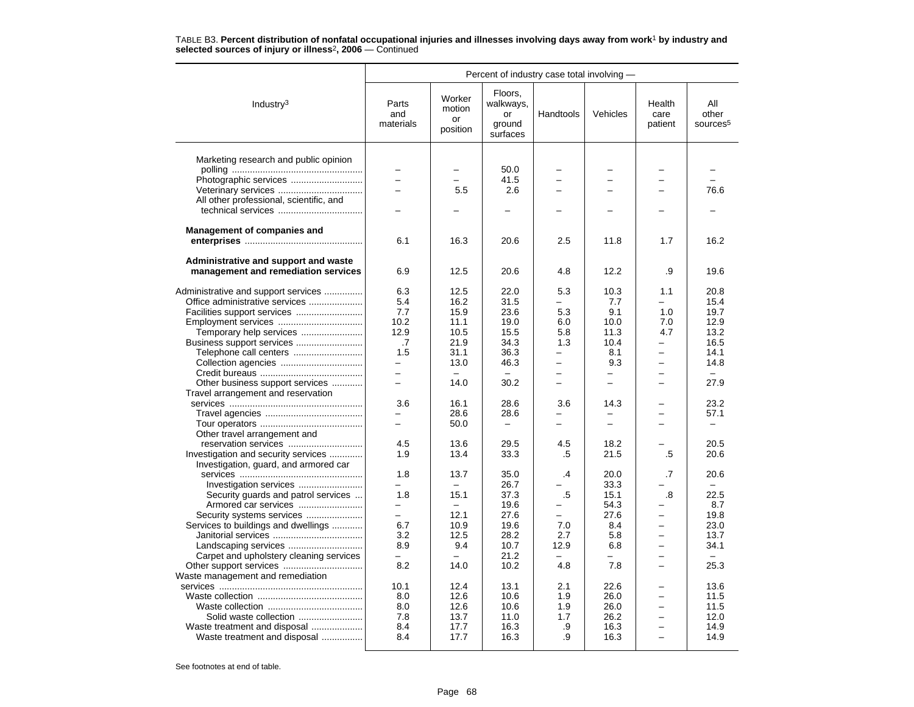TABLE B3. **Percent distribution of nonfatal occupational injuries and illnesses involving days away from work[1] by industry and selected sources of injury or illness[2], 2006** — Continued

| Industry[3] | Percent of industry case total involving — | | | | | | |
|---|---|---|---|---|---|---|---|
| | Parts and materials | Worker motion or position | Floors, walkways, or ground surfaces | Handtools | Vehicles | Health care patient | All other sources[5] |
| Marketing research and public opinion polling | – | – | 50.0 | – | – | – | – |
| Photographic services | – | – | 41.5 | – | – | – | – |
| Veterinary services | – | 5.5 | 2.6 | – | – | – | 76.6 |
| All other professional, scientific, and technical services | – | – | – | – | – | – | – |
| **Management of companies and enterprises** | 6.1 | 16.3 | 20.6 | 2.5 | 11.8 | 1.7 | 16.2 |
| **Administrative and support and waste management and remediation services** | 6.9 | 12.5 | 20.6 | 4.8 | 12.2 | .9 | 19.6 |
| Administrative and support services | 6.3 | 12.5 | 22.0 | 5.3 | 10.3 | 1.1 | 20.8 |
| Office administrative services | 5.4 | 16.2 | 31.5 | – | 7.7 | – | 15.4 |
| Facilities support services | 7.7 | 15.9 | 23.6 | 5.3 | 9.1 | 1.0 | 19.7 |
| Employment services | 10.2 | 11.1 | 19.0 | 6.0 | 10.0 | 7.0 | 12.9 |
| Temporary help services | 12.9 | 10.5 | 15.5 | 5.8 | 11.3 | 4.7 | 13.2 |
| Business support services | .7 | 21.9 | 34.3 | 1.3 | 10.4 | – | 16.5 |
| Telephone call centers | 1.5 | 31.1 | 36.3 | – | 8.1 | – | 14.1 |
| Collection agencies | – | 13.0 | 46.3 | – | 9.3 | – | 14.8 |
| Credit bureaus | – | – | – | – | – | – | – |
| Other business support services | – | 14.0 | 30.2 | – | – | – | 27.9 |
| Travel arrangement and reservation services | 3.6 | 16.1 | 28.6 | 3.6 | 14.3 | – | 23.2 |
| Travel agencies | – | 28.6 | 28.6 | – | – | – | 57.1 |
| Tour operators | – | 50.0 | – | – | – | – | – |
| Other travel arrangement and reservation services | 4.5 | 13.6 | 29.5 | 4.5 | 18.2 | – | 20.5 |
| Investigation and security services | 1.9 | 13.4 | 33.3 | .5 | 21.5 | .5 | 20.6 |
| Investigation, guard, and armored car services | 1.8 | 13.7 | 35.0 | .4 | 20.0 | .7 | 20.6 |
| Investigation services | – | – | 26.7 | – | 33.3 | – | – |
| Security guards and patrol services | 1.8 | 15.1 | 37.3 | .5 | 15.1 | .8 | 22.5 |
| Armored car services | – | – | 19.6 | – | 54.3 | – | 8.7 |
| Security systems services | – | 12.1 | 27.6 | – | 27.6 | – | 19.8 |
| Services to buildings and dwellings | 6.7 | 10.9 | 19.6 | 7.0 | 8.4 | – | 23.0 |
| Janitorial services | 3.2 | 12.5 | 28.2 | 2.7 | 5.8 | – | 13.7 |
| Landscaping services | 8.9 | 9.4 | 10.7 | 12.9 | 6.8 | – | 34.1 |
| Carpet and upholstery cleaning services | – | – | 21.2 | – | – | – | – |
| Other support services | 8.2 | 14.0 | 10.2 | 4.8 | 7.8 | – | 25.3 |
| Waste management and remediation services | 10.1 | 12.4 | 13.1 | 2.1 | 22.6 | – | 13.6 |
| Waste collection | 8.0 | 12.6 | 10.6 | 1.9 | 26.0 | – | 11.5 |
| Waste collection | 8.0 | 12.6 | 10.6 | 1.9 | 26.0 | – | 11.5 |
| Solid waste collection | 7.8 | 13.7 | 11.0 | 1.7 | 26.2 | – | 12.0 |
| Waste treatment and disposal | 8.4 | 17.7 | 16.3 | .9 | 16.3 | – | 14.9 |
| Waste treatment and disposal | 8.4 | 17.7 | 16.3 | .9 | 16.3 | – | 14.9 |

See footnotes at end of table.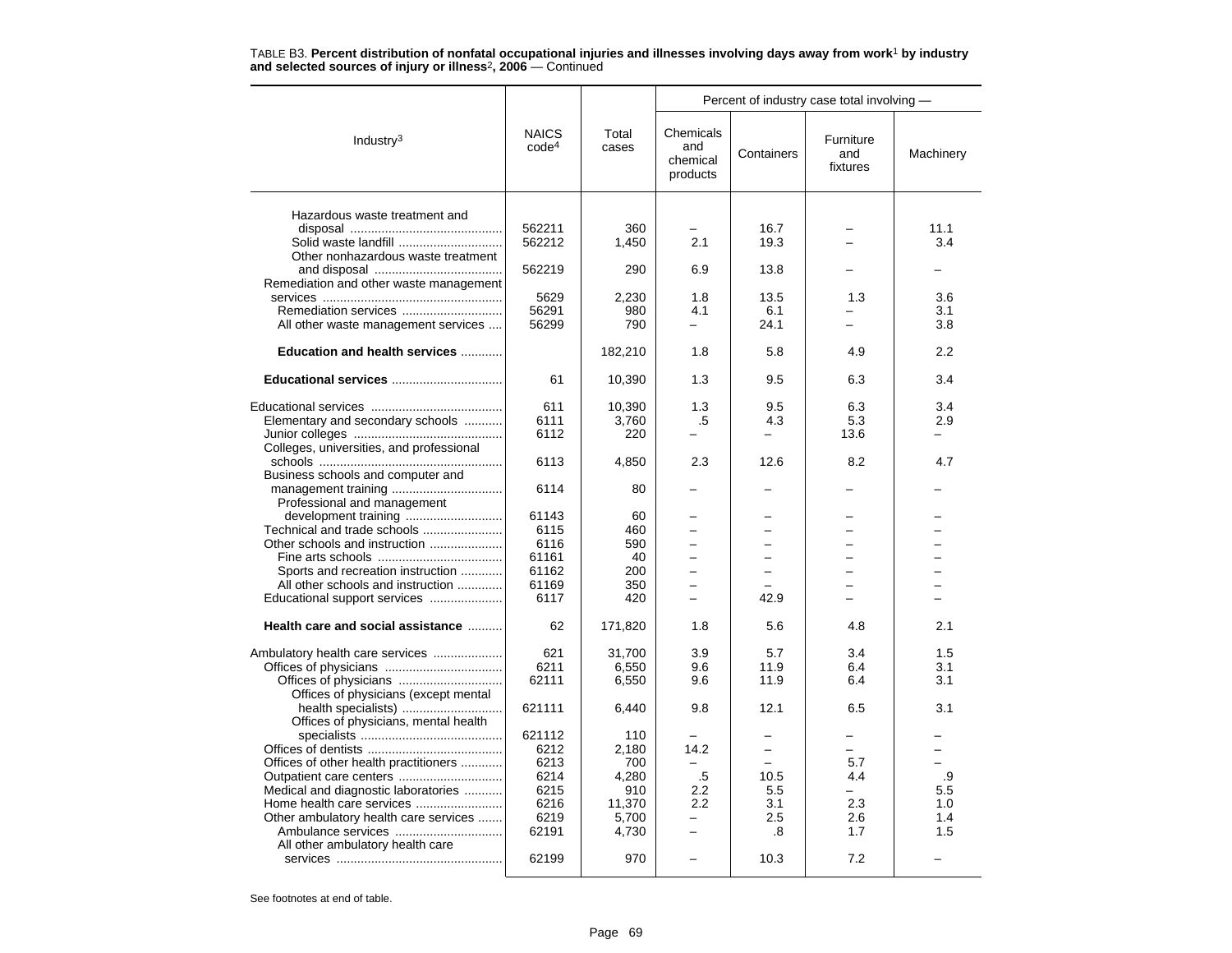TABLE B3. **Percent distribution of nonfatal occupational injuries and illnesses involving days away from work[1] by industry and selected sources of injury or illness[2], 2006** — Continued

| Industry[3] | NAICS code[4] | Total cases | Percent of industry case total involving — Chemicals and chemical products | Containers | Furniture and fixtures | Machinery |
|---|---|---|---|---|---|---|
| Hazardous waste treatment and disposal | 562211 | 360 | – | 16.7 | – | 11.1 |
| Solid waste landfill | 562212 | 1,450 | 2.1 | 19.3 | – | 3.4 |
| Other nonhazardous waste treatment and disposal | 562219 | 290 | 6.9 | 13.8 | – | – |
| Remediation and other waste management services | 5629 | 2,230 | 1.8 | 13.5 | 1.3 | 3.6 |
| Remediation services | 56291 | 980 | 4.1 | 6.1 | – | 3.1 |
| All other waste management services | 56299 | 790 | – | 24.1 | – | 3.8 |
| **Education and health services** | | 182,210 | 1.8 | 5.8 | 4.9 | 2.2 |
| **Educational services** | 61 | 10,390 | 1.3 | 9.5 | 6.3 | 3.4 |
| Educational services | 611 | 10,390 | 1.3 | 9.5 | 6.3 | 3.4 |
| Elementary and secondary schools | 6111 | 3,760 | .5 | 4.3 | 5.3 | 2.9 |
| Junior colleges | 6112 | 220 | – | – | 13.6 | – |
| Colleges, universities, and professional schools | 6113 | 4,850 | 2.3 | 12.6 | 8.2 | 4.7 |
| Business schools and computer and management training | 6114 | 80 | – | – | – | – |
| Professional and management development training | 61143 | 60 | – | – | – | – |
| Technical and trade schools | 6115 | 460 | – | – | – | – |
| Other schools and instruction | 6116 | 590 | – | – | – | – |
| Fine arts schools | 61161 | 40 | – | – | – | – |
| Sports and recreation instruction | 61162 | 200 | – | – | – | – |
| All other schools and instruction | 61169 | 350 | – | – | – | – |
| Educational support services | 6117 | 420 | – | 42.9 | – | – |
| **Health care and social assistance** | 62 | 171,820 | 1.8 | 5.6 | 4.8 | 2.1 |
| Ambulatory health care services | 621 | 31,700 | 3.9 | 5.7 | 3.4 | 1.5 |
| Offices of physicians | 6211 | 6,550 | 9.6 | 11.9 | 6.4 | 3.1 |
| Offices of physicians | 62111 | 6,550 | 9.6 | 11.9 | 6.4 | 3.1 |
| Offices of physicians (except mental health specialists) | 621111 | 6,440 | 9.8 | 12.1 | 6.5 | 3.1 |
| Offices of physicians, mental health specialists | 621112 | 110 | – | – | – | – |
| Offices of dentists | 6212 | 2,180 | 14.2 | – | – | – |
| Offices of other health practitioners | 6213 | 700 | – | – | 5.7 | – |
| Outpatient care centers | 6214 | 4,280 | .5 | 10.5 | 4.4 | .9 |
| Medical and diagnostic laboratories | 6215 | 910 | 2.2 | 5.5 | – | 5.5 |
| Home health care services | 6216 | 11,370 | 2.2 | 3.1 | 2.3 | 1.0 |
| Other ambulatory health care services | 6219 | 5,700 | – | 2.5 | 2.6 | 1.4 |
| Ambulance services | 62191 | 4,730 | – | .8 | 1.7 | 1.5 |
| All other ambulatory health care services | 62199 | 970 | – | 10.3 | 7.2 | – |

See footnotes at end of table.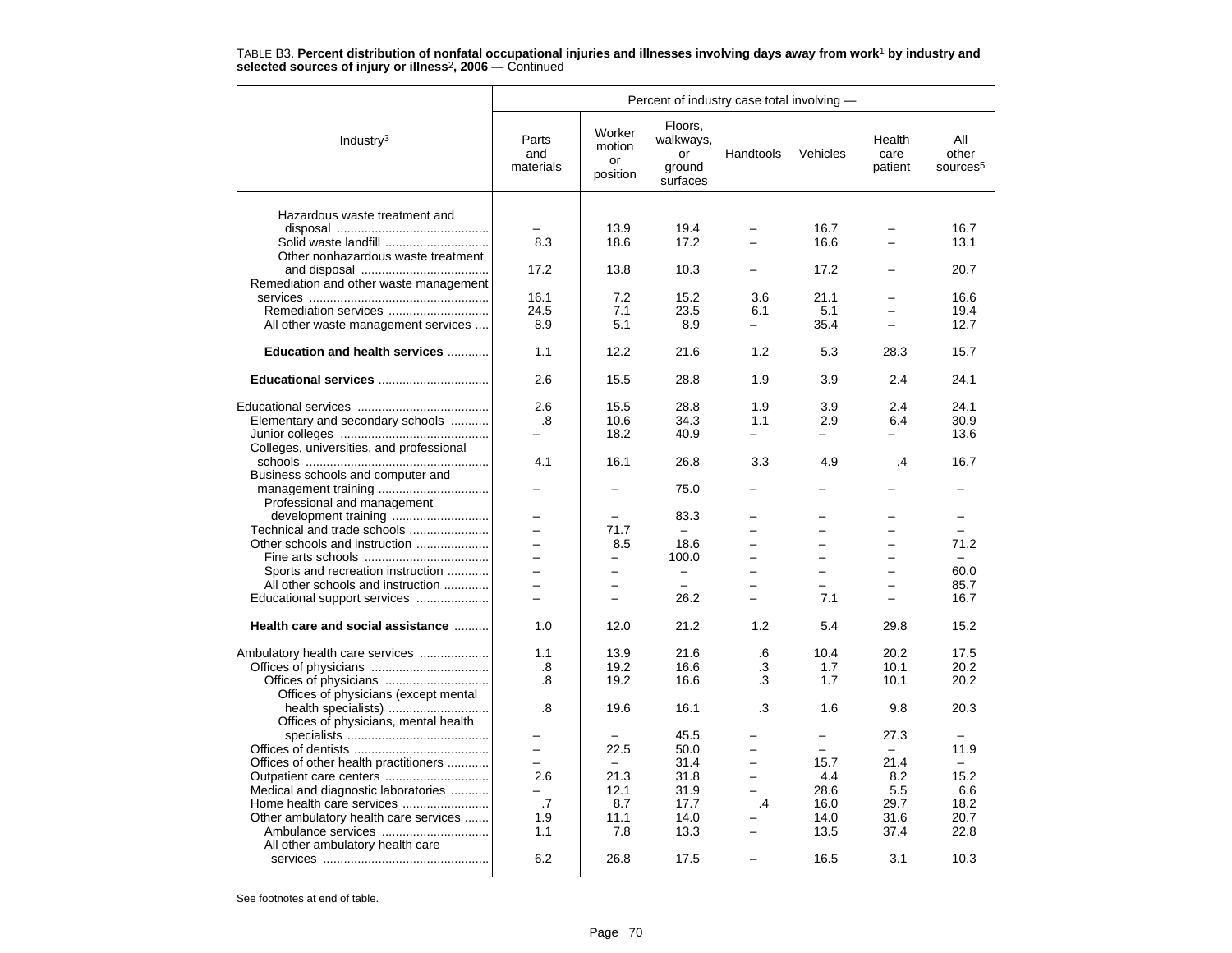TABLE B3. **Percent distribution of nonfatal occupational injuries and illnesses involving days away from work**[1] **by industry and selected sources of injury or illness**[2]**, 2006** — Continued

| Industry[3] | Percent of industry case total involving — | | | | | | |
|---|---|---|---|---|---|---|---|
| | Parts and materials | Worker motion or position | Floors, walkways, or ground surfaces | Handtools | Vehicles | Health care patient | All other sources[5] |
| Hazardous waste treatment and disposal | – | 13.9 | 19.4 | – | 16.7 | – | 16.7 |
| Solid waste landfill | 8.3 | 18.6 | 17.2 | – | 16.6 | – | 13.1 |
| Other nonhazardous waste treatment and disposal | 17.2 | 13.8 | 10.3 | – | 17.2 | – | 20.7 |
| Remediation and other waste management services | 16.1 | 7.2 | 15.2 | 3.6 | 21.1 | – | 16.6 |
| Remediation services | 24.5 | 7.1 | 23.5 | 6.1 | 5.1 | – | 19.4 |
| All other waste management services | 8.9 | 5.1 | 8.9 | – | 35.4 | – | 12.7 |
| **Education and health services** | 1.1 | 12.2 | 21.6 | 1.2 | 5.3 | 28.3 | 15.7 |
| **Educational services** | 2.6 | 15.5 | 28.8 | 1.9 | 3.9 | 2.4 | 24.1 |
| Educational services | 2.6 | 15.5 | 28.8 | 1.9 | 3.9 | 2.4 | 24.1 |
| Elementary and secondary schools | .8 | 10.6 | 34.3 | 1.1 | 2.9 | 6.4 | 30.9 |
| Junior colleges | – | 18.2 | 40.9 | – | – | – | 13.6 |
| Colleges, universities, and professional schools | 4.1 | 16.1 | 26.8 | 3.3 | 4.9 | .4 | 16.7 |
| Business schools and computer and management training | – | – | 75.0 | – | – | – | – |
| Professional and management development training | – | – | 83.3 | – | – | – | – |
| Technical and trade schools | – | 71.7 | – | – | – | – | – |
| Other schools and instruction | – | 8.5 | 18.6 | – | – | – | 71.2 |
| Fine arts schools | – | – | 100.0 | – | – | – | – |
| Sports and recreation instruction | – | – | – | – | – | – | 60.0 |
| All other schools and instruction | – | – | – | – | – | – | 85.7 |
| Educational support services | – | – | 26.2 | – | 7.1 | – | 16.7 |
| **Health care and social assistance** | 1.0 | 12.0 | 21.2 | 1.2 | 5.4 | 29.8 | 15.2 |
| Ambulatory health care services | 1.1 | 13.9 | 21.6 | .6 | 10.4 | 20.2 | 17.5 |
| Offices of physicians | .8 | 19.2 | 16.6 | .3 | 1.7 | 10.1 | 20.2 |
| Offices of physicians | .8 | 19.2 | 16.6 | .3 | 1.7 | 10.1 | 20.2 |
| Offices of physicians (except mental health specialists) | .8 | 19.6 | 16.1 | .3 | 1.6 | 9.8 | 20.3 |
| Offices of physicians, mental health specialists | – | – | 45.5 | – | – | 27.3 | – |
| Offices of dentists | – | 22.5 | 50.0 | – | – | – | 11.9 |
| Offices of other health practitioners | – | – | 31.4 | – | 15.7 | 21.4 | – |
| Outpatient care centers | 2.6 | 21.3 | 31.8 | – | 4.4 | 8.2 | 15.2 |
| Medical and diagnostic laboratories | – | 12.1 | 31.9 | – | 28.6 | 5.5 | 6.6 |
| Home health care services | .7 | 8.7 | 17.7 | .4 | 16.0 | 29.7 | 18.2 |
| Other ambulatory health care services | 1.9 | 11.1 | 14.0 | – | 14.0 | 31.6 | 20.7 |
| Ambulance services | 1.1 | 7.8 | 13.3 | – | 13.5 | 37.4 | 22.8 |
| All other ambulatory health care services | 6.2 | 26.8 | 17.5 | – | 16.5 | 3.1 | 10.3 |

See footnotes at end of table.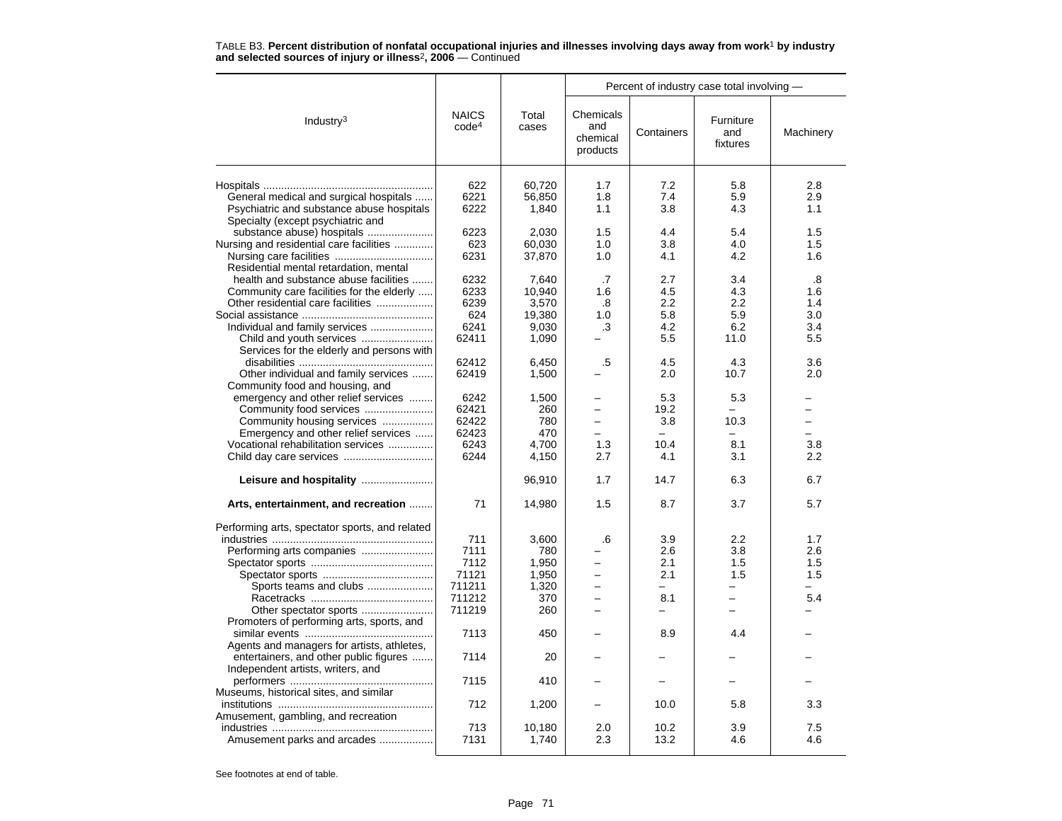TABLE B3. **Percent distribution of nonfatal occupational injuries and illnesses involving days away from work[1] by industry and selected sources of injury or illness[2], 2006** — Continued

| Industry[3] | NAICS code[4] | Total cases | Percent of industry case total involving — Chemicals and chemical products | Containers | Furniture and fixtures | Machinery |
|---|---|---|---|---|---|---|
| Hospitals | 622 | 60,720 | 1.7 | 7.2 | 5.8 | 2.8 |
| General medical and surgical hospitals | 6221 | 56,850 | 1.8 | 7.4 | 5.9 | 2.9 |
| Psychiatric and substance abuse hospitals | 6222 | 1,840 | 1.1 | 3.8 | 4.3 | 1.1 |
| Specialty (except psychiatric and substance abuse) hospitals | 6223 | 2,030 | 1.5 | 4.4 | 5.4 | 1.5 |
| Nursing and residential care facilities | 623 | 60,030 | 1.0 | 3.8 | 4.0 | 1.5 |
| Nursing care facilities | 6231 | 37,870 | 1.0 | 4.1 | 4.2 | 1.6 |
| Residential mental retardation, mental health and substance abuse facilities | 6232 | 7,640 | .7 | 2.7 | 3.4 | .8 |
| Community care facilities for the elderly | 6233 | 10,940 | 1.6 | 4.5 | 4.3 | 1.6 |
| Other residential care facilities | 6239 | 3,570 | .8 | 2.2 | 2.2 | 1.4 |
| Social assistance | 624 | 19,380 | 1.0 | 5.8 | 5.9 | 3.0 |
| Individual and family services | 6241 | 9,030 | .3 | 4.2 | 6.2 | 3.4 |
| Child and youth services | 62411 | 1,090 | – | 5.5 | 11.0 | 5.5 |
| Services for the elderly and persons with disabilities | 62412 | 6,450 | .5 | 4.5 | 4.3 | 3.6 |
| Other individual and family services | 62419 | 1,500 | – | 2.0 | 10.7 | 2.0 |
| Community food and housing, and emergency and other relief services | 6242 | 1,500 | – | 5.3 | 5.3 | – |
| Community food services | 62421 | 260 | – | 19.2 | – | – |
| Community housing services | 62422 | 780 | – | 3.8 | 10.3 | – |
| Emergency and other relief services | 62423 | 470 | – | – | – | – |
| Vocational rehabilitation services | 6243 | 4,700 | 1.3 | 10.4 | 8.1 | 3.8 |
| Child day care services | 6244 | 4,150 | 2.7 | 4.1 | 3.1 | 2.2 |
| **Leisure and hospitality** | | 96,910 | 1.7 | 14.7 | 6.3 | 6.7 |
| **Arts, entertainment, and recreation** | 71 | 14,980 | 1.5 | 8.7 | 3.7 | 5.7 |
| Performing arts, spectator sports, and related industries | 711 | 3,600 | .6 | 3.9 | 2.2 | 1.7 |
| Performing arts companies | 7111 | 780 | – | 2.6 | 3.8 | 2.6 |
| Spectator sports | 7112 | 1,950 | – | 2.1 | 1.5 | 1.5 |
| Spectator sports | 71121 | 1,950 | – | 2.1 | 1.5 | 1.5 |
| Sports teams and clubs | 711211 | 1,320 | – | – | – | – |
| Racetracks | 711212 | 370 | – | 8.1 | – | 5.4 |
| Other spectator sports | 711219 | 260 | – | – | – | – |
| Promoters of performing arts, sports, and similar events | 7113 | 450 | – | 8.9 | 4.4 | – |
| Agents and managers for artists, athletes, entertainers, and other public figures | 7114 | 20 | – | – | – | – |
| Independent artists, writers, and performers | 7115 | 410 | – | – | – | – |
| Museums, historical sites, and similar institutions | 712 | 1,200 | – | 10.0 | 5.8 | 3.3 |
| Amusement, gambling, and recreation industries | 713 | 10,180 | 2.0 | 10.2 | 3.9 | 7.5 |
| Amusement parks and arcades | 7131 | 1,740 | 2.3 | 13.2 | 4.6 | 4.6 |

See footnotes at end of table.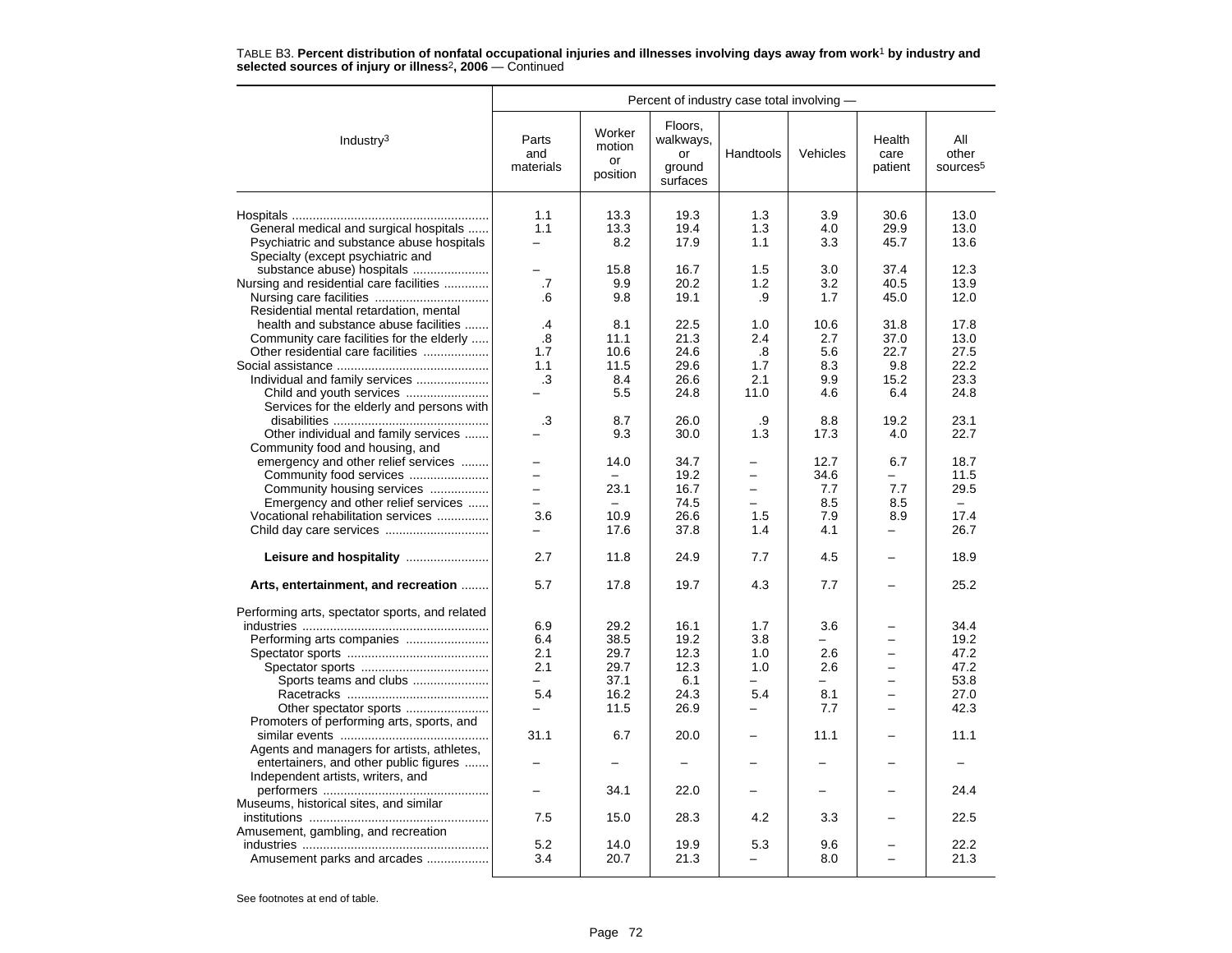TABLE B3. **Percent distribution of nonfatal occupational injuries and illnesses involving days away from work[1] by industry and selected sources of injury or illness[2], 2006** — Continued

| Industry[3] | Percent of industry case total involving — | | | | | | |
|---|---|---|---|---|---|---|---|
| | Parts and materials | Worker motion or position | Floors, walkways, or ground surfaces | Handtools | Vehicles | Health care patient | All other sources[5] |
| Hospitals | 1.1 | 13.3 | 19.3 | 1.3 | 3.9 | 30.6 | 13.0 |
| General medical and surgical hospitals | 1.1 | 13.3 | 19.4 | 1.3 | 4.0 | 29.9 | 13.0 |
| Psychiatric and substance abuse hospitals | – | 8.2 | 17.9 | 1.1 | 3.3 | 45.7 | 13.6 |
| Specialty (except psychiatric and substance abuse) hospitals | – | 15.8 | 16.7 | 1.5 | 3.0 | 37.4 | 12.3 |
| Nursing and residential care facilities | .7 | 9.9 | 20.2 | 1.2 | 3.2 | 40.5 | 13.9 |
| Nursing care facilities | .6 | 9.8 | 19.1 | .9 | 1.7 | 45.0 | 12.0 |
| Residential mental retardation, mental health and substance abuse facilities | .4 | 8.1 | 22.5 | 1.0 | 10.6 | 31.8 | 17.8 |
| Community care facilities for the elderly | .8 | 11.1 | 21.3 | 2.4 | 2.7 | 37.0 | 13.0 |
| Other residential care facilities | 1.7 | 10.6 | 24.6 | .8 | 5.6 | 22.7 | 27.5 |
| Social assistance | 1.1 | 11.5 | 29.6 | 1.7 | 8.3 | 9.8 | 22.2 |
| Individual and family services | .3 | 8.4 | 26.6 | 2.1 | 9.9 | 15.2 | 23.3 |
| Child and youth services | – | 5.5 | 24.8 | 11.0 | 4.6 | 6.4 | 24.8 |
| Services for the elderly and persons with disabilities | .3 | 8.7 | 26.0 | .9 | 8.8 | 19.2 | 23.1 |
| Other individual and family services | – | 9.3 | 30.0 | 1.3 | 17.3 | 4.0 | 22.7 |
| Community food and housing, and emergency and other relief services | – | 14.0 | 34.7 | – | 12.7 | 6.7 | 18.7 |
| Community food services | – | – | 19.2 | – | 34.6 | – | 11.5 |
| Community housing services | – | 23.1 | 16.7 | – | 7.7 | 7.7 | 29.5 |
| Emergency and other relief services | – | – | 74.5 | – | 8.5 | 8.5 | – |
| Vocational rehabilitation services | 3.6 | 10.9 | 26.6 | 1.5 | 7.9 | 8.9 | 17.4 |
| Child day care services | – | 17.6 | 37.8 | 1.4 | 4.1 | – | 26.7 |
| **Leisure and hospitality** | 2.7 | 11.8 | 24.9 | 7.7 | 4.5 | – | 18.9 |
| **Arts, entertainment, and recreation** | 5.7 | 17.8 | 19.7 | 4.3 | 7.7 | – | 25.2 |
| Performing arts, spectator sports, and related industries | 6.9 | 29.2 | 16.1 | 1.7 | 3.6 | – | 34.4 |
| Performing arts companies | 6.4 | 38.5 | 19.2 | 3.8 | – | – | 19.2 |
| Spectator sports | 2.1 | 29.7 | 12.3 | 1.0 | 2.6 | – | 47.2 |
| Spectator sports | 2.1 | 29.7 | 12.3 | 1.0 | 2.6 | – | 47.2 |
| Sports teams and clubs | – | 37.1 | 6.1 | – | – | – | 53.8 |
| Racetracks | 5.4 | 16.2 | 24.3 | 5.4 | 8.1 | – | 27.0 |
| Other spectator sports | – | 11.5 | 26.9 | – | 7.7 | – | 42.3 |
| Promoters of performing arts, sports, and similar events | 31.1 | 6.7 | 20.0 | – | 11.1 | – | 11.1 |
| Agents and managers for artists, athletes, entertainers, and other public figures | – | – | – | – | – | – | – |
| Independent artists, writers, and performers | – | 34.1 | 22.0 | – | – | – | 24.4 |
| Museums, historical sites, and similar institutions | 7.5 | 15.0 | 28.3 | 4.2 | 3.3 | – | 22.5 |
| Amusement, gambling, and recreation industries | 5.2 | 14.0 | 19.9 | 5.3 | 9.6 | – | 22.2 |
| Amusement parks and arcades | 3.4 | 20.7 | 21.3 | – | 8.0 | – | 21.3 |

See footnotes at end of table.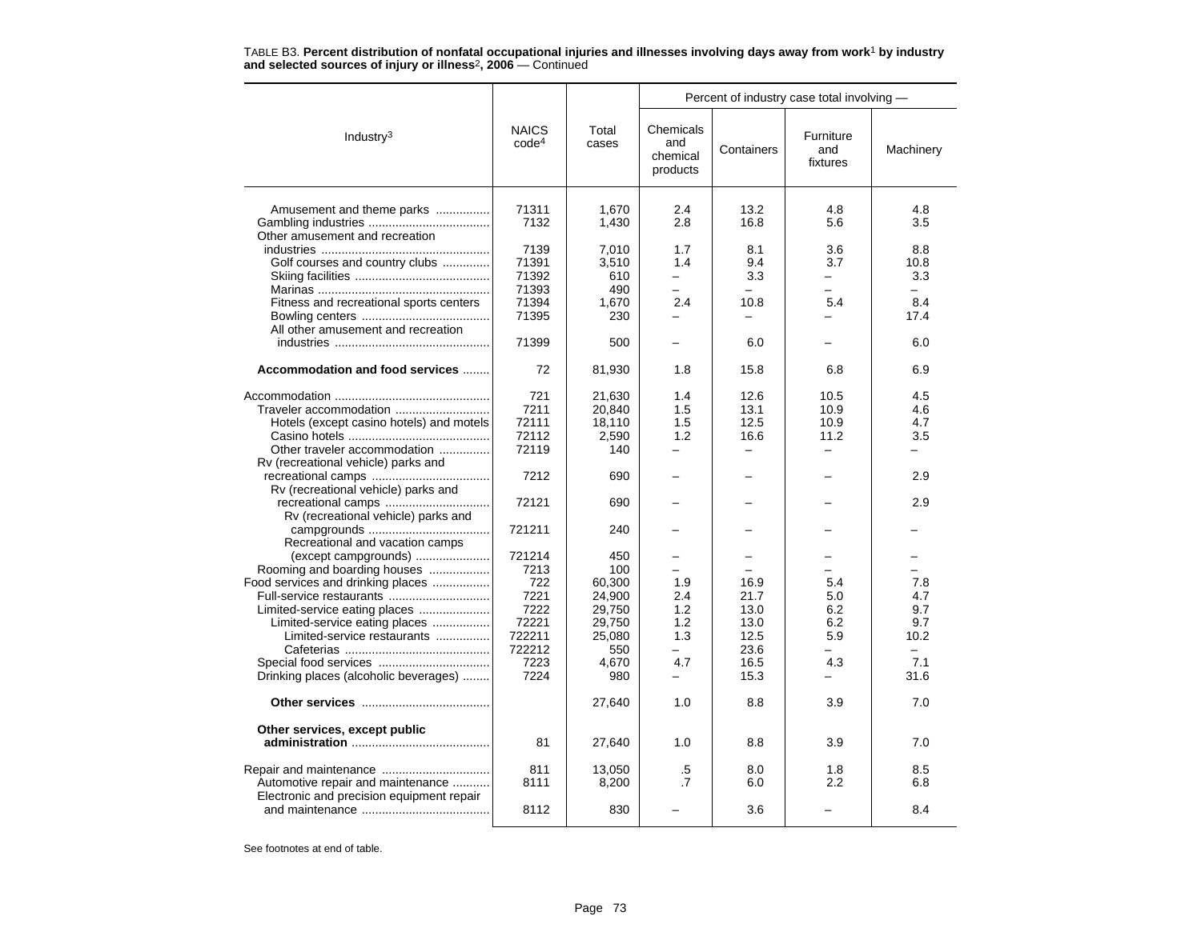TABLE B3. **Percent distribution of nonfatal occupational injuries and illnesses involving days away from work[1] by industry and selected sources of injury or illness[2], 2006** — Continued

| Industry[3] | NAICS code[4] | Total cases | Percent of industry case total involving — | | | |
|---|---|---|---|---|---|---|
| | | | Chemicals and chemical products | Containers | Furniture and fixtures | Machinery |
| Amusement and theme parks | 71311 | 1,670 | 2.4 | 13.2 | 4.8 | 4.8 |
| Gambling industries | 7132 | 1,430 | 2.8 | 16.8 | 5.6 | 3.5 |
| Other amusement and recreation industries | 7139 | 7,010 | 1.7 | 8.1 | 3.6 | 8.8 |
| Golf courses and country clubs | 71391 | 3,510 | 1.4 | 9.4 | 3.7 | 10.8 |
| Skiing facilities | 71392 | 610 | – | 3.3 | – | 3.3 |
| Marinas | 71393 | 490 | – | – | – | – |
| Fitness and recreational sports centers | 71394 | 1,670 | 2.4 | 10.8 | 5.4 | 8.4 |
| Bowling centers | 71395 | 230 | – | – | – | 17.4 |
| All other amusement and recreation industries | 71399 | 500 | – | 6.0 | – | 6.0 |
| **Accommodation and food services** | 72 | 81,930 | 1.8 | 15.8 | 6.8 | 6.9 |
| Accommodation | 721 | 21,630 | 1.4 | 12.6 | 10.5 | 4.5 |
| Traveler accommodation | 7211 | 20,840 | 1.5 | 13.1 | 10.9 | 4.6 |
| Hotels (except casino hotels) and motels | 72111 | 18,110 | 1.5 | 12.5 | 10.9 | 4.7 |
| Casino hotels | 72112 | 2,590 | 1.2 | 16.6 | 11.2 | 3.5 |
| Other traveler accommodation | 72119 | 140 | – | – | – | – |
| Rv (recreational vehicle) parks and recreational camps | 7212 | 690 | – | – | – | 2.9 |
| Rv (recreational vehicle) parks and recreational camps | 72121 | 690 | – | – | – | 2.9 |
| Rv (recreational vehicle) parks and campgrounds | 721211 | 240 | – | – | – | – |
| Recreational and vacation camps (except campgrounds) | 721214 | 450 | – | – | – | – |
| Rooming and boarding houses | 7213 | 100 | – | – | – | – |
| Food services and drinking places | 722 | 60,300 | 1.9 | 16.9 | 5.4 | 7.8 |
| Full-service restaurants | 7221 | 24,900 | 2.4 | 21.7 | 5.0 | 4.7 |
| Limited-service eating places | 7222 | 29,750 | 1.2 | 13.0 | 6.2 | 9.7 |
| Limited-service eating places | 72221 | 29,750 | 1.2 | 13.0 | 6.2 | 9.7 |
| Limited-service restaurants | 722211 | 25,080 | 1.3 | 12.5 | 5.9 | 10.2 |
| Cafeterias | 722212 | 550 | – | 23.6 | – | – |
| Special food services | 7223 | 4,670 | 4.7 | 16.5 | 4.3 | 7.1 |
| Drinking places (alcoholic beverages) | 7224 | 980 | – | 15.3 | – | 31.6 |
| **Other services** | | 27,640 | 1.0 | 8.8 | 3.9 | 7.0 |
| **Other services, except public administration** | 81 | 27,640 | 1.0 | 8.8 | 3.9 | 7.0 |
| Repair and maintenance | 811 | 13,050 | .5 | 8.0 | 1.8 | 8.5 |
| Automotive repair and maintenance | 8111 | 8,200 | .7 | 6.0 | 2.2 | 6.8 |
| Electronic and precision equipment repair and maintenance | 8112 | 830 | – | 3.6 | – | 8.4 |

See footnotes at end of table.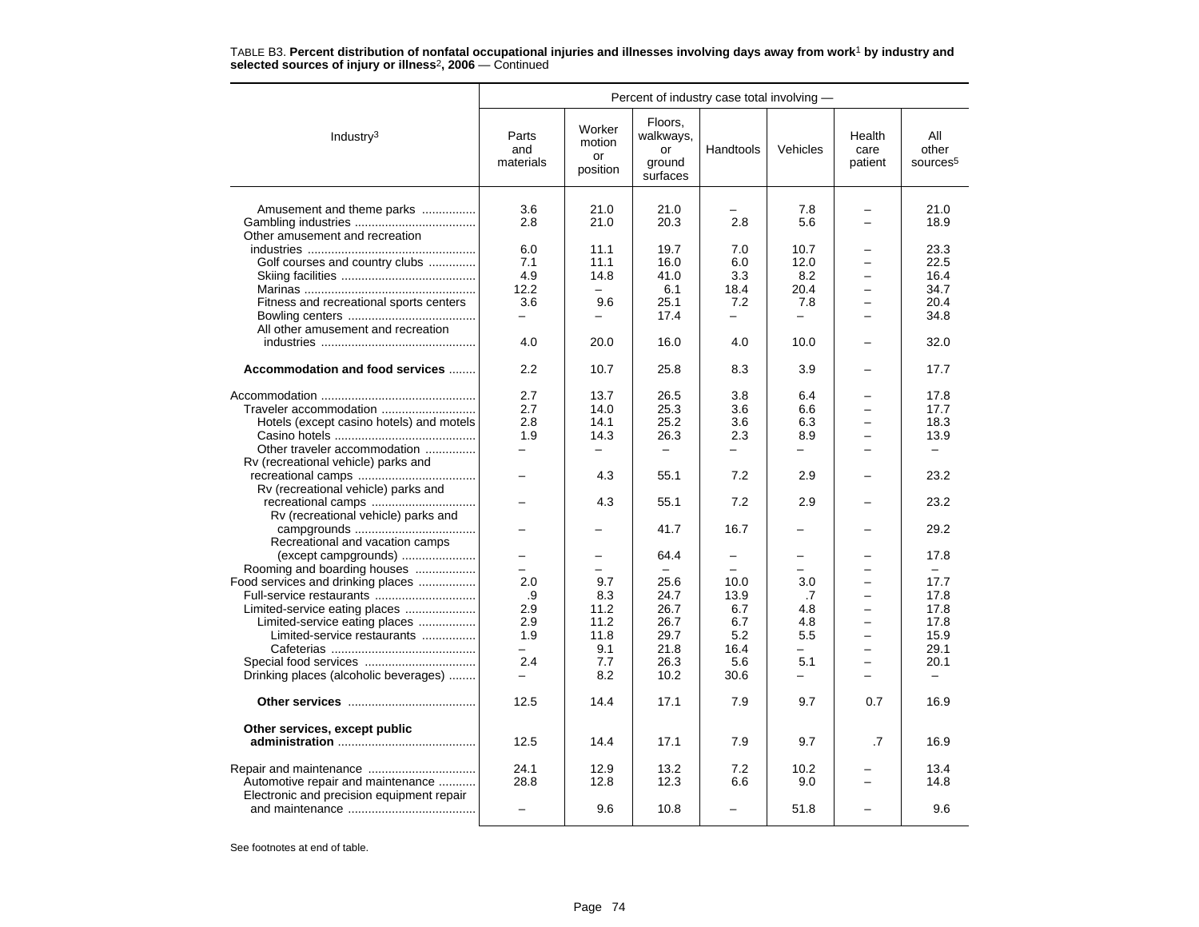TABLE B3. **Percent distribution of nonfatal occupational injuries and illnesses involving days away from work**[1] **by industry and selected sources of injury or illness**[2]**, 2006** — Continued

| Industry[3] | Percent of industry case total involving — | | | | | | |
|---|---|---|---|---|---|---|---|
| | Parts and materials | Worker motion or position | Floors, walkways, or ground surfaces | Handtools | Vehicles | Health care patient | All other sources[5] |
| Amusement and theme parks | 3.6 | 21.0 | 21.0 | – | 7.8 | – | 21.0 |
| Gambling industries | 2.8 | 21.0 | 20.3 | 2.8 | 5.6 | – | 18.9 |
| Other amusement and recreation industries | 6.0 | 11.1 | 19.7 | 7.0 | 10.7 | – | 23.3 |
| Golf courses and country clubs | 7.1 | 11.1 | 16.0 | 6.0 | 12.0 | – | 22.5 |
| Skiing facilities | 4.9 | 14.8 | 41.0 | 3.3 | 8.2 | – | 16.4 |
| Marinas | 12.2 | – | 6.1 | 18.4 | 20.4 | – | 34.7 |
| Fitness and recreational sports centers | 3.6 | 9.6 | 25.1 | 7.2 | 7.8 | – | 20.4 |
| Bowling centers | – | – | 17.4 | – | – | – | 34.8 |
| All other amusement and recreation industries | 4.0 | 20.0 | 16.0 | 4.0 | 10.0 | – | 32.0 |
| **Accommodation and food services** | 2.2 | 10.7 | 25.8 | 8.3 | 3.9 | – | 17.7 |
| Accommodation | 2.7 | 13.7 | 26.5 | 3.8 | 6.4 | – | 17.8 |
| Traveler accommodation | 2.7 | 14.0 | 25.3 | 3.6 | 6.6 | – | 17.7 |
| Hotels (except casino hotels) and motels | 2.8 | 14.1 | 25.2 | 3.6 | 6.3 | – | 18.3 |
| Casino hotels | 1.9 | 14.3 | 26.3 | 2.3 | 8.9 | – | 13.9 |
| Other traveler accommodation | – | – | – | – | – | – | – |
| Rv (recreational vehicle) parks and recreational camps | – | 4.3 | 55.1 | 7.2 | 2.9 | – | 23.2 |
| Rv (recreational vehicle) parks and recreational camps | – | 4.3 | 55.1 | 7.2 | 2.9 | – | 23.2 |
| Rv (recreational vehicle) parks and campgrounds | – | – | 41.7 | 16.7 | – | – | 29.2 |
| Recreational and vacation camps (except campgrounds) | – | – | 64.4 | – | – | – | 17.8 |
| Rooming and boarding houses | – | – | – | – | – | – | – |
| Food services and drinking places | 2.0 | 9.7 | 25.6 | 10.0 | 3.0 | – | 17.7 |
| Full-service restaurants | .9 | 8.3 | 24.7 | 13.9 | .7 | – | 17.8 |
| Limited-service eating places | 2.9 | 11.2 | 26.7 | 6.7 | 4.8 | – | 17.8 |
| Limited-service eating places | 2.9 | 11.2 | 26.7 | 6.7 | 4.8 | – | 17.8 |
| Limited-service restaurants | 1.9 | 11.8 | 29.7 | 5.2 | 5.5 | – | 15.9 |
| Cafeterias | – | 9.1 | 21.8 | 16.4 | – | – | 29.1 |
| Special food services | 2.4 | 7.7 | 26.3 | 5.6 | 5.1 | – | 20.1 |
| Drinking places (alcoholic beverages) | – | 8.2 | 10.2 | 30.6 | – | – | – |
| **Other services** | 12.5 | 14.4 | 17.1 | 7.9 | 9.7 | 0.7 | 16.9 |
| **Other services, except public administration** | 12.5 | 14.4 | 17.1 | 7.9 | 9.7 | .7 | 16.9 |
| Repair and maintenance | 24.1 | 12.9 | 13.2 | 7.2 | 10.2 | – | 13.4 |
| Automotive repair and maintenance | 28.8 | 12.8 | 12.3 | 6.6 | 9.0 | – | 14.8 |
| Electronic and precision equipment repair and maintenance | – | 9.6 | 10.8 | – | 51.8 | – | 9.6 |

See footnotes at end of table.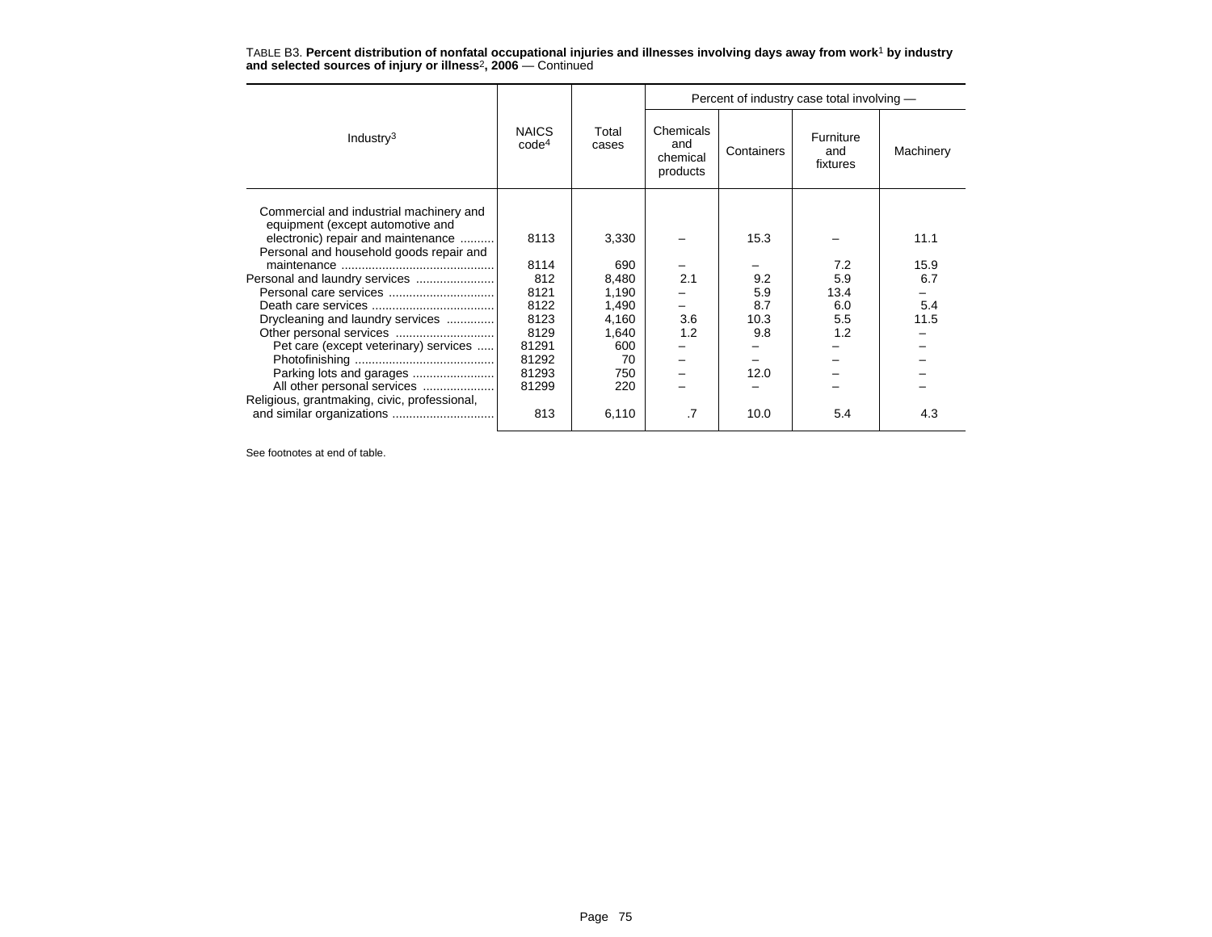TABLE B3. **Percent distribution of nonfatal occupational injuries and illnesses involving days away from work[1] by industry and selected sources of injury or illness[2], 2006** — Continued

| Industry[3] | NAICS code[4] | Total cases | Percent of industry case total involving — | | | |
|---|---|---|---|---|---|---|
| | | | Chemicals and chemical products | Containers | Furniture and fixtures | Machinery |
| Commercial and industrial machinery and equipment (except automotive and electronic) repair and maintenance | 8113 | 3,330 | – | 15.3 | – | 11.1 |
| Personal and household goods repair and maintenance | 8114 | 690 | – | – | 7.2 | 15.9 |
| Personal and laundry services | 812 | 8,480 | 2.1 | 9.2 | 5.9 | 6.7 |
| Personal care services | 8121 | 1,190 | – | 5.9 | 13.4 | – |
| Death care services | 8122 | 1,490 | – | 8.7 | 6.0 | 5.4 |
| Drycleaning and laundry services | 8123 | 4,160 | 3.6 | 10.3 | 5.5 | 11.5 |
| Other personal services | 8129 | 1,640 | 1.2 | 9.8 | 1.2 | – |
| Pet care (except veterinary) services | 81291 | 600 | – | – | – | – |
| Photofinishing | 81292 | 70 | – | – | – | – |
| Parking lots and garages | 81293 | 750 | – | 12.0 | – | – |
| All other personal services | 81299 | 220 | – | – | – | – |
| Religious, grantmaking, civic, professional, and similar organizations | 813 | 6,110 | .7 | 10.0 | 5.4 | 4.3 |

See footnotes at end of table.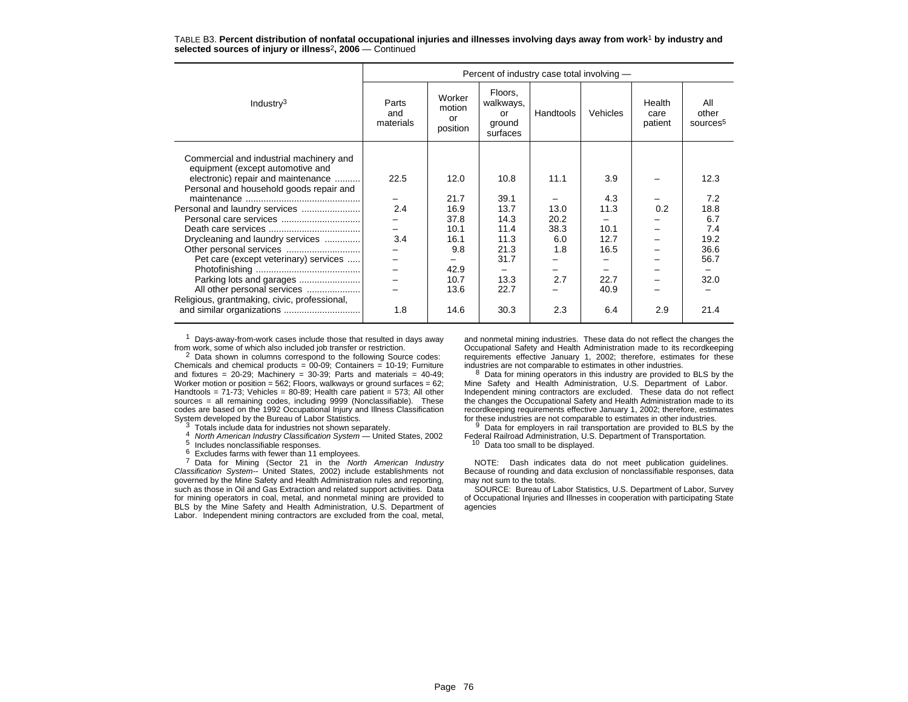TABLE B3. **Percent distribution of nonfatal occupational injuries and illnesses involving days away from work[1] by industry and selected sources of injury or illness[2], 2006** — Continued

| Industry[3] | Percent of industry case total involving — | | | | | | |
|---|---|---|---|---|---|---|---|
| | Parts and materials | Worker motion or position | Floors, walkways, or ground surfaces | Handtools | Vehicles | Health care patient | All other sources[5] |
| Commercial and industrial machinery and equipment (except automotive and electronic) repair and maintenance | 22.5 | 12.0 | 10.8 | 11.1 | 3.9 | – | 12.3 |
| Personal and household goods repair and maintenance | – | 21.7 | 39.1 | – | 4.3 | – | 7.2 |
| Personal and laundry services | 2.4 | 16.9 | 13.7 | 13.0 | 11.3 | 0.2 | 18.8 |
| Personal care services | – | 37.8 | 14.3 | 20.2 | – | – | 6.7 |
| Death care services | – | 10.1 | 11.4 | 38.3 | 10.1 | – | 7.4 |
| Drycleaning and laundry services | 3.4 | 16.1 | 11.3 | 6.0 | 12.7 | – | 19.2 |
| Other personal services | – | 9.8 | 21.3 | 1.8 | 16.5 | – | 36.6 |
| Pet care (except veterinary) services | – | – | 31.7 | – | – | – | 56.7 |
| Photofinishing | – | 42.9 | – | – | – | – | – |
| Parking lots and garages | – | 10.7 | 13.3 | 2.7 | 22.7 | – | 32.0 |
| All other personal services | – | 13.6 | 22.7 | – | 40.9 | – | – |
| Religious, grantmaking, civic, professional, and similar organizations | 1.8 | 14.6 | 30.3 | 2.3 | 6.4 | 2.9 | 21.4 |

[1] Days-away-from-work cases include those that resulted in days away from work, some of which also included job transfer or restriction.

[2] Data shown in columns correspond to the following Source codes: Chemicals and chemical products = 00-09; Containers = 10-19; Furniture and fixtures = 20-29; Machinery = 30-39; Parts and materials = 40-49; Worker motion or position = 562; Floors, walkways or ground surfaces = 62; Handtools = 71-73; Vehicles = 80-89; Health care patient = 573; All other sources = all remaining codes, including 9999 (Nonclassifiable). These codes are based on the 1992 Occupational Injury and Illness Classification System developed by the Bureau of Labor Statistics.

[3] Totals include data for industries not shown separately.

[4] *North American Industry Classification System* — United States, 2002

[5] Includes nonclassifiable responses.

[6] Excludes farms with fewer than 11 employees.

[7] Data for Mining (Sector 21 in the *North American Industry Classification System*-- United States, 2002) include establishments not governed by the Mine Safety and Health Administration rules and reporting, such as those in Oil and Gas Extraction and related support activities. Data for mining operators in coal, metal, and nonmetal mining are provided to BLS by the Mine Safety and Health Administration, U.S. Department of Labor. Independent mining contractors are excluded from the coal, metal, and nonmetal mining industries. These data do not reflect the changes the Occupational Safety and Health Administration made to its recordkeeping requirements effective January 1, 2002; therefore, estimates for these industries are not comparable to estimates in other industries.

[8] Data for mining operators in this industry are provided to BLS by the Mine Safety and Health Administration, U.S. Department of Labor. Independent mining contractors are excluded. These data do not reflect the changes the Occupational Safety and Health Administration made to its recordkeeping requirements effective January 1, 2002; therefore, estimates for these industries are not comparable to estimates in other industries.

[9] Data for employers in rail transportation are provided to BLS by the Federal Railroad Administration, U.S. Department of Transportation.

[10] Data too small to be displayed.

NOTE: Dash indicates data do not meet publication guidelines. Because of rounding and data exclusion of nonclassifiable responses, data may not sum to the totals.

SOURCE: Bureau of Labor Statistics, U.S. Department of Labor, Survey of Occupational Injuries and Illnesses in cooperation with participating State agencies